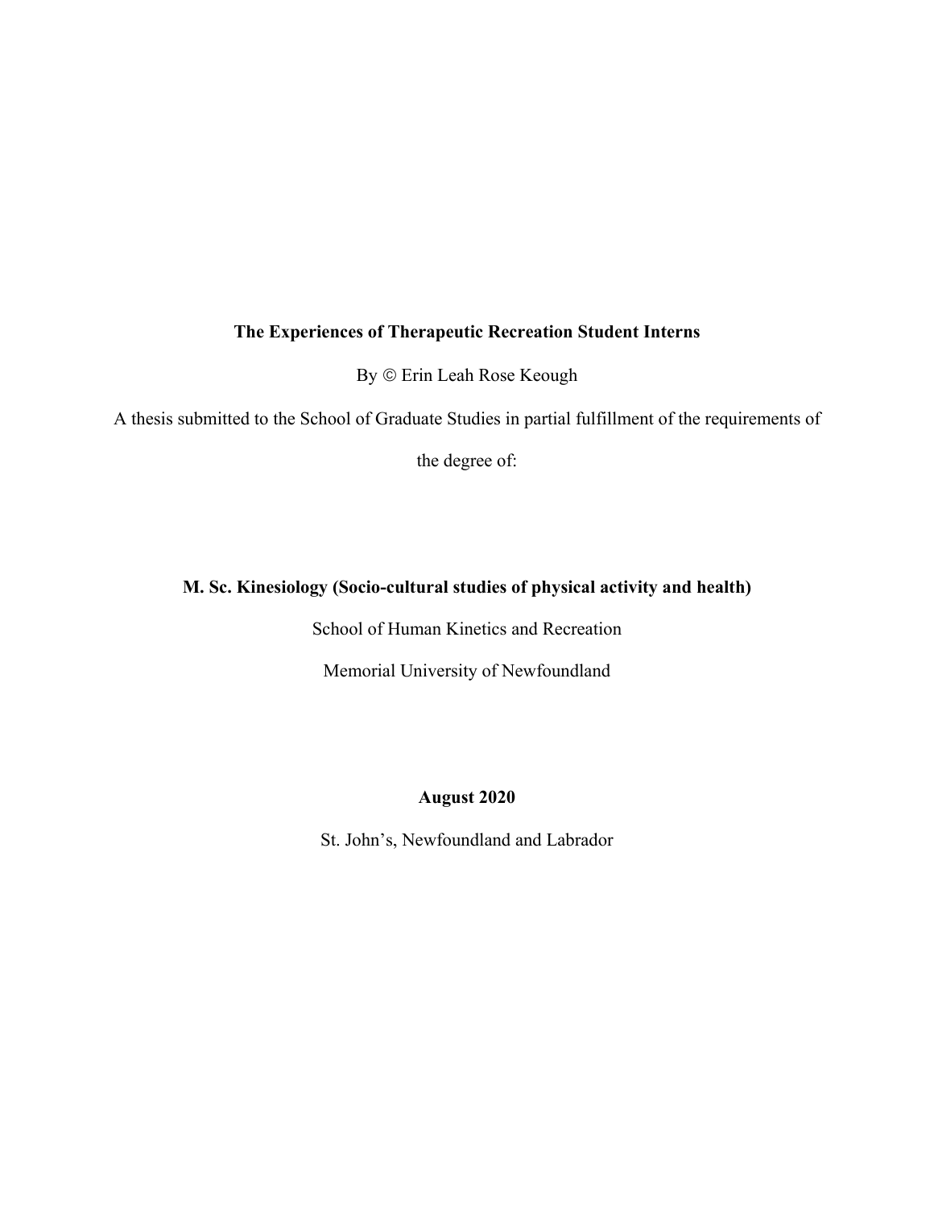**The Experiences of Therapeutic Recreation Student Interns**

By © Erin Leah Rose Keough

A thesis submitted to the School of Graduate Studies in partial fulfillment of the requirements of the degree of:

**M. Sc. Kinesiology (Socio-cultural studies of physical activity and health)**

School of Human Kinetics and Recreation

Memorial University of Newfoundland

**August 2020**

St. John's, Newfoundland and Labrador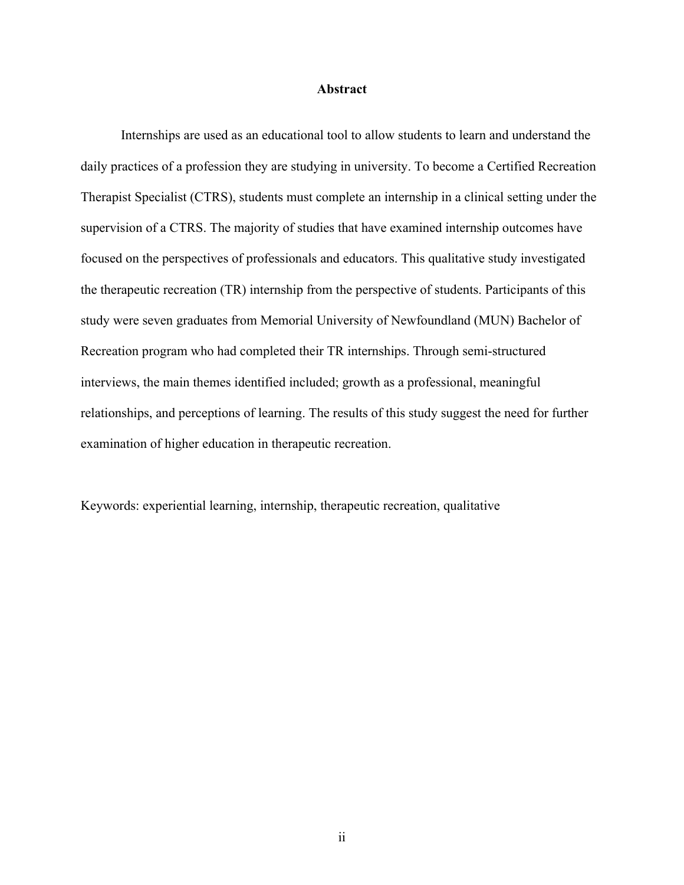# Abstract

Internships are used as an educational tool to allow students to learn and understand the daily practices of a profession they are studying in university. To become a Certified Recreation Therapist Specialist (CTRS), students must complete an internship in a clinical setting under the supervision of a CTRS. The majority of studies that have examined internship outcomes have focused on the perspectives of professionals and educators. This qualitative study investigated the therapeutic recreation (TR) internship from the perspective of students. Participants of this study were seven graduates from Memorial University of Newfoundland (MUN) Bachelor of Recreation program who had completed their TR internships. Through semi-structured interviews, the main themes identified included; growth as a professional, meaningful relationships, and perceptions of learning. The results of this study suggest the need for further examination of higher education in therapeutic recreation.

Keywords: experiential learning, internship, therapeutic recreation, qualitative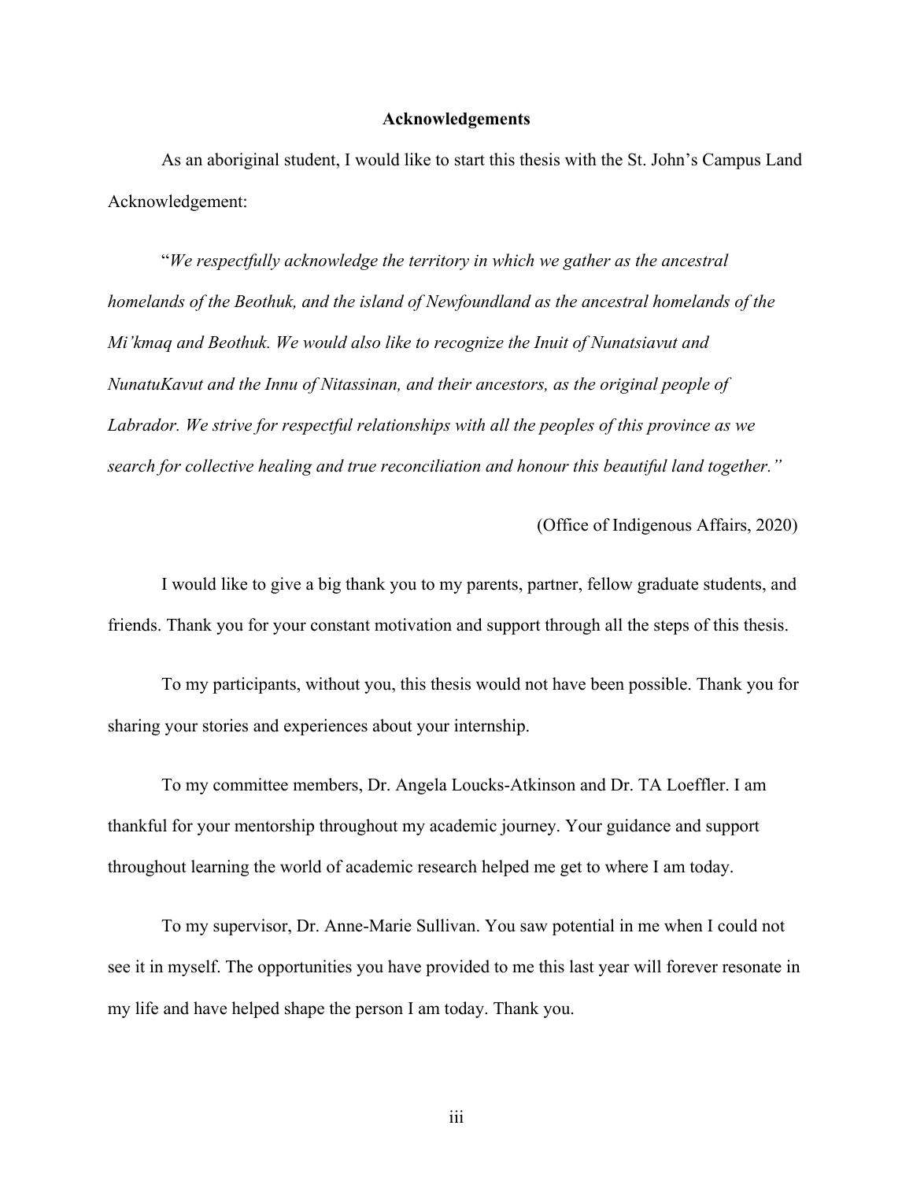## Acknowledgements

As an aboriginal student, I would like to start this thesis with the St. John's Campus Land Acknowledgement:

"*We respectfully acknowledge the territory in which we gather as the ancestral homelands of the Beothuk, and the island of Newfoundland as the ancestral homelands of the Mi'kmaq and Beothuk. We would also like to recognize the Inuit of Nunatsiavut and NunatuKavut and the Innu of Nitassinan, and their ancestors, as the original people of Labrador. We strive for respectful relationships with all the peoples of this province as we search for collective healing and true reconciliation and honour this beautiful land together.*"

(Office of Indigenous Affairs, 2020)

I would like to give a big thank you to my parents, partner, fellow graduate students, and friends. Thank you for your constant motivation and support through all the steps of this thesis.

To my participants, without you, this thesis would not have been possible. Thank you for sharing your stories and experiences about your internship.

To my committee members, Dr. Angela Loucks-Atkinson and Dr. TA Loeffler. I am thankful for your mentorship throughout my academic journey. Your guidance and support throughout learning the world of academic research helped me get to where I am today.

To my supervisor, Dr. Anne-Marie Sullivan. You saw potential in me when I could not see it in myself. The opportunities you have provided to me this last year will forever resonate in my life and have helped shape the person I am today. Thank you.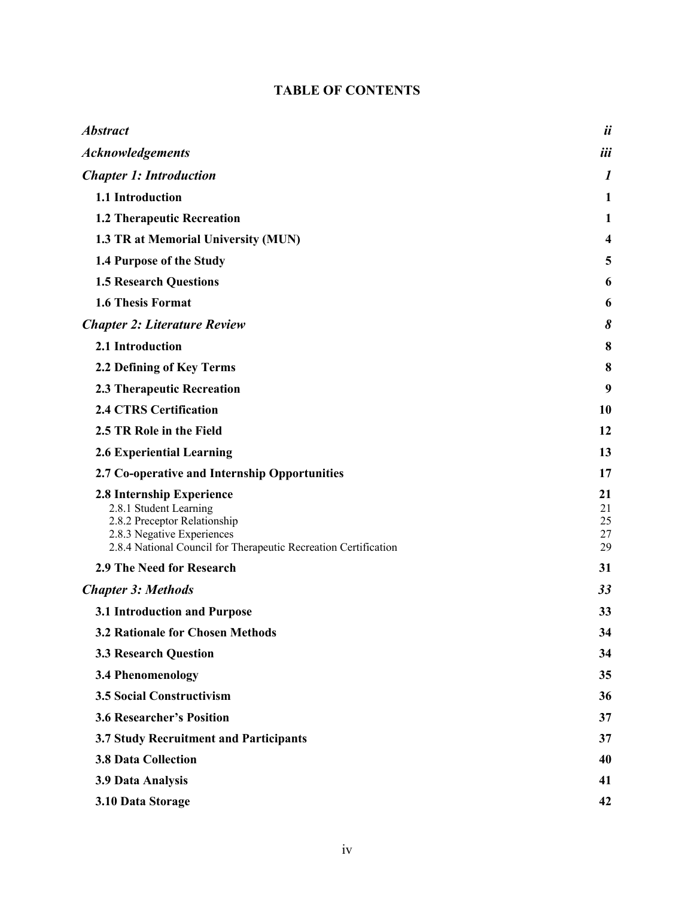# TABLE OF CONTENTS

| | |
|---|---|
| ***Abstract*** | ***ii*** |
| ***Acknowledgements*** | ***iii*** |
| ***Chapter 1: Introduction*** | ***1*** |
| **1.1 Introduction** | **1** |
| **1.2 Therapeutic Recreation** | **1** |
| **1.3 TR at Memorial University (MUN)** | **4** |
| **1.4 Purpose of the Study** | **5** |
| **1.5 Research Questions** | **6** |
| **1.6 Thesis Format** | **6** |
| ***Chapter 2: Literature Review*** | ***8*** |
| **2.1 Introduction** | **8** |
| **2.2 Defining of Key Terms** | **8** |
| **2.3 Therapeutic Recreation** | **9** |
| **2.4 CTRS Certification** | **10** |
| **2.5 TR Role in the Field** | **12** |
| **2.6 Experiential Learning** | **13** |
| **2.7 Co-operative and Internship Opportunities** | **17** |
| **2.8 Internship Experience** | **21** |
| 2.8.1 Student Learning | 21 |
| 2.8.2 Preceptor Relationship | 25 |
| 2.8.3 Negative Experiences | 27 |
| 2.8.4 National Council for Therapeutic Recreation Certification | 29 |
| **2.9 The Need for Research** | **31** |
| ***Chapter 3: Methods*** | ***33*** |
| **3.1 Introduction and Purpose** | **33** |
| **3.2 Rationale for Chosen Methods** | **34** |
| **3.3 Research Question** | **34** |
| **3.4 Phenomenology** | **35** |
| **3.5 Social Constructivism** | **36** |
| **3.6 Researcher's Position** | **37** |
| **3.7 Study Recruitment and Participants** | **37** |
| **3.8 Data Collection** | **40** |
| **3.9 Data Analysis** | **41** |
| **3.10 Data Storage** | **42** |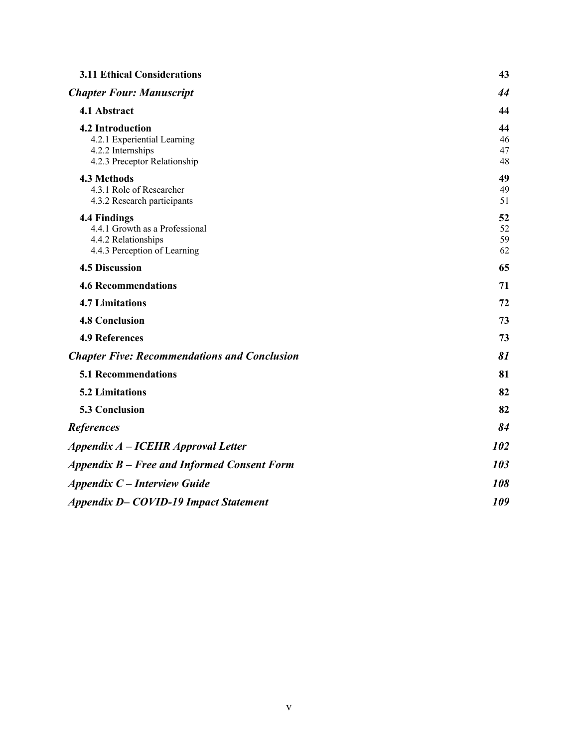| | |
|---|---|
| **3.11 Ethical Considerations** | **43** |
| ***Chapter Four: Manuscript*** | ***44*** |
| **4.1 Abstract** | **44** |
| **4.2 Introduction** | **44** |
| 4.2.1 Experiential Learning | 46 |
| 4.2.2 Internships | 47 |
| 4.2.3 Preceptor Relationship | 48 |
| **4.3 Methods** | **49** |
| 4.3.1 Role of Researcher | 49 |
| 4.3.2 Research participants | 51 |
| **4.4 Findings** | **52** |
| 4.4.1 Growth as a Professional | 52 |
| 4.4.2 Relationships | 59 |
| 4.4.3 Perception of Learning | 62 |
| **4.5 Discussion** | **65** |
| **4.6 Recommendations** | **71** |
| **4.7 Limitations** | **72** |
| **4.8 Conclusion** | **73** |
| **4.9 References** | **73** |
| ***Chapter Five: Recommendations and Conclusion*** | ***81*** |
| **5.1 Recommendations** | **81** |
| **5.2 Limitations** | **82** |
| **5.3 Conclusion** | **82** |
| ***References*** | ***84*** |
| ***Appendix A – ICEHR Approval Letter*** | ***102*** |
| ***Appendix B – Free and Informed Consent Form*** | ***103*** |
| ***Appendix C – Interview Guide*** | ***108*** |
| ***Appendix D– COVID-19 Impact Statement*** | ***109*** |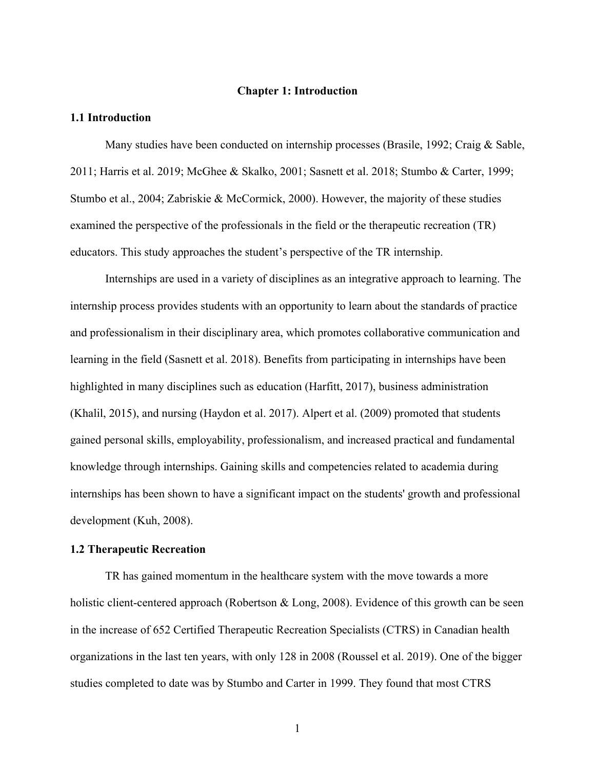# Chapter 1: Introduction

## 1.1 Introduction

Many studies have been conducted on internship processes (Brasile, 1992; Craig & Sable, 2011; Harris et al. 2019; McGhee & Skalko, 2001; Sasnett et al. 2018; Stumbo & Carter, 1999; Stumbo et al., 2004; Zabriskie & McCormick, 2000). However, the majority of these studies examined the perspective of the professionals in the field or the therapeutic recreation (TR) educators. This study approaches the student's perspective of the TR internship.

Internships are used in a variety of disciplines as an integrative approach to learning. The internship process provides students with an opportunity to learn about the standards of practice and professionalism in their disciplinary area, which promotes collaborative communication and learning in the field (Sasnett et al. 2018). Benefits from participating in internships have been highlighted in many disciplines such as education (Harfitt, 2017), business administration (Khalil, 2015), and nursing (Haydon et al. 2017). Alpert et al. (2009) promoted that students gained personal skills, employability, professionalism, and increased practical and fundamental knowledge through internships. Gaining skills and competencies related to academia during internships has been shown to have a significant impact on the students' growth and professional development (Kuh, 2008).

## 1.2 Therapeutic Recreation

TR has gained momentum in the healthcare system with the move towards a more holistic client-centered approach (Robertson & Long, 2008). Evidence of this growth can be seen in the increase of 652 Certified Therapeutic Recreation Specialists (CTRS) in Canadian health organizations in the last ten years, with only 128 in 2008 (Roussel et al. 2019). One of the bigger studies completed to date was by Stumbo and Carter in 1999. They found that most CTRS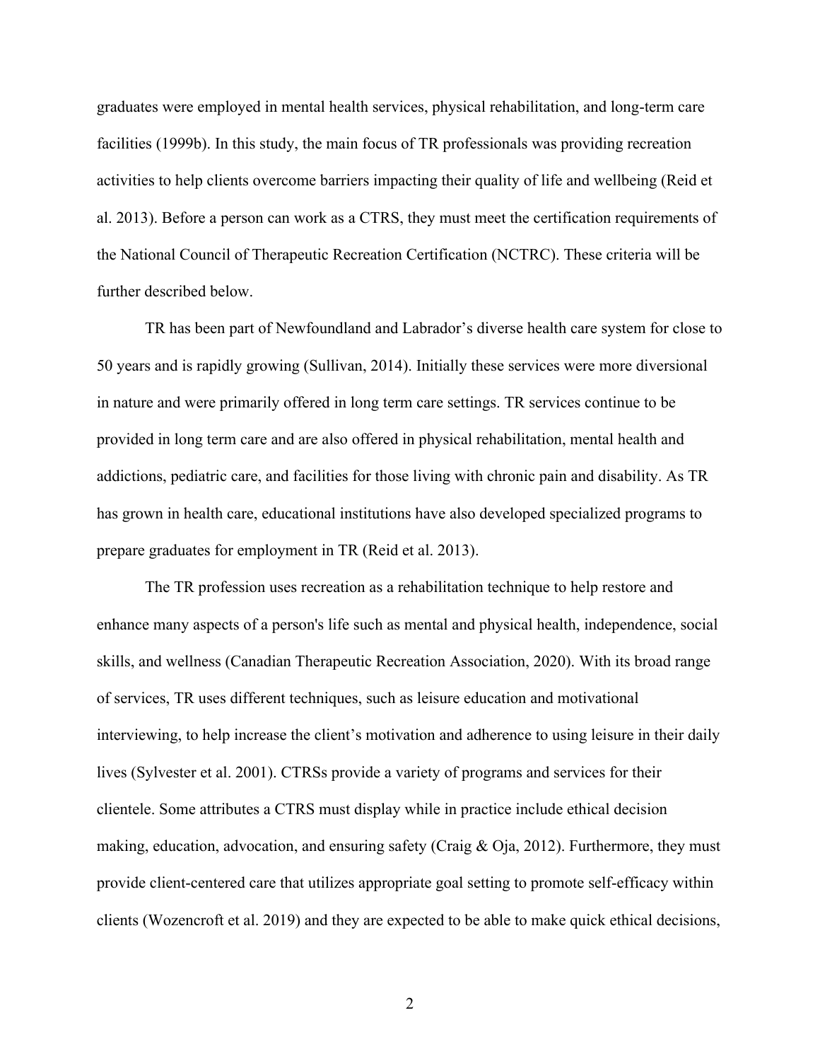graduates were employed in mental health services, physical rehabilitation, and long-term care facilities (1999b). In this study, the main focus of TR professionals was providing recreation activities to help clients overcome barriers impacting their quality of life and wellbeing (Reid et al. 2013). Before a person can work as a CTRS, they must meet the certification requirements of the National Council of Therapeutic Recreation Certification (NCTRC). These criteria will be further described below.

TR has been part of Newfoundland and Labrador's diverse health care system for close to 50 years and is rapidly growing (Sullivan, 2014). Initially these services were more diversional in nature and were primarily offered in long term care settings. TR services continue to be provided in long term care and are also offered in physical rehabilitation, mental health and addictions, pediatric care, and facilities for those living with chronic pain and disability. As TR has grown in health care, educational institutions have also developed specialized programs to prepare graduates for employment in TR (Reid et al. 2013).

The TR profession uses recreation as a rehabilitation technique to help restore and enhance many aspects of a person's life such as mental and physical health, independence, social skills, and wellness (Canadian Therapeutic Recreation Association, 2020). With its broad range of services, TR uses different techniques, such as leisure education and motivational interviewing, to help increase the client's motivation and adherence to using leisure in their daily lives (Sylvester et al. 2001). CTRSs provide a variety of programs and services for their clientele. Some attributes a CTRS must display while in practice include ethical decision making, education, advocation, and ensuring safety (Craig & Oja, 2012). Furthermore, they must provide client-centered care that utilizes appropriate goal setting to promote self-efficacy within clients (Wozencroft et al. 2019) and they are expected to be able to make quick ethical decisions,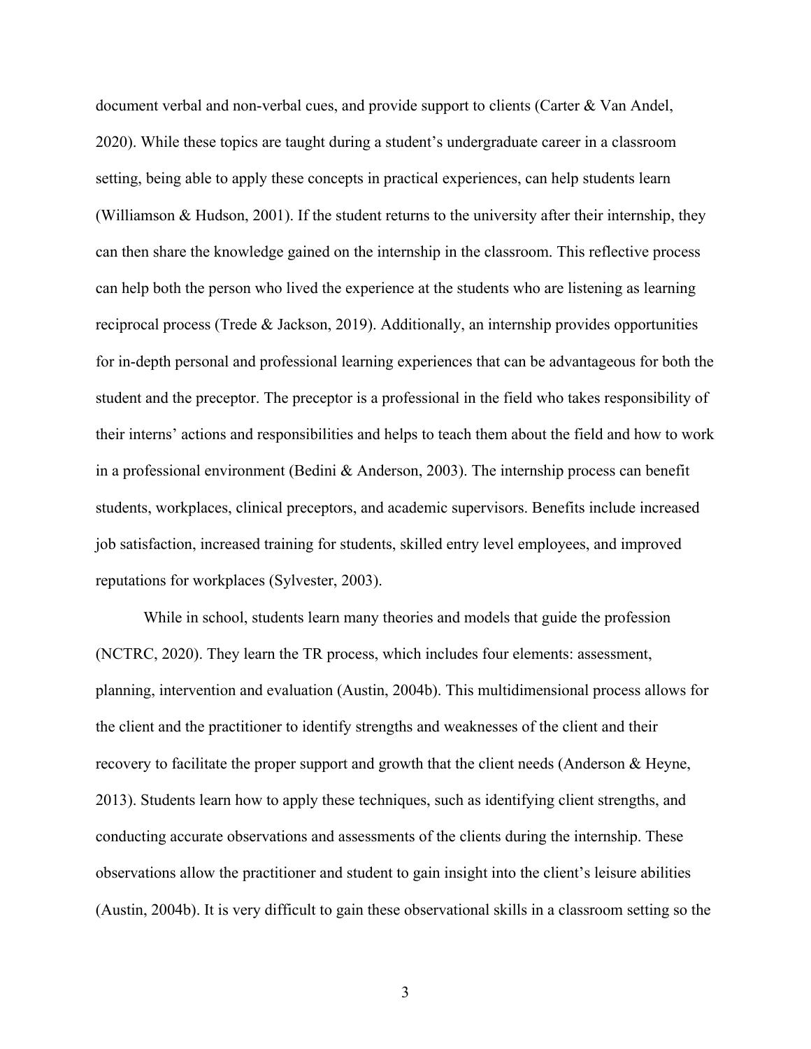document verbal and non-verbal cues, and provide support to clients (Carter & Van Andel, 2020). While these topics are taught during a student's undergraduate career in a classroom setting, being able to apply these concepts in practical experiences, can help students learn (Williamson & Hudson, 2001). If the student returns to the university after their internship, they can then share the knowledge gained on the internship in the classroom. This reflective process can help both the person who lived the experience at the students who are listening as learning reciprocal process (Trede & Jackson, 2019). Additionally, an internship provides opportunities for in-depth personal and professional learning experiences that can be advantageous for both the student and the preceptor. The preceptor is a professional in the field who takes responsibility of their interns' actions and responsibilities and helps to teach them about the field and how to work in a professional environment (Bedini & Anderson, 2003). The internship process can benefit students, workplaces, clinical preceptors, and academic supervisors. Benefits include increased job satisfaction, increased training for students, skilled entry level employees, and improved reputations for workplaces (Sylvester, 2003).

While in school, students learn many theories and models that guide the profession (NCTRC, 2020). They learn the TR process, which includes four elements: assessment, planning, intervention and evaluation (Austin, 2004b). This multidimensional process allows for the client and the practitioner to identify strengths and weaknesses of the client and their recovery to facilitate the proper support and growth that the client needs (Anderson & Heyne, 2013). Students learn how to apply these techniques, such as identifying client strengths, and conducting accurate observations and assessments of the clients during the internship. These observations allow the practitioner and student to gain insight into the client's leisure abilities (Austin, 2004b). It is very difficult to gain these observational skills in a classroom setting so the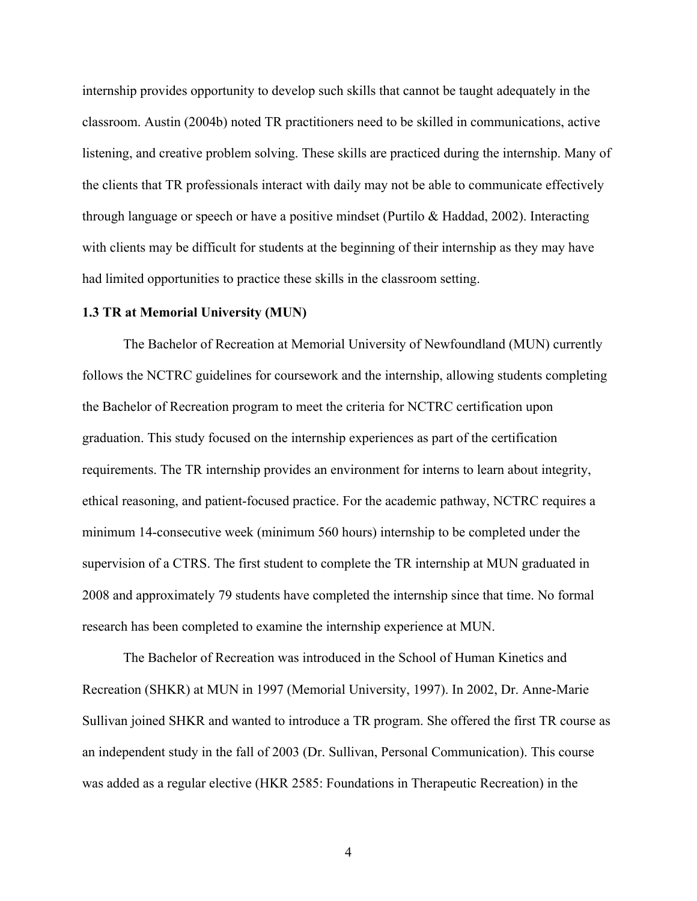internship provides opportunity to develop such skills that cannot be taught adequately in the classroom. Austin (2004b) noted TR practitioners need to be skilled in communications, active listening, and creative problem solving. These skills are practiced during the internship. Many of the clients that TR professionals interact with daily may not be able to communicate effectively through language or speech or have a positive mindset (Purtilo & Haddad, 2002). Interacting with clients may be difficult for students at the beginning of their internship as they may have had limited opportunities to practice these skills in the classroom setting.

### 1.3 TR at Memorial University (MUN)

The Bachelor of Recreation at Memorial University of Newfoundland (MUN) currently follows the NCTRC guidelines for coursework and the internship, allowing students completing the Bachelor of Recreation program to meet the criteria for NCTRC certification upon graduation. This study focused on the internship experiences as part of the certification requirements. The TR internship provides an environment for interns to learn about integrity, ethical reasoning, and patient-focused practice. For the academic pathway, NCTRC requires a minimum 14-consecutive week (minimum 560 hours) internship to be completed under the supervision of a CTRS. The first student to complete the TR internship at MUN graduated in 2008 and approximately 79 students have completed the internship since that time. No formal research has been completed to examine the internship experience at MUN.

The Bachelor of Recreation was introduced in the School of Human Kinetics and Recreation (SHKR) at MUN in 1997 (Memorial University, 1997). In 2002, Dr. Anne-Marie Sullivan joined SHKR and wanted to introduce a TR program. She offered the first TR course as an independent study in the fall of 2003 (Dr. Sullivan, Personal Communication). This course was added as a regular elective (HKR 2585: Foundations in Therapeutic Recreation) in the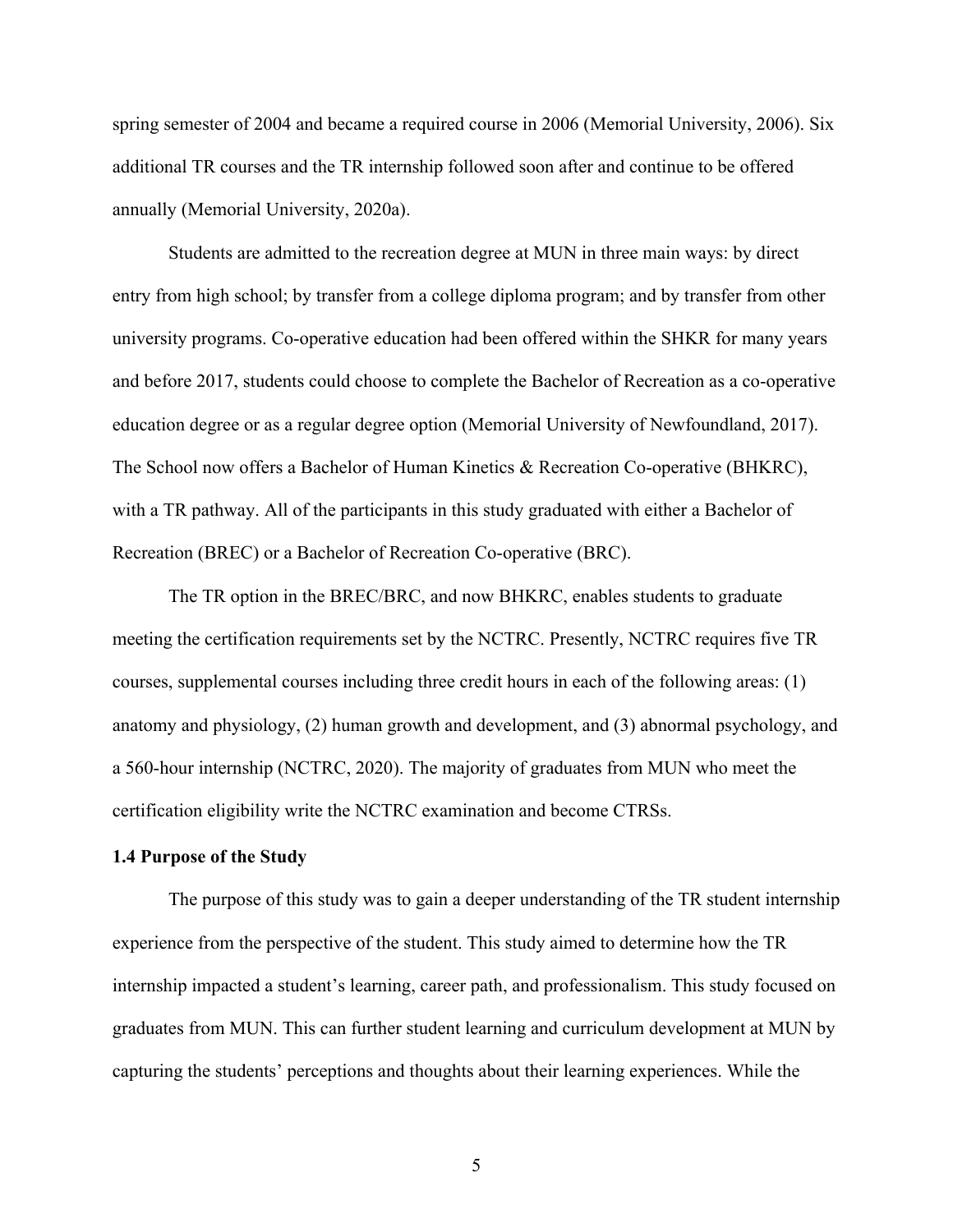spring semester of 2004 and became a required course in 2006 (Memorial University, 2006). Six additional TR courses and the TR internship followed soon after and continue to be offered annually (Memorial University, 2020a).

Students are admitted to the recreation degree at MUN in three main ways: by direct entry from high school; by transfer from a college diploma program; and by transfer from other university programs. Co-operative education had been offered within the SHKR for many years and before 2017, students could choose to complete the Bachelor of Recreation as a co-operative education degree or as a regular degree option (Memorial University of Newfoundland, 2017). The School now offers a Bachelor of Human Kinetics & Recreation Co-operative (BHKRC), with a TR pathway. All of the participants in this study graduated with either a Bachelor of Recreation (BREC) or a Bachelor of Recreation Co-operative (BRC).

The TR option in the BREC/BRC, and now BHKRC, enables students to graduate meeting the certification requirements set by the NCTRC. Presently, NCTRC requires five TR courses, supplemental courses including three credit hours in each of the following areas: (1) anatomy and physiology, (2) human growth and development, and (3) abnormal psychology, and a 560-hour internship (NCTRC, 2020). The majority of graduates from MUN who meet the certification eligibility write the NCTRC examination and become CTRSs.

### 1.4 Purpose of the Study

The purpose of this study was to gain a deeper understanding of the TR student internship experience from the perspective of the student. This study aimed to determine how the TR internship impacted a student's learning, career path, and professionalism. This study focused on graduates from MUN. This can further student learning and curriculum development at MUN by capturing the students' perceptions and thoughts about their learning experiences. While the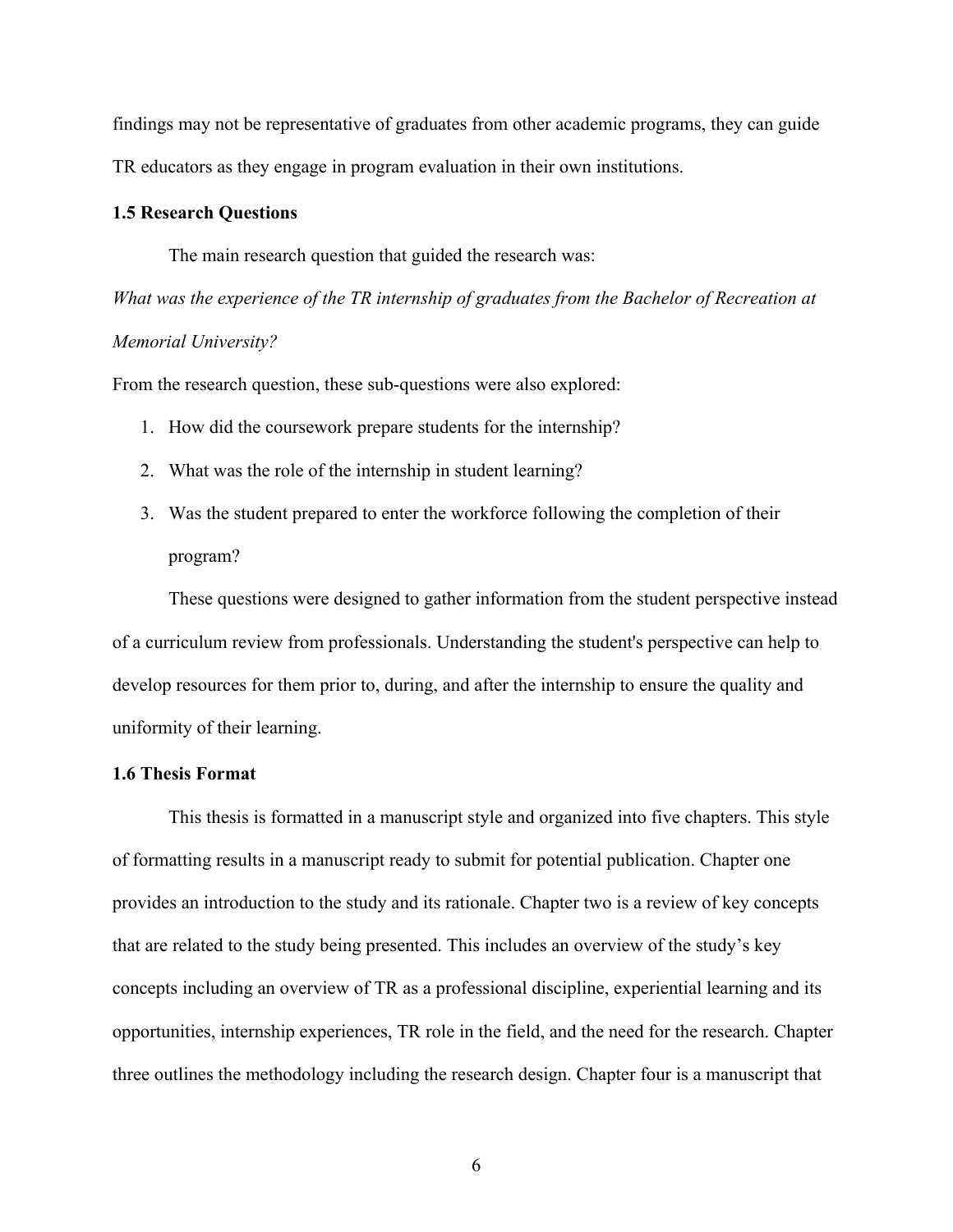findings may not be representative of graduates from other academic programs, they can guide TR educators as they engage in program evaluation in their own institutions.

### 1.5 Research Questions

The main research question that guided the research was:

*What was the experience of the TR internship of graduates from the Bachelor of Recreation at Memorial University?*

From the research question, these sub-questions were also explored:

1. How did the coursework prepare students for the internship?
2. What was the role of the internship in student learning?
3. Was the student prepared to enter the workforce following the completion of their program?

These questions were designed to gather information from the student perspective instead of a curriculum review from professionals. Understanding the student's perspective can help to develop resources for them prior to, during, and after the internship to ensure the quality and uniformity of their learning.

### 1.6 Thesis Format

This thesis is formatted in a manuscript style and organized into five chapters. This style of formatting results in a manuscript ready to submit for potential publication. Chapter one provides an introduction to the study and its rationale. Chapter two is a review of key concepts that are related to the study being presented. This includes an overview of the study's key concepts including an overview of TR as a professional discipline, experiential learning and its opportunities, internship experiences, TR role in the field, and the need for the research. Chapter three outlines the methodology including the research design. Chapter four is a manuscript that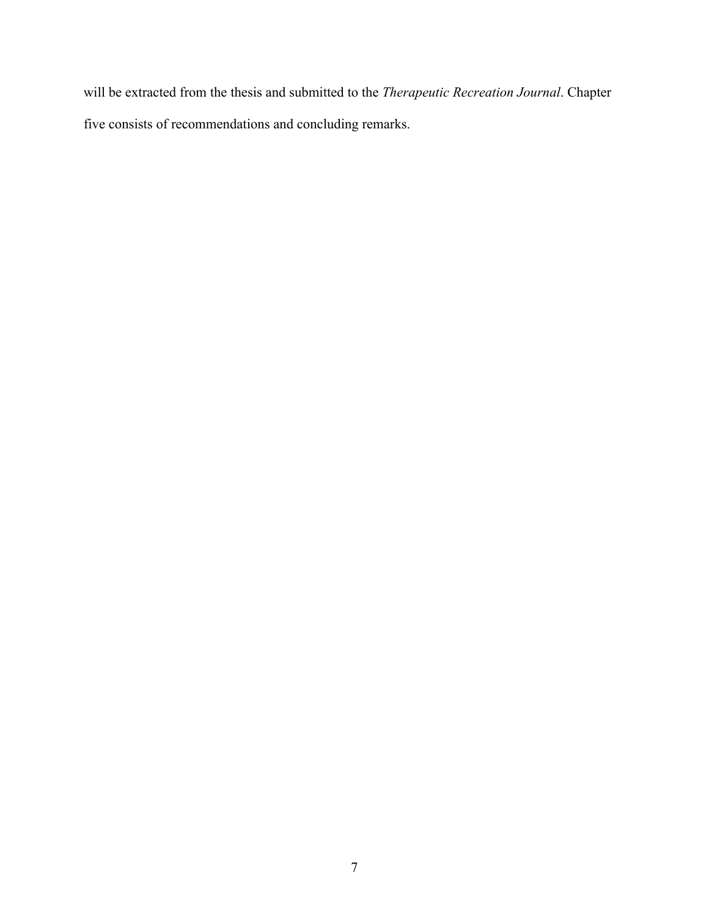will be extracted from the thesis and submitted to the *Therapeutic Recreation Journal*. Chapter five consists of recommendations and concluding remarks.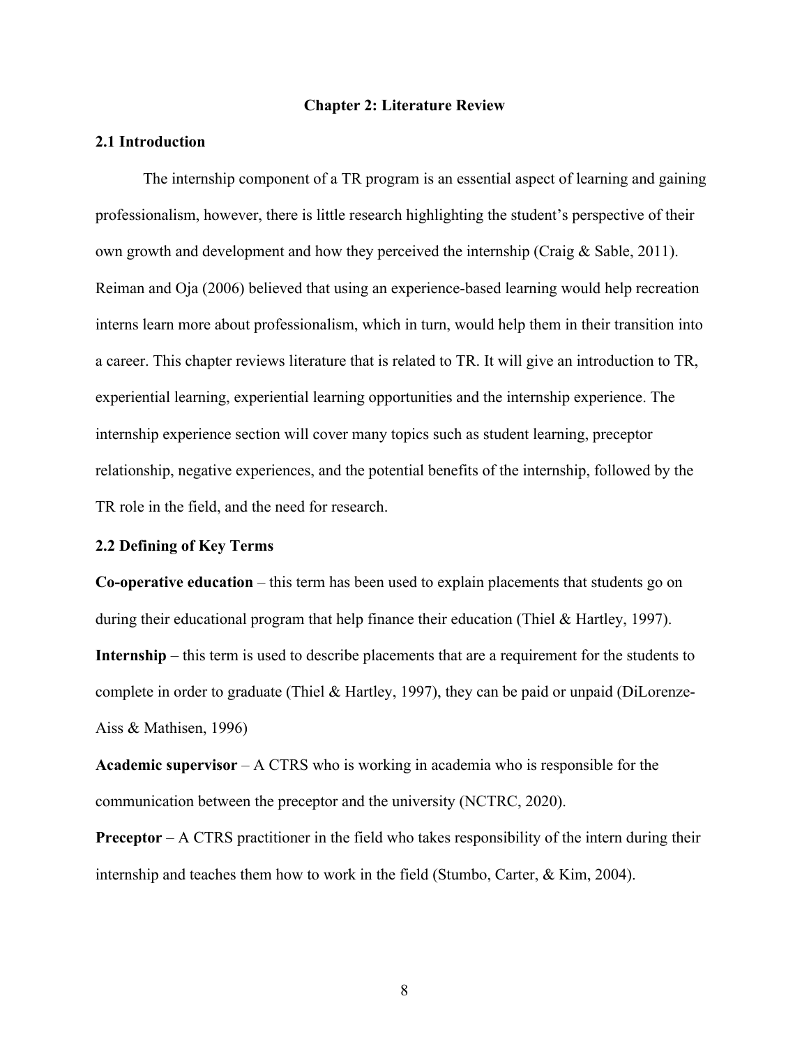# Chapter 2: Literature Review

## 2.1 Introduction

The internship component of a TR program is an essential aspect of learning and gaining professionalism, however, there is little research highlighting the student's perspective of their own growth and development and how they perceived the internship (Craig & Sable, 2011). Reiman and Oja (2006) believed that using an experience-based learning would help recreation interns learn more about professionalism, which in turn, would help them in their transition into a career. This chapter reviews literature that is related to TR. It will give an introduction to TR, experiential learning, experiential learning opportunities and the internship experience. The internship experience section will cover many topics such as student learning, preceptor relationship, negative experiences, and the potential benefits of the internship, followed by the TR role in the field, and the need for research.

## 2.2 Defining of Key Terms

**Co-operative education** – this term has been used to explain placements that students go on during their educational program that help finance their education (Thiel & Hartley, 1997).

**Internship** – this term is used to describe placements that are a requirement for the students to complete in order to graduate (Thiel & Hartley, 1997), they can be paid or unpaid (DiLorenze-Aiss & Mathisen, 1996)

**Academic supervisor** – A CTRS who is working in academia who is responsible for the communication between the preceptor and the university (NCTRC, 2020).

**Preceptor** – A CTRS practitioner in the field who takes responsibility of the intern during their internship and teaches them how to work in the field (Stumbo, Carter, & Kim, 2004).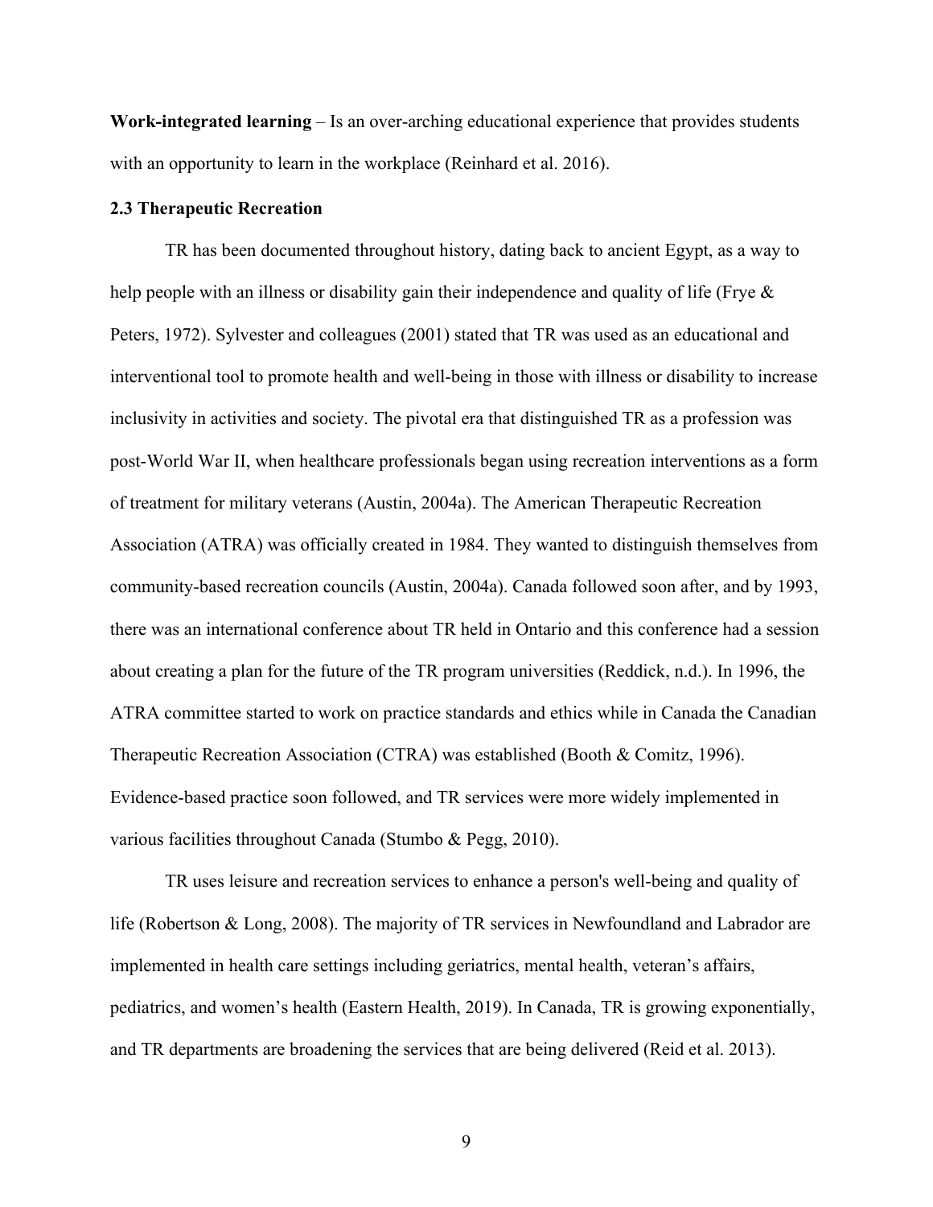**Work-integrated learning** – Is an over-arching educational experience that provides students with an opportunity to learn in the workplace (Reinhard et al. 2016).

### 2.3 Therapeutic Recreation

TR has been documented throughout history, dating back to ancient Egypt, as a way to help people with an illness or disability gain their independence and quality of life (Frye & Peters, 1972). Sylvester and colleagues (2001) stated that TR was used as an educational and interventional tool to promote health and well-being in those with illness or disability to increase inclusivity in activities and society. The pivotal era that distinguished TR as a profession was post-World War II, when healthcare professionals began using recreation interventions as a form of treatment for military veterans (Austin, 2004a). The American Therapeutic Recreation Association (ATRA) was officially created in 1984. They wanted to distinguish themselves from community-based recreation councils (Austin, 2004a). Canada followed soon after, and by 1993, there was an international conference about TR held in Ontario and this conference had a session about creating a plan for the future of the TR program universities (Reddick, n.d.). In 1996, the ATRA committee started to work on practice standards and ethics while in Canada the Canadian Therapeutic Recreation Association (CTRA) was established (Booth & Comitz, 1996). Evidence-based practice soon followed, and TR services were more widely implemented in various facilities throughout Canada (Stumbo & Pegg, 2010).

TR uses leisure and recreation services to enhance a person's well-being and quality of life (Robertson & Long, 2008). The majority of TR services in Newfoundland and Labrador are implemented in health care settings including geriatrics, mental health, veteran's affairs, pediatrics, and women's health (Eastern Health, 2019). In Canada, TR is growing exponentially, and TR departments are broadening the services that are being delivered (Reid et al. 2013).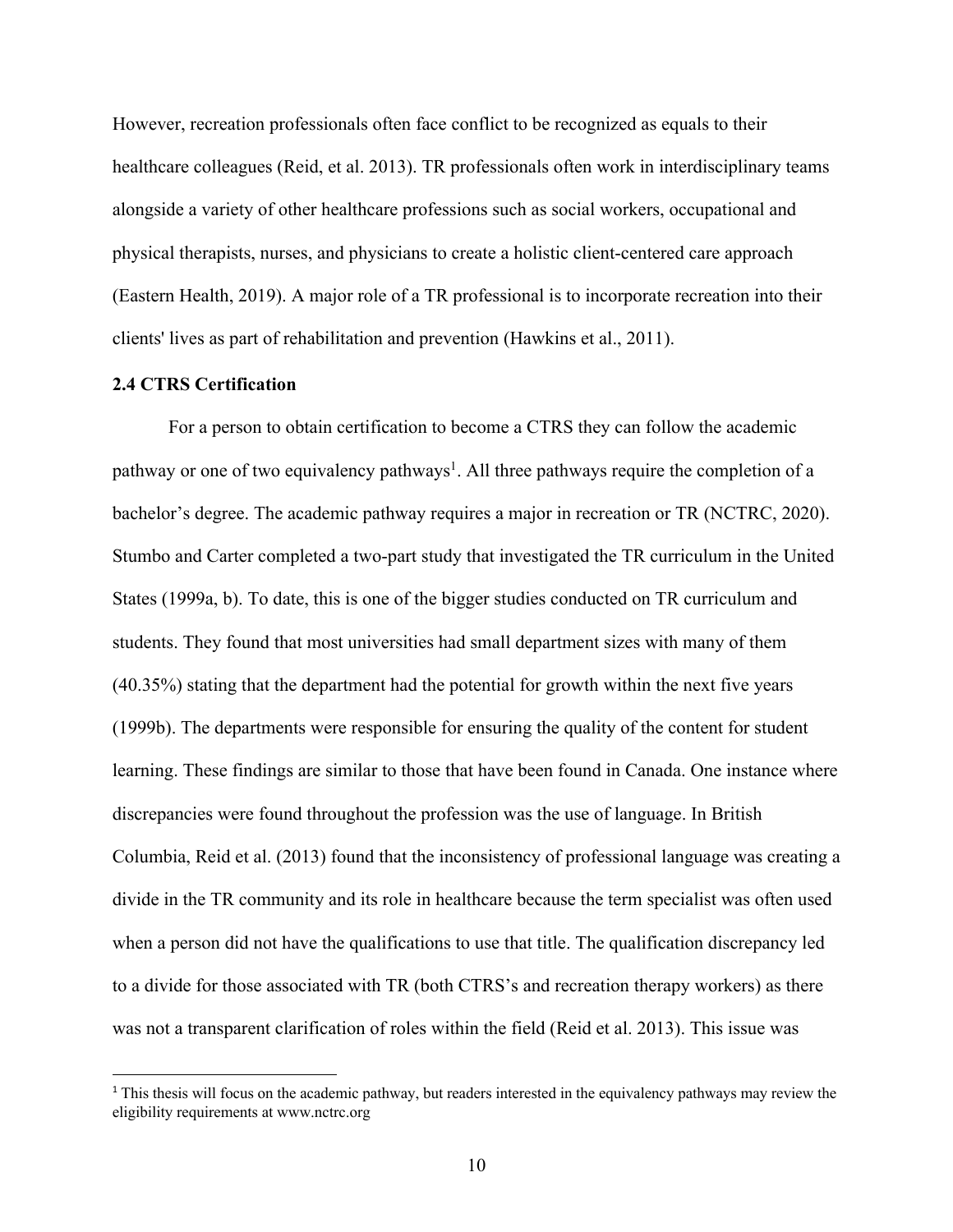However, recreation professionals often face conflict to be recognized as equals to their healthcare colleagues (Reid, et al. 2013). TR professionals often work in interdisciplinary teams alongside a variety of other healthcare professions such as social workers, occupational and physical therapists, nurses, and physicians to create a holistic client-centered care approach (Eastern Health, 2019). A major role of a TR professional is to incorporate recreation into their clients' lives as part of rehabilitation and prevention (Hawkins et al., 2011).

### 2.4 CTRS Certification

For a person to obtain certification to become a CTRS they can follow the academic pathway or one of two equivalency pathways[1]. All three pathways require the completion of a bachelor's degree. The academic pathway requires a major in recreation or TR (NCTRC, 2020). Stumbo and Carter completed a two-part study that investigated the TR curriculum in the United States (1999a, b). To date, this is one of the bigger studies conducted on TR curriculum and students. They found that most universities had small department sizes with many of them (40.35%) stating that the department had the potential for growth within the next five years (1999b). The departments were responsible for ensuring the quality of the content for student learning. These findings are similar to those that have been found in Canada. One instance where discrepancies were found throughout the profession was the use of language. In British Columbia, Reid et al. (2013) found that the inconsistency of professional language was creating a divide in the TR community and its role in healthcare because the term specialist was often used when a person did not have the qualifications to use that title. The qualification discrepancy led to a divide for those associated with TR (both CTRS's and recreation therapy workers) as there was not a transparent clarification of roles within the field (Reid et al. 2013). This issue was

[1] This thesis will focus on the academic pathway, but readers interested in the equivalency pathways may review the eligibility requirements at www.nctrc.org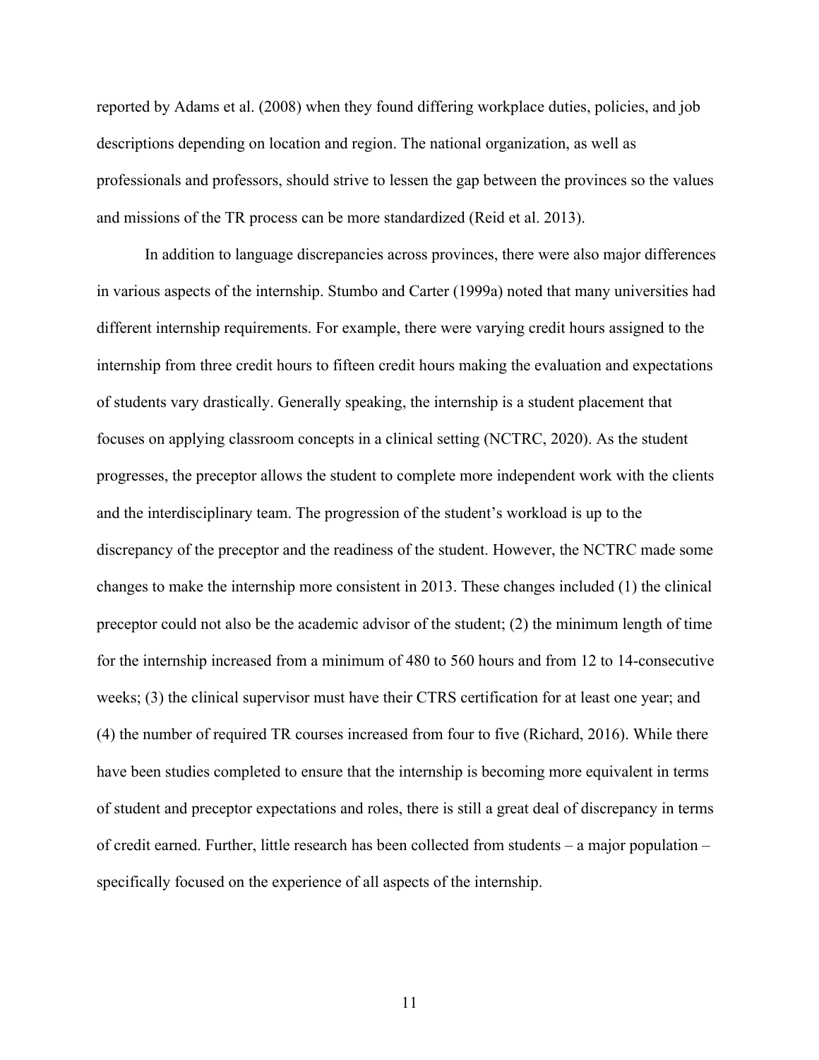reported by Adams et al. (2008) when they found differing workplace duties, policies, and job descriptions depending on location and region. The national organization, as well as professionals and professors, should strive to lessen the gap between the provinces so the values and missions of the TR process can be more standardized (Reid et al. 2013).

In addition to language discrepancies across provinces, there were also major differences in various aspects of the internship. Stumbo and Carter (1999a) noted that many universities had different internship requirements. For example, there were varying credit hours assigned to the internship from three credit hours to fifteen credit hours making the evaluation and expectations of students vary drastically. Generally speaking, the internship is a student placement that focuses on applying classroom concepts in a clinical setting (NCTRC, 2020). As the student progresses, the preceptor allows the student to complete more independent work with the clients and the interdisciplinary team. The progression of the student's workload is up to the discrepancy of the preceptor and the readiness of the student. However, the NCTRC made some changes to make the internship more consistent in 2013. These changes included (1) the clinical preceptor could not also be the academic advisor of the student; (2) the minimum length of time for the internship increased from a minimum of 480 to 560 hours and from 12 to 14-consecutive weeks; (3) the clinical supervisor must have their CTRS certification for at least one year; and (4) the number of required TR courses increased from four to five (Richard, 2016). While there have been studies completed to ensure that the internship is becoming more equivalent in terms of student and preceptor expectations and roles, there is still a great deal of discrepancy in terms of credit earned. Further, little research has been collected from students – a major population – specifically focused on the experience of all aspects of the internship.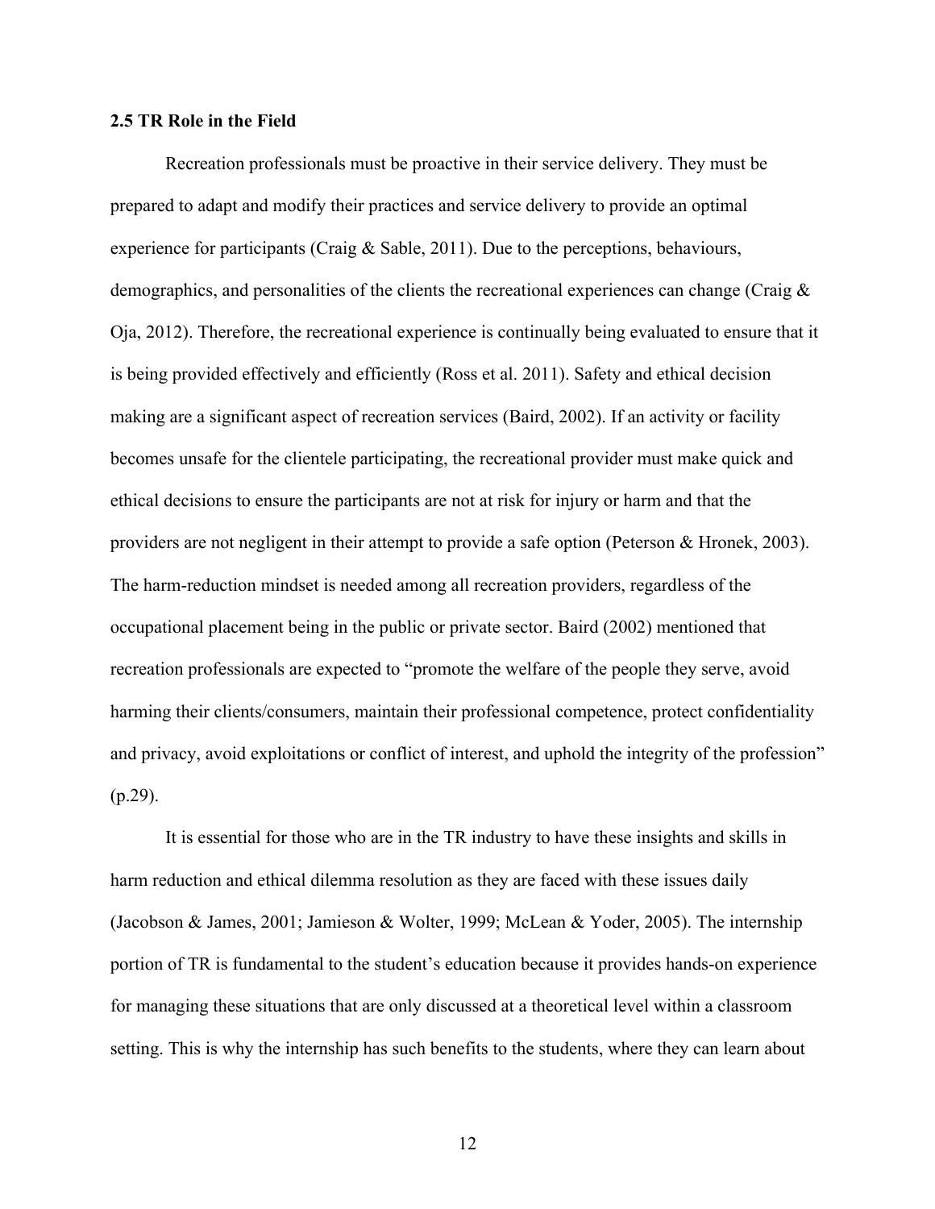### 2.5 TR Role in the Field

Recreation professionals must be proactive in their service delivery. They must be prepared to adapt and modify their practices and service delivery to provide an optimal experience for participants (Craig & Sable, 2011). Due to the perceptions, behaviours, demographics, and personalities of the clients the recreational experiences can change (Craig & Oja, 2012). Therefore, the recreational experience is continually being evaluated to ensure that it is being provided effectively and efficiently (Ross et al. 2011). Safety and ethical decision making are a significant aspect of recreation services (Baird, 2002). If an activity or facility becomes unsafe for the clientele participating, the recreational provider must make quick and ethical decisions to ensure the participants are not at risk for injury or harm and that the providers are not negligent in their attempt to provide a safe option (Peterson & Hronek, 2003). The harm-reduction mindset is needed among all recreation providers, regardless of the occupational placement being in the public or private sector. Baird (2002) mentioned that recreation professionals are expected to "promote the welfare of the people they serve, avoid harming their clients/consumers, maintain their professional competence, protect confidentiality and privacy, avoid exploitations or conflict of interest, and uphold the integrity of the profession" (p.29).

It is essential for those who are in the TR industry to have these insights and skills in harm reduction and ethical dilemma resolution as they are faced with these issues daily (Jacobson & James, 2001; Jamieson & Wolter, 1999; McLean & Yoder, 2005). The internship portion of TR is fundamental to the student's education because it provides hands-on experience for managing these situations that are only discussed at a theoretical level within a classroom setting. This is why the internship has such benefits to the students, where they can learn about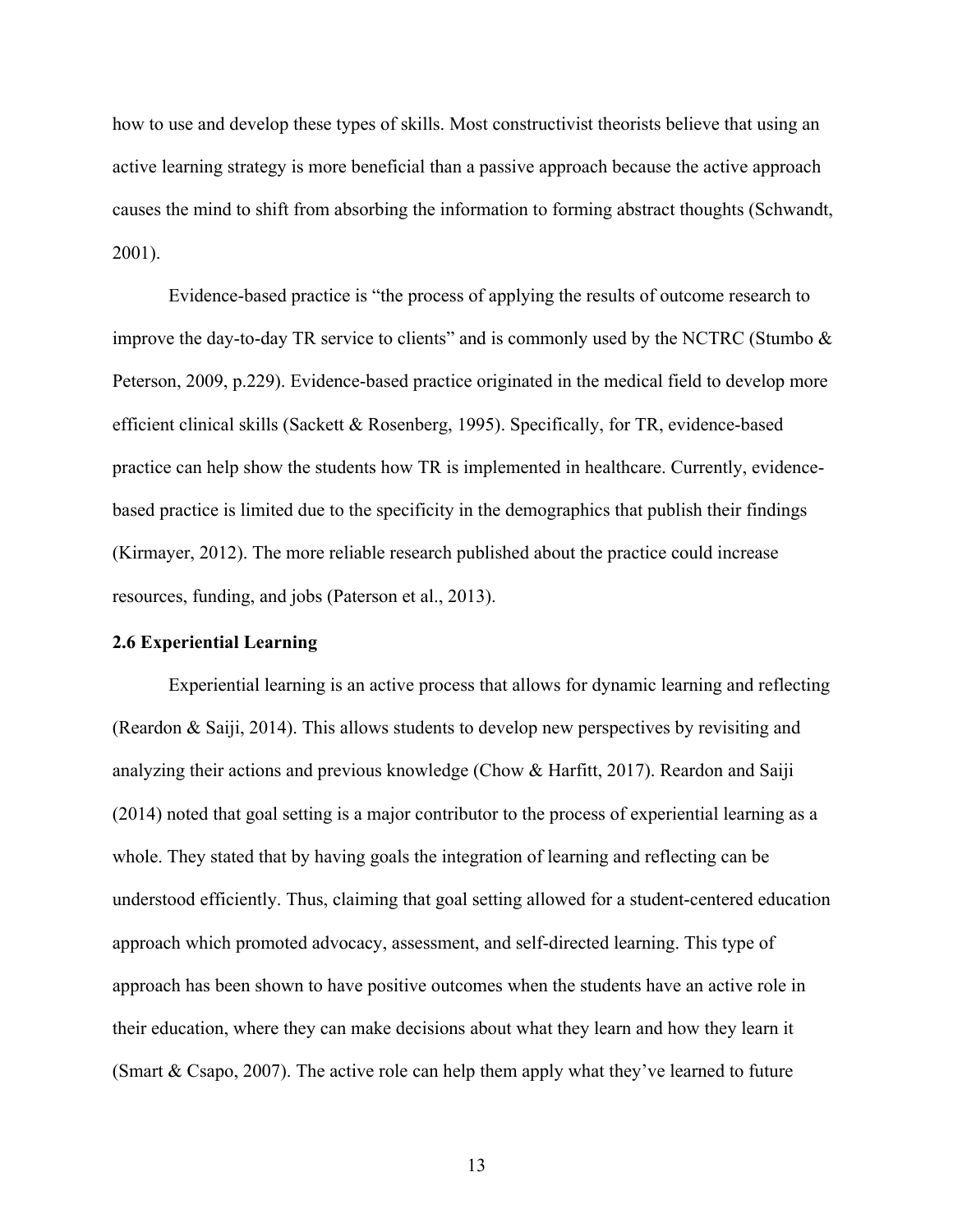how to use and develop these types of skills. Most constructivist theorists believe that using an active learning strategy is more beneficial than a passive approach because the active approach causes the mind to shift from absorbing the information to forming abstract thoughts (Schwandt, 2001).

Evidence-based practice is "the process of applying the results of outcome research to improve the day-to-day TR service to clients" and is commonly used by the NCTRC (Stumbo & Peterson, 2009, p.229). Evidence-based practice originated in the medical field to develop more efficient clinical skills (Sackett & Rosenberg, 1995). Specifically, for TR, evidence-based practice can help show the students how TR is implemented in healthcare. Currently, evidence-based practice is limited due to the specificity in the demographics that publish their findings (Kirmayer, 2012). The more reliable research published about the practice could increase resources, funding, and jobs (Paterson et al., 2013).

### 2.6 Experiential Learning

Experiential learning is an active process that allows for dynamic learning and reflecting (Reardon & Saiji, 2014). This allows students to develop new perspectives by revisiting and analyzing their actions and previous knowledge (Chow & Harfitt, 2017). Reardon and Saiji (2014) noted that goal setting is a major contributor to the process of experiential learning as a whole. They stated that by having goals the integration of learning and reflecting can be understood efficiently. Thus, claiming that goal setting allowed for a student-centered education approach which promoted advocacy, assessment, and self-directed learning. This type of approach has been shown to have positive outcomes when the students have an active role in their education, where they can make decisions about what they learn and how they learn it (Smart & Csapo, 2007). The active role can help them apply what they've learned to future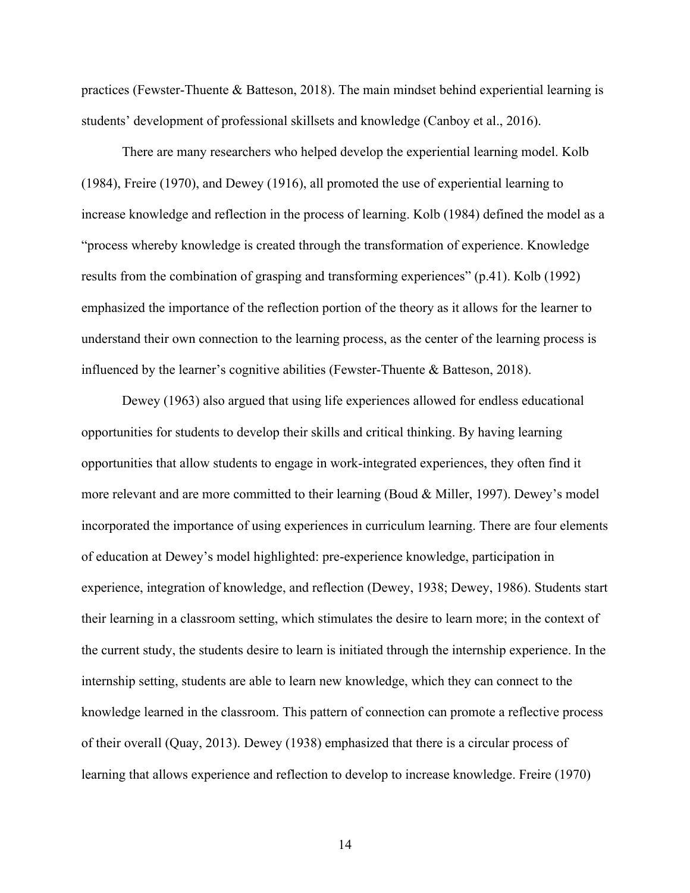practices (Fewster-Thuente & Batteson, 2018). The main mindset behind experiential learning is students' development of professional skillsets and knowledge (Canboy et al., 2016).

There are many researchers who helped develop the experiential learning model. Kolb (1984), Freire (1970), and Dewey (1916), all promoted the use of experiential learning to increase knowledge and reflection in the process of learning. Kolb (1984) defined the model as a "process whereby knowledge is created through the transformation of experience. Knowledge results from the combination of grasping and transforming experiences" (p.41). Kolb (1992) emphasized the importance of the reflection portion of the theory as it allows for the learner to understand their own connection to the learning process, as the center of the learning process is influenced by the learner's cognitive abilities (Fewster-Thuente & Batteson, 2018).

Dewey (1963) also argued that using life experiences allowed for endless educational opportunities for students to develop their skills and critical thinking. By having learning opportunities that allow students to engage in work-integrated experiences, they often find it more relevant and are more committed to their learning (Boud & Miller, 1997). Dewey's model incorporated the importance of using experiences in curriculum learning. There are four elements of education at Dewey's model highlighted: pre-experience knowledge, participation in experience, integration of knowledge, and reflection (Dewey, 1938; Dewey, 1986). Students start their learning in a classroom setting, which stimulates the desire to learn more; in the context of the current study, the students desire to learn is initiated through the internship experience. In the internship setting, students are able to learn new knowledge, which they can connect to the knowledge learned in the classroom. This pattern of connection can promote a reflective process of their overall (Quay, 2013). Dewey (1938) emphasized that there is a circular process of learning that allows experience and reflection to develop to increase knowledge. Freire (1970)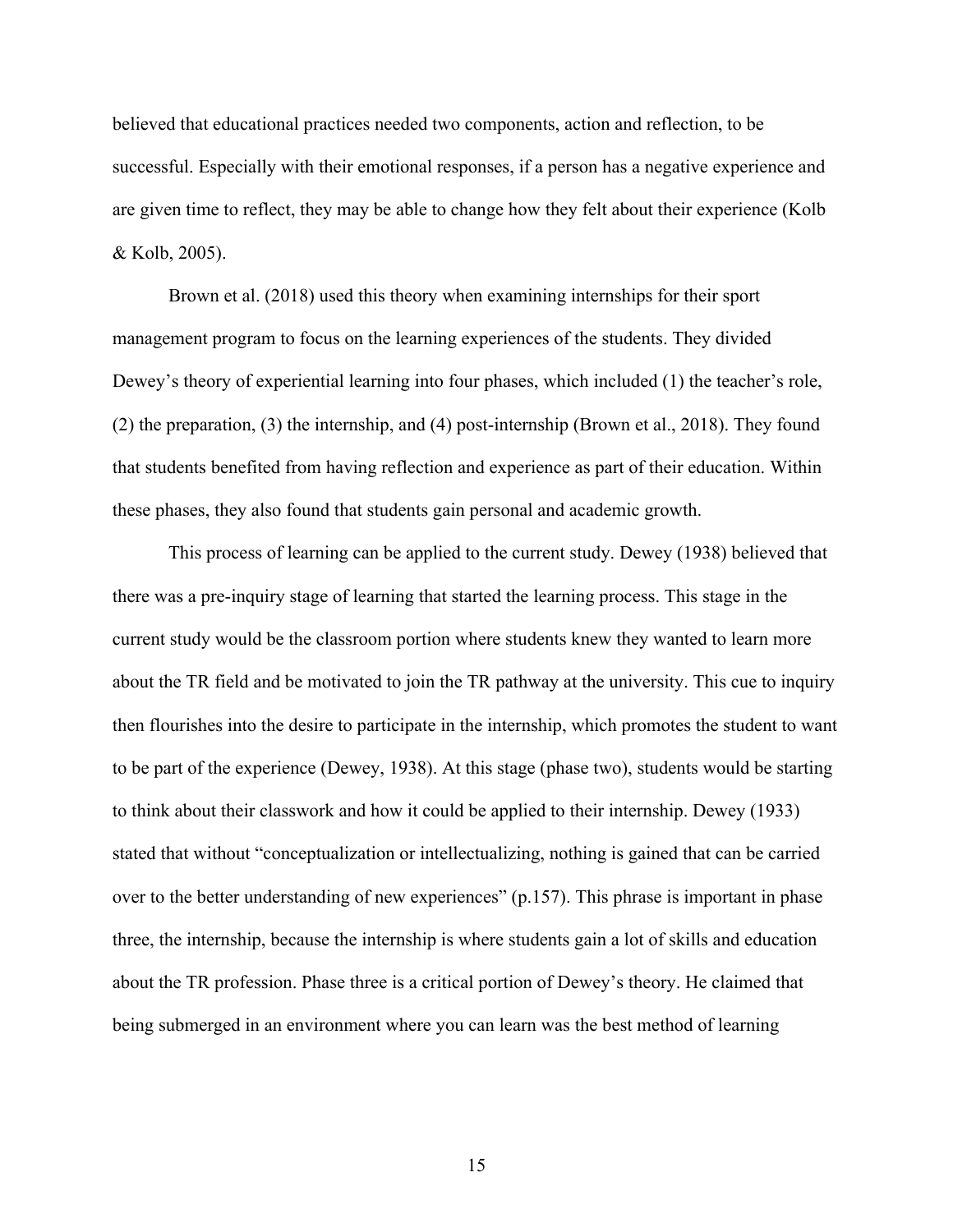believed that educational practices needed two components, action and reflection, to be successful. Especially with their emotional responses, if a person has a negative experience and are given time to reflect, they may be able to change how they felt about their experience (Kolb & Kolb, 2005).

Brown et al. (2018) used this theory when examining internships for their sport management program to focus on the learning experiences of the students. They divided Dewey's theory of experiential learning into four phases, which included (1) the teacher's role, (2) the preparation, (3) the internship, and (4) post-internship (Brown et al., 2018). They found that students benefited from having reflection and experience as part of their education. Within these phases, they also found that students gain personal and academic growth.

This process of learning can be applied to the current study. Dewey (1938) believed that there was a pre-inquiry stage of learning that started the learning process. This stage in the current study would be the classroom portion where students knew they wanted to learn more about the TR field and be motivated to join the TR pathway at the university. This cue to inquiry then flourishes into the desire to participate in the internship, which promotes the student to want to be part of the experience (Dewey, 1938). At this stage (phase two), students would be starting to think about their classwork and how it could be applied to their internship. Dewey (1933) stated that without "conceptualization or intellectualizing, nothing is gained that can be carried over to the better understanding of new experiences" (p.157). This phrase is important in phase three, the internship, because the internship is where students gain a lot of skills and education about the TR profession. Phase three is a critical portion of Dewey's theory. He claimed that being submerged in an environment where you can learn was the best method of learning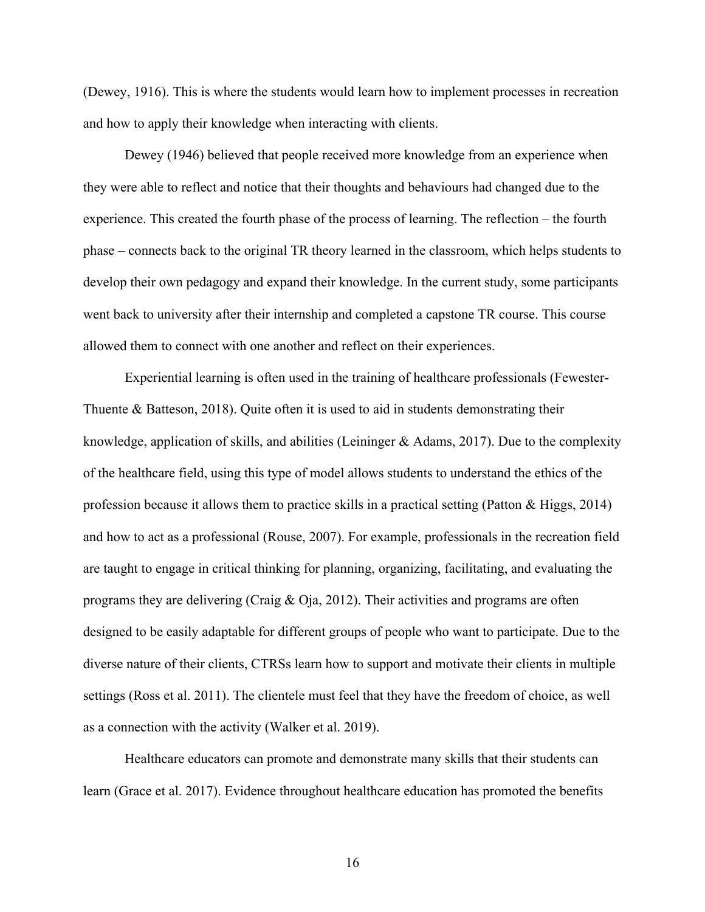(Dewey, 1916). This is where the students would learn how to implement processes in recreation and how to apply their knowledge when interacting with clients.

Dewey (1946) believed that people received more knowledge from an experience when they were able to reflect and notice that their thoughts and behaviours had changed due to the experience. This created the fourth phase of the process of learning. The reflection – the fourth phase – connects back to the original TR theory learned in the classroom, which helps students to develop their own pedagogy and expand their knowledge. In the current study, some participants went back to university after their internship and completed a capstone TR course. This course allowed them to connect with one another and reflect on their experiences.

Experiential learning is often used in the training of healthcare professionals (Fewester-Thuente & Batteson, 2018). Quite often it is used to aid in students demonstrating their knowledge, application of skills, and abilities (Leininger & Adams, 2017). Due to the complexity of the healthcare field, using this type of model allows students to understand the ethics of the profession because it allows them to practice skills in a practical setting (Patton & Higgs, 2014) and how to act as a professional (Rouse, 2007). For example, professionals in the recreation field are taught to engage in critical thinking for planning, organizing, facilitating, and evaluating the programs they are delivering (Craig & Oja, 2012). Their activities and programs are often designed to be easily adaptable for different groups of people who want to participate. Due to the diverse nature of their clients, CTRSs learn how to support and motivate their clients in multiple settings (Ross et al. 2011). The clientele must feel that they have the freedom of choice, as well as a connection with the activity (Walker et al. 2019).

Healthcare educators can promote and demonstrate many skills that their students can learn (Grace et al. 2017). Evidence throughout healthcare education has promoted the benefits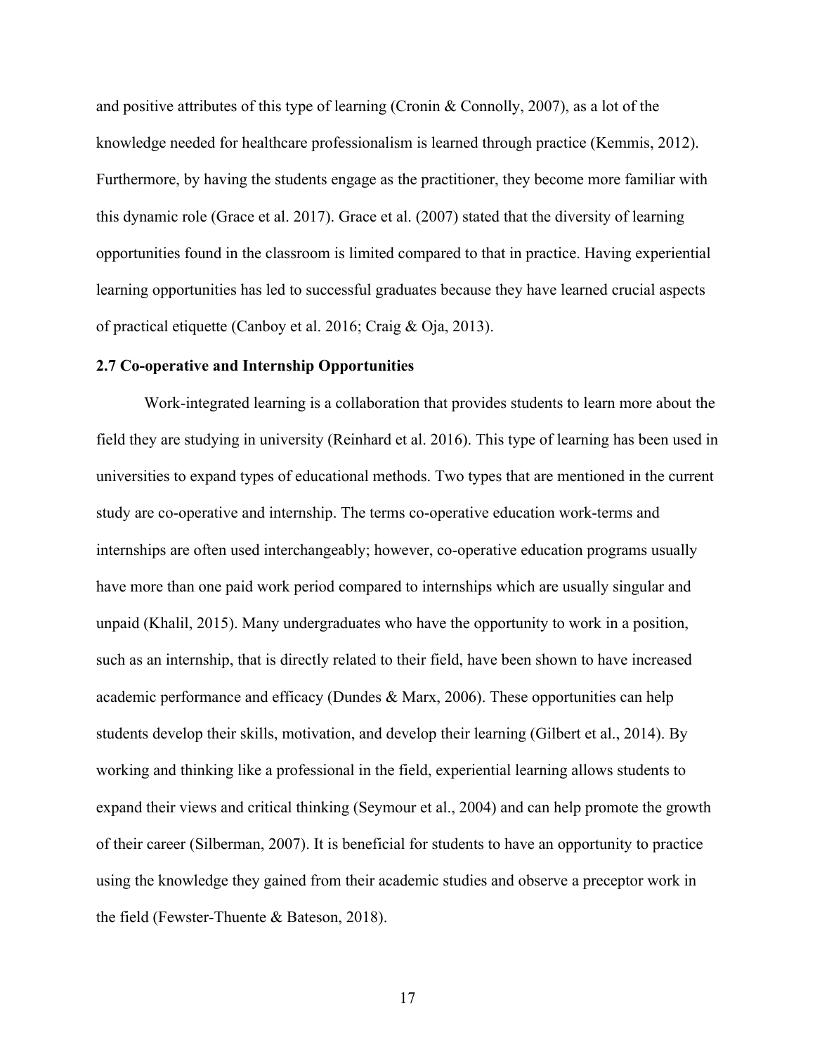and positive attributes of this type of learning (Cronin & Connolly, 2007), as a lot of the knowledge needed for healthcare professionalism is learned through practice (Kemmis, 2012). Furthermore, by having the students engage as the practitioner, they become more familiar with this dynamic role (Grace et al. 2017). Grace et al. (2007) stated that the diversity of learning opportunities found in the classroom is limited compared to that in practice. Having experiential learning opportunities has led to successful graduates because they have learned crucial aspects of practical etiquette (Canboy et al. 2016; Craig & Oja, 2013).

### 2.7 Co-operative and Internship Opportunities

Work-integrated learning is a collaboration that provides students to learn more about the field they are studying in university (Reinhard et al. 2016). This type of learning has been used in universities to expand types of educational methods. Two types that are mentioned in the current study are co-operative and internship. The terms co-operative education work-terms and internships are often used interchangeably; however, co-operative education programs usually have more than one paid work period compared to internships which are usually singular and unpaid (Khalil, 2015). Many undergraduates who have the opportunity to work in a position, such as an internship, that is directly related to their field, have been shown to have increased academic performance and efficacy (Dundes & Marx, 2006). These opportunities can help students develop their skills, motivation, and develop their learning (Gilbert et al., 2014). By working and thinking like a professional in the field, experiential learning allows students to expand their views and critical thinking (Seymour et al., 2004) and can help promote the growth of their career (Silberman, 2007). It is beneficial for students to have an opportunity to practice using the knowledge they gained from their academic studies and observe a preceptor work in the field (Fewster-Thuente & Bateson, 2018).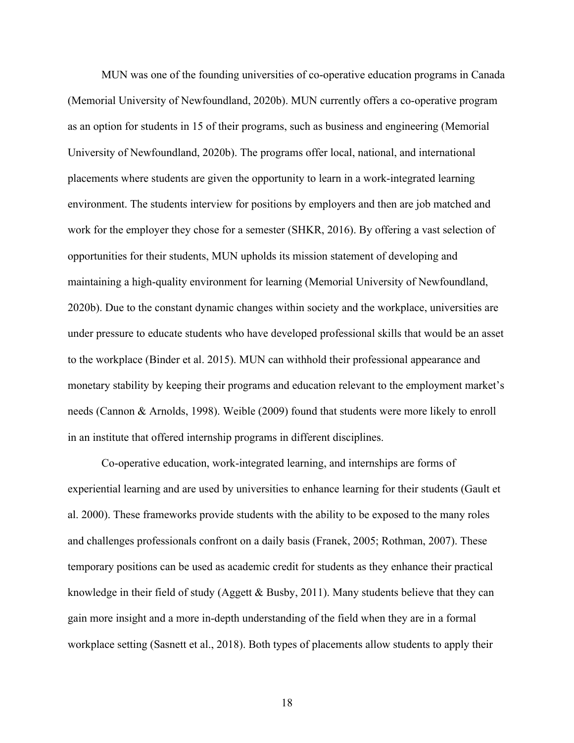MUN was one of the founding universities of co-operative education programs in Canada (Memorial University of Newfoundland, 2020b). MUN currently offers a co-operative program as an option for students in 15 of their programs, such as business and engineering (Memorial University of Newfoundland, 2020b). The programs offer local, national, and international placements where students are given the opportunity to learn in a work-integrated learning environment. The students interview for positions by employers and then are job matched and work for the employer they chose for a semester (SHKR, 2016). By offering a vast selection of opportunities for their students, MUN upholds its mission statement of developing and maintaining a high-quality environment for learning (Memorial University of Newfoundland, 2020b). Due to the constant dynamic changes within society and the workplace, universities are under pressure to educate students who have developed professional skills that would be an asset to the workplace (Binder et al. 2015). MUN can withhold their professional appearance and monetary stability by keeping their programs and education relevant to the employment market's needs (Cannon & Arnolds, 1998). Weible (2009) found that students were more likely to enroll in an institute that offered internship programs in different disciplines.

Co-operative education, work-integrated learning, and internships are forms of experiential learning and are used by universities to enhance learning for their students (Gault et al. 2000). These frameworks provide students with the ability to be exposed to the many roles and challenges professionals confront on a daily basis (Franek, 2005; Rothman, 2007). These temporary positions can be used as academic credit for students as they enhance their practical knowledge in their field of study (Aggett & Busby, 2011). Many students believe that they can gain more insight and a more in-depth understanding of the field when they are in a formal workplace setting (Sasnett et al., 2018). Both types of placements allow students to apply their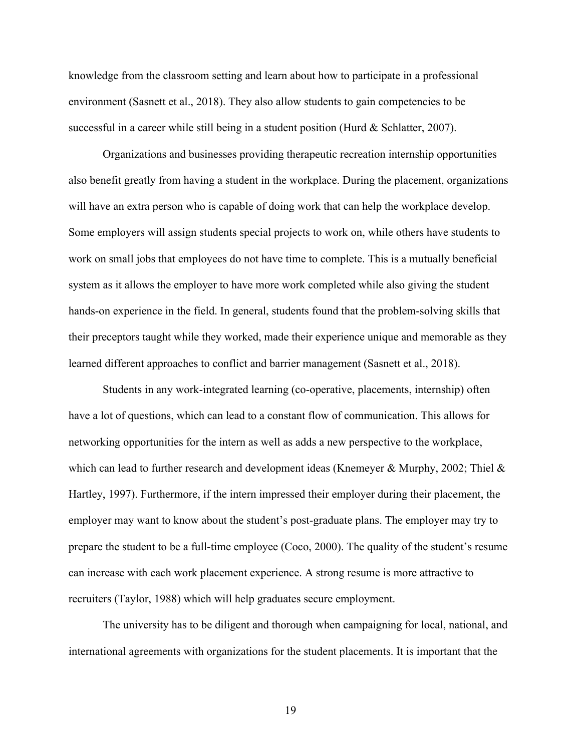knowledge from the classroom setting and learn about how to participate in a professional environment (Sasnett et al., 2018). They also allow students to gain competencies to be successful in a career while still being in a student position (Hurd & Schlatter, 2007).

Organizations and businesses providing therapeutic recreation internship opportunities also benefit greatly from having a student in the workplace. During the placement, organizations will have an extra person who is capable of doing work that can help the workplace develop. Some employers will assign students special projects to work on, while others have students to work on small jobs that employees do not have time to complete. This is a mutually beneficial system as it allows the employer to have more work completed while also giving the student hands-on experience in the field. In general, students found that the problem-solving skills that their preceptors taught while they worked, made their experience unique and memorable as they learned different approaches to conflict and barrier management (Sasnett et al., 2018).

Students in any work-integrated learning (co-operative, placements, internship) often have a lot of questions, which can lead to a constant flow of communication. This allows for networking opportunities for the intern as well as adds a new perspective to the workplace, which can lead to further research and development ideas (Knemeyer & Murphy, 2002; Thiel & Hartley, 1997). Furthermore, if the intern impressed their employer during their placement, the employer may want to know about the student's post-graduate plans. The employer may try to prepare the student to be a full-time employee (Coco, 2000). The quality of the student's resume can increase with each work placement experience. A strong resume is more attractive to recruiters (Taylor, 1988) which will help graduates secure employment.

The university has to be diligent and thorough when campaigning for local, national, and international agreements with organizations for the student placements. It is important that the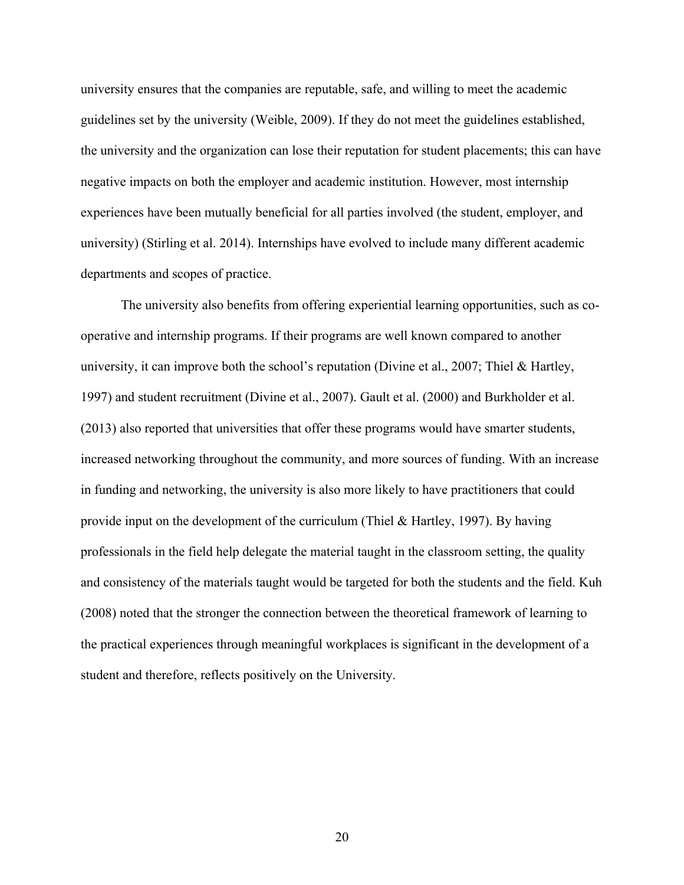university ensures that the companies are reputable, safe, and willing to meet the academic guidelines set by the university (Weible, 2009). If they do not meet the guidelines established, the university and the organization can lose their reputation for student placements; this can have negative impacts on both the employer and academic institution. However, most internship experiences have been mutually beneficial for all parties involved (the student, employer, and university) (Stirling et al. 2014). Internships have evolved to include many different academic departments and scopes of practice.

The university also benefits from offering experiential learning opportunities, such as co-operative and internship programs. If their programs are well known compared to another university, it can improve both the school's reputation (Divine et al., 2007; Thiel & Hartley, 1997) and student recruitment (Divine et al., 2007). Gault et al. (2000) and Burkholder et al. (2013) also reported that universities that offer these programs would have smarter students, increased networking throughout the community, and more sources of funding. With an increase in funding and networking, the university is also more likely to have practitioners that could provide input on the development of the curriculum (Thiel & Hartley, 1997). By having professionals in the field help delegate the material taught in the classroom setting, the quality and consistency of the materials taught would be targeted for both the students and the field. Kuh (2008) noted that the stronger the connection between the theoretical framework of learning to the practical experiences through meaningful workplaces is significant in the development of a student and therefore, reflects positively on the University.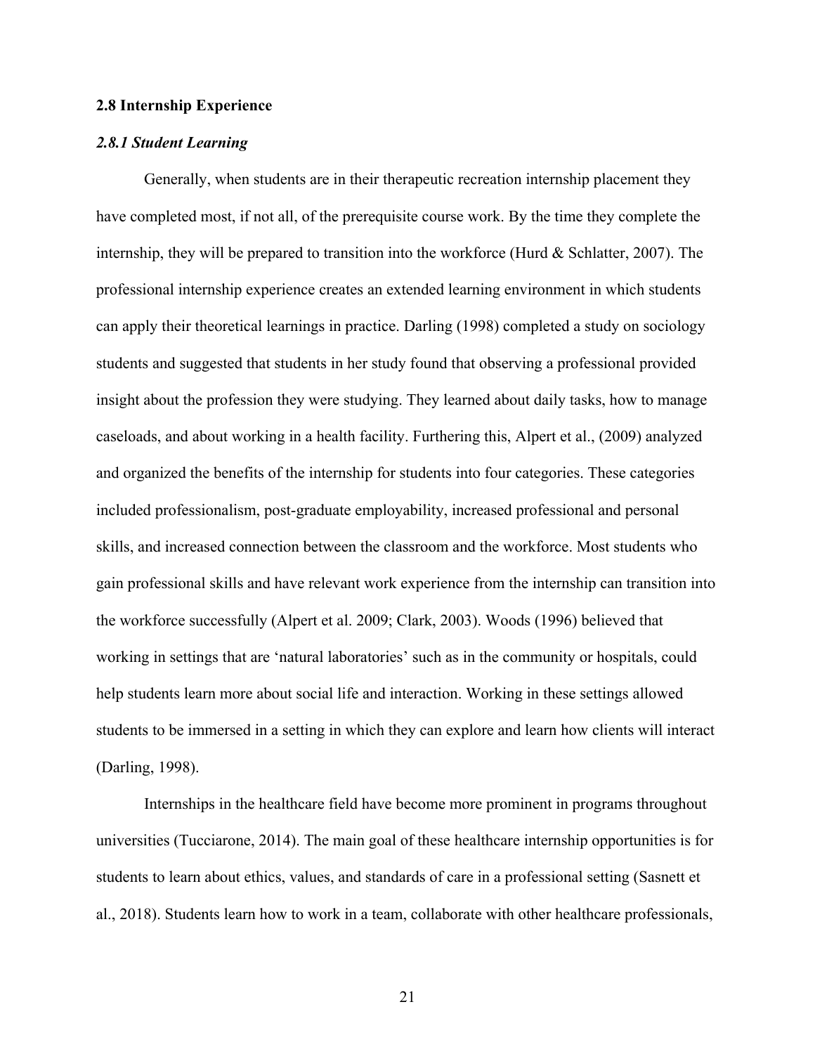## 2.8 Internship Experience

### *2.8.1 Student Learning*

Generally, when students are in their therapeutic recreation internship placement they have completed most, if not all, of the prerequisite course work. By the time they complete the internship, they will be prepared to transition into the workforce (Hurd & Schlatter, 2007). The professional internship experience creates an extended learning environment in which students can apply their theoretical learnings in practice. Darling (1998) completed a study on sociology students and suggested that students in her study found that observing a professional provided insight about the profession they were studying. They learned about daily tasks, how to manage caseloads, and about working in a health facility. Furthering this, Alpert et al., (2009) analyzed and organized the benefits of the internship for students into four categories. These categories included professionalism, post-graduate employability, increased professional and personal skills, and increased connection between the classroom and the workforce. Most students who gain professional skills and have relevant work experience from the internship can transition into the workforce successfully (Alpert et al. 2009; Clark, 2003). Woods (1996) believed that working in settings that are 'natural laboratories' such as in the community or hospitals, could help students learn more about social life and interaction. Working in these settings allowed students to be immersed in a setting in which they can explore and learn how clients will interact (Darling, 1998).

Internships in the healthcare field have become more prominent in programs throughout universities (Tucciarone, 2014). The main goal of these healthcare internship opportunities is for students to learn about ethics, values, and standards of care in a professional setting (Sasnett et al., 2018). Students learn how to work in a team, collaborate with other healthcare professionals,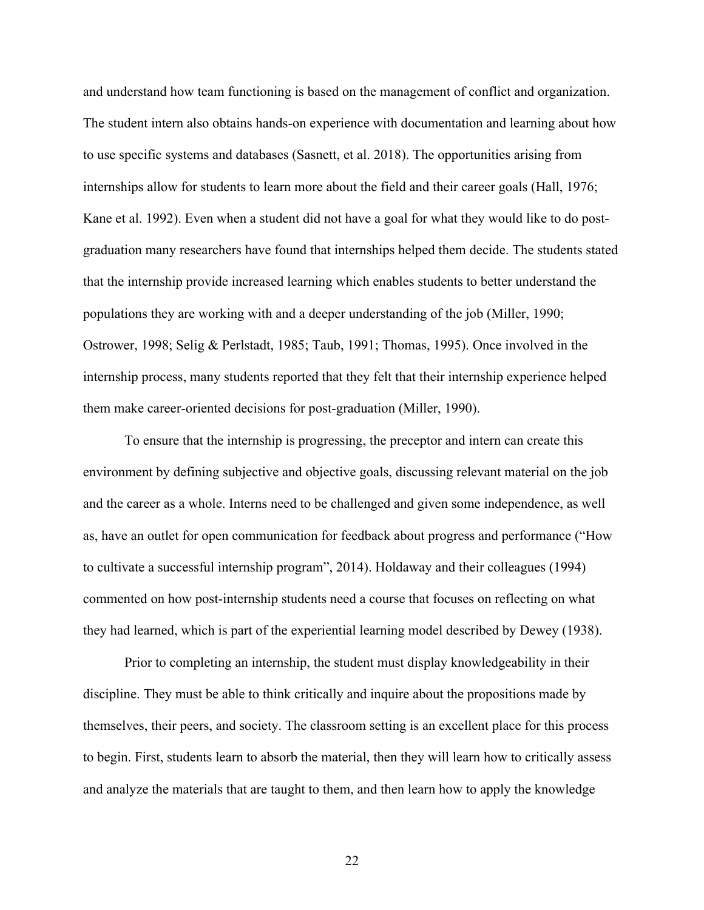and understand how team functioning is based on the management of conflict and organization. The student intern also obtains hands-on experience with documentation and learning about how to use specific systems and databases (Sasnett, et al. 2018). The opportunities arising from internships allow for students to learn more about the field and their career goals (Hall, 1976; Kane et al. 1992). Even when a student did not have a goal for what they would like to do post-graduation many researchers have found that internships helped them decide. The students stated that the internship provide increased learning which enables students to better understand the populations they are working with and a deeper understanding of the job (Miller, 1990; Ostrower, 1998; Selig & Perlstadt, 1985; Taub, 1991; Thomas, 1995). Once involved in the internship process, many students reported that they felt that their internship experience helped them make career-oriented decisions for post-graduation (Miller, 1990).

To ensure that the internship is progressing, the preceptor and intern can create this environment by defining subjective and objective goals, discussing relevant material on the job and the career as a whole. Interns need to be challenged and given some independence, as well as, have an outlet for open communication for feedback about progress and performance ("How to cultivate a successful internship program", 2014). Holdaway and their colleagues (1994) commented on how post-internship students need a course that focuses on reflecting on what they had learned, which is part of the experiential learning model described by Dewey (1938).

Prior to completing an internship, the student must display knowledgeability in their discipline. They must be able to think critically and inquire about the propositions made by themselves, their peers, and society. The classroom setting is an excellent place for this process to begin. First, students learn to absorb the material, then they will learn how to critically assess and analyze the materials that are taught to them, and then learn how to apply the knowledge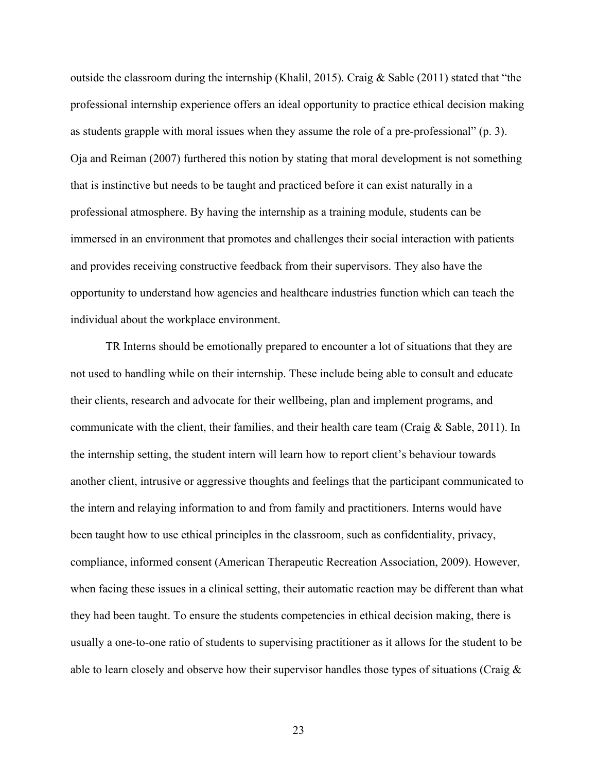outside the classroom during the internship (Khalil, 2015). Craig & Sable (2011) stated that "the professional internship experience offers an ideal opportunity to practice ethical decision making as students grapple with moral issues when they assume the role of a pre-professional" (p. 3). Oja and Reiman (2007) furthered this notion by stating that moral development is not something that is instinctive but needs to be taught and practiced before it can exist naturally in a professional atmosphere. By having the internship as a training module, students can be immersed in an environment that promotes and challenges their social interaction with patients and provides receiving constructive feedback from their supervisors. They also have the opportunity to understand how agencies and healthcare industries function which can teach the individual about the workplace environment.

TR Interns should be emotionally prepared to encounter a lot of situations that they are not used to handling while on their internship. These include being able to consult and educate their clients, research and advocate for their wellbeing, plan and implement programs, and communicate with the client, their families, and their health care team (Craig & Sable, 2011). In the internship setting, the student intern will learn how to report client's behaviour towards another client, intrusive or aggressive thoughts and feelings that the participant communicated to the intern and relaying information to and from family and practitioners. Interns would have been taught how to use ethical principles in the classroom, such as confidentiality, privacy, compliance, informed consent (American Therapeutic Recreation Association, 2009). However, when facing these issues in a clinical setting, their automatic reaction may be different than what they had been taught. To ensure the students competencies in ethical decision making, there is usually a one-to-one ratio of students to supervising practitioner as it allows for the student to be able to learn closely and observe how their supervisor handles those types of situations (Craig &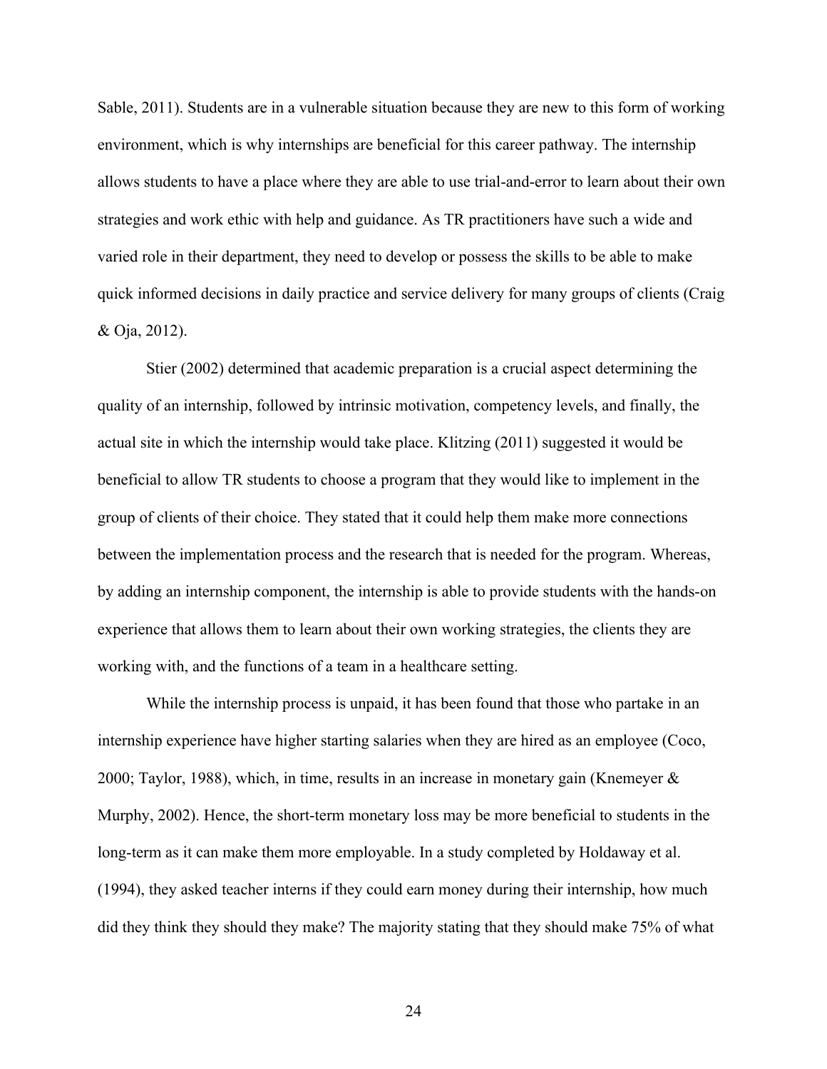Sable, 2011). Students are in a vulnerable situation because they are new to this form of working environment, which is why internships are beneficial for this career pathway. The internship allows students to have a place where they are able to use trial-and-error to learn about their own strategies and work ethic with help and guidance. As TR practitioners have such a wide and varied role in their department, they need to develop or possess the skills to be able to make quick informed decisions in daily practice and service delivery for many groups of clients (Craig & Oja, 2012).

Stier (2002) determined that academic preparation is a crucial aspect determining the quality of an internship, followed by intrinsic motivation, competency levels, and finally, the actual site in which the internship would take place. Klitzing (2011) suggested it would be beneficial to allow TR students to choose a program that they would like to implement in the group of clients of their choice. They stated that it could help them make more connections between the implementation process and the research that is needed for the program. Whereas, by adding an internship component, the internship is able to provide students with the hands-on experience that allows them to learn about their own working strategies, the clients they are working with, and the functions of a team in a healthcare setting.

While the internship process is unpaid, it has been found that those who partake in an internship experience have higher starting salaries when they are hired as an employee (Coco, 2000; Taylor, 1988), which, in time, results in an increase in monetary gain (Knemeyer & Murphy, 2002). Hence, the short-term monetary loss may be more beneficial to students in the long-term as it can make them more employable. In a study completed by Holdaway et al. (1994), they asked teacher interns if they could earn money during their internship, how much did they think they should they make? The majority stating that they should make 75% of what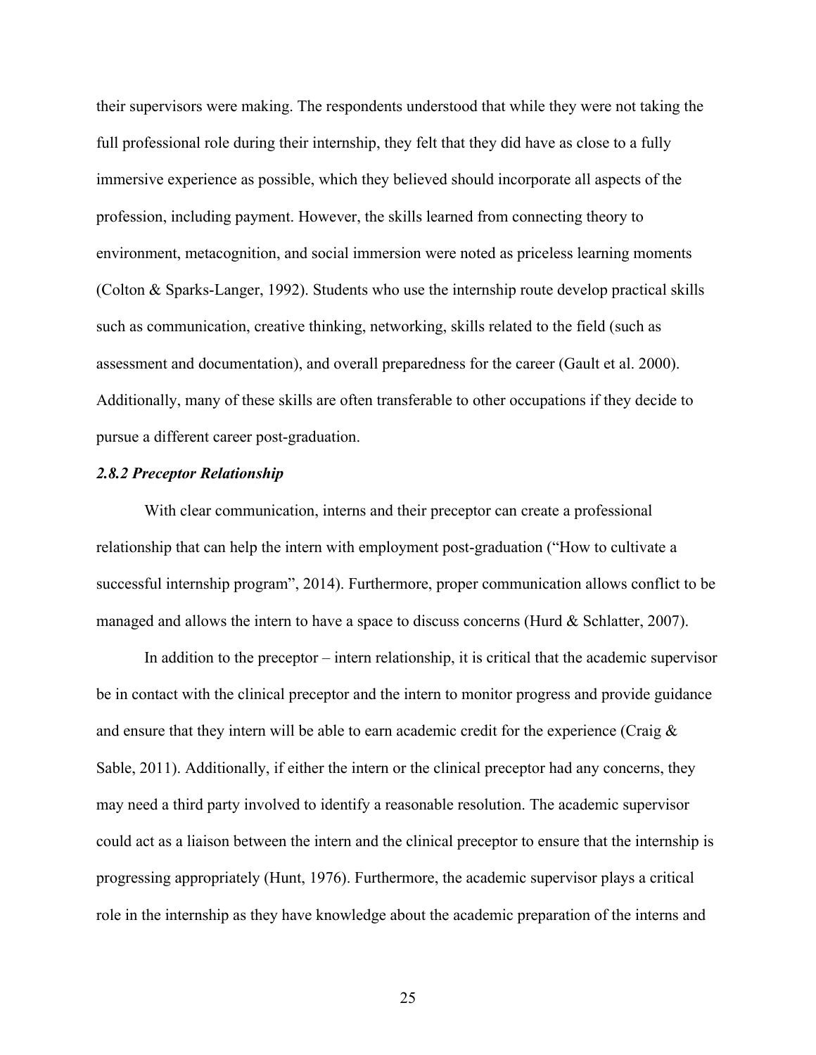their supervisors were making. The respondents understood that while they were not taking the full professional role during their internship, they felt that they did have as close to a fully immersive experience as possible, which they believed should incorporate all aspects of the profession, including payment. However, the skills learned from connecting theory to environment, metacognition, and social immersion were noted as priceless learning moments (Colton & Sparks-Langer, 1992). Students who use the internship route develop practical skills such as communication, creative thinking, networking, skills related to the field (such as assessment and documentation), and overall preparedness for the career (Gault et al. 2000). Additionally, many of these skills are often transferable to other occupations if they decide to pursue a different career post-graduation.

### *2.8.2 Preceptor Relationship*

With clear communication, interns and their preceptor can create a professional relationship that can help the intern with employment post-graduation ("How to cultivate a successful internship program", 2014). Furthermore, proper communication allows conflict to be managed and allows the intern to have a space to discuss concerns (Hurd & Schlatter, 2007).

In addition to the preceptor – intern relationship, it is critical that the academic supervisor be in contact with the clinical preceptor and the intern to monitor progress and provide guidance and ensure that they intern will be able to earn academic credit for the experience (Craig & Sable, 2011). Additionally, if either the intern or the clinical preceptor had any concerns, they may need a third party involved to identify a reasonable resolution. The academic supervisor could act as a liaison between the intern and the clinical preceptor to ensure that the internship is progressing appropriately (Hunt, 1976). Furthermore, the academic supervisor plays a critical role in the internship as they have knowledge about the academic preparation of the interns and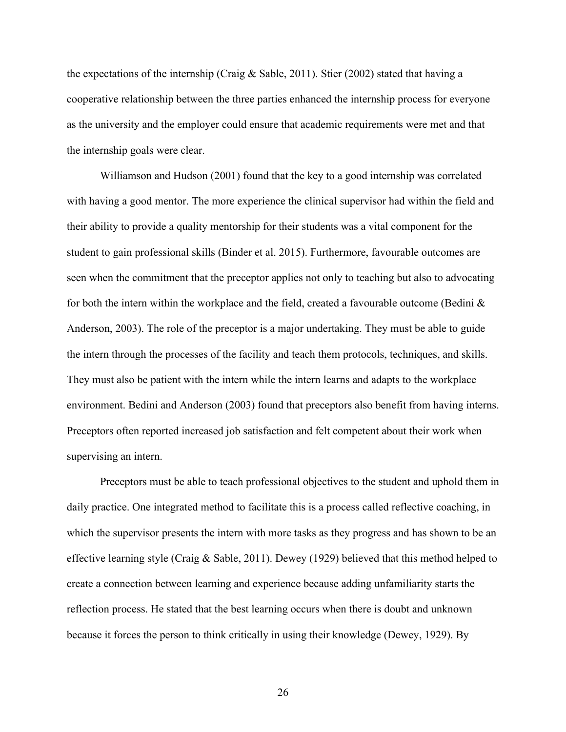the expectations of the internship (Craig & Sable, 2011). Stier (2002) stated that having a cooperative relationship between the three parties enhanced the internship process for everyone as the university and the employer could ensure that academic requirements were met and that the internship goals were clear.

Williamson and Hudson (2001) found that the key to a good internship was correlated with having a good mentor. The more experience the clinical supervisor had within the field and their ability to provide a quality mentorship for their students was a vital component for the student to gain professional skills (Binder et al. 2015). Furthermore, favourable outcomes are seen when the commitment that the preceptor applies not only to teaching but also to advocating for both the intern within the workplace and the field, created a favourable outcome (Bedini & Anderson, 2003). The role of the preceptor is a major undertaking. They must be able to guide the intern through the processes of the facility and teach them protocols, techniques, and skills. They must also be patient with the intern while the intern learns and adapts to the workplace environment. Bedini and Anderson (2003) found that preceptors also benefit from having interns. Preceptors often reported increased job satisfaction and felt competent about their work when supervising an intern.

Preceptors must be able to teach professional objectives to the student and uphold them in daily practice. One integrated method to facilitate this is a process called reflective coaching, in which the supervisor presents the intern with more tasks as they progress and has shown to be an effective learning style (Craig & Sable, 2011). Dewey (1929) believed that this method helped to create a connection between learning and experience because adding unfamiliarity starts the reflection process. He stated that the best learning occurs when there is doubt and unknown because it forces the person to think critically in using their knowledge (Dewey, 1929). By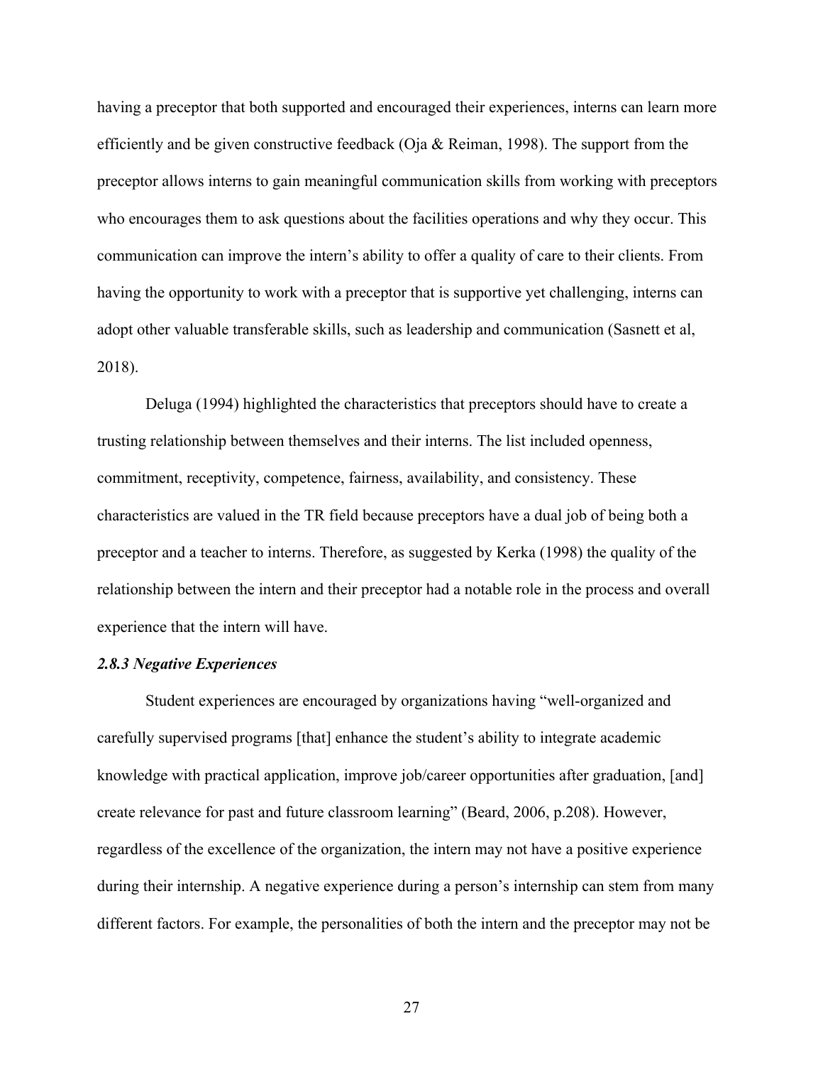having a preceptor that both supported and encouraged their experiences, interns can learn more efficiently and be given constructive feedback (Oja & Reiman, 1998). The support from the preceptor allows interns to gain meaningful communication skills from working with preceptors who encourages them to ask questions about the facilities operations and why they occur. This communication can improve the intern's ability to offer a quality of care to their clients. From having the opportunity to work with a preceptor that is supportive yet challenging, interns can adopt other valuable transferable skills, such as leadership and communication (Sasnett et al, 2018).

Deluga (1994) highlighted the characteristics that preceptors should have to create a trusting relationship between themselves and their interns. The list included openness, commitment, receptivity, competence, fairness, availability, and consistency. These characteristics are valued in the TR field because preceptors have a dual job of being both a preceptor and a teacher to interns. Therefore, as suggested by Kerka (1998) the quality of the relationship between the intern and their preceptor had a notable role in the process and overall experience that the intern will have.

### *2.8.3 Negative Experiences*

Student experiences are encouraged by organizations having "well-organized and carefully supervised programs [that] enhance the student's ability to integrate academic knowledge with practical application, improve job/career opportunities after graduation, [and] create relevance for past and future classroom learning" (Beard, 2006, p.208). However, regardless of the excellence of the organization, the intern may not have a positive experience during their internship. A negative experience during a person's internship can stem from many different factors. For example, the personalities of both the intern and the preceptor may not be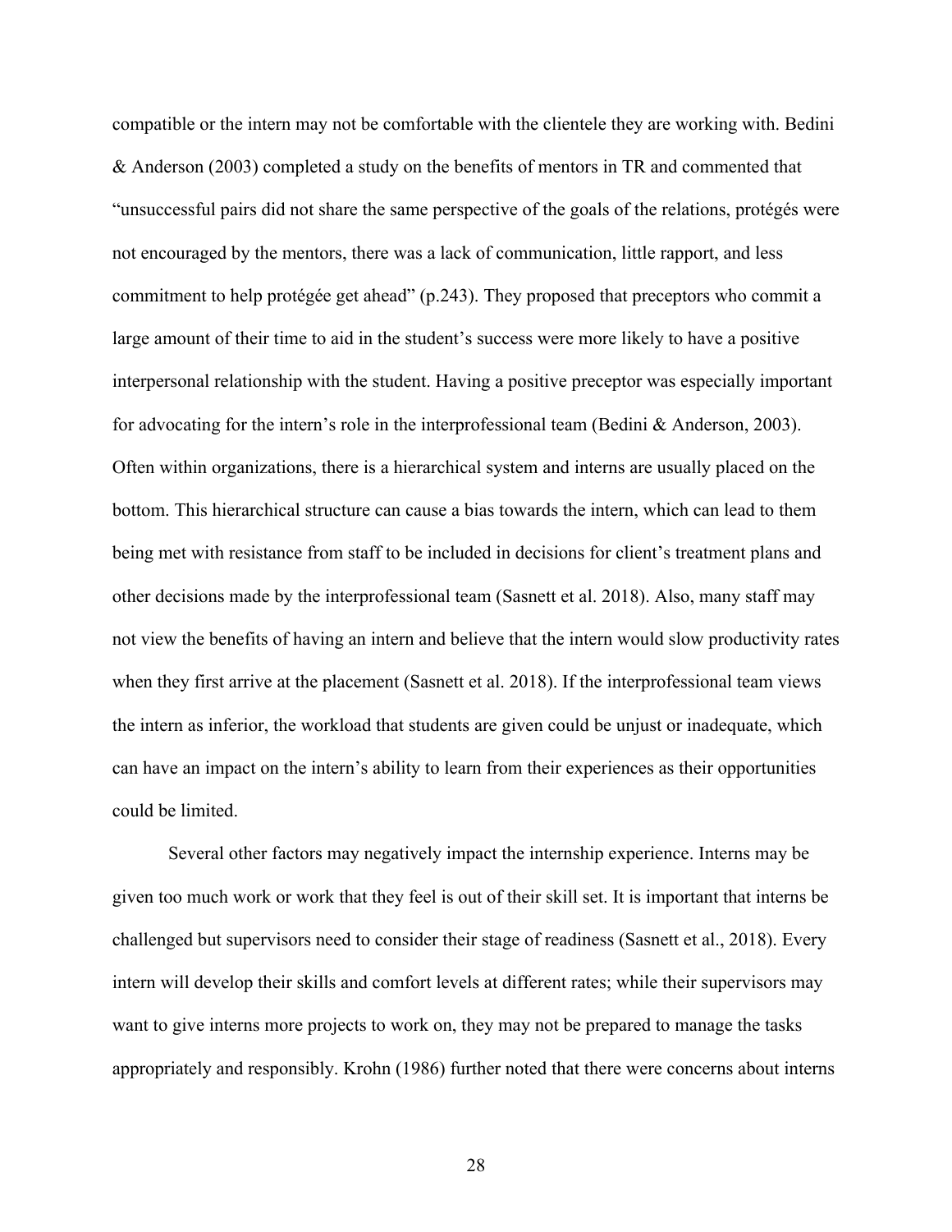compatible or the intern may not be comfortable with the clientele they are working with. Bedini & Anderson (2003) completed a study on the benefits of mentors in TR and commented that "unsuccessful pairs did not share the same perspective of the goals of the relations, protégés were not encouraged by the mentors, there was a lack of communication, little rapport, and less commitment to help protégée get ahead" (p.243). They proposed that preceptors who commit a large amount of their time to aid in the student's success were more likely to have a positive interpersonal relationship with the student. Having a positive preceptor was especially important for advocating for the intern's role in the interprofessional team (Bedini & Anderson, 2003). Often within organizations, there is a hierarchical system and interns are usually placed on the bottom. This hierarchical structure can cause a bias towards the intern, which can lead to them being met with resistance from staff to be included in decisions for client's treatment plans and other decisions made by the interprofessional team (Sasnett et al. 2018). Also, many staff may not view the benefits of having an intern and believe that the intern would slow productivity rates when they first arrive at the placement (Sasnett et al. 2018). If the interprofessional team views the intern as inferior, the workload that students are given could be unjust or inadequate, which can have an impact on the intern's ability to learn from their experiences as their opportunities could be limited.

Several other factors may negatively impact the internship experience. Interns may be given too much work or work that they feel is out of their skill set. It is important that interns be challenged but supervisors need to consider their stage of readiness (Sasnett et al., 2018). Every intern will develop their skills and comfort levels at different rates; while their supervisors may want to give interns more projects to work on, they may not be prepared to manage the tasks appropriately and responsibly. Krohn (1986) further noted that there were concerns about interns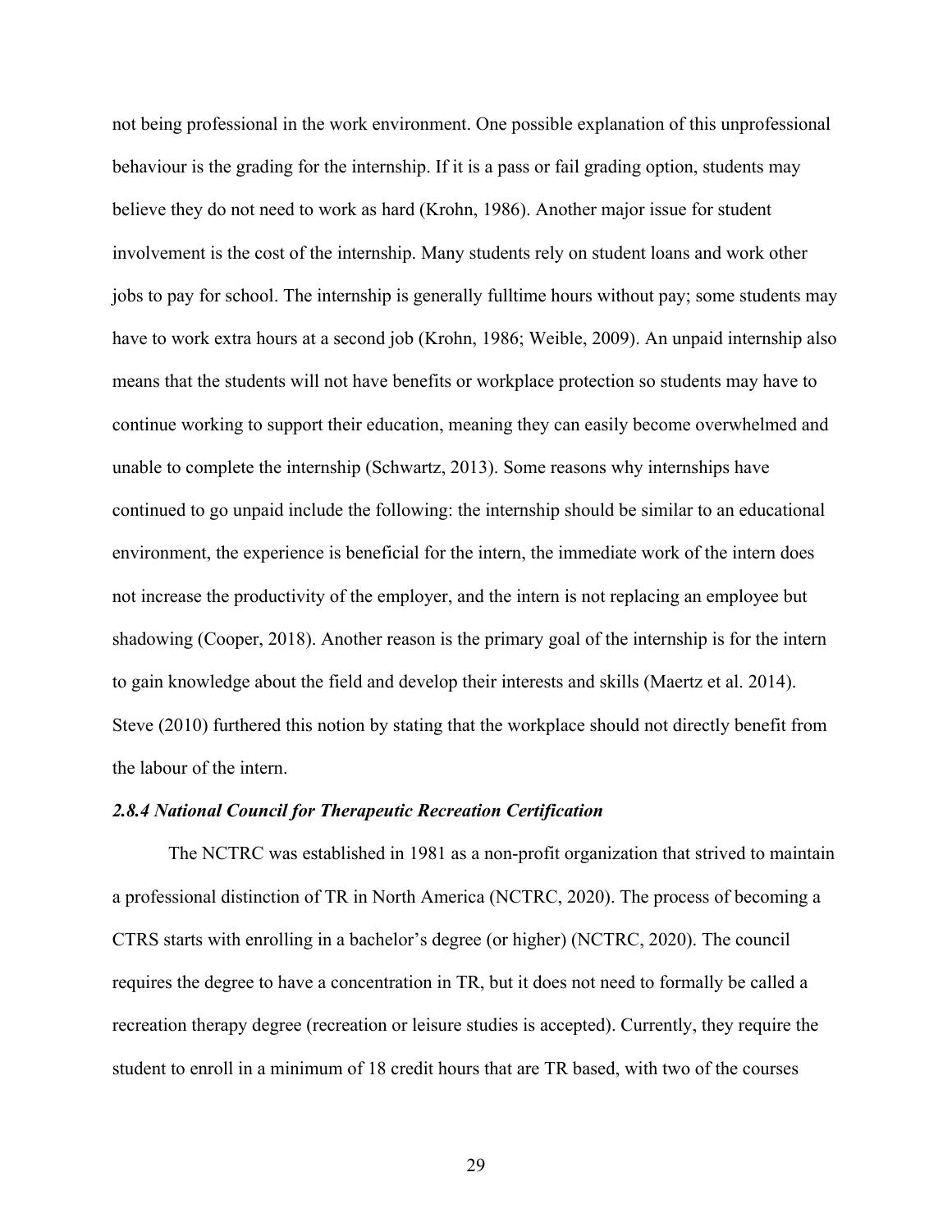not being professional in the work environment. One possible explanation of this unprofessional behaviour is the grading for the internship. If it is a pass or fail grading option, students may believe they do not need to work as hard (Krohn, 1986). Another major issue for student involvement is the cost of the internship. Many students rely on student loans and work other jobs to pay for school. The internship is generally fulltime hours without pay; some students may have to work extra hours at a second job (Krohn, 1986; Weible, 2009). An unpaid internship also means that the students will not have benefits or workplace protection so students may have to continue working to support their education, meaning they can easily become overwhelmed and unable to complete the internship (Schwartz, 2013). Some reasons why internships have continued to go unpaid include the following: the internship should be similar to an educational environment, the experience is beneficial for the intern, the immediate work of the intern does not increase the productivity of the employer, and the intern is not replacing an employee but shadowing (Cooper, 2018). Another reason is the primary goal of the internship is for the intern to gain knowledge about the field and develop their interests and skills (Maertz et al. 2014). Steve (2010) furthered this notion by stating that the workplace should not directly benefit from the labour of the intern.

### *2.8.4 National Council for Therapeutic Recreation Certification*

The NCTRC was established in 1981 as a non-profit organization that strived to maintain a professional distinction of TR in North America (NCTRC, 2020). The process of becoming a CTRS starts with enrolling in a bachelor's degree (or higher) (NCTRC, 2020). The council requires the degree to have a concentration in TR, but it does not need to formally be called a recreation therapy degree (recreation or leisure studies is accepted). Currently, they require the student to enroll in a minimum of 18 credit hours that are TR based, with two of the courses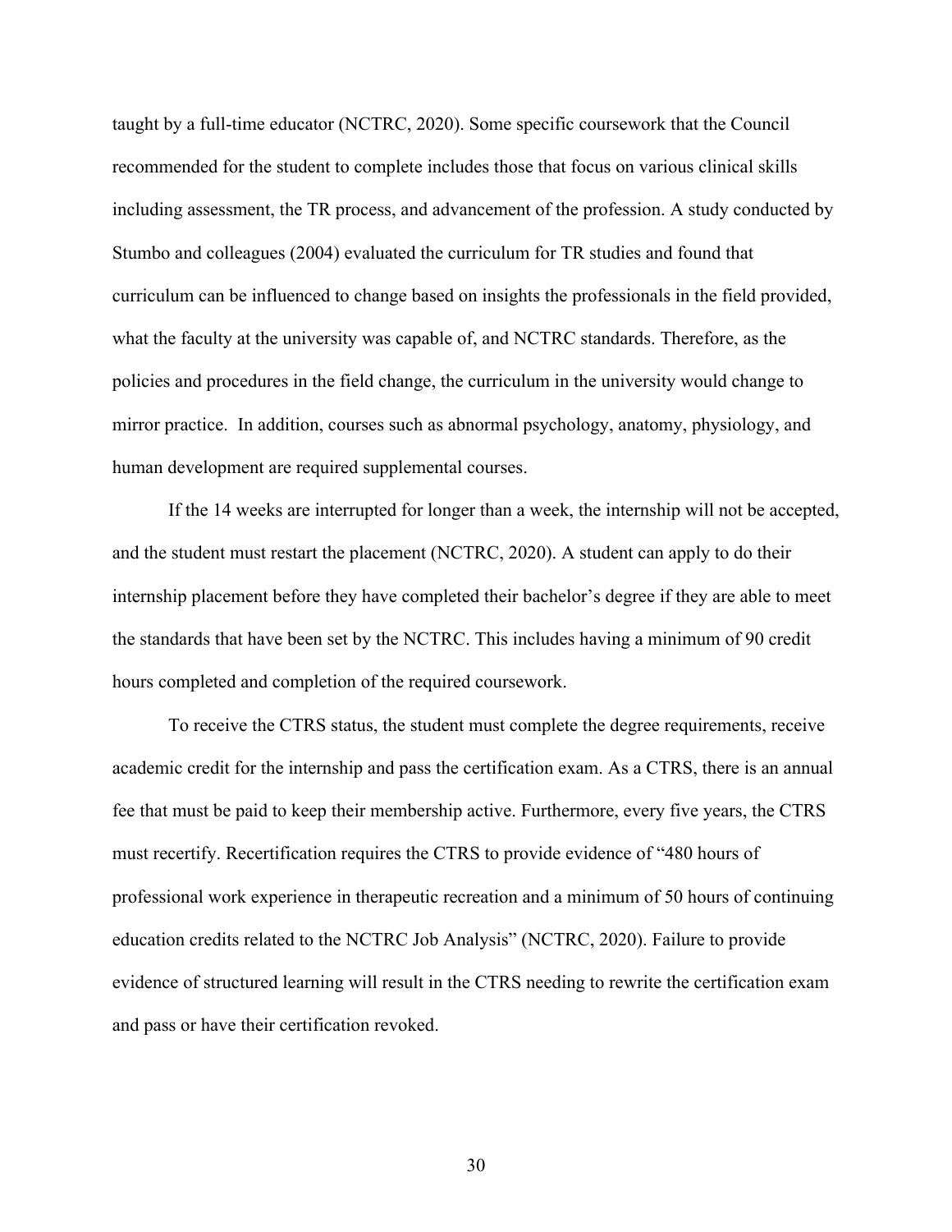taught by a full-time educator (NCTRC, 2020). Some specific coursework that the Council recommended for the student to complete includes those that focus on various clinical skills including assessment, the TR process, and advancement of the profession. A study conducted by Stumbo and colleagues (2004) evaluated the curriculum for TR studies and found that curriculum can be influenced to change based on insights the professionals in the field provided, what the faculty at the university was capable of, and NCTRC standards. Therefore, as the policies and procedures in the field change, the curriculum in the university would change to mirror practice.  In addition, courses such as abnormal psychology, anatomy, physiology, and human development are required supplemental courses.

If the 14 weeks are interrupted for longer than a week, the internship will not be accepted, and the student must restart the placement (NCTRC, 2020). A student can apply to do their internship placement before they have completed their bachelor's degree if they are able to meet the standards that have been set by the NCTRC. This includes having a minimum of 90 credit hours completed and completion of the required coursework.

To receive the CTRS status, the student must complete the degree requirements, receive academic credit for the internship and pass the certification exam. As a CTRS, there is an annual fee that must be paid to keep their membership active. Furthermore, every five years, the CTRS must recertify. Recertification requires the CTRS to provide evidence of "480 hours of professional work experience in therapeutic recreation and a minimum of 50 hours of continuing education credits related to the NCTRC Job Analysis" (NCTRC, 2020). Failure to provide evidence of structured learning will result in the CTRS needing to rewrite the certification exam and pass or have their certification revoked.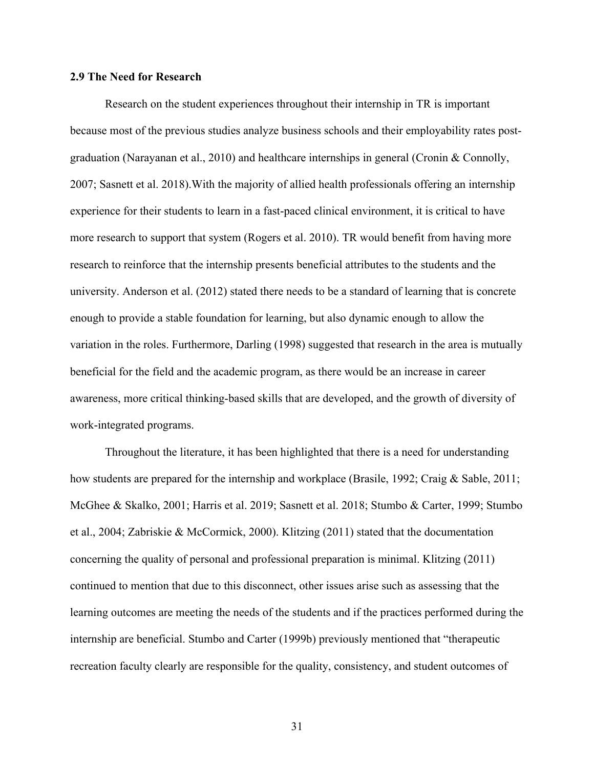### 2.9 The Need for Research

Research on the student experiences throughout their internship in TR is important because most of the previous studies analyze business schools and their employability rates post-graduation (Narayanan et al., 2010) and healthcare internships in general (Cronin & Connolly, 2007; Sasnett et al. 2018).With the majority of allied health professionals offering an internship experience for their students to learn in a fast-paced clinical environment, it is critical to have more research to support that system (Rogers et al. 2010). TR would benefit from having more research to reinforce that the internship presents beneficial attributes to the students and the university. Anderson et al. (2012) stated there needs to be a standard of learning that is concrete enough to provide a stable foundation for learning, but also dynamic enough to allow the variation in the roles. Furthermore, Darling (1998) suggested that research in the area is mutually beneficial for the field and the academic program, as there would be an increase in career awareness, more critical thinking-based skills that are developed, and the growth of diversity of work-integrated programs.

Throughout the literature, it has been highlighted that there is a need for understanding how students are prepared for the internship and workplace (Brasile, 1992; Craig & Sable, 2011; McGhee & Skalko, 2001; Harris et al. 2019; Sasnett et al. 2018; Stumbo & Carter, 1999; Stumbo et al., 2004; Zabriskie & McCormick, 2000). Klitzing (2011) stated that the documentation concerning the quality of personal and professional preparation is minimal. Klitzing (2011) continued to mention that due to this disconnect, other issues arise such as assessing that the learning outcomes are meeting the needs of the students and if the practices performed during the internship are beneficial. Stumbo and Carter (1999b) previously mentioned that "therapeutic recreation faculty clearly are responsible for the quality, consistency, and student outcomes of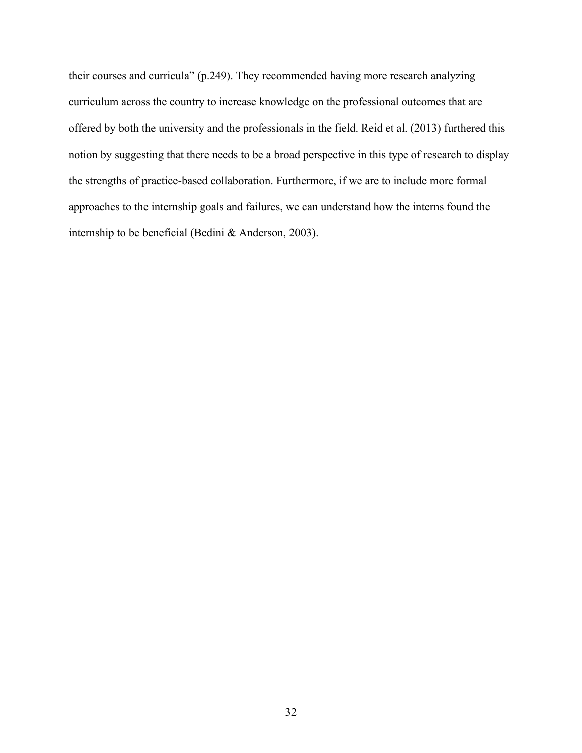their courses and curricula" (p.249). They recommended having more research analyzing curriculum across the country to increase knowledge on the professional outcomes that are offered by both the university and the professionals in the field. Reid et al. (2013) furthered this notion by suggesting that there needs to be a broad perspective in this type of research to display the strengths of practice-based collaboration. Furthermore, if we are to include more formal approaches to the internship goals and failures, we can understand how the interns found the internship to be beneficial (Bedini & Anderson, 2003).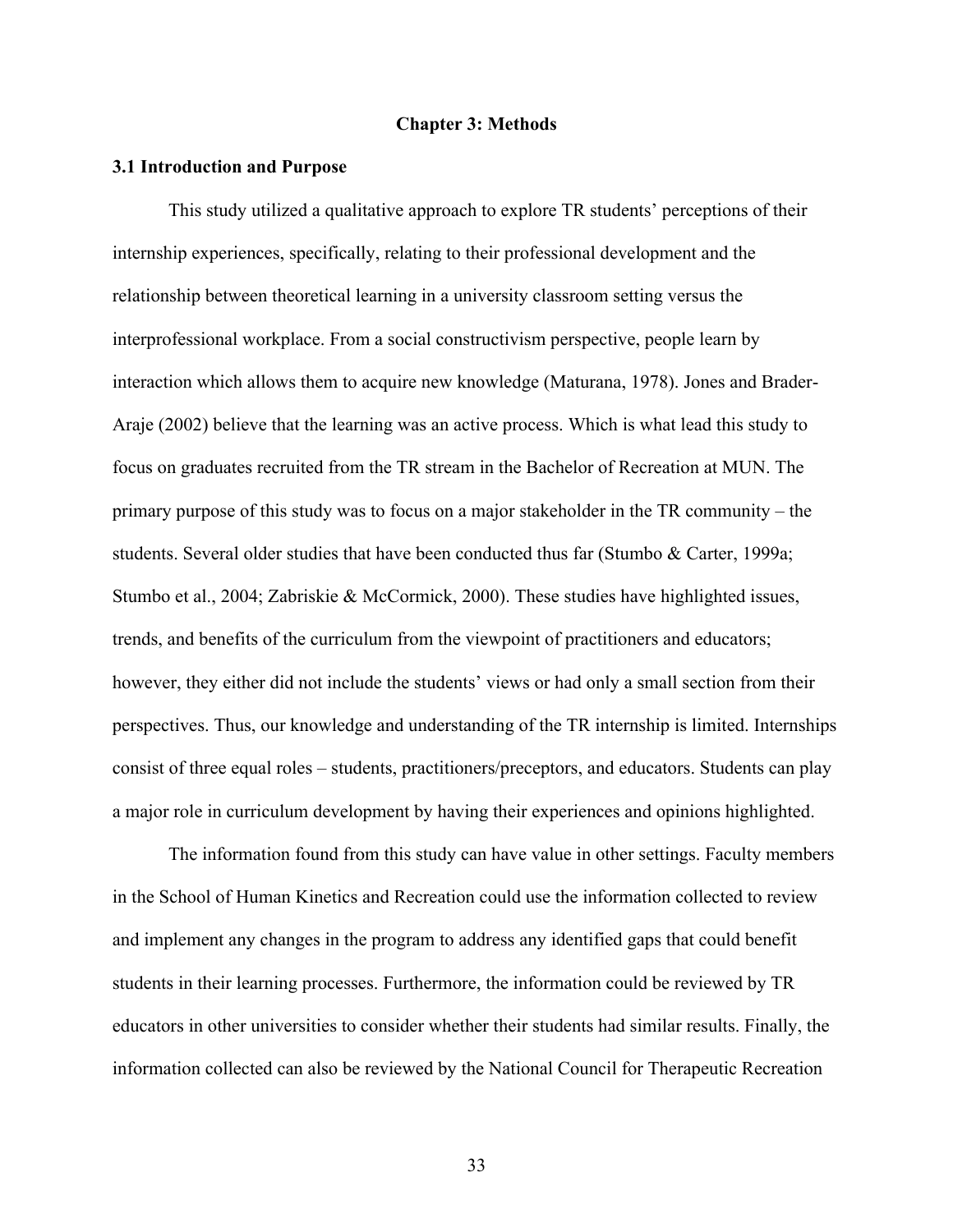# Chapter 3: Methods

## 3.1 Introduction and Purpose

This study utilized a qualitative approach to explore TR students' perceptions of their internship experiences, specifically, relating to their professional development and the relationship between theoretical learning in a university classroom setting versus the interprofessional workplace. From a social constructivism perspective, people learn by interaction which allows them to acquire new knowledge (Maturana, 1978). Jones and Brader-Araje (2002) believe that the learning was an active process. Which is what lead this study to focus on graduates recruited from the TR stream in the Bachelor of Recreation at MUN. The primary purpose of this study was to focus on a major stakeholder in the TR community – the students. Several older studies that have been conducted thus far (Stumbo & Carter, 1999a; Stumbo et al., 2004; Zabriskie & McCormick, 2000). These studies have highlighted issues, trends, and benefits of the curriculum from the viewpoint of practitioners and educators; however, they either did not include the students' views or had only a small section from their perspectives. Thus, our knowledge and understanding of the TR internship is limited. Internships consist of three equal roles – students, practitioners/preceptors, and educators. Students can play a major role in curriculum development by having their experiences and opinions highlighted.

The information found from this study can have value in other settings. Faculty members in the School of Human Kinetics and Recreation could use the information collected to review and implement any changes in the program to address any identified gaps that could benefit students in their learning processes. Furthermore, the information could be reviewed by TR educators in other universities to consider whether their students had similar results. Finally, the information collected can also be reviewed by the National Council for Therapeutic Recreation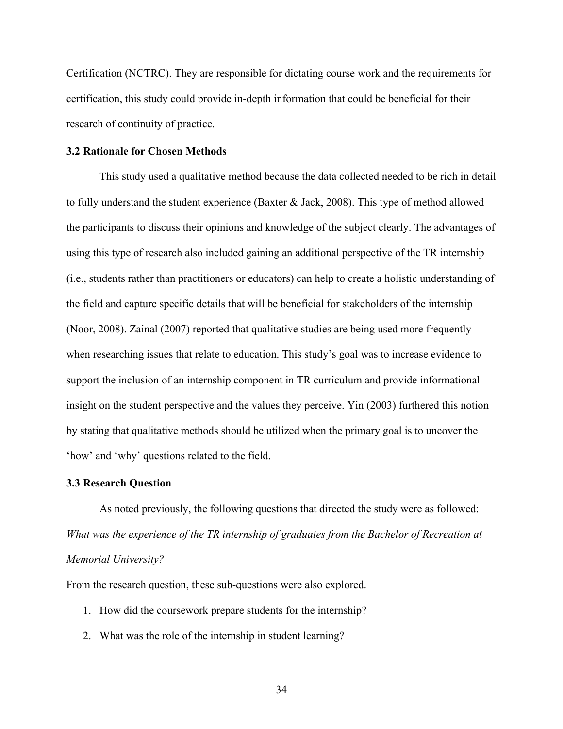Certification (NCTRC). They are responsible for dictating course work and the requirements for certification, this study could provide in-depth information that could be beneficial for their research of continuity of practice.

### 3.2 Rationale for Chosen Methods

This study used a qualitative method because the data collected needed to be rich in detail to fully understand the student experience (Baxter & Jack, 2008). This type of method allowed the participants to discuss their opinions and knowledge of the subject clearly. The advantages of using this type of research also included gaining an additional perspective of the TR internship (i.e., students rather than practitioners or educators) can help to create a holistic understanding of the field and capture specific details that will be beneficial for stakeholders of the internship (Noor, 2008). Zainal (2007) reported that qualitative studies are being used more frequently when researching issues that relate to education. This study's goal was to increase evidence to support the inclusion of an internship component in TR curriculum and provide informational insight on the student perspective and the values they perceive. Yin (2003) furthered this notion by stating that qualitative methods should be utilized when the primary goal is to uncover the 'how' and 'why' questions related to the field.

### 3.3 Research Question

As noted previously, the following questions that directed the study were as followed: *What was the experience of the TR internship of graduates from the Bachelor of Recreation at Memorial University?*

From the research question, these sub-questions were also explored.

1. How did the coursework prepare students for the internship?
2. What was the role of the internship in student learning?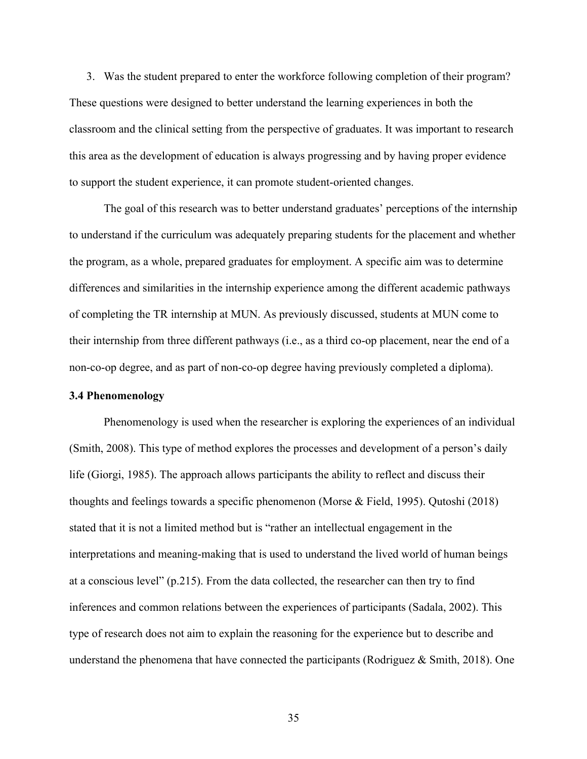3. Was the student prepared to enter the workforce following completion of their program?

These questions were designed to better understand the learning experiences in both the classroom and the clinical setting from the perspective of graduates. It was important to research this area as the development of education is always progressing and by having proper evidence to support the student experience, it can promote student-oriented changes.

The goal of this research was to better understand graduates' perceptions of the internship to understand if the curriculum was adequately preparing students for the placement and whether the program, as a whole, prepared graduates for employment. A specific aim was to determine differences and similarities in the internship experience among the different academic pathways of completing the TR internship at MUN. As previously discussed, students at MUN come to their internship from three different pathways (i.e., as a third co-op placement, near the end of a non-co-op degree, and as part of non-co-op degree having previously completed a diploma).

### 3.4 Phenomenology

Phenomenology is used when the researcher is exploring the experiences of an individual (Smith, 2008). This type of method explores the processes and development of a person's daily life (Giorgi, 1985). The approach allows participants the ability to reflect and discuss their thoughts and feelings towards a specific phenomenon (Morse & Field, 1995). Qutoshi (2018) stated that it is not a limited method but is "rather an intellectual engagement in the interpretations and meaning-making that is used to understand the lived world of human beings at a conscious level" (p.215). From the data collected, the researcher can then try to find inferences and common relations between the experiences of participants (Sadala, 2002). This type of research does not aim to explain the reasoning for the experience but to describe and understand the phenomena that have connected the participants (Rodriguez & Smith, 2018). One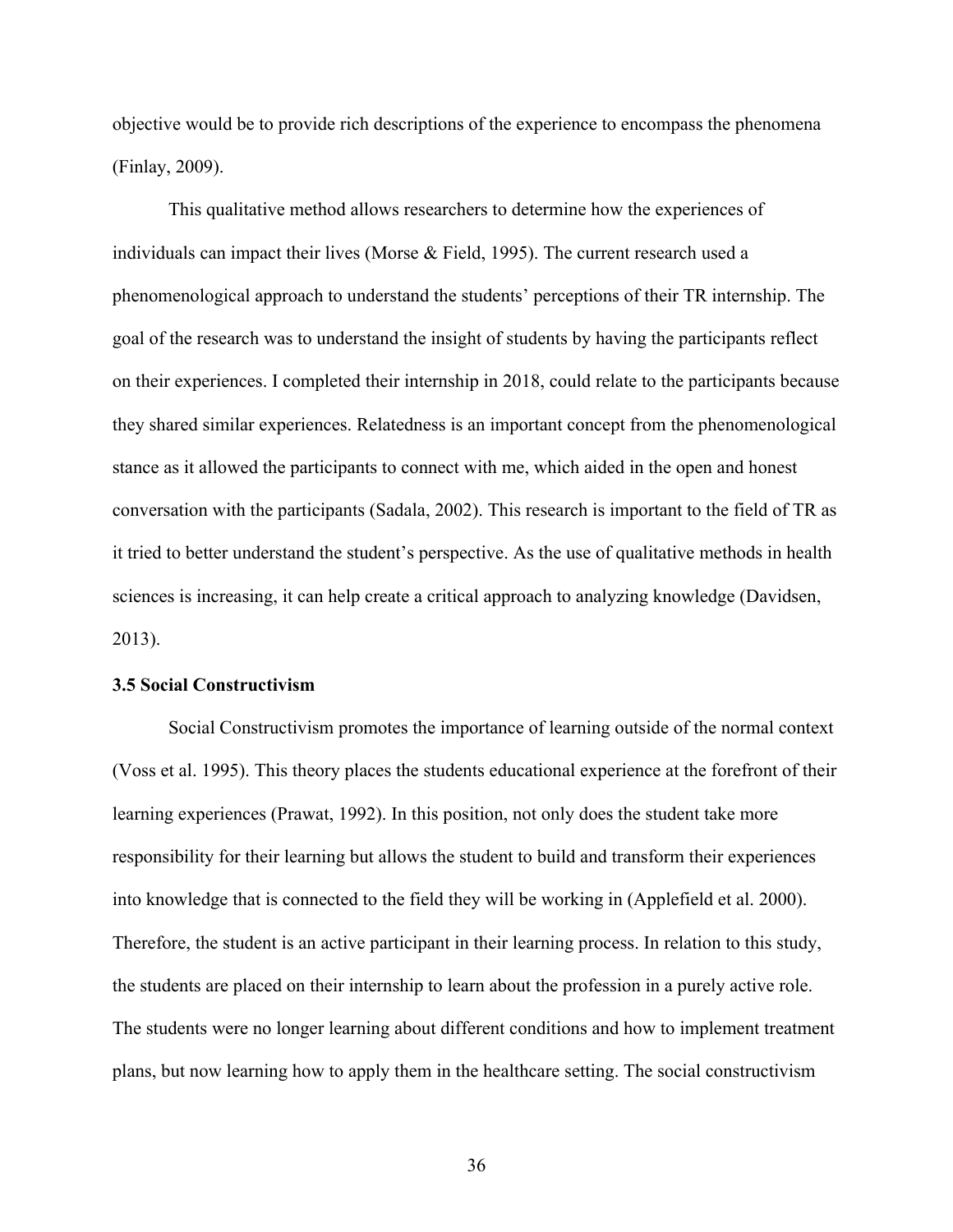objective would be to provide rich descriptions of the experience to encompass the phenomena (Finlay, 2009).

This qualitative method allows researchers to determine how the experiences of individuals can impact their lives (Morse & Field, 1995). The current research used a phenomenological approach to understand the students' perceptions of their TR internship. The goal of the research was to understand the insight of students by having the participants reflect on their experiences. I completed their internship in 2018, could relate to the participants because they shared similar experiences. Relatedness is an important concept from the phenomenological stance as it allowed the participants to connect with me, which aided in the open and honest conversation with the participants (Sadala, 2002). This research is important to the field of TR as it tried to better understand the student's perspective. As the use of qualitative methods in health sciences is increasing, it can help create a critical approach to analyzing knowledge (Davidsen, 2013).

### 3.5 Social Constructivism

Social Constructivism promotes the importance of learning outside of the normal context (Voss et al. 1995). This theory places the students educational experience at the forefront of their learning experiences (Prawat, 1992). In this position, not only does the student take more responsibility for their learning but allows the student to build and transform their experiences into knowledge that is connected to the field they will be working in (Applefield et al. 2000). Therefore, the student is an active participant in their learning process. In relation to this study, the students are placed on their internship to learn about the profession in a purely active role. The students were no longer learning about different conditions and how to implement treatment plans, but now learning how to apply them in the healthcare setting. The social constructivism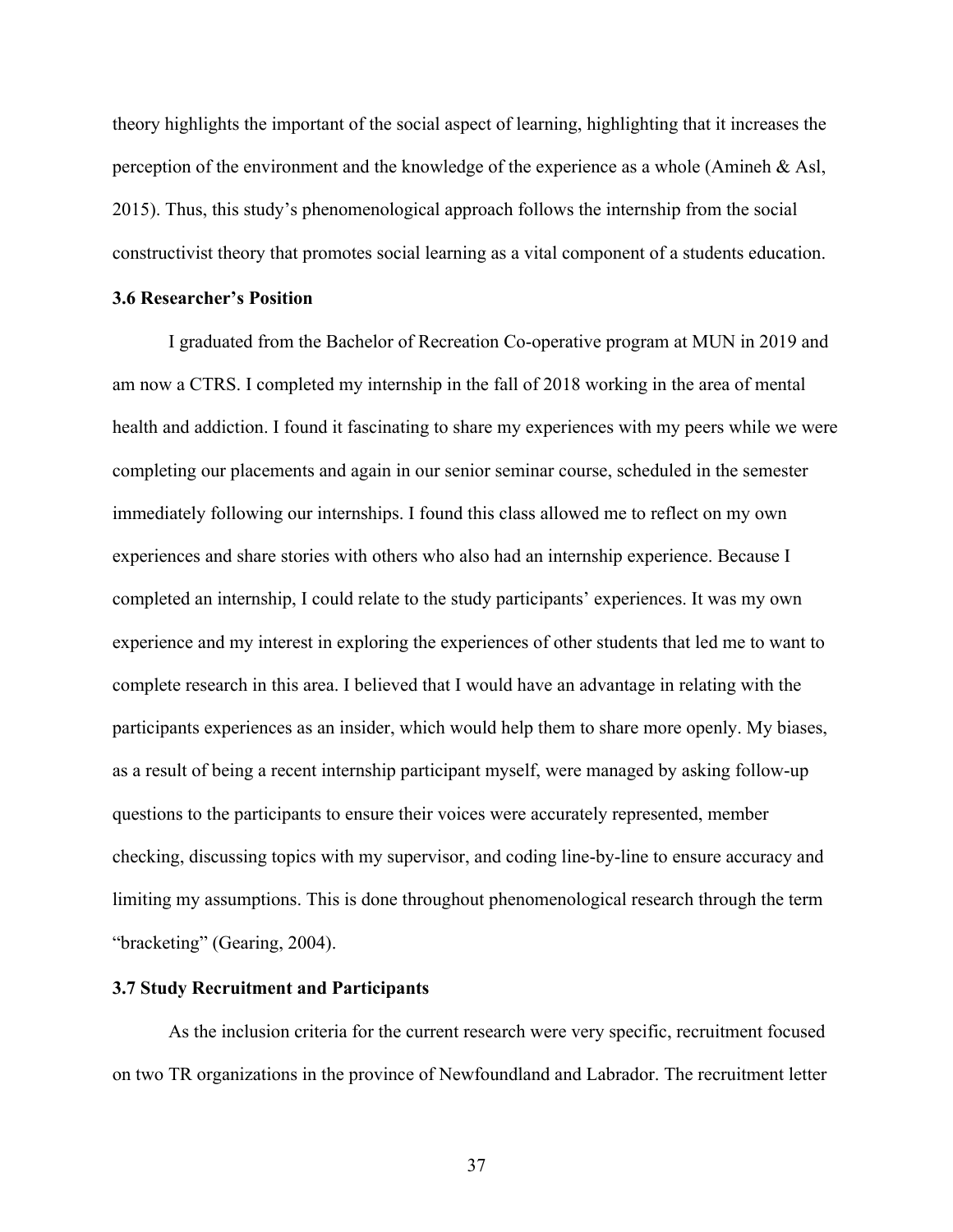theory highlights the important of the social aspect of learning, highlighting that it increases the perception of the environment and the knowledge of the experience as a whole (Amineh & Asl, 2015). Thus, this study's phenomenological approach follows the internship from the social constructivist theory that promotes social learning as a vital component of a students education.

### 3.6 Researcher's Position

I graduated from the Bachelor of Recreation Co-operative program at MUN in 2019 and am now a CTRS. I completed my internship in the fall of 2018 working in the area of mental health and addiction. I found it fascinating to share my experiences with my peers while we were completing our placements and again in our senior seminar course, scheduled in the semester immediately following our internships. I found this class allowed me to reflect on my own experiences and share stories with others who also had an internship experience. Because I completed an internship, I could relate to the study participants' experiences. It was my own experience and my interest in exploring the experiences of other students that led me to want to complete research in this area. I believed that I would have an advantage in relating with the participants experiences as an insider, which would help them to share more openly. My biases, as a result of being a recent internship participant myself, were managed by asking follow-up questions to the participants to ensure their voices were accurately represented, member checking, discussing topics with my supervisor, and coding line-by-line to ensure accuracy and limiting my assumptions. This is done throughout phenomenological research through the term "bracketing" (Gearing, 2004).

### 3.7 Study Recruitment and Participants

As the inclusion criteria for the current research were very specific, recruitment focused on two TR organizations in the province of Newfoundland and Labrador. The recruitment letter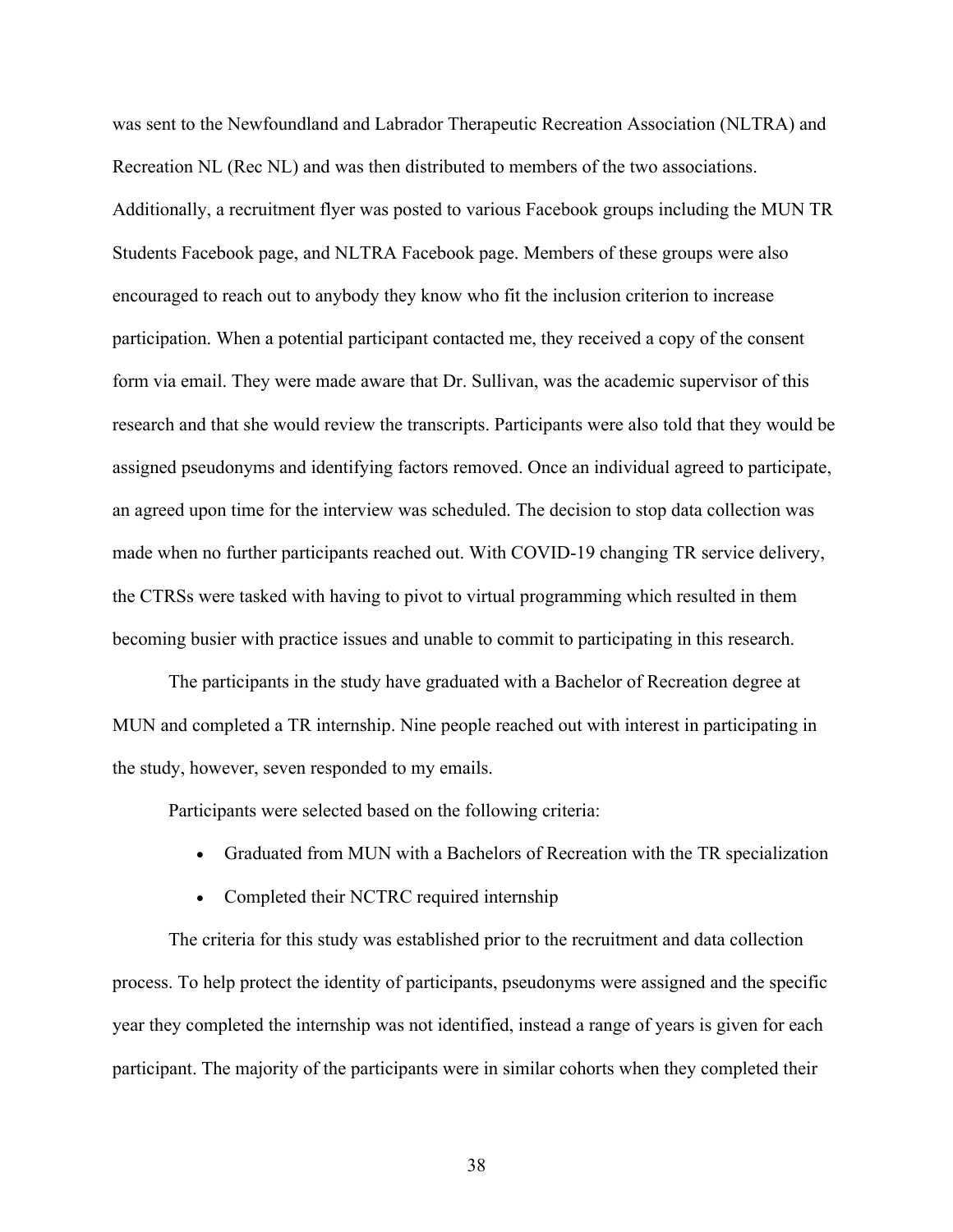was sent to the Newfoundland and Labrador Therapeutic Recreation Association (NLTRA) and Recreation NL (Rec NL) and was then distributed to members of the two associations. Additionally, a recruitment flyer was posted to various Facebook groups including the MUN TR Students Facebook page, and NLTRA Facebook page. Members of these groups were also encouraged to reach out to anybody they know who fit the inclusion criterion to increase participation. When a potential participant contacted me, they received a copy of the consent form via email. They were made aware that Dr. Sullivan, was the academic supervisor of this research and that she would review the transcripts. Participants were also told that they would be assigned pseudonyms and identifying factors removed. Once an individual agreed to participate, an agreed upon time for the interview was scheduled. The decision to stop data collection was made when no further participants reached out. With COVID-19 changing TR service delivery, the CTRSs were tasked with having to pivot to virtual programming which resulted in them becoming busier with practice issues and unable to commit to participating in this research.

The participants in the study have graduated with a Bachelor of Recreation degree at MUN and completed a TR internship. Nine people reached out with interest in participating in the study, however, seven responded to my emails.

Participants were selected based on the following criteria:

- Graduated from MUN with a Bachelors of Recreation with the TR specialization
- Completed their NCTRC required internship

The criteria for this study was established prior to the recruitment and data collection process. To help protect the identity of participants, pseudonyms were assigned and the specific year they completed the internship was not identified, instead a range of years is given for each participant. The majority of the participants were in similar cohorts when they completed their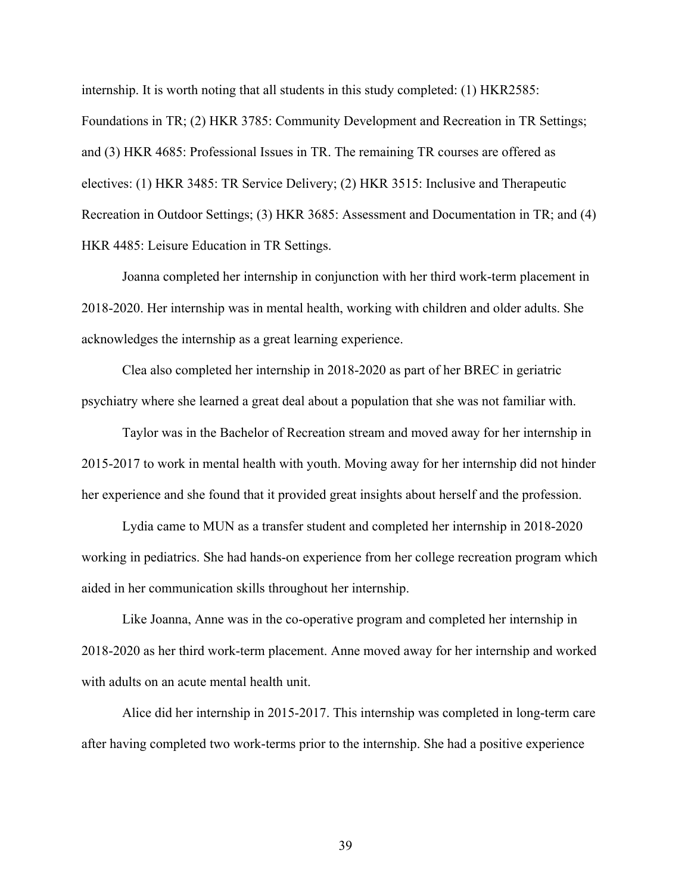internship. It is worth noting that all students in this study completed: (1) HKR2585: Foundations in TR; (2) HKR 3785: Community Development and Recreation in TR Settings; and (3) HKR 4685: Professional Issues in TR. The remaining TR courses are offered as electives: (1) HKR 3485: TR Service Delivery; (2) HKR 3515: Inclusive and Therapeutic Recreation in Outdoor Settings; (3) HKR 3685: Assessment and Documentation in TR; and (4) HKR 4485: Leisure Education in TR Settings.

Joanna completed her internship in conjunction with her third work-term placement in 2018-2020. Her internship was in mental health, working with children and older adults. She acknowledges the internship as a great learning experience.

Clea also completed her internship in 2018-2020 as part of her BREC in geriatric psychiatry where she learned a great deal about a population that she was not familiar with.

Taylor was in the Bachelor of Recreation stream and moved away for her internship in 2015-2017 to work in mental health with youth. Moving away for her internship did not hinder her experience and she found that it provided great insights about herself and the profession.

Lydia came to MUN as a transfer student and completed her internship in 2018-2020 working in pediatrics. She had hands-on experience from her college recreation program which aided in her communication skills throughout her internship.

Like Joanna, Anne was in the co-operative program and completed her internship in 2018-2020 as her third work-term placement. Anne moved away for her internship and worked with adults on an acute mental health unit.

Alice did her internship in 2015-2017. This internship was completed in long-term care after having completed two work-terms prior to the internship. She had a positive experience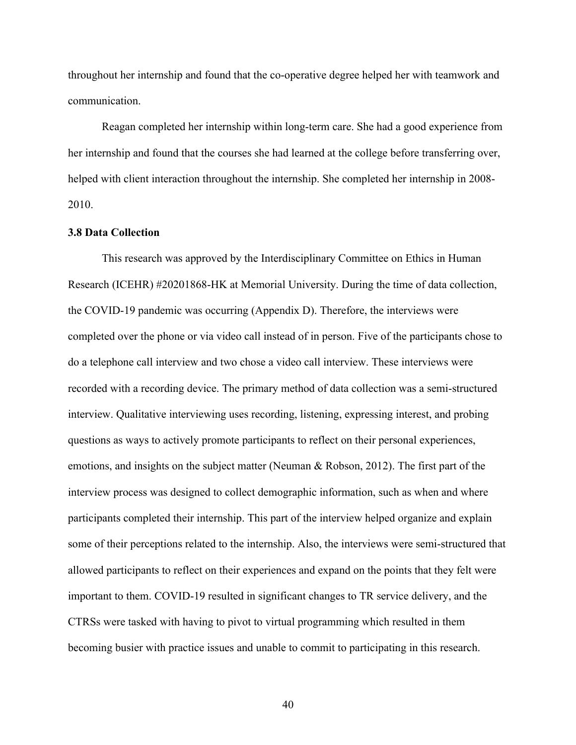throughout her internship and found that the co-operative degree helped her with teamwork and communication.

Reagan completed her internship within long-term care. She had a good experience from her internship and found that the courses she had learned at the college before transferring over, helped with client interaction throughout the internship. She completed her internship in 2008-2010.

### 3.8 Data Collection

This research was approved by the Interdisciplinary Committee on Ethics in Human Research (ICEHR) #20201868-HK at Memorial University. During the time of data collection, the COVID-19 pandemic was occurring (Appendix D). Therefore, the interviews were completed over the phone or via video call instead of in person. Five of the participants chose to do a telephone call interview and two chose a video call interview. These interviews were recorded with a recording device. The primary method of data collection was a semi-structured interview. Qualitative interviewing uses recording, listening, expressing interest, and probing questions as ways to actively promote participants to reflect on their personal experiences, emotions, and insights on the subject matter (Neuman & Robson, 2012). The first part of the interview process was designed to collect demographic information, such as when and where participants completed their internship. This part of the interview helped organize and explain some of their perceptions related to the internship. Also, the interviews were semi-structured that allowed participants to reflect on their experiences and expand on the points that they felt were important to them. COVID-19 resulted in significant changes to TR service delivery, and the CTRSs were tasked with having to pivot to virtual programming which resulted in them becoming busier with practice issues and unable to commit to participating in this research.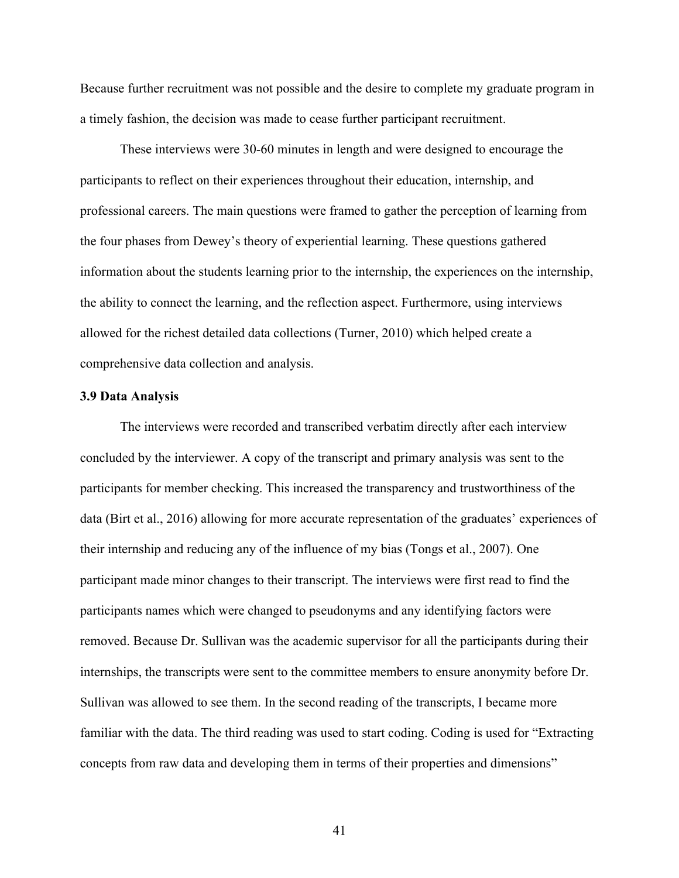Because further recruitment was not possible and the desire to complete my graduate program in a timely fashion, the decision was made to cease further participant recruitment.

These interviews were 30-60 minutes in length and were designed to encourage the participants to reflect on their experiences throughout their education, internship, and professional careers. The main questions were framed to gather the perception of learning from the four phases from Dewey's theory of experiential learning. These questions gathered information about the students learning prior to the internship, the experiences on the internship, the ability to connect the learning, and the reflection aspect. Furthermore, using interviews allowed for the richest detailed data collections (Turner, 2010) which helped create a comprehensive data collection and analysis.

### 3.9 Data Analysis

The interviews were recorded and transcribed verbatim directly after each interview concluded by the interviewer. A copy of the transcript and primary analysis was sent to the participants for member checking. This increased the transparency and trustworthiness of the data (Birt et al., 2016) allowing for more accurate representation of the graduates' experiences of their internship and reducing any of the influence of my bias (Tongs et al., 2007). One participant made minor changes to their transcript. The interviews were first read to find the participants names which were changed to pseudonyms and any identifying factors were removed. Because Dr. Sullivan was the academic supervisor for all the participants during their internships, the transcripts were sent to the committee members to ensure anonymity before Dr. Sullivan was allowed to see them. In the second reading of the transcripts, I became more familiar with the data. The third reading was used to start coding. Coding is used for "Extracting concepts from raw data and developing them in terms of their properties and dimensions"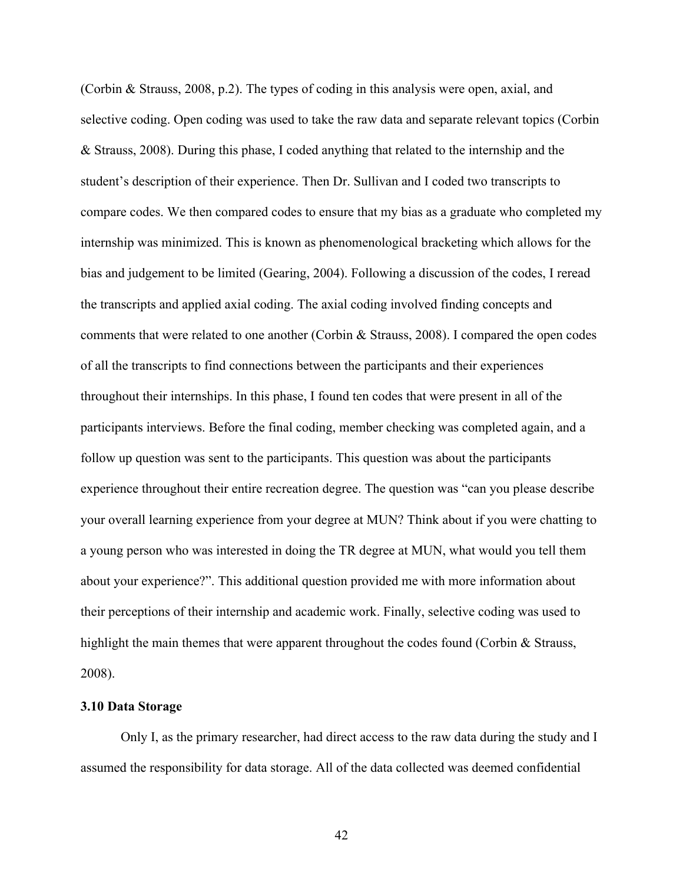(Corbin & Strauss, 2008, p.2). The types of coding in this analysis were open, axial, and selective coding. Open coding was used to take the raw data and separate relevant topics (Corbin & Strauss, 2008). During this phase, I coded anything that related to the internship and the student's description of their experience. Then Dr. Sullivan and I coded two transcripts to compare codes. We then compared codes to ensure that my bias as a graduate who completed my internship was minimized. This is known as phenomenological bracketing which allows for the bias and judgement to be limited (Gearing, 2004). Following a discussion of the codes, I reread the transcripts and applied axial coding. The axial coding involved finding concepts and comments that were related to one another (Corbin & Strauss, 2008). I compared the open codes of all the transcripts to find connections between the participants and their experiences throughout their internships. In this phase, I found ten codes that were present in all of the participants interviews. Before the final coding, member checking was completed again, and a follow up question was sent to the participants. This question was about the participants experience throughout their entire recreation degree. The question was "can you please describe your overall learning experience from your degree at MUN? Think about if you were chatting to a young person who was interested in doing the TR degree at MUN, what would you tell them about your experience?". This additional question provided me with more information about their perceptions of their internship and academic work. Finally, selective coding was used to highlight the main themes that were apparent throughout the codes found (Corbin & Strauss, 2008).

### 3.10 Data Storage

Only I, as the primary researcher, had direct access to the raw data during the study and I assumed the responsibility for data storage. All of the data collected was deemed confidential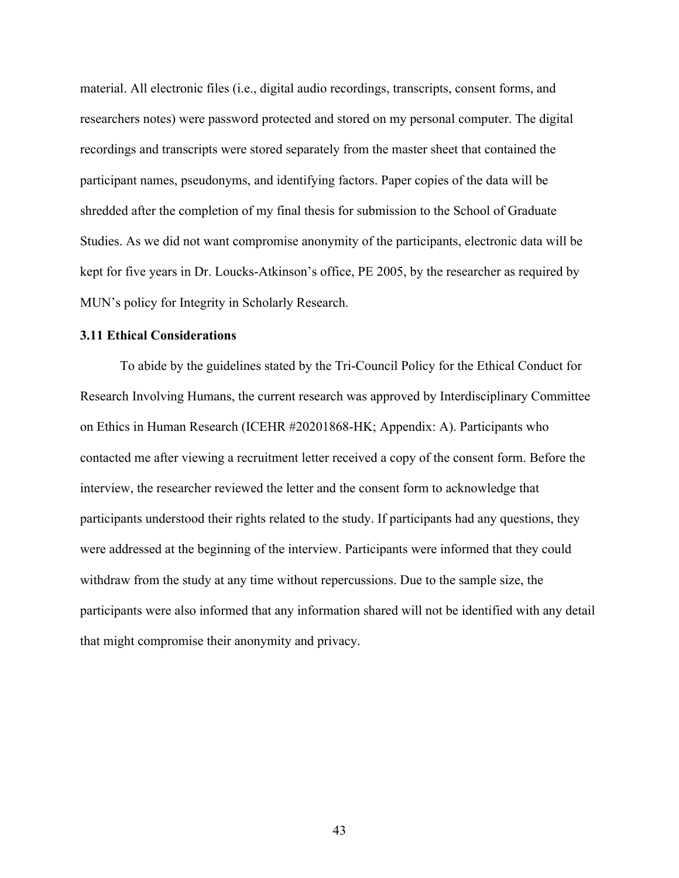material. All electronic files (i.e., digital audio recordings, transcripts, consent forms, and researchers notes) were password protected and stored on my personal computer. The digital recordings and transcripts were stored separately from the master sheet that contained the participant names, pseudonyms, and identifying factors. Paper copies of the data will be shredded after the completion of my final thesis for submission to the School of Graduate Studies. As we did not want compromise anonymity of the participants, electronic data will be kept for five years in Dr. Loucks-Atkinson's office, PE 2005, by the researcher as required by MUN's policy for Integrity in Scholarly Research.

### 3.11 Ethical Considerations

To abide by the guidelines stated by the Tri-Council Policy for the Ethical Conduct for Research Involving Humans, the current research was approved by Interdisciplinary Committee on Ethics in Human Research (ICEHR #20201868-HK; Appendix: A). Participants who contacted me after viewing a recruitment letter received a copy of the consent form. Before the interview, the researcher reviewed the letter and the consent form to acknowledge that participants understood their rights related to the study. If participants had any questions, they were addressed at the beginning of the interview. Participants were informed that they could withdraw from the study at any time without repercussions. Due to the sample size, the participants were also informed that any information shared will not be identified with any detail that might compromise their anonymity and privacy.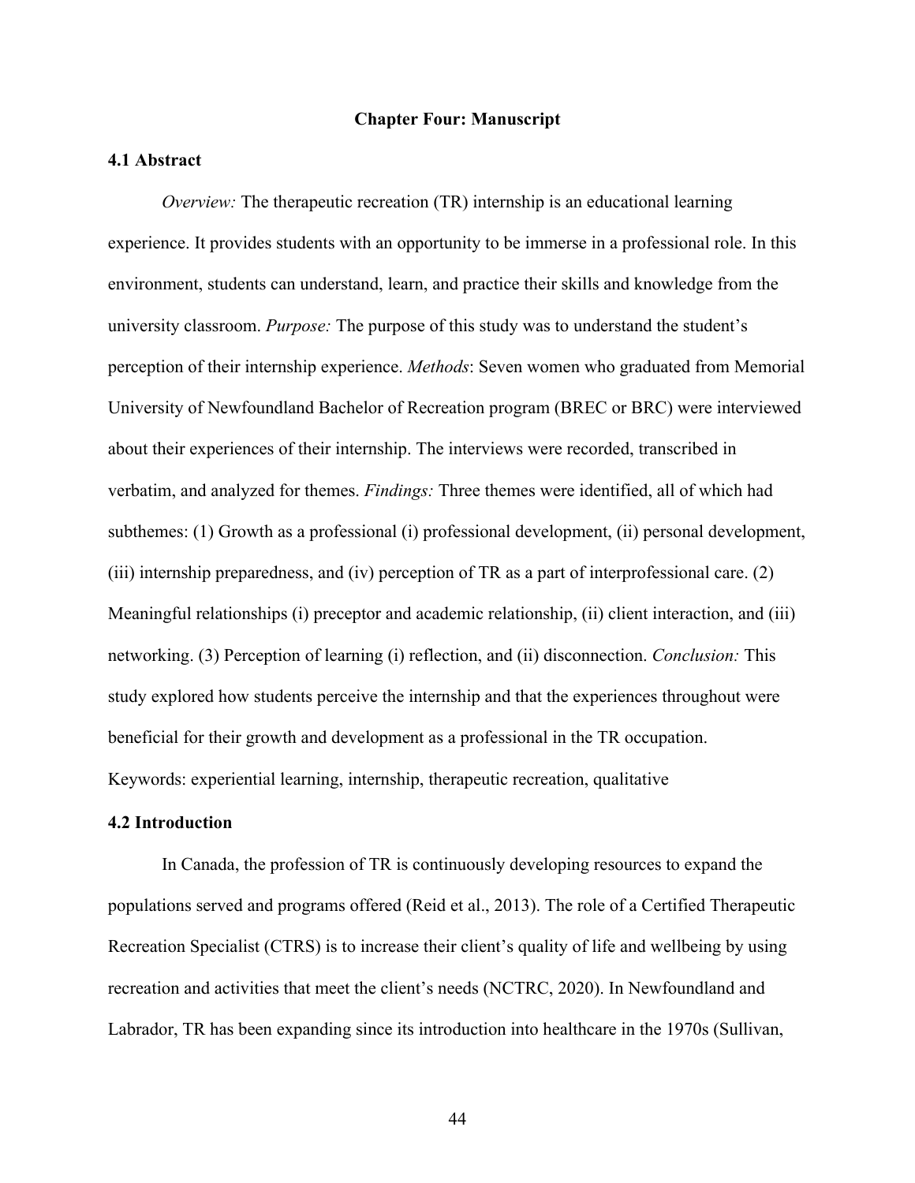# Chapter Four: Manuscript

## 4.1 Abstract

*Overview:* The therapeutic recreation (TR) internship is an educational learning experience. It provides students with an opportunity to be immerse in a professional role. In this environment, students can understand, learn, and practice their skills and knowledge from the university classroom. *Purpose:* The purpose of this study was to understand the student's perception of their internship experience. *Methods*: Seven women who graduated from Memorial University of Newfoundland Bachelor of Recreation program (BREC or BRC) were interviewed about their experiences of their internship. The interviews were recorded, transcribed in verbatim, and analyzed for themes. *Findings:* Three themes were identified, all of which had subthemes: (1) Growth as a professional (i) professional development, (ii) personal development, (iii) internship preparedness, and (iv) perception of TR as a part of interprofessional care. (2) Meaningful relationships (i) preceptor and academic relationship, (ii) client interaction, and (iii) networking. (3) Perception of learning (i) reflection, and (ii) disconnection. *Conclusion:* This study explored how students perceive the internship and that the experiences throughout were beneficial for their growth and development as a professional in the TR occupation.

Keywords: experiential learning, internship, therapeutic recreation, qualitative

## 4.2 Introduction

In Canada, the profession of TR is continuously developing resources to expand the populations served and programs offered (Reid et al., 2013). The role of a Certified Therapeutic Recreation Specialist (CTRS) is to increase their client's quality of life and wellbeing by using recreation and activities that meet the client's needs (NCTRC, 2020). In Newfoundland and Labrador, TR has been expanding since its introduction into healthcare in the 1970s (Sullivan,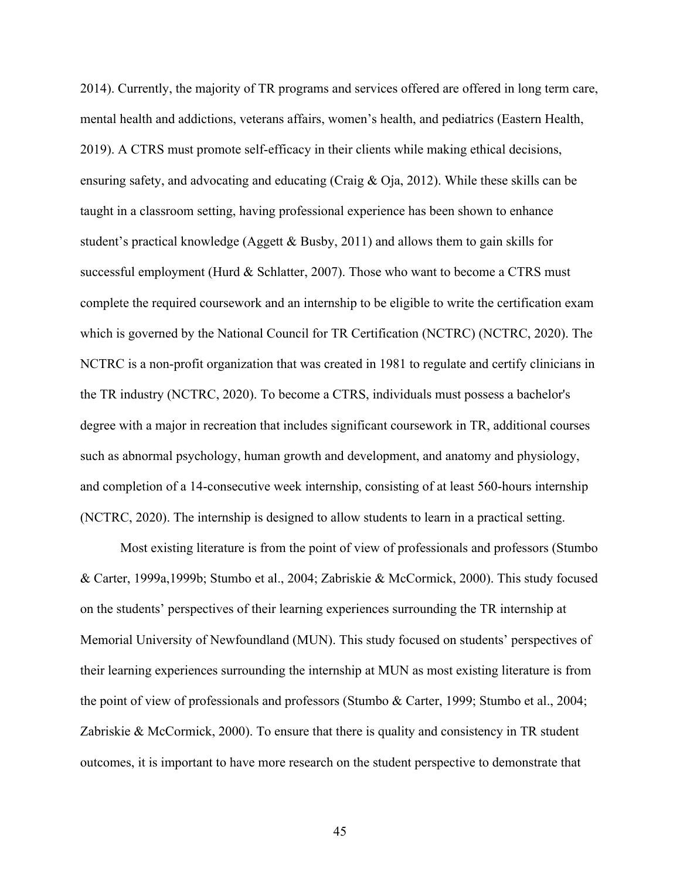2014). Currently, the majority of TR programs and services offered are offered in long term care, mental health and addictions, veterans affairs, women's health, and pediatrics (Eastern Health, 2019). A CTRS must promote self-efficacy in their clients while making ethical decisions, ensuring safety, and advocating and educating (Craig & Oja, 2012). While these skills can be taught in a classroom setting, having professional experience has been shown to enhance student's practical knowledge (Aggett & Busby, 2011) and allows them to gain skills for successful employment (Hurd & Schlatter, 2007). Those who want to become a CTRS must complete the required coursework and an internship to be eligible to write the certification exam which is governed by the National Council for TR Certification (NCTRC) (NCTRC, 2020). The NCTRC is a non-profit organization that was created in 1981 to regulate and certify clinicians in the TR industry (NCTRC, 2020). To become a CTRS, individuals must possess a bachelor's degree with a major in recreation that includes significant coursework in TR, additional courses such as abnormal psychology, human growth and development, and anatomy and physiology, and completion of a 14-consecutive week internship, consisting of at least 560-hours internship (NCTRC, 2020). The internship is designed to allow students to learn in a practical setting.

Most existing literature is from the point of view of professionals and professors (Stumbo & Carter, 1999a,1999b; Stumbo et al., 2004; Zabriskie & McCormick, 2000). This study focused on the students' perspectives of their learning experiences surrounding the TR internship at Memorial University of Newfoundland (MUN). This study focused on students' perspectives of their learning experiences surrounding the internship at MUN as most existing literature is from the point of view of professionals and professors (Stumbo & Carter, 1999; Stumbo et al., 2004; Zabriskie & McCormick, 2000). To ensure that there is quality and consistency in TR student outcomes, it is important to have more research on the student perspective to demonstrate that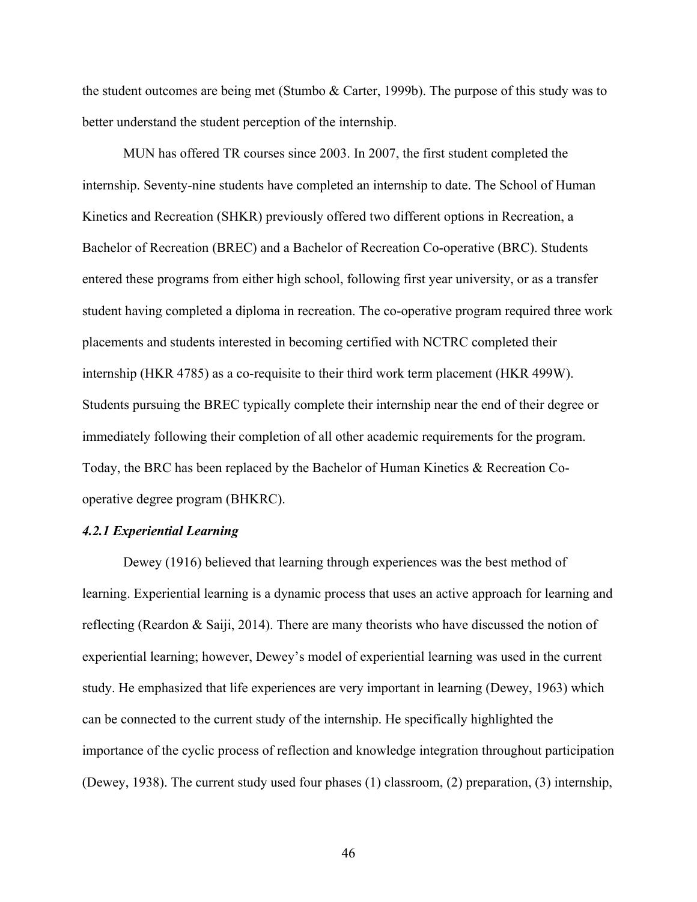the student outcomes are being met (Stumbo & Carter, 1999b). The purpose of this study was to better understand the student perception of the internship.

MUN has offered TR courses since 2003. In 2007, the first student completed the internship. Seventy-nine students have completed an internship to date. The School of Human Kinetics and Recreation (SHKR) previously offered two different options in Recreation, a Bachelor of Recreation (BREC) and a Bachelor of Recreation Co-operative (BRC). Students entered these programs from either high school, following first year university, or as a transfer student having completed a diploma in recreation. The co-operative program required three work placements and students interested in becoming certified with NCTRC completed their internship (HKR 4785) as a co-requisite to their third work term placement (HKR 499W). Students pursuing the BREC typically complete their internship near the end of their degree or immediately following their completion of all other academic requirements for the program. Today, the BRC has been replaced by the Bachelor of Human Kinetics & Recreation Co-operative degree program (BHKRC).

#### *4.2.1 Experiential Learning*

Dewey (1916) believed that learning through experiences was the best method of learning. Experiential learning is a dynamic process that uses an active approach for learning and reflecting (Reardon & Saiji, 2014). There are many theorists who have discussed the notion of experiential learning; however, Dewey's model of experiential learning was used in the current study. He emphasized that life experiences are very important in learning (Dewey, 1963) which can be connected to the current study of the internship. He specifically highlighted the importance of the cyclic process of reflection and knowledge integration throughout participation (Dewey, 1938). The current study used four phases (1) classroom, (2) preparation, (3) internship,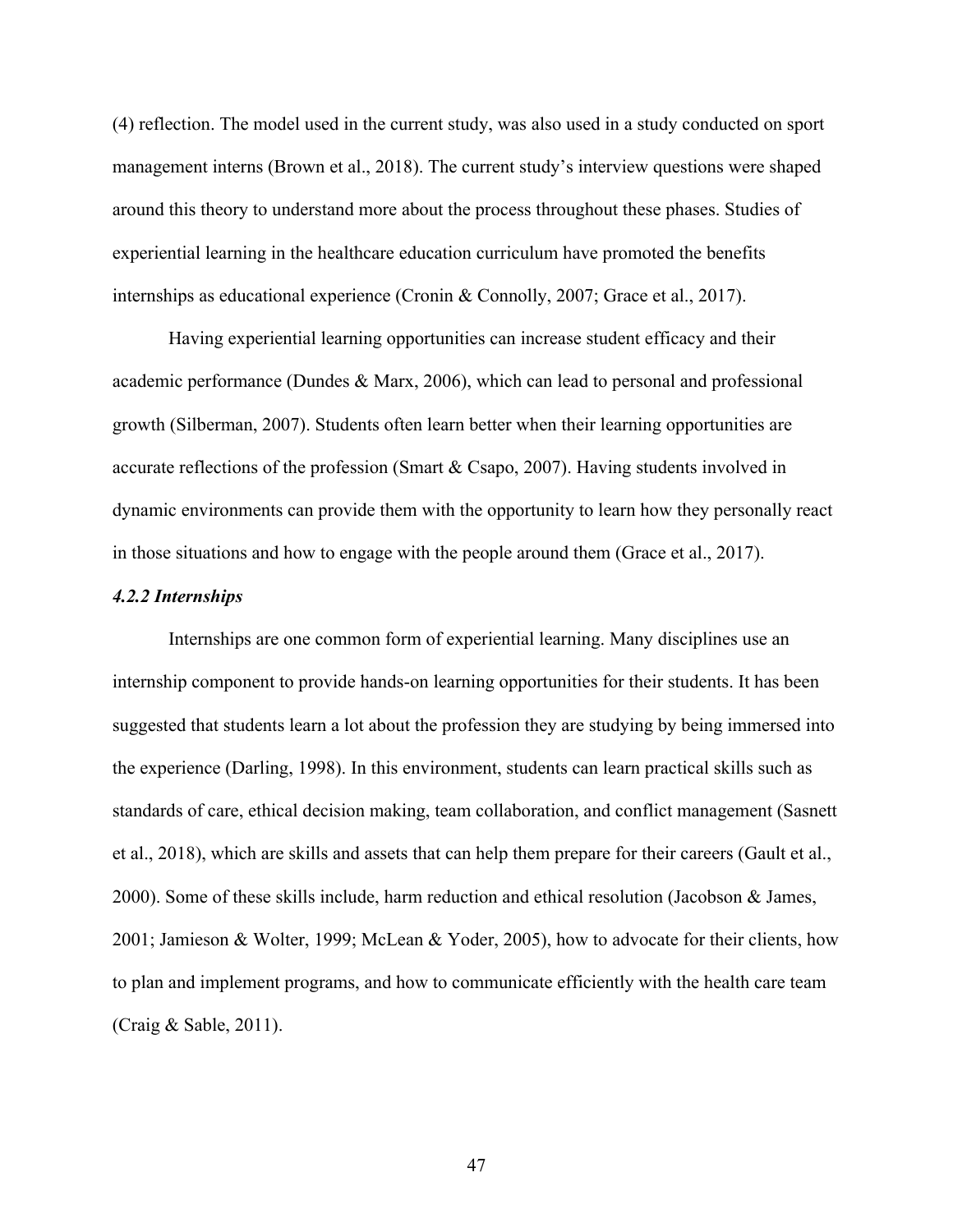(4) reflection. The model used in the current study, was also used in a study conducted on sport management interns (Brown et al., 2018). The current study's interview questions were shaped around this theory to understand more about the process throughout these phases. Studies of experiential learning in the healthcare education curriculum have promoted the benefits internships as educational experience (Cronin & Connolly, 2007; Grace et al., 2017).

Having experiential learning opportunities can increase student efficacy and their academic performance (Dundes & Marx, 2006), which can lead to personal and professional growth (Silberman, 2007). Students often learn better when their learning opportunities are accurate reflections of the profession (Smart & Csapo, 2007). Having students involved in dynamic environments can provide them with the opportunity to learn how they personally react in those situations and how to engage with the people around them (Grace et al., 2017).

#### *4.2.2 Internships*

Internships are one common form of experiential learning. Many disciplines use an internship component to provide hands-on learning opportunities for their students. It has been suggested that students learn a lot about the profession they are studying by being immersed into the experience (Darling, 1998). In this environment, students can learn practical skills such as standards of care, ethical decision making, team collaboration, and conflict management (Sasnett et al., 2018), which are skills and assets that can help them prepare for their careers (Gault et al., 2000). Some of these skills include, harm reduction and ethical resolution (Jacobson & James, 2001; Jamieson & Wolter, 1999; McLean & Yoder, 2005), how to advocate for their clients, how to plan and implement programs, and how to communicate efficiently with the health care team (Craig & Sable, 2011).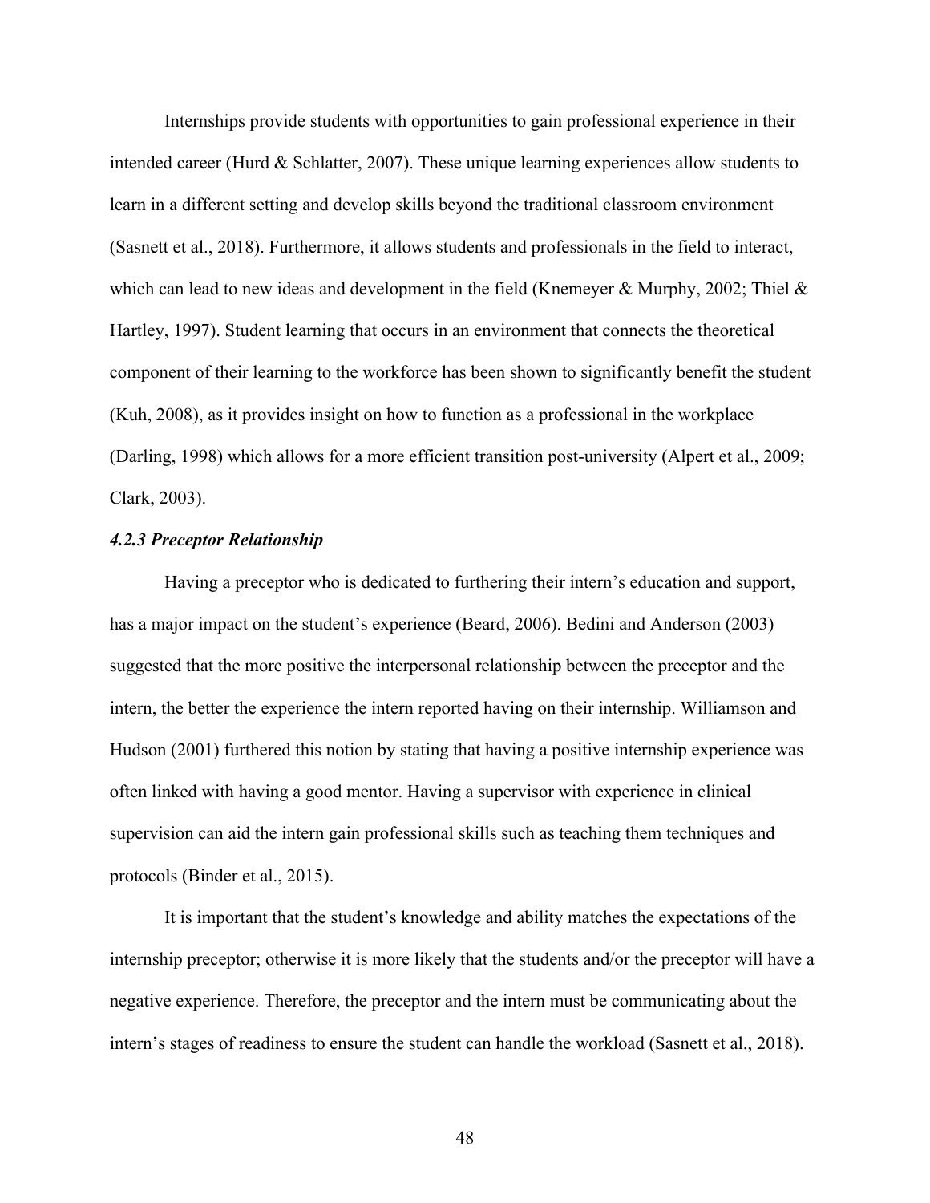Internships provide students with opportunities to gain professional experience in their intended career (Hurd & Schlatter, 2007). These unique learning experiences allow students to learn in a different setting and develop skills beyond the traditional classroom environment (Sasnett et al., 2018). Furthermore, it allows students and professionals in the field to interact, which can lead to new ideas and development in the field (Knemeyer & Murphy, 2002; Thiel & Hartley, 1997). Student learning that occurs in an environment that connects the theoretical component of their learning to the workforce has been shown to significantly benefit the student (Kuh, 2008), as it provides insight on how to function as a professional in the workplace (Darling, 1998) which allows for a more efficient transition post-university (Alpert et al., 2009; Clark, 2003).

#### *4.2.3 Preceptor Relationship*

Having a preceptor who is dedicated to furthering their intern's education and support, has a major impact on the student's experience (Beard, 2006). Bedini and Anderson (2003) suggested that the more positive the interpersonal relationship between the preceptor and the intern, the better the experience the intern reported having on their internship. Williamson and Hudson (2001) furthered this notion by stating that having a positive internship experience was often linked with having a good mentor. Having a supervisor with experience in clinical supervision can aid the intern gain professional skills such as teaching them techniques and protocols (Binder et al., 2015).

It is important that the student's knowledge and ability matches the expectations of the internship preceptor; otherwise it is more likely that the students and/or the preceptor will have a negative experience. Therefore, the preceptor and the intern must be communicating about the intern's stages of readiness to ensure the student can handle the workload (Sasnett et al., 2018).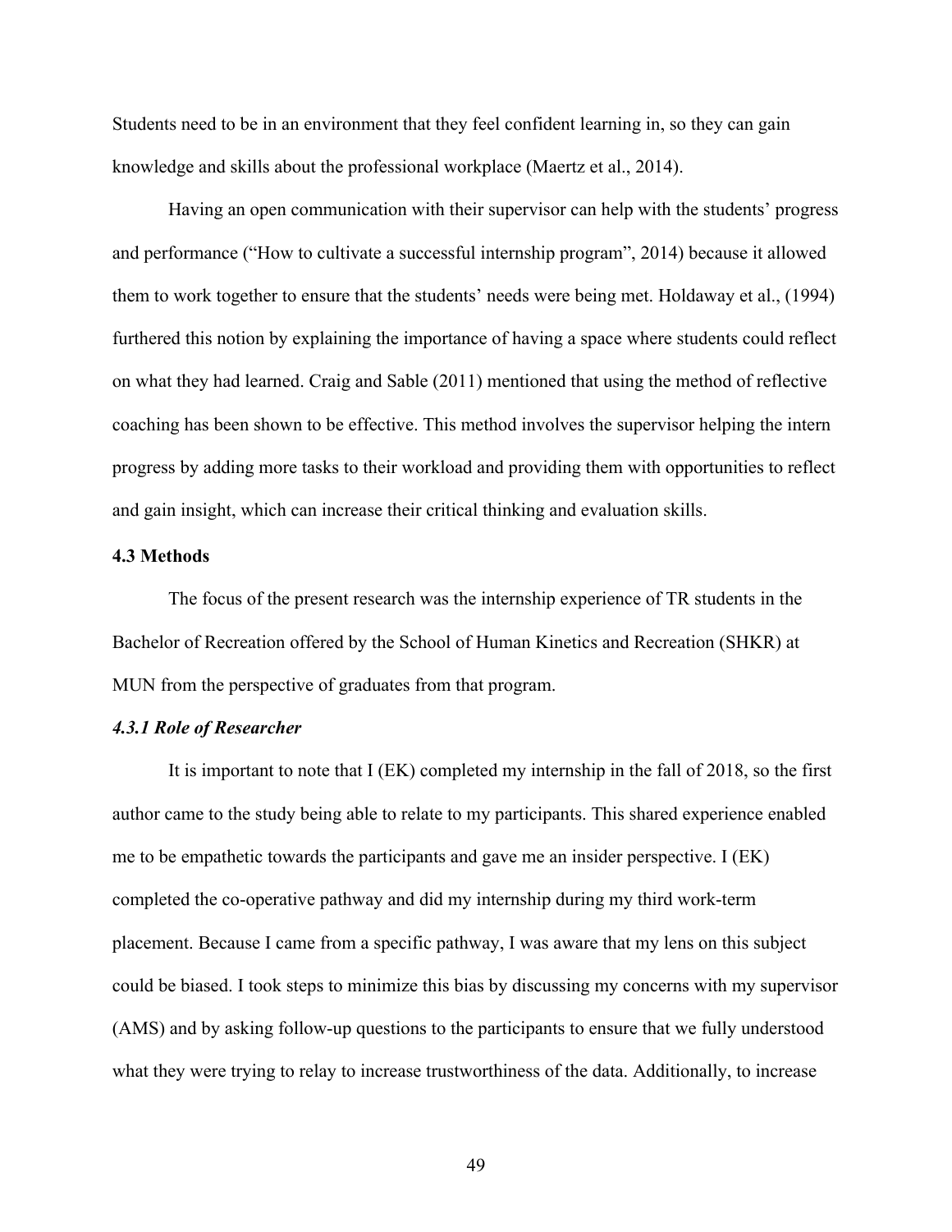Students need to be in an environment that they feel confident learning in, so they can gain knowledge and skills about the professional workplace (Maertz et al., 2014).

Having an open communication with their supervisor can help with the students' progress and performance ("How to cultivate a successful internship program", 2014) because it allowed them to work together to ensure that the students' needs were being met. Holdaway et al., (1994) furthered this notion by explaining the importance of having a space where students could reflect on what they had learned. Craig and Sable (2011) mentioned that using the method of reflective coaching has been shown to be effective. This method involves the supervisor helping the intern progress by adding more tasks to their workload and providing them with opportunities to reflect and gain insight, which can increase their critical thinking and evaluation skills.

## 4.3 Methods

The focus of the present research was the internship experience of TR students in the Bachelor of Recreation offered by the School of Human Kinetics and Recreation (SHKR) at MUN from the perspective of graduates from that program.

### *4.3.1 Role of Researcher*

It is important to note that I (EK) completed my internship in the fall of 2018, so the first author came to the study being able to relate to my participants. This shared experience enabled me to be empathetic towards the participants and gave me an insider perspective. I (EK) completed the co-operative pathway and did my internship during my third work-term placement. Because I came from a specific pathway, I was aware that my lens on this subject could be biased. I took steps to minimize this bias by discussing my concerns with my supervisor (AMS) and by asking follow-up questions to the participants to ensure that we fully understood what they were trying to relay to increase trustworthiness of the data. Additionally, to increase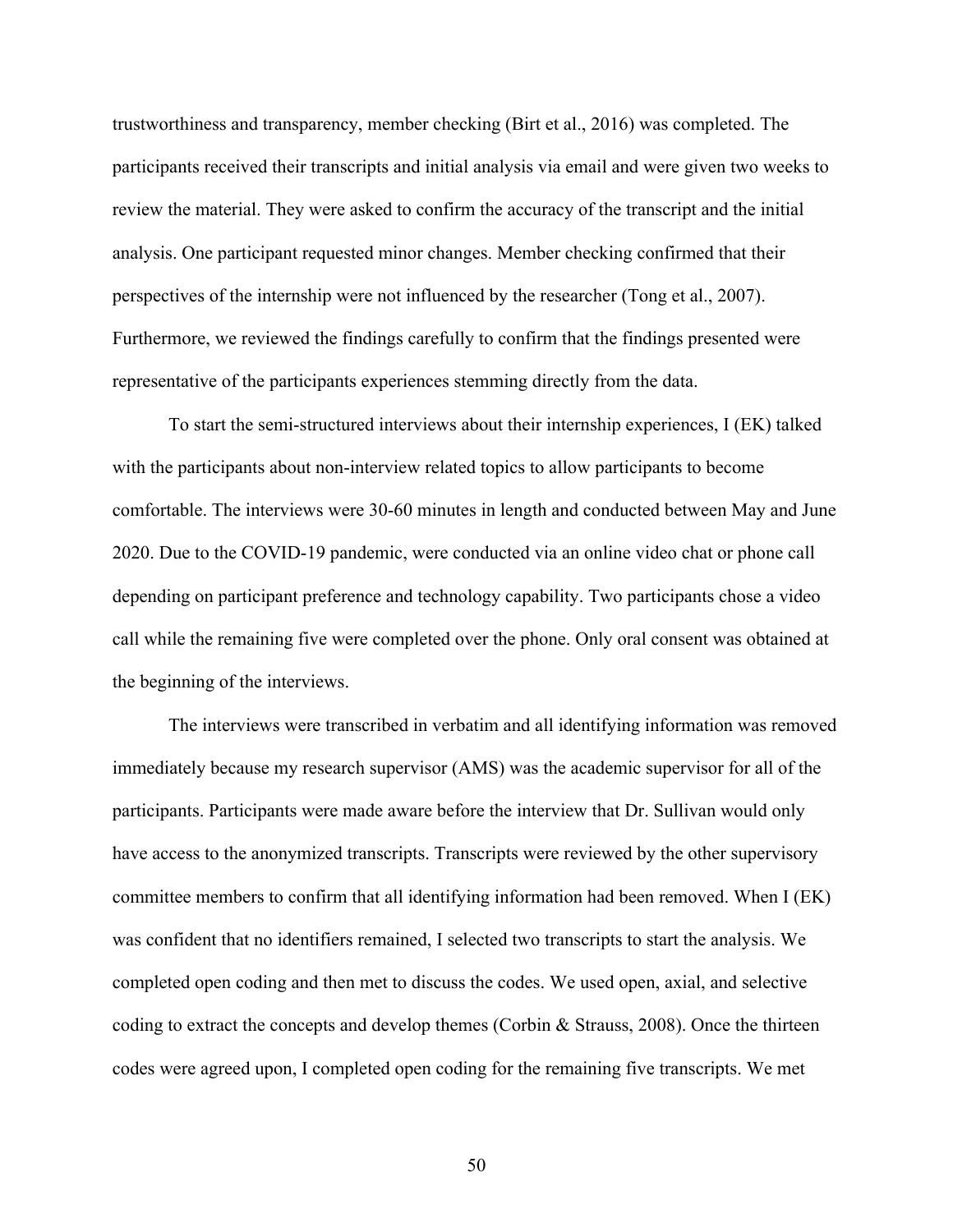trustworthiness and transparency, member checking (Birt et al., 2016) was completed. The participants received their transcripts and initial analysis via email and were given two weeks to review the material. They were asked to confirm the accuracy of the transcript and the initial analysis. One participant requested minor changes. Member checking confirmed that their perspectives of the internship were not influenced by the researcher (Tong et al., 2007). Furthermore, we reviewed the findings carefully to confirm that the findings presented were representative of the participants experiences stemming directly from the data.

To start the semi-structured interviews about their internship experiences, I (EK) talked with the participants about non-interview related topics to allow participants to become comfortable. The interviews were 30-60 minutes in length and conducted between May and June 2020. Due to the COVID-19 pandemic, were conducted via an online video chat or phone call depending on participant preference and technology capability. Two participants chose a video call while the remaining five were completed over the phone. Only oral consent was obtained at the beginning of the interviews.

The interviews were transcribed in verbatim and all identifying information was removed immediately because my research supervisor (AMS) was the academic supervisor for all of the participants. Participants were made aware before the interview that Dr. Sullivan would only have access to the anonymized transcripts. Transcripts were reviewed by the other supervisory committee members to confirm that all identifying information had been removed. When I (EK) was confident that no identifiers remained, I selected two transcripts to start the analysis. We completed open coding and then met to discuss the codes. We used open, axial, and selective coding to extract the concepts and develop themes (Corbin & Strauss, 2008). Once the thirteen codes were agreed upon, I completed open coding for the remaining five transcripts. We met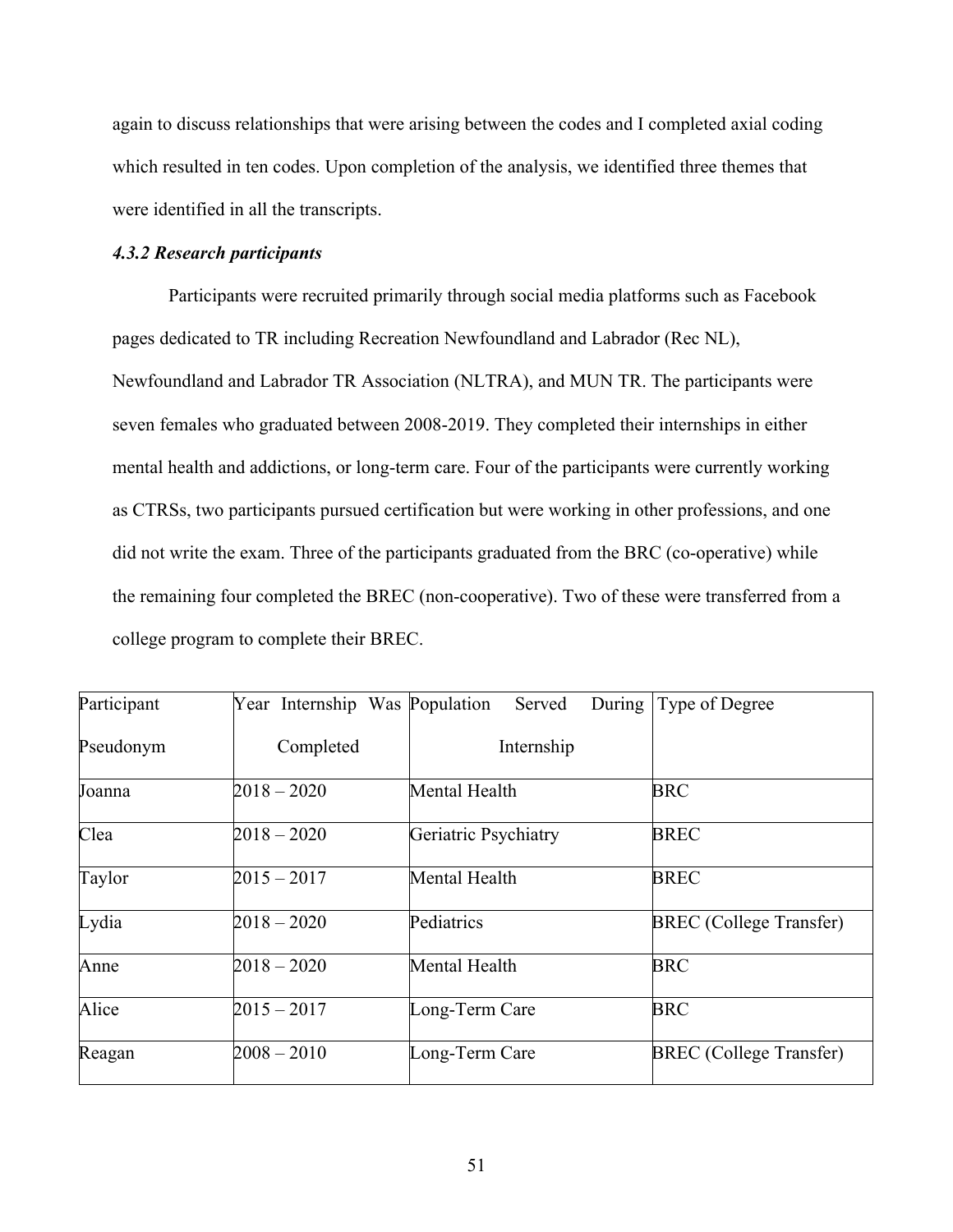again to discuss relationships that were arising between the codes and I completed axial coding which resulted in ten codes. Upon completion of the analysis, we identified three themes that were identified in all the transcripts.

#### *4.3.2 Research participants*

Participants were recruited primarily through social media platforms such as Facebook pages dedicated to TR including Recreation Newfoundland and Labrador (Rec NL), Newfoundland and Labrador TR Association (NLTRA), and MUN TR. The participants were seven females who graduated between 2008-2019. They completed their internships in either mental health and addictions, or long-term care. Four of the participants were currently working as CTRSs, two participants pursued certification but were working in other professions, and one did not write the exam. Three of the participants graduated from the BRC (co-operative) while the remaining four completed the BREC (non-cooperative). Two of these were transferred from a college program to complete their BREC.

| Participant Pseudonym | Year Internship Was Completed | Population Served During Internship | Type of Degree |
|---|---|---|---|
| Joanna | 2018 – 2020 | Mental Health | BRC |
| Clea | 2018 – 2020 | Geriatric Psychiatry | BREC |
| Taylor | 2015 – 2017 | Mental Health | BREC |
| Lydia | 2018 – 2020 | Pediatrics | BREC (College Transfer) |
| Anne | 2018 – 2020 | Mental Health | BRC |
| Alice | 2015 – 2017 | Long-Term Care | BRC |
| Reagan | 2008 – 2010 | Long-Term Care | BREC (College Transfer) |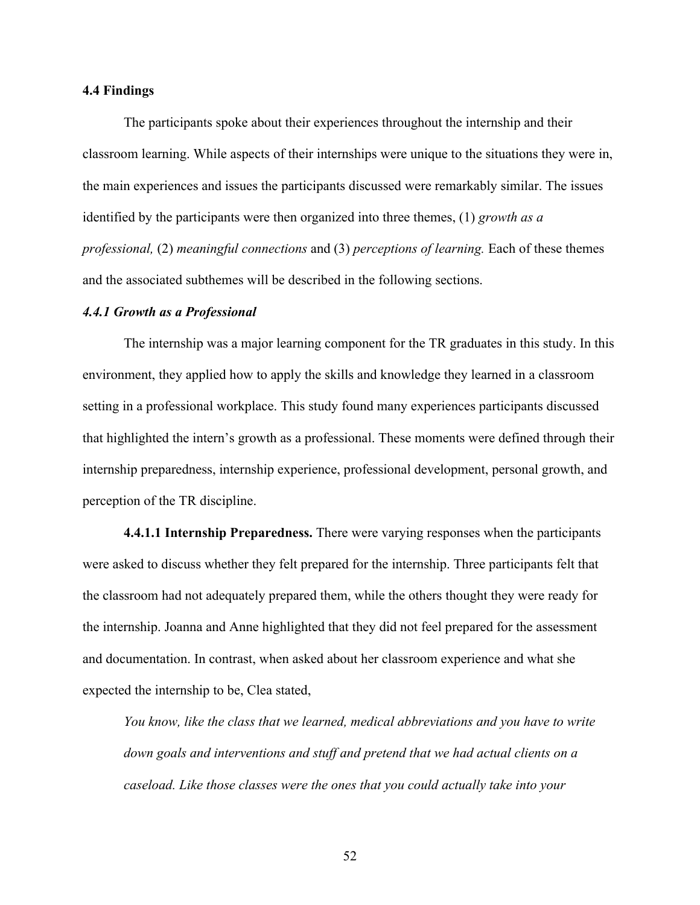### 4.4 Findings

The participants spoke about their experiences throughout the internship and their classroom learning. While aspects of their internships were unique to the situations they were in, the main experiences and issues the participants discussed were remarkably similar. The issues identified by the participants were then organized into three themes, (1) *growth as a professional,* (2) *meaningful connections* and (3) *perceptions of learning.* Each of these themes and the associated subthemes will be described in the following sections.

#### *4.4.1 Growth as a Professional*

The internship was a major learning component for the TR graduates in this study. In this environment, they applied how to apply the skills and knowledge they learned in a classroom setting in a professional workplace. This study found many experiences participants discussed that highlighted the intern's growth as a professional. These moments were defined through their internship preparedness, internship experience, professional development, personal growth, and perception of the TR discipline.

**4.4.1.1 Internship Preparedness.** There were varying responses when the participants were asked to discuss whether they felt prepared for the internship. Three participants felt that the classroom had not adequately prepared them, while the others thought they were ready for the internship. Joanna and Anne highlighted that they did not feel prepared for the assessment and documentation. In contrast, when asked about her classroom experience and what she expected the internship to be, Clea stated,

> *You know, like the class that we learned, medical abbreviations and you have to write down goals and interventions and stuff and pretend that we had actual clients on a caseload. Like those classes were the ones that you could actually take into your*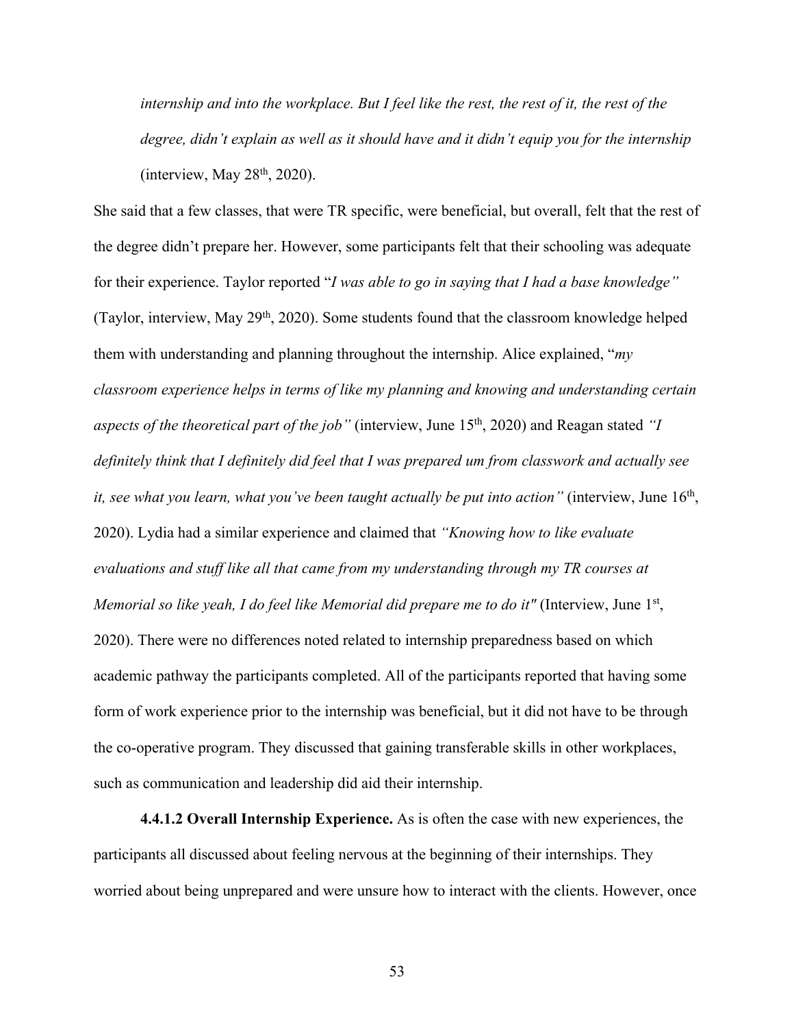*internship and into the workplace. But I feel like the rest, the rest of it, the rest of the degree, didn't explain as well as it should have and it didn't equip you for the internship* (interview, May 28th, 2020).

She said that a few classes, that were TR specific, were beneficial, but overall, felt that the rest of the degree didn't prepare her. However, some participants felt that their schooling was adequate for their experience. Taylor reported "*I was able to go in saying that I had a base knowledge"* (Taylor, interview, May 29th, 2020). Some students found that the classroom knowledge helped them with understanding and planning throughout the internship. Alice explained, "*my classroom experience helps in terms of like my planning and knowing and understanding certain aspects of the theoretical part of the job"* (interview, June 15th, 2020) and Reagan stated *"I definitely think that I definitely did feel that I was prepared um from classwork and actually see it, see what you learn, what you've been taught actually be put into action"* (interview, June 16th, 2020). Lydia had a similar experience and claimed that *"Knowing how to like evaluate evaluations and stuff like all that came from my understanding through my TR courses at Memorial so like yeah, I do feel like Memorial did prepare me to do it"* (Interview, June 1st, 2020). There were no differences noted related to internship preparedness based on which academic pathway the participants completed. All of the participants reported that having some form of work experience prior to the internship was beneficial, but it did not have to be through the co-operative program. They discussed that gaining transferable skills in other workplaces, such as communication and leadership did aid their internship.

**4.4.1.2 Overall Internship Experience.** As is often the case with new experiences, the participants all discussed about feeling nervous at the beginning of their internships. They worried about being unprepared and were unsure how to interact with the clients. However, once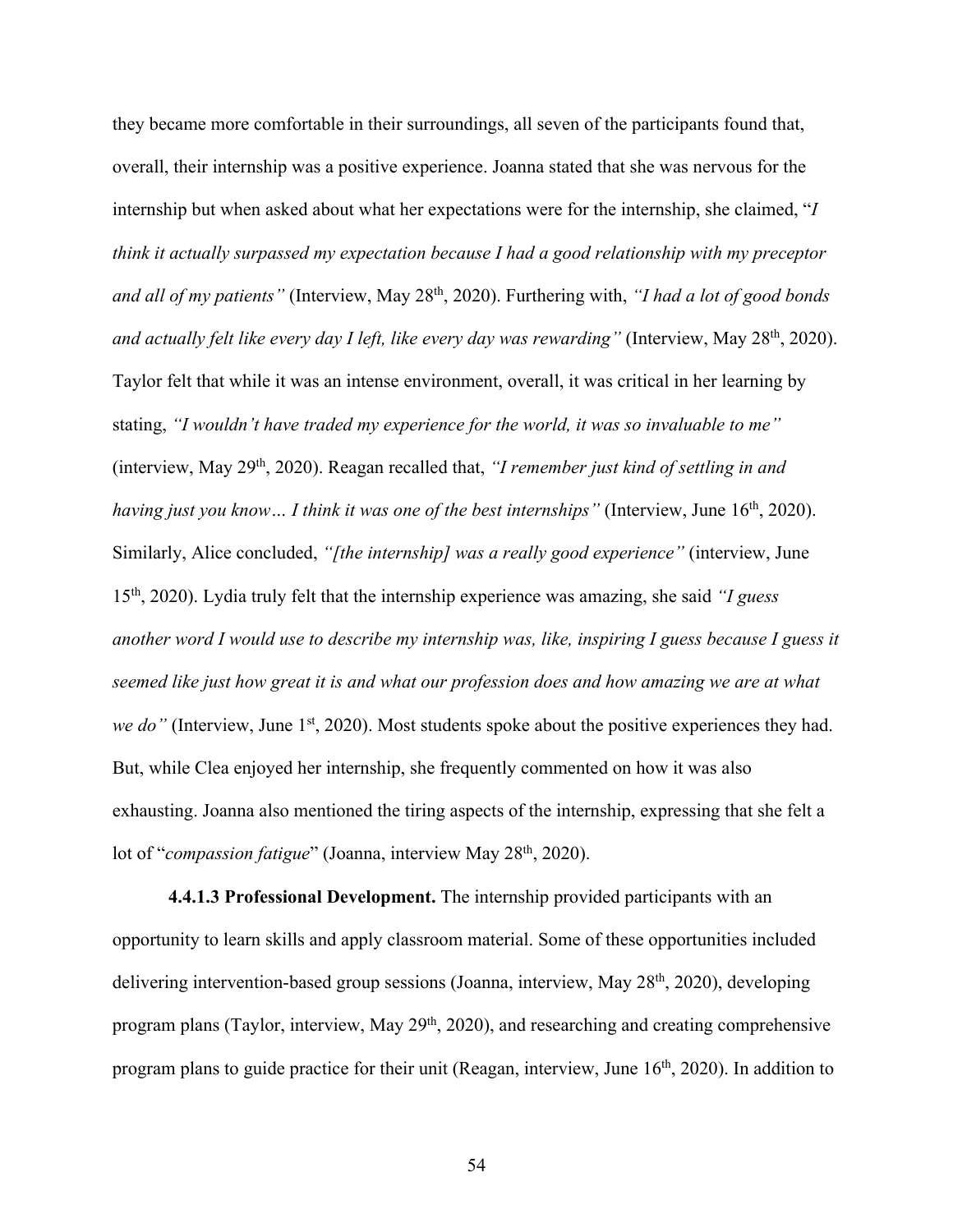they became more comfortable in their surroundings, all seven of the participants found that, overall, their internship was a positive experience. Joanna stated that she was nervous for the internship but when asked about what her expectations were for the internship, she claimed, "*I think it actually surpassed my expectation because I had a good relationship with my preceptor and all of my patients"* (Interview, May 28th, 2020). Furthering with, *"I had a lot of good bonds and actually felt like every day I left, like every day was rewarding"* (Interview, May 28th, 2020). Taylor felt that while it was an intense environment, overall, it was critical in her learning by stating, *"I wouldn't have traded my experience for the world, it was so invaluable to me"* (interview, May 29th, 2020). Reagan recalled that, *"I remember just kind of settling in and having just you know… I think it was one of the best internships"* (Interview, June 16th, 2020). Similarly, Alice concluded, *"[the internship] was a really good experience"* (interview, June 15th, 2020). Lydia truly felt that the internship experience was amazing, she said *"I guess another word I would use to describe my internship was, like, inspiring I guess because I guess it seemed like just how great it is and what our profession does and how amazing we are at what we do"* (Interview, June 1st, 2020). Most students spoke about the positive experiences they had. But, while Clea enjoyed her internship, she frequently commented on how it was also exhausting. Joanna also mentioned the tiring aspects of the internship, expressing that she felt a lot of "*compassion fatigue*" (Joanna, interview May 28th, 2020).

**4.4.1.3 Professional Development.** The internship provided participants with an opportunity to learn skills and apply classroom material. Some of these opportunities included delivering intervention-based group sessions (Joanna, interview, May 28th, 2020), developing program plans (Taylor, interview, May 29th, 2020), and researching and creating comprehensive program plans to guide practice for their unit (Reagan, interview, June 16th, 2020). In addition to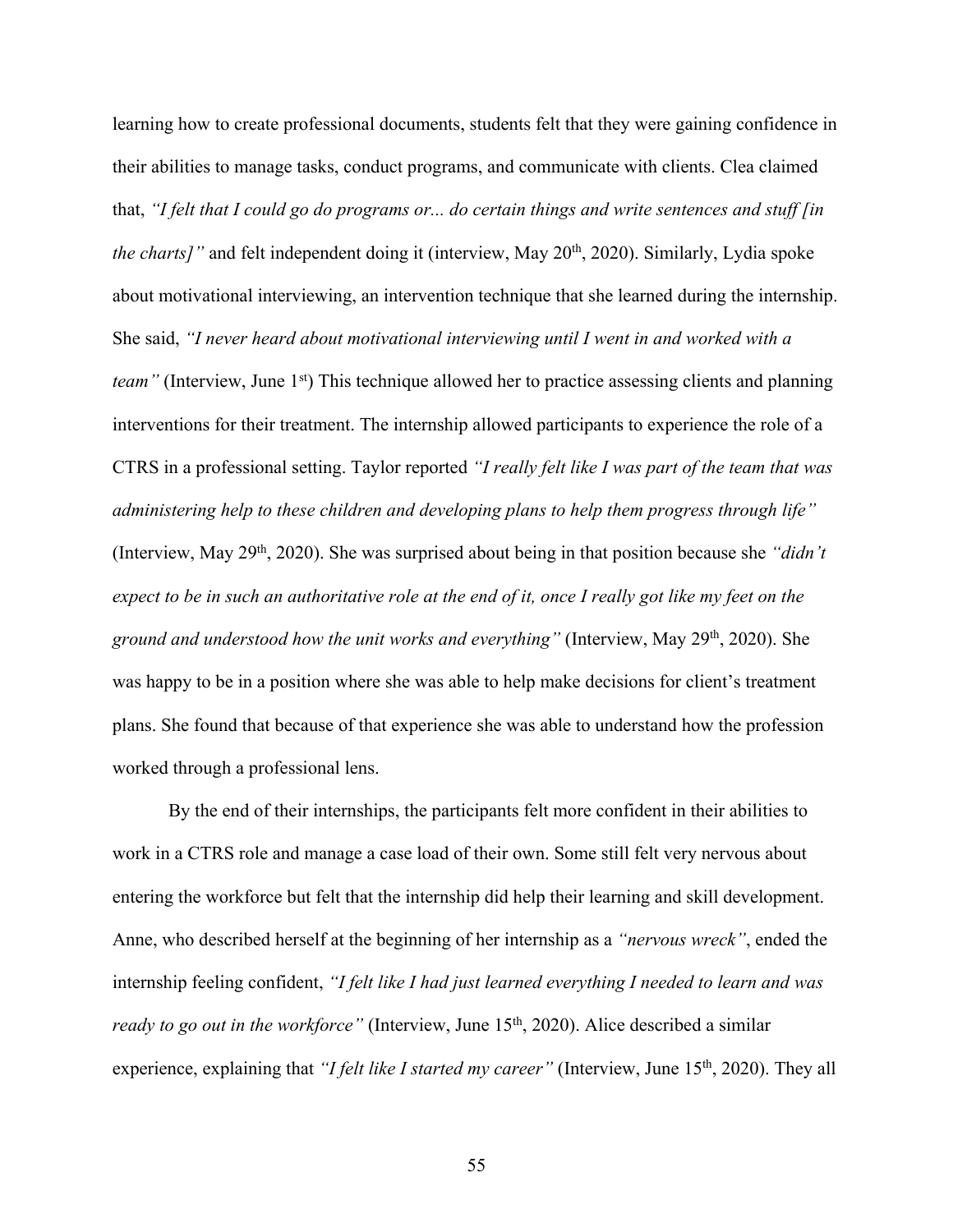learning how to create professional documents, students felt that they were gaining confidence in their abilities to manage tasks, conduct programs, and communicate with clients. Clea claimed that, *"I felt that I could go do programs or... do certain things and write sentences and stuff [in the charts]"* and felt independent doing it (interview, May 20th, 2020). Similarly, Lydia spoke about motivational interviewing, an intervention technique that she learned during the internship. She said, *"I never heard about motivational interviewing until I went in and worked with a team"* (Interview, June 1st) This technique allowed her to practice assessing clients and planning interventions for their treatment. The internship allowed participants to experience the role of a CTRS in a professional setting. Taylor reported *"I really felt like I was part of the team that was administering help to these children and developing plans to help them progress through life"* (Interview, May 29th, 2020). She was surprised about being in that position because she *"didn't expect to be in such an authoritative role at the end of it, once I really got like my feet on the ground and understood how the unit works and everything"* (Interview, May 29th, 2020). She was happy to be in a position where she was able to help make decisions for client's treatment plans. She found that because of that experience she was able to understand how the profession worked through a professional lens.

By the end of their internships, the participants felt more confident in their abilities to work in a CTRS role and manage a case load of their own. Some still felt very nervous about entering the workforce but felt that the internship did help their learning and skill development. Anne, who described herself at the beginning of her internship as a *"nervous wreck"*, ended the internship feeling confident, *"I felt like I had just learned everything I needed to learn and was ready to go out in the workforce"* (Interview, June 15th, 2020). Alice described a similar experience, explaining that *"I felt like I started my career"* (Interview, June 15th, 2020). They all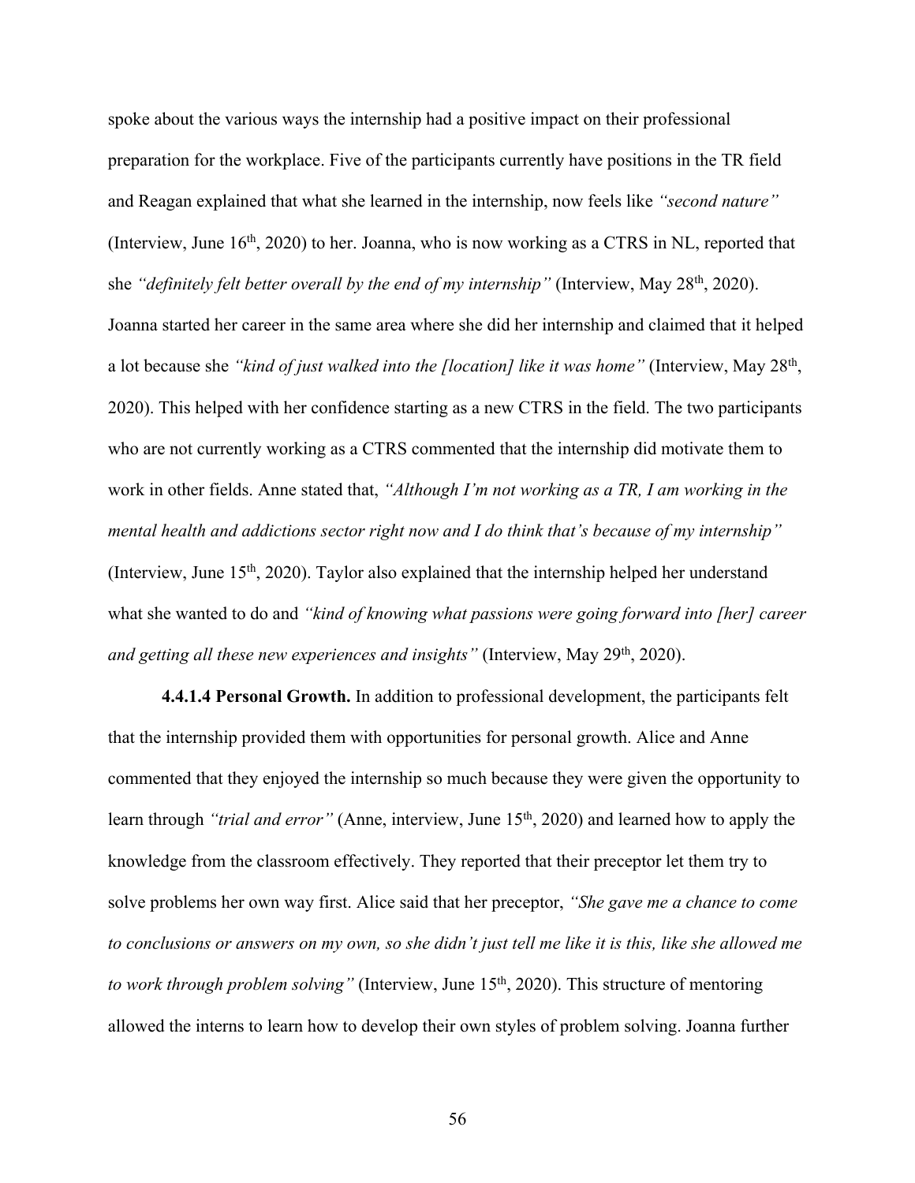spoke about the various ways the internship had a positive impact on their professional preparation for the workplace. Five of the participants currently have positions in the TR field and Reagan explained that what she learned in the internship, now feels like *"second nature"* (Interview, June 16th, 2020) to her. Joanna, who is now working as a CTRS in NL, reported that she *"definitely felt better overall by the end of my internship"* (Interview, May 28th, 2020). Joanna started her career in the same area where she did her internship and claimed that it helped a lot because she *"kind of just walked into the [location] like it was home"* (Interview, May 28th, 2020). This helped with her confidence starting as a new CTRS in the field. The two participants who are not currently working as a CTRS commented that the internship did motivate them to work in other fields. Anne stated that, *"Although I'm not working as a TR, I am working in the mental health and addictions sector right now and I do think that's because of my internship"* (Interview, June 15th, 2020). Taylor also explained that the internship helped her understand what she wanted to do and *"kind of knowing what passions were going forward into [her] career and getting all these new experiences and insights"* (Interview, May 29th, 2020).

**4.4.1.4 Personal Growth.** In addition to professional development, the participants felt that the internship provided them with opportunities for personal growth. Alice and Anne commented that they enjoyed the internship so much because they were given the opportunity to learn through *"trial and error"* (Anne, interview, June 15th, 2020) and learned how to apply the knowledge from the classroom effectively. They reported that their preceptor let them try to solve problems her own way first. Alice said that her preceptor, *"She gave me a chance to come to conclusions or answers on my own, so she didn't just tell me like it is this, like she allowed me to work through problem solving"* (Interview, June 15th, 2020). This structure of mentoring allowed the interns to learn how to develop their own styles of problem solving. Joanna further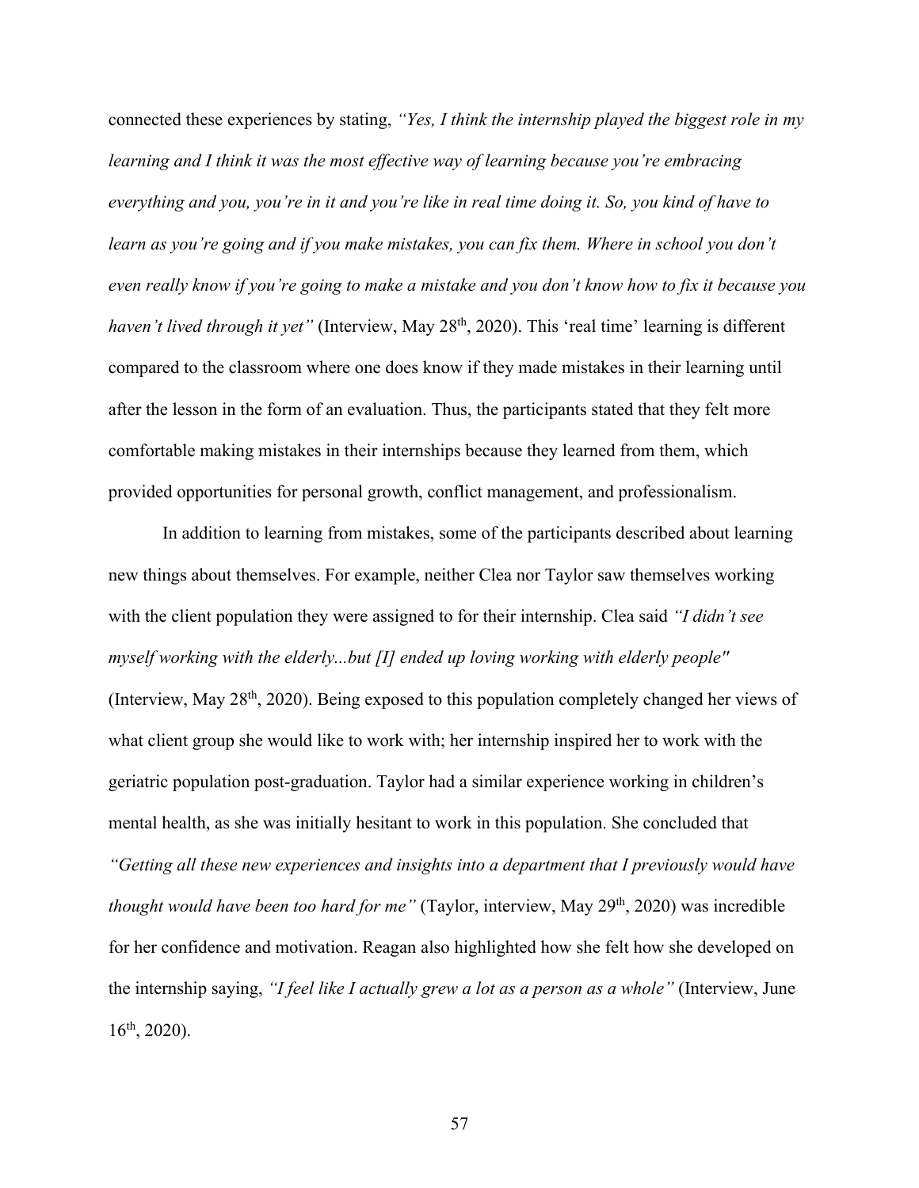connected these experiences by stating, *"Yes, I think the internship played the biggest role in my learning and I think it was the most effective way of learning because you're embracing everything and you, you're in it and you're like in real time doing it. So, you kind of have to learn as you're going and if you make mistakes, you can fix them. Where in school you don't even really know if you're going to make a mistake and you don't know how to fix it because you haven't lived through it yet"* (Interview, May 28th, 2020). This 'real time' learning is different compared to the classroom where one does know if they made mistakes in their learning until after the lesson in the form of an evaluation. Thus, the participants stated that they felt more comfortable making mistakes in their internships because they learned from them, which provided opportunities for personal growth, conflict management, and professionalism.

In addition to learning from mistakes, some of the participants described about learning new things about themselves. For example, neither Clea nor Taylor saw themselves working with the client population they were assigned to for their internship. Clea said *"I didn't see myself working with the elderly...but [I] ended up loving working with elderly people"* (Interview, May 28th, 2020). Being exposed to this population completely changed her views of what client group she would like to work with; her internship inspired her to work with the geriatric population post-graduation. Taylor had a similar experience working in children's mental health, as she was initially hesitant to work in this population. She concluded that *"Getting all these new experiences and insights into a department that I previously would have thought would have been too hard for me"* (Taylor, interview, May 29th, 2020) was incredible for her confidence and motivation. Reagan also highlighted how she felt how she developed on the internship saying, *"I feel like I actually grew a lot as a person as a whole"* (Interview, June 16th, 2020).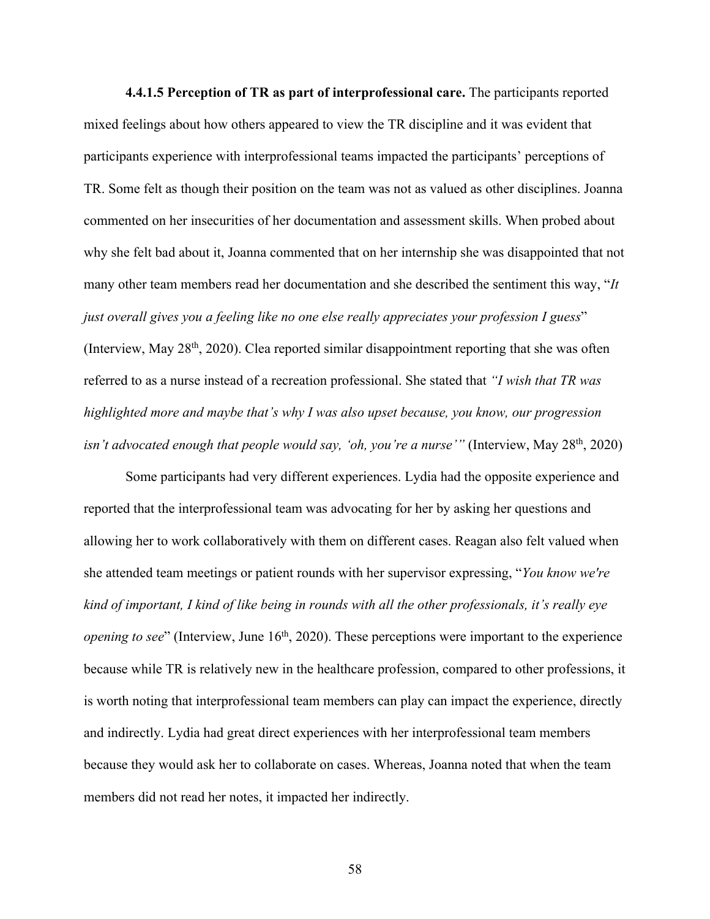**4.4.1.5 Perception of TR as part of interprofessional care.** The participants reported mixed feelings about how others appeared to view the TR discipline and it was evident that participants experience with interprofessional teams impacted the participants' perceptions of TR. Some felt as though their position on the team was not as valued as other disciplines. Joanna commented on her insecurities of her documentation and assessment skills. When probed about why she felt bad about it, Joanna commented that on her internship she was disappointed that not many other team members read her documentation and she described the sentiment this way, "*It just overall gives you a feeling like no one else really appreciates your profession I guess*" (Interview, May 28th, 2020). Clea reported similar disappointment reporting that she was often referred to as a nurse instead of a recreation professional. She stated that *"I wish that TR was highlighted more and maybe that's why I was also upset because, you know, our progression isn't advocated enough that people would say, 'oh, you're a nurse'"* (Interview, May 28th, 2020)

Some participants had very different experiences. Lydia had the opposite experience and reported that the interprofessional team was advocating for her by asking her questions and allowing her to work collaboratively with them on different cases. Reagan also felt valued when she attended team meetings or patient rounds with her supervisor expressing, "*You know we're kind of important, I kind of like being in rounds with all the other professionals, it's really eye opening to see*" (Interview, June 16th, 2020). These perceptions were important to the experience because while TR is relatively new in the healthcare profession, compared to other professions, it is worth noting that interprofessional team members can play can impact the experience, directly and indirectly. Lydia had great direct experiences with her interprofessional team members because they would ask her to collaborate on cases. Whereas, Joanna noted that when the team members did not read her notes, it impacted her indirectly.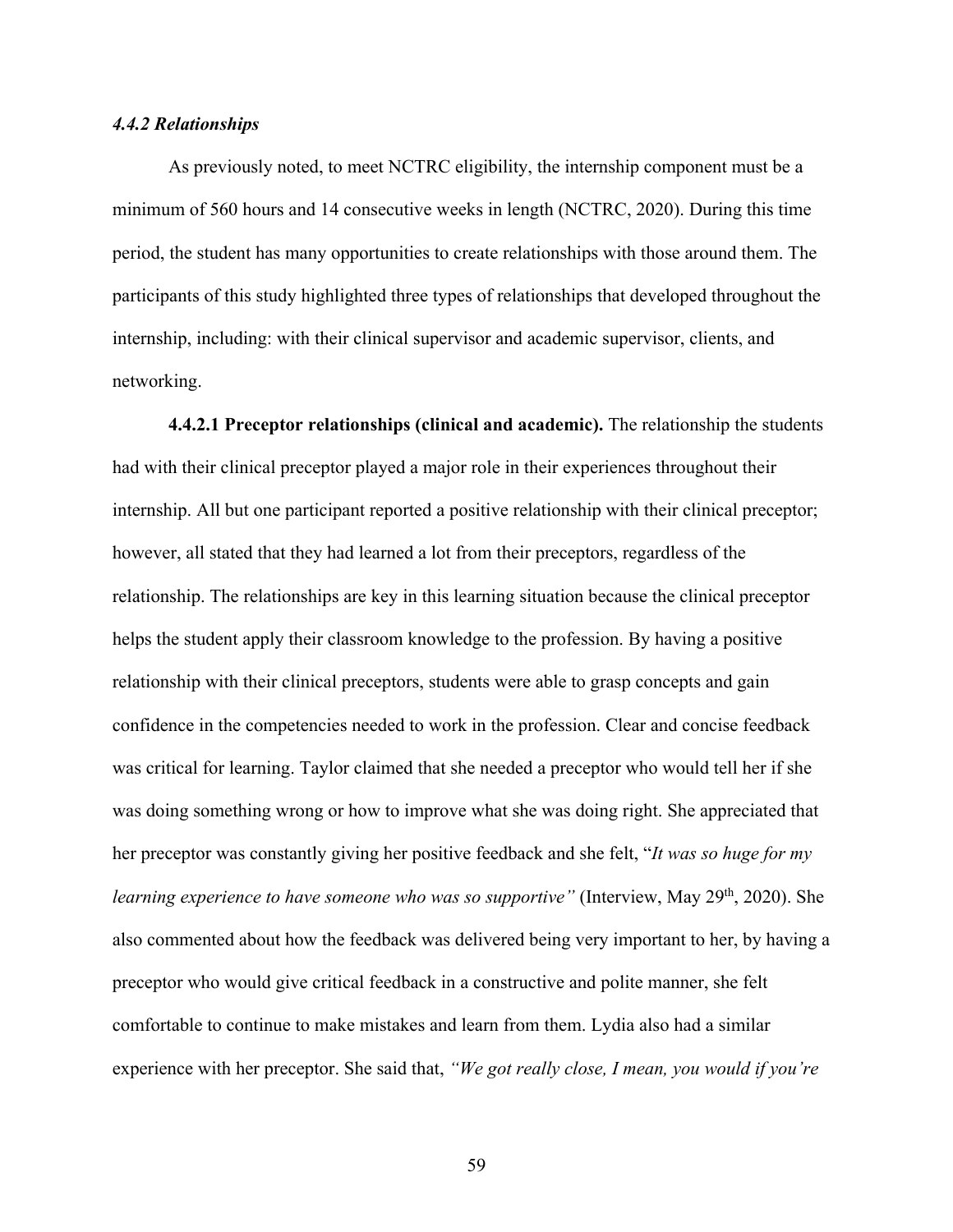### *4.4.2 Relationships*

As previously noted, to meet NCTRC eligibility, the internship component must be a minimum of 560 hours and 14 consecutive weeks in length (NCTRC, 2020). During this time period, the student has many opportunities to create relationships with those around them. The participants of this study highlighted three types of relationships that developed throughout the internship, including: with their clinical supervisor and academic supervisor, clients, and networking.

**4.4.2.1 Preceptor relationships (clinical and academic).** The relationship the students had with their clinical preceptor played a major role in their experiences throughout their internship. All but one participant reported a positive relationship with their clinical preceptor; however, all stated that they had learned a lot from their preceptors, regardless of the relationship. The relationships are key in this learning situation because the clinical preceptor helps the student apply their classroom knowledge to the profession. By having a positive relationship with their clinical preceptors, students were able to grasp concepts and gain confidence in the competencies needed to work in the profession. Clear and concise feedback was critical for learning. Taylor claimed that she needed a preceptor who would tell her if she was doing something wrong or how to improve what she was doing right. She appreciated that her preceptor was constantly giving her positive feedback and she felt, "*It was so huge for my learning experience to have someone who was so supportive"* (Interview, May 29th, 2020). She also commented about how the feedback was delivered being very important to her, by having a preceptor who would give critical feedback in a constructive and polite manner, she felt comfortable to continue to make mistakes and learn from them. Lydia also had a similar experience with her preceptor. She said that, *"We got really close, I mean, you would if you're*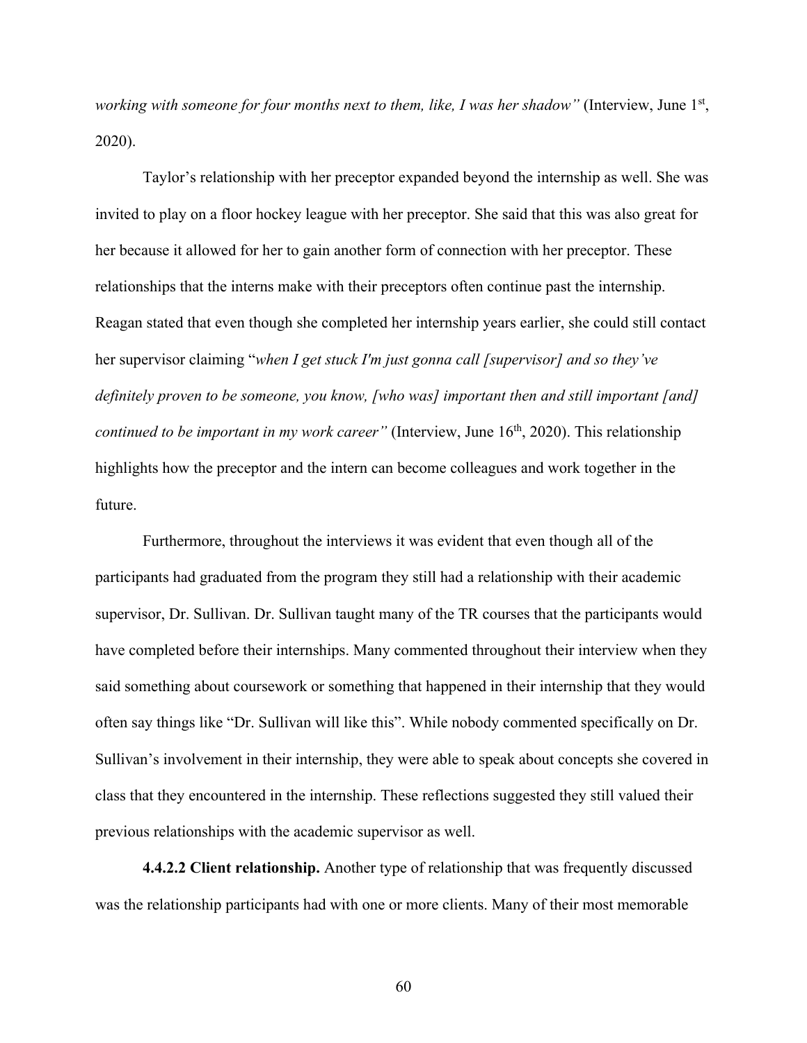*working with someone for four months next to them, like, I was her shadow"* (Interview, June 1st, 2020).

Taylor's relationship with her preceptor expanded beyond the internship as well. She was invited to play on a floor hockey league with her preceptor. She said that this was also great for her because it allowed for her to gain another form of connection with her preceptor. These relationships that the interns make with their preceptors often continue past the internship. Reagan stated that even though she completed her internship years earlier, she could still contact her supervisor claiming "*when I get stuck I'm just gonna call [supervisor] and so they've definitely proven to be someone, you know, [who was] important then and still important [and] continued to be important in my work career"* (Interview, June 16th, 2020). This relationship highlights how the preceptor and the intern can become colleagues and work together in the future.

Furthermore, throughout the interviews it was evident that even though all of the participants had graduated from the program they still had a relationship with their academic supervisor, Dr. Sullivan. Dr. Sullivan taught many of the TR courses that the participants would have completed before their internships. Many commented throughout their interview when they said something about coursework or something that happened in their internship that they would often say things like "Dr. Sullivan will like this". While nobody commented specifically on Dr. Sullivan's involvement in their internship, they were able to speak about concepts she covered in class that they encountered in the internship. These reflections suggested they still valued their previous relationships with the academic supervisor as well.

**4.4.2.2 Client relationship.** Another type of relationship that was frequently discussed was the relationship participants had with one or more clients. Many of their most memorable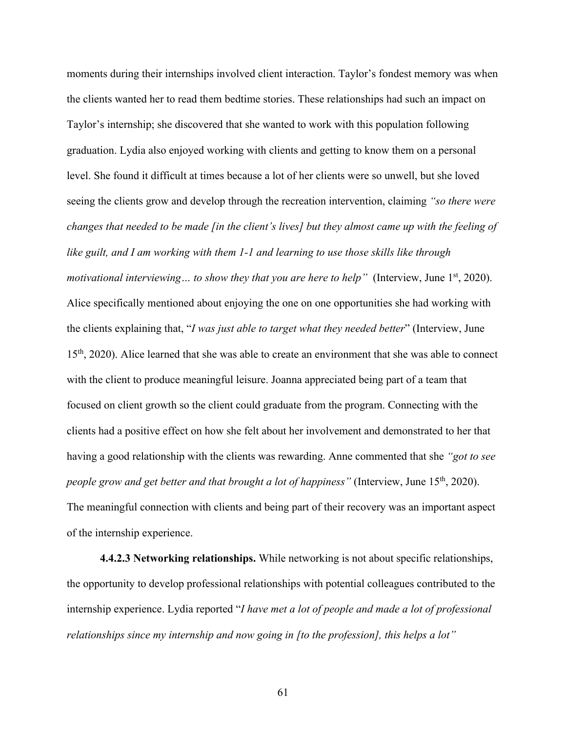moments during their internships involved client interaction. Taylor's fondest memory was when the clients wanted her to read them bedtime stories. These relationships had such an impact on Taylor's internship; she discovered that she wanted to work with this population following graduation. Lydia also enjoyed working with clients and getting to know them on a personal level. She found it difficult at times because a lot of her clients were so unwell, but she loved seeing the clients grow and develop through the recreation intervention, claiming *"so there were changes that needed to be made [in the client's lives] but they almost came up with the feeling of like guilt, and I am working with them 1-1 and learning to use those skills like through motivational interviewing… to show they that you are here to help"* (Interview, June 1st, 2020). Alice specifically mentioned about enjoying the one on one opportunities she had working with the clients explaining that, "*I was just able to target what they needed better*" (Interview, June 15th, 2020). Alice learned that she was able to create an environment that she was able to connect with the client to produce meaningful leisure. Joanna appreciated being part of a team that focused on client growth so the client could graduate from the program. Connecting with the clients had a positive effect on how she felt about her involvement and demonstrated to her that having a good relationship with the clients was rewarding. Anne commented that she *"got to see people grow and get better and that brought a lot of happiness"* (Interview, June 15th, 2020). The meaningful connection with clients and being part of their recovery was an important aspect of the internship experience.

**4.4.2.3 Networking relationships.** While networking is not about specific relationships, the opportunity to develop professional relationships with potential colleagues contributed to the internship experience. Lydia reported "*I have met a lot of people and made a lot of professional relationships since my internship and now going in [to the profession], this helps a lot"*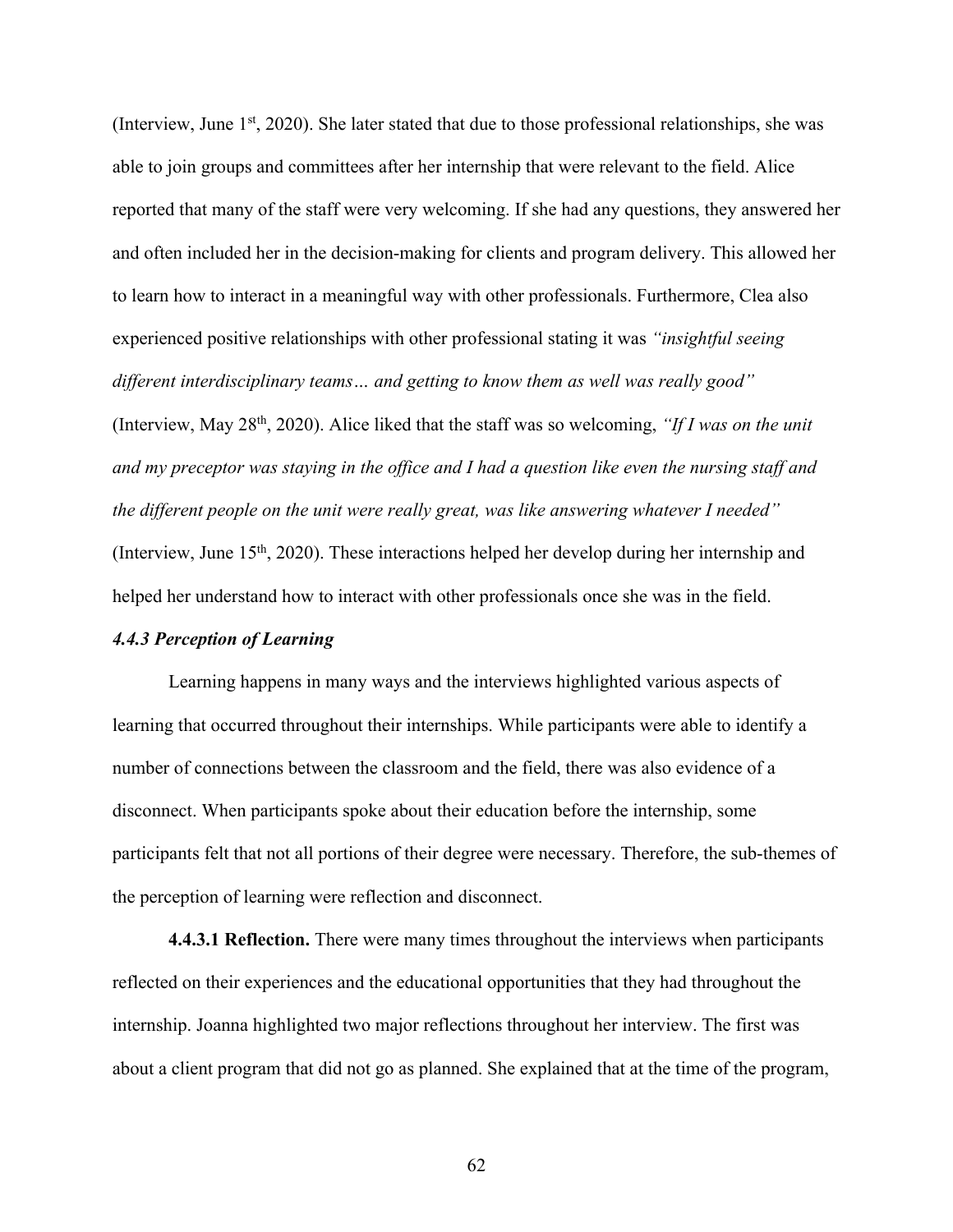(Interview, June 1st, 2020). She later stated that due to those professional relationships, she was able to join groups and committees after her internship that were relevant to the field. Alice reported that many of the staff were very welcoming. If she had any questions, they answered her and often included her in the decision-making for clients and program delivery. This allowed her to learn how to interact in a meaningful way with other professionals. Furthermore, Clea also experienced positive relationships with other professional stating it was *"insightful seeing different interdisciplinary teams… and getting to know them as well was really good"* (Interview, May 28th, 2020). Alice liked that the staff was so welcoming, *"If I was on the unit and my preceptor was staying in the office and I had a question like even the nursing staff and the different people on the unit were really great, was like answering whatever I needed"* (Interview, June 15th, 2020). These interactions helped her develop during her internship and helped her understand how to interact with other professionals once she was in the field.

### *4.4.3 Perception of Learning*

Learning happens in many ways and the interviews highlighted various aspects of learning that occurred throughout their internships. While participants were able to identify a number of connections between the classroom and the field, there was also evidence of a disconnect. When participants spoke about their education before the internship, some participants felt that not all portions of their degree were necessary. Therefore, the sub-themes of the perception of learning were reflection and disconnect.

**4.4.3.1 Reflection.** There were many times throughout the interviews when participants reflected on their experiences and the educational opportunities that they had throughout the internship. Joanna highlighted two major reflections throughout her interview. The first was about a client program that did not go as planned. She explained that at the time of the program,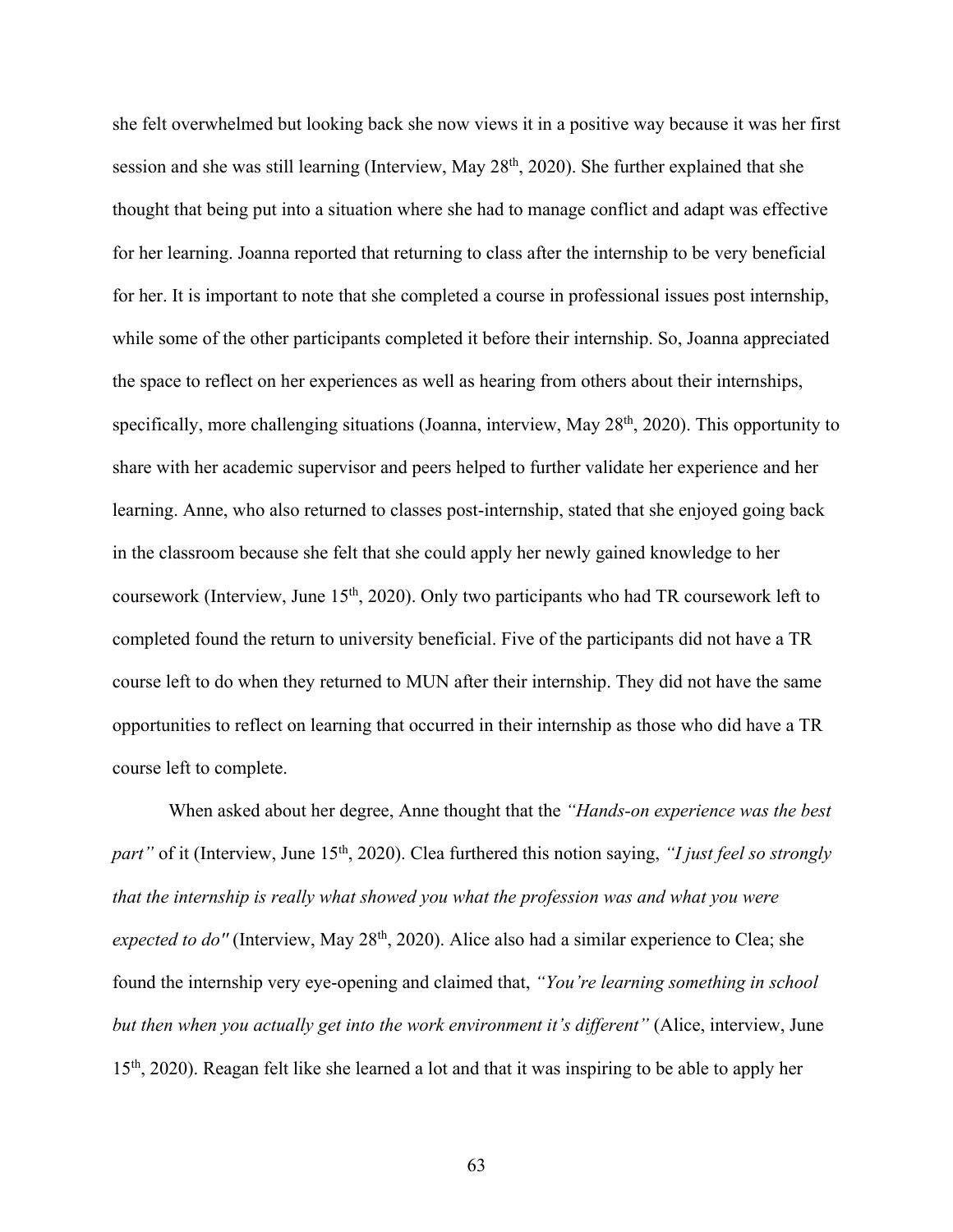she felt overwhelmed but looking back she now views it in a positive way because it was her first session and she was still learning (Interview, May 28th, 2020). She further explained that she thought that being put into a situation where she had to manage conflict and adapt was effective for her learning. Joanna reported that returning to class after the internship to be very beneficial for her. It is important to note that she completed a course in professional issues post internship, while some of the other participants completed it before their internship. So, Joanna appreciated the space to reflect on her experiences as well as hearing from others about their internships, specifically, more challenging situations (Joanna, interview, May 28th, 2020). This opportunity to share with her academic supervisor and peers helped to further validate her experience and her learning. Anne, who also returned to classes post-internship, stated that she enjoyed going back in the classroom because she felt that she could apply her newly gained knowledge to her coursework (Interview, June 15th, 2020). Only two participants who had TR coursework left to completed found the return to university beneficial. Five of the participants did not have a TR course left to do when they returned to MUN after their internship. They did not have the same opportunities to reflect on learning that occurred in their internship as those who did have a TR course left to complete.

When asked about her degree, Anne thought that the *"Hands-on experience was the best part"* of it (Interview, June 15th, 2020). Clea furthered this notion saying, *"I just feel so strongly that the internship is really what showed you what the profession was and what you were expected to do"* (Interview, May 28th, 2020). Alice also had a similar experience to Clea; she found the internship very eye-opening and claimed that, *"You're learning something in school but then when you actually get into the work environment it's different"* (Alice, interview, June 15th, 2020). Reagan felt like she learned a lot and that it was inspiring to be able to apply her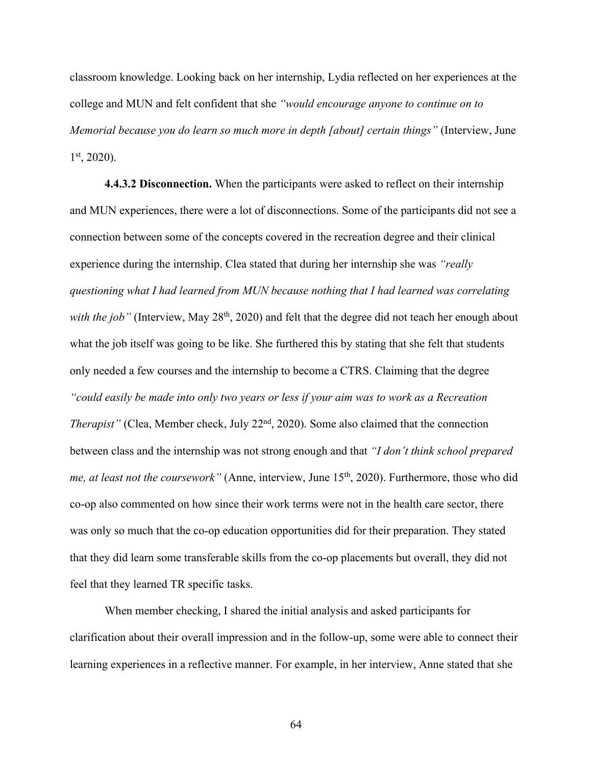classroom knowledge. Looking back on her internship, Lydia reflected on her experiences at the college and MUN and felt confident that she *"would encourage anyone to continue on to Memorial because you do learn so much more in depth [about] certain things"* (Interview, June 1st, 2020).

**4.4.3.2 Disconnection.** When the participants were asked to reflect on their internship and MUN experiences, there were a lot of disconnections. Some of the participants did not see a connection between some of the concepts covered in the recreation degree and their clinical experience during the internship. Clea stated that during her internship she was *"really questioning what I had learned from MUN because nothing that I had learned was correlating with the job"* (Interview, May 28th, 2020) and felt that the degree did not teach her enough about what the job itself was going to be like. She furthered this by stating that she felt that students only needed a few courses and the internship to become a CTRS. Claiming that the degree *"could easily be made into only two years or less if your aim was to work as a Recreation Therapist"* (Clea, Member check, July 22nd, 2020). Some also claimed that the connection between class and the internship was not strong enough and that *"I don't think school prepared me, at least not the coursework"* (Anne, interview, June 15th, 2020). Furthermore, those who did co-op also commented on how since their work terms were not in the health care sector, there was only so much that the co-op education opportunities did for their preparation. They stated that they did learn some transferable skills from the co-op placements but overall, they did not feel that they learned TR specific tasks.

When member checking, I shared the initial analysis and asked participants for clarification about their overall impression and in the follow-up, some were able to connect their learning experiences in a reflective manner. For example, in her interview, Anne stated that she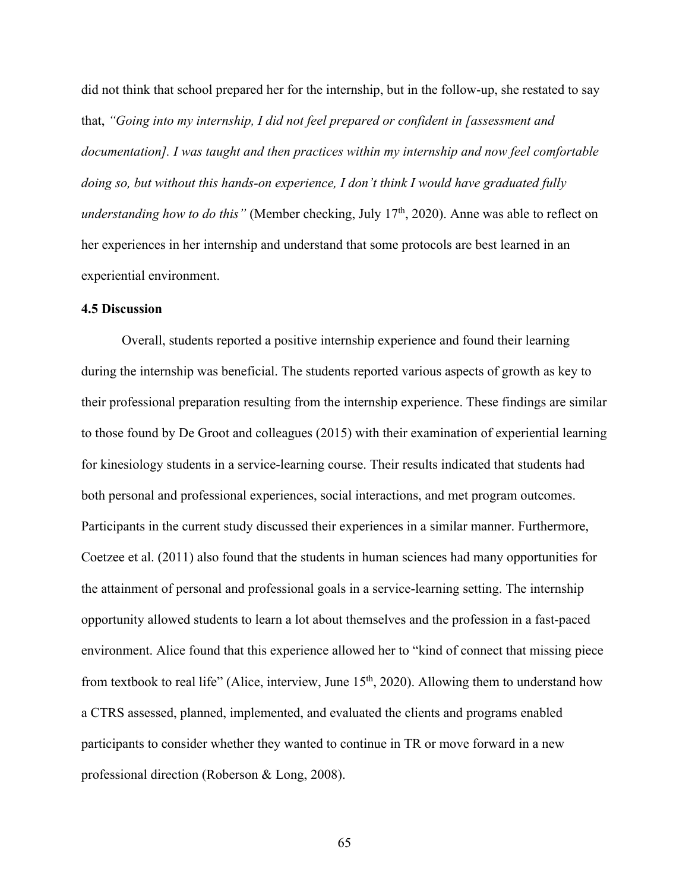did not think that school prepared her for the internship, but in the follow-up, she restated to say that, *"Going into my internship, I did not feel prepared or confident in [assessment and documentation]. I was taught and then practices within my internship and now feel comfortable doing so, but without this hands-on experience, I don't think I would have graduated fully understanding how to do this"* (Member checking, July 17th, 2020). Anne was able to reflect on her experiences in her internship and understand that some protocols are best learned in an experiential environment.

### 4.5 Discussion

Overall, students reported a positive internship experience and found their learning during the internship was beneficial. The students reported various aspects of growth as key to their professional preparation resulting from the internship experience. These findings are similar to those found by De Groot and colleagues (2015) with their examination of experiential learning for kinesiology students in a service-learning course. Their results indicated that students had both personal and professional experiences, social interactions, and met program outcomes. Participants in the current study discussed their experiences in a similar manner. Furthermore, Coetzee et al. (2011) also found that the students in human sciences had many opportunities for the attainment of personal and professional goals in a service-learning setting. The internship opportunity allowed students to learn a lot about themselves and the profession in a fast-paced environment. Alice found that this experience allowed her to "kind of connect that missing piece from textbook to real life" (Alice, interview, June 15th, 2020). Allowing them to understand how a CTRS assessed, planned, implemented, and evaluated the clients and programs enabled participants to consider whether they wanted to continue in TR or move forward in a new professional direction (Roberson & Long, 2008).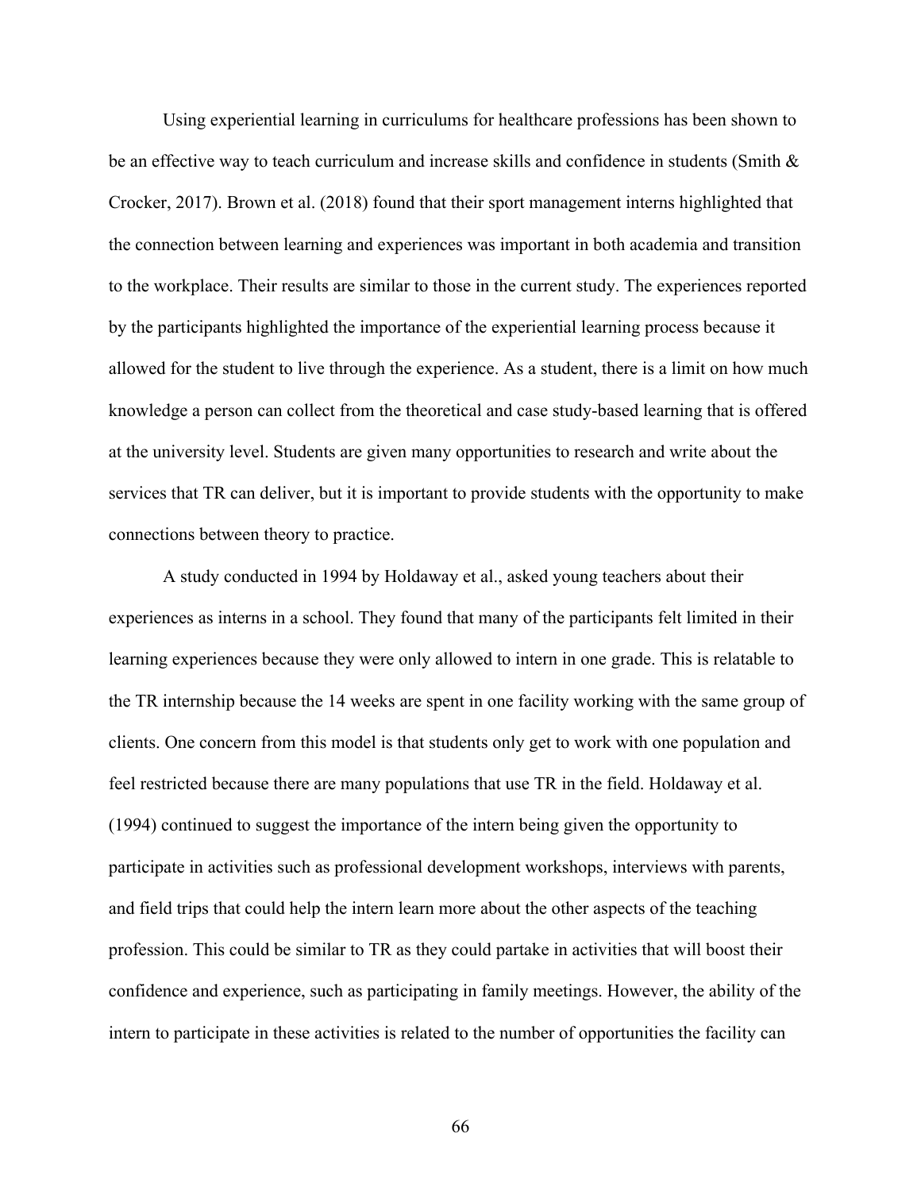Using experiential learning in curriculums for healthcare professions has been shown to be an effective way to teach curriculum and increase skills and confidence in students (Smith & Crocker, 2017). Brown et al. (2018) found that their sport management interns highlighted that the connection between learning and experiences was important in both academia and transition to the workplace. Their results are similar to those in the current study. The experiences reported by the participants highlighted the importance of the experiential learning process because it allowed for the student to live through the experience. As a student, there is a limit on how much knowledge a person can collect from the theoretical and case study-based learning that is offered at the university level. Students are given many opportunities to research and write about the services that TR can deliver, but it is important to provide students with the opportunity to make connections between theory to practice.

A study conducted in 1994 by Holdaway et al., asked young teachers about their experiences as interns in a school. They found that many of the participants felt limited in their learning experiences because they were only allowed to intern in one grade. This is relatable to the TR internship because the 14 weeks are spent in one facility working with the same group of clients. One concern from this model is that students only get to work with one population and feel restricted because there are many populations that use TR in the field. Holdaway et al. (1994) continued to suggest the importance of the intern being given the opportunity to participate in activities such as professional development workshops, interviews with parents, and field trips that could help the intern learn more about the other aspects of the teaching profession. This could be similar to TR as they could partake in activities that will boost their confidence and experience, such as participating in family meetings. However, the ability of the intern to participate in these activities is related to the number of opportunities the facility can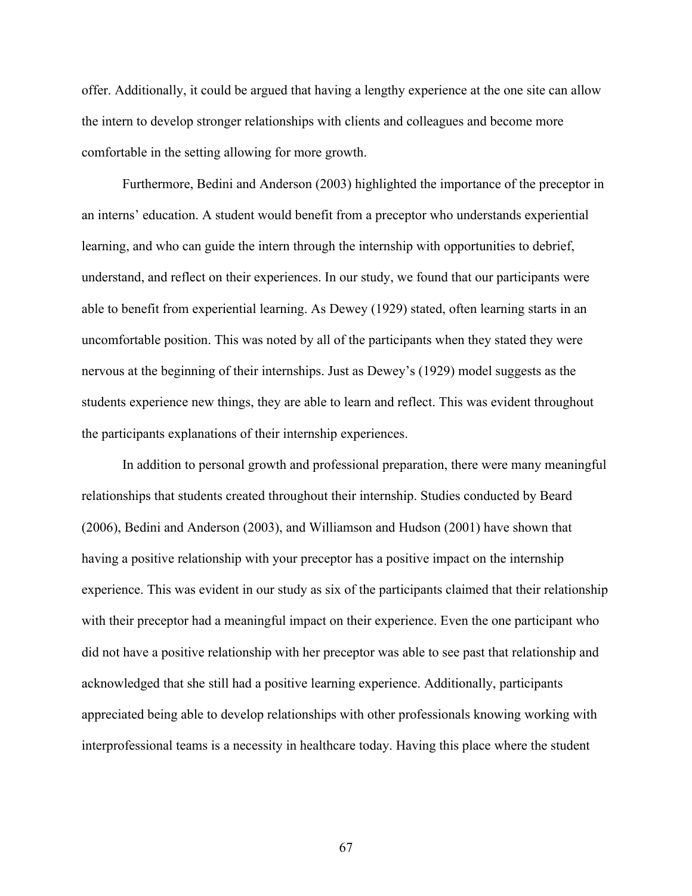offer. Additionally, it could be argued that having a lengthy experience at the one site can allow the intern to develop stronger relationships with clients and colleagues and become more comfortable in the setting allowing for more growth.

Furthermore, Bedini and Anderson (2003) highlighted the importance of the preceptor in an interns' education. A student would benefit from a preceptor who understands experiential learning, and who can guide the intern through the internship with opportunities to debrief, understand, and reflect on their experiences. In our study, we found that our participants were able to benefit from experiential learning. As Dewey (1929) stated, often learning starts in an uncomfortable position. This was noted by all of the participants when they stated they were nervous at the beginning of their internships. Just as Dewey's (1929) model suggests as the students experience new things, they are able to learn and reflect. This was evident throughout the participants explanations of their internship experiences.

In addition to personal growth and professional preparation, there were many meaningful relationships that students created throughout their internship. Studies conducted by Beard (2006), Bedini and Anderson (2003), and Williamson and Hudson (2001) have shown that having a positive relationship with your preceptor has a positive impact on the internship experience. This was evident in our study as six of the participants claimed that their relationship with their preceptor had a meaningful impact on their experience. Even the one participant who did not have a positive relationship with her preceptor was able to see past that relationship and acknowledged that she still had a positive learning experience. Additionally, participants appreciated being able to develop relationships with other professionals knowing working with interprofessional teams is a necessity in healthcare today. Having this place where the student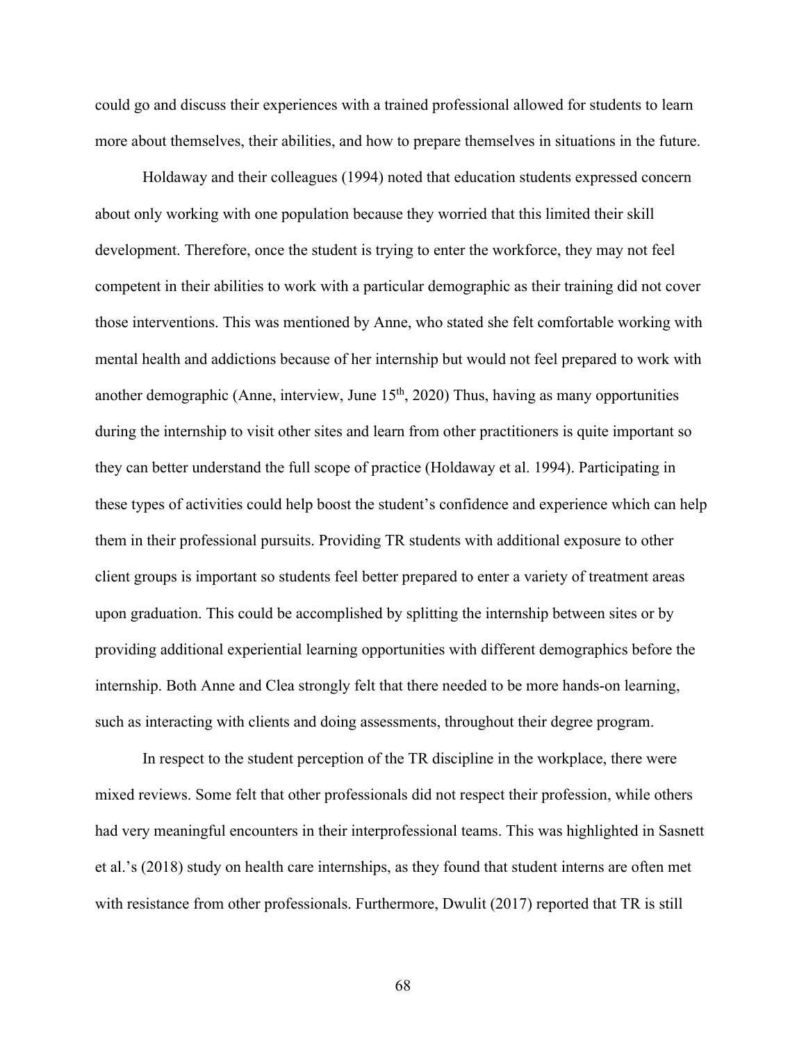could go and discuss their experiences with a trained professional allowed for students to learn more about themselves, their abilities, and how to prepare themselves in situations in the future.

Holdaway and their colleagues (1994) noted that education students expressed concern about only working with one population because they worried that this limited their skill development. Therefore, once the student is trying to enter the workforce, they may not feel competent in their abilities to work with a particular demographic as their training did not cover those interventions. This was mentioned by Anne, who stated she felt comfortable working with mental health and addictions because of her internship but would not feel prepared to work with another demographic (Anne, interview, June 15th, 2020) Thus, having as many opportunities during the internship to visit other sites and learn from other practitioners is quite important so they can better understand the full scope of practice (Holdaway et al. 1994). Participating in these types of activities could help boost the student's confidence and experience which can help them in their professional pursuits. Providing TR students with additional exposure to other client groups is important so students feel better prepared to enter a variety of treatment areas upon graduation. This could be accomplished by splitting the internship between sites or by providing additional experiential learning opportunities with different demographics before the internship. Both Anne and Clea strongly felt that there needed to be more hands-on learning, such as interacting with clients and doing assessments, throughout their degree program.

In respect to the student perception of the TR discipline in the workplace, there were mixed reviews. Some felt that other professionals did not respect their profession, while others had very meaningful encounters in their interprofessional teams. This was highlighted in Sasnett et al.'s (2018) study on health care internships, as they found that student interns are often met with resistance from other professionals. Furthermore, Dwulit (2017) reported that TR is still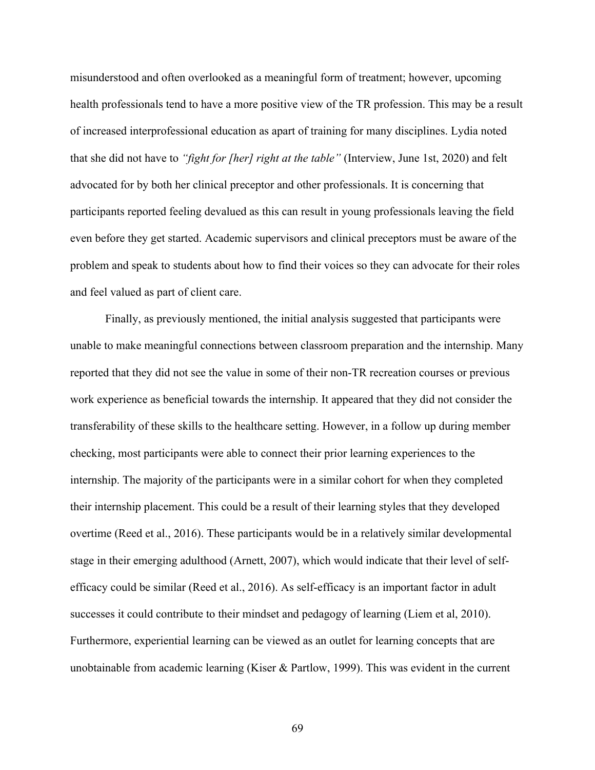misunderstood and often overlooked as a meaningful form of treatment; however, upcoming health professionals tend to have a more positive view of the TR profession. This may be a result of increased interprofessional education as apart of training for many disciplines. Lydia noted that she did not have to *"fight for [her] right at the table"* (Interview, June 1st, 2020) and felt advocated for by both her clinical preceptor and other professionals. It is concerning that participants reported feeling devalued as this can result in young professionals leaving the field even before they get started. Academic supervisors and clinical preceptors must be aware of the problem and speak to students about how to find their voices so they can advocate for their roles and feel valued as part of client care.

Finally, as previously mentioned, the initial analysis suggested that participants were unable to make meaningful connections between classroom preparation and the internship. Many reported that they did not see the value in some of their non-TR recreation courses or previous work experience as beneficial towards the internship. It appeared that they did not consider the transferability of these skills to the healthcare setting. However, in a follow up during member checking, most participants were able to connect their prior learning experiences to the internship. The majority of the participants were in a similar cohort for when they completed their internship placement. This could be a result of their learning styles that they developed overtime (Reed et al., 2016). These participants would be in a relatively similar developmental stage in their emerging adulthood (Arnett, 2007), which would indicate that their level of self-efficacy could be similar (Reed et al., 2016). As self-efficacy is an important factor in adult successes it could contribute to their mindset and pedagogy of learning (Liem et al, 2010). Furthermore, experiential learning can be viewed as an outlet for learning concepts that are unobtainable from academic learning (Kiser & Partlow, 1999). This was evident in the current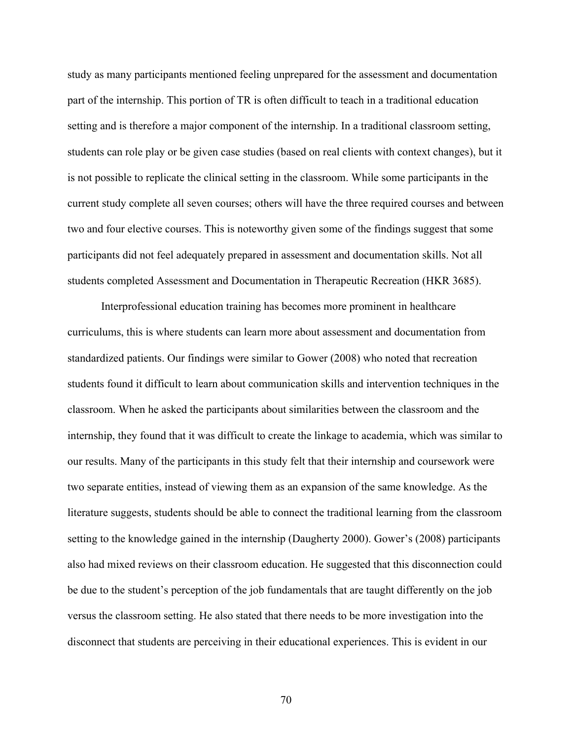study as many participants mentioned feeling unprepared for the assessment and documentation part of the internship. This portion of TR is often difficult to teach in a traditional education setting and is therefore a major component of the internship. In a traditional classroom setting, students can role play or be given case studies (based on real clients with context changes), but it is not possible to replicate the clinical setting in the classroom. While some participants in the current study complete all seven courses; others will have the three required courses and between two and four elective courses. This is noteworthy given some of the findings suggest that some participants did not feel adequately prepared in assessment and documentation skills. Not all students completed Assessment and Documentation in Therapeutic Recreation (HKR 3685).

Interprofessional education training has becomes more prominent in healthcare curriculums, this is where students can learn more about assessment and documentation from standardized patients. Our findings were similar to Gower (2008) who noted that recreation students found it difficult to learn about communication skills and intervention techniques in the classroom. When he asked the participants about similarities between the classroom and the internship, they found that it was difficult to create the linkage to academia, which was similar to our results. Many of the participants in this study felt that their internship and coursework were two separate entities, instead of viewing them as an expansion of the same knowledge. As the literature suggests, students should be able to connect the traditional learning from the classroom setting to the knowledge gained in the internship (Daugherty 2000). Gower's (2008) participants also had mixed reviews on their classroom education. He suggested that this disconnection could be due to the student's perception of the job fundamentals that are taught differently on the job versus the classroom setting. He also stated that there needs to be more investigation into the disconnect that students are perceiving in their educational experiences. This is evident in our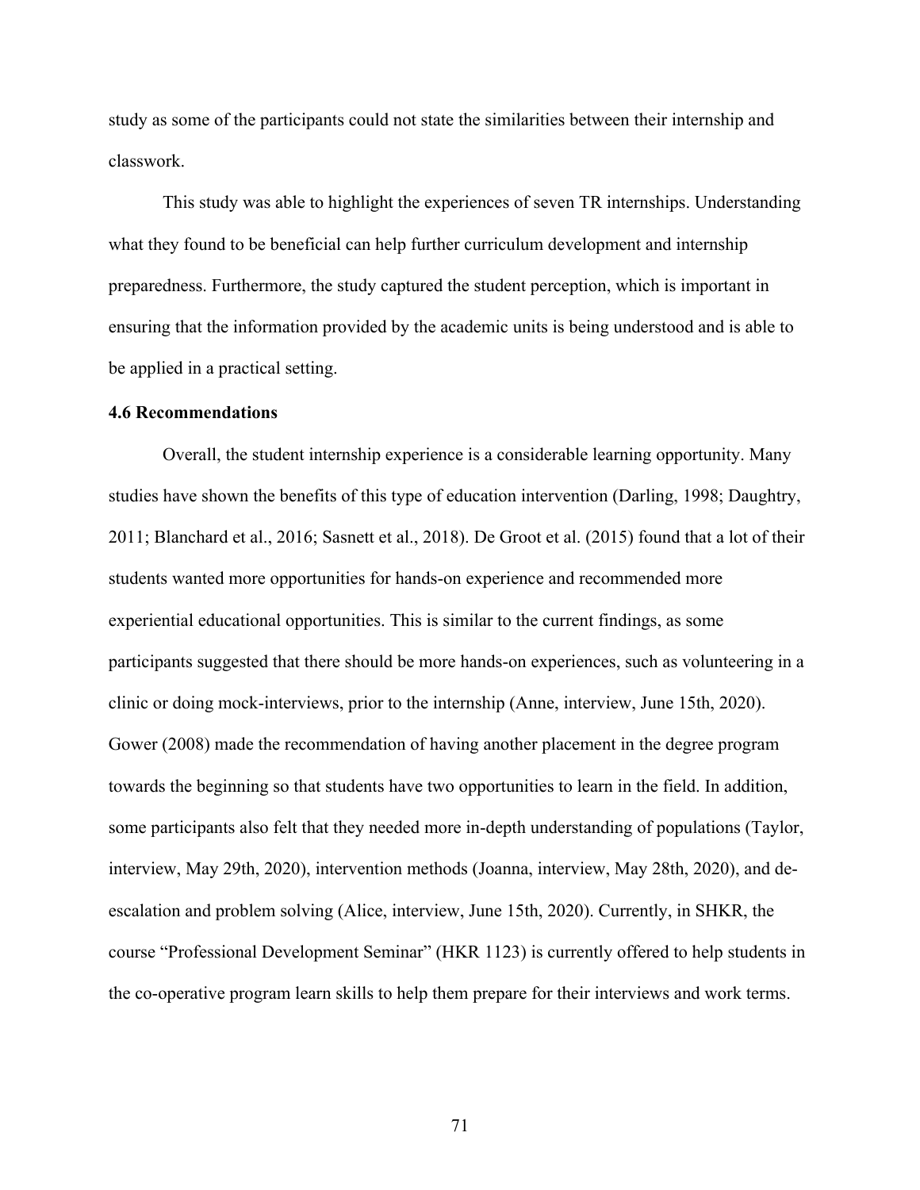study as some of the participants could not state the similarities between their internship and classwork.

This study was able to highlight the experiences of seven TR internships. Understanding what they found to be beneficial can help further curriculum development and internship preparedness. Furthermore, the study captured the student perception, which is important in ensuring that the information provided by the academic units is being understood and is able to be applied in a practical setting.

### 4.6 Recommendations

Overall, the student internship experience is a considerable learning opportunity. Many studies have shown the benefits of this type of education intervention (Darling, 1998; Daughtry, 2011; Blanchard et al., 2016; Sasnett et al., 2018). De Groot et al. (2015) found that a lot of their students wanted more opportunities for hands-on experience and recommended more experiential educational opportunities. This is similar to the current findings, as some participants suggested that there should be more hands-on experiences, such as volunteering in a clinic or doing mock-interviews, prior to the internship (Anne, interview, June 15th, 2020). Gower (2008) made the recommendation of having another placement in the degree program towards the beginning so that students have two opportunities to learn in the field. In addition, some participants also felt that they needed more in-depth understanding of populations (Taylor, interview, May 29th, 2020), intervention methods (Joanna, interview, May 28th, 2020), and de-escalation and problem solving (Alice, interview, June 15th, 2020). Currently, in SHKR, the course "Professional Development Seminar" (HKR 1123) is currently offered to help students in the co-operative program learn skills to help them prepare for their interviews and work terms.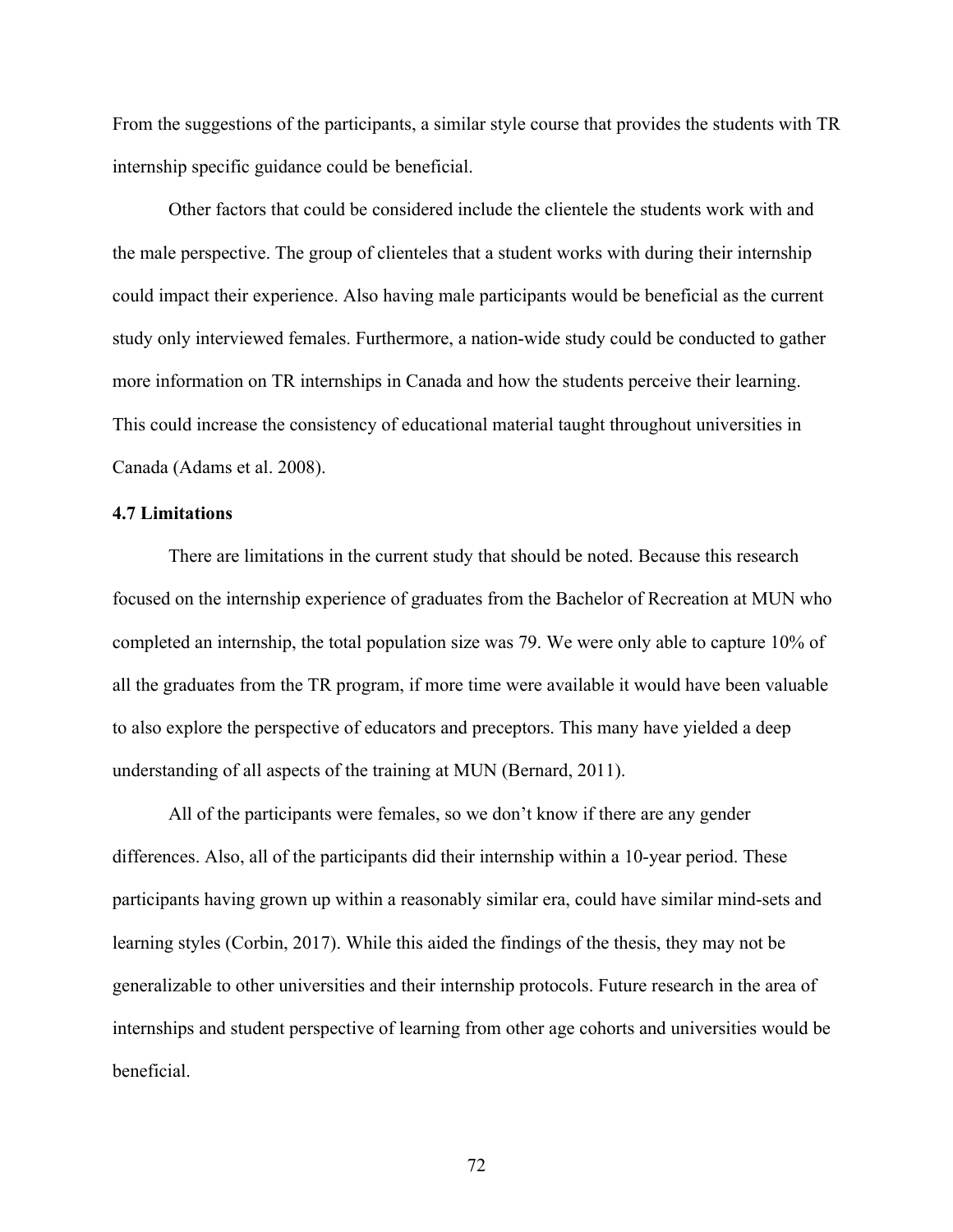From the suggestions of the participants, a similar style course that provides the students with TR internship specific guidance could be beneficial.

Other factors that could be considered include the clientele the students work with and the male perspective. The group of clienteles that a student works with during their internship could impact their experience. Also having male participants would be beneficial as the current study only interviewed females. Furthermore, a nation-wide study could be conducted to gather more information on TR internships in Canada and how the students perceive their learning. This could increase the consistency of educational material taught throughout universities in Canada (Adams et al. 2008).

### 4.7 Limitations

There are limitations in the current study that should be noted. Because this research focused on the internship experience of graduates from the Bachelor of Recreation at MUN who completed an internship, the total population size was 79. We were only able to capture 10% of all the graduates from the TR program, if more time were available it would have been valuable to also explore the perspective of educators and preceptors. This many have yielded a deep understanding of all aspects of the training at MUN (Bernard, 2011).

All of the participants were females, so we don't know if there are any gender differences. Also, all of the participants did their internship within a 10-year period. These participants having grown up within a reasonably similar era, could have similar mind-sets and learning styles (Corbin, 2017). While this aided the findings of the thesis, they may not be generalizable to other universities and their internship protocols. Future research in the area of internships and student perspective of learning from other age cohorts and universities would be beneficial.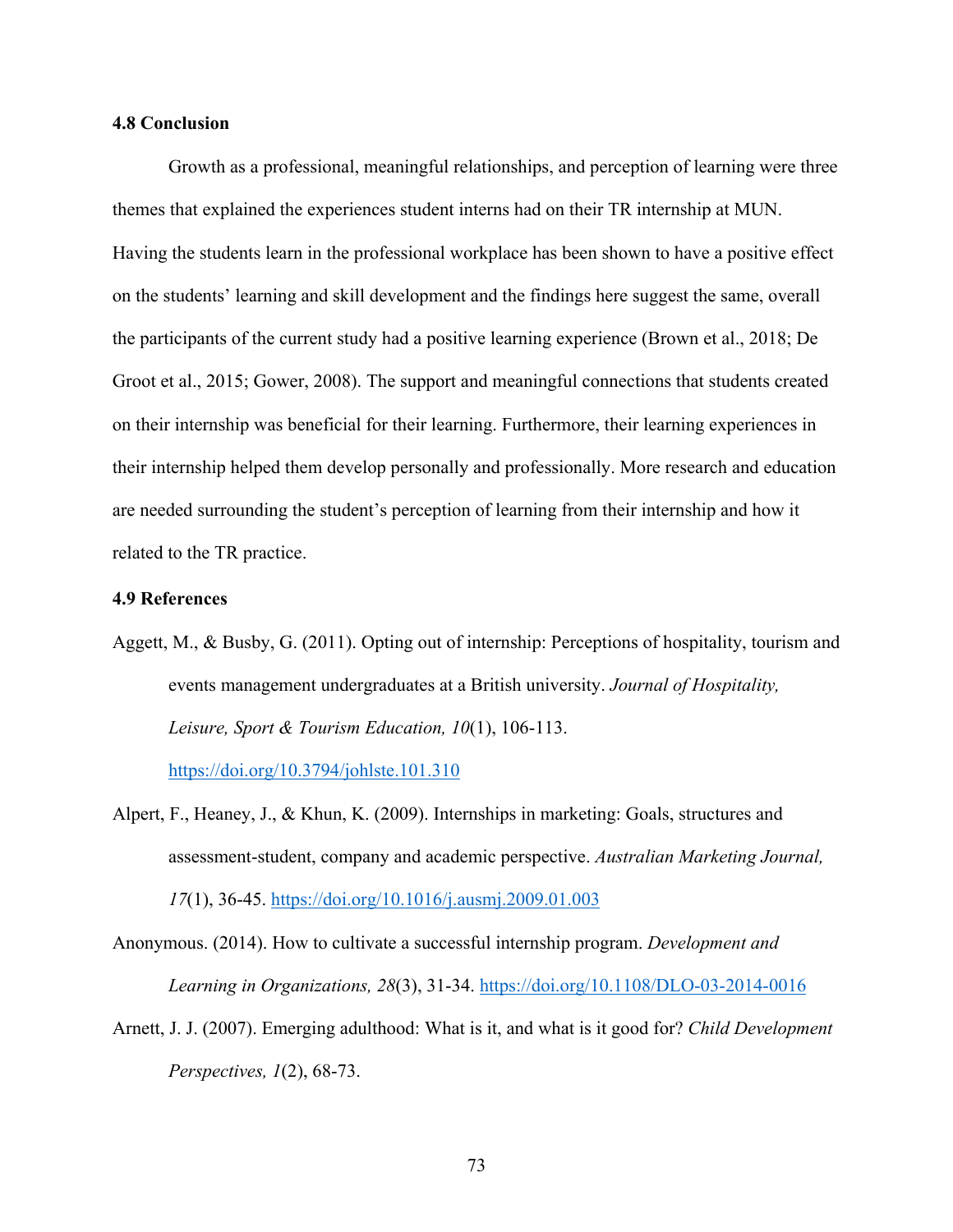### 4.8 Conclusion

Growth as a professional, meaningful relationships, and perception of learning were three themes that explained the experiences student interns had on their TR internship at MUN. Having the students learn in the professional workplace has been shown to have a positive effect on the students' learning and skill development and the findings here suggest the same, overall the participants of the current study had a positive learning experience (Brown et al., 2018; De Groot et al., 2015; Gower, 2008). The support and meaningful connections that students created on their internship was beneficial for their learning. Furthermore, their learning experiences in their internship helped them develop personally and professionally. More research and education are needed surrounding the student's perception of learning from their internship and how it related to the TR practice.

### 4.9 References

Aggett, M., & Busby, G. (2011). Opting out of internship: Perceptions of hospitality, tourism and events management undergraduates at a British university. *Journal of Hospitality, Leisure, Sport & Tourism Education, 10*(1), 106-113. https://doi.org/10.3794/johlste.101.310

Alpert, F., Heaney, J., & Khun, K. (2009). Internships in marketing: Goals, structures and assessment-student, company and academic perspective. *Australian Marketing Journal, 17*(1), 36-45. https://doi.org/10.1016/j.ausmj.2009.01.003

Anonymous. (2014). How to cultivate a successful internship program. *Development and Learning in Organizations, 28*(3), 31-34. https://doi.org/10.1108/DLO-03-2014-0016

Arnett, J. J. (2007). Emerging adulthood: What is it, and what is it good for? *Child Development Perspectives, 1*(2), 68-73.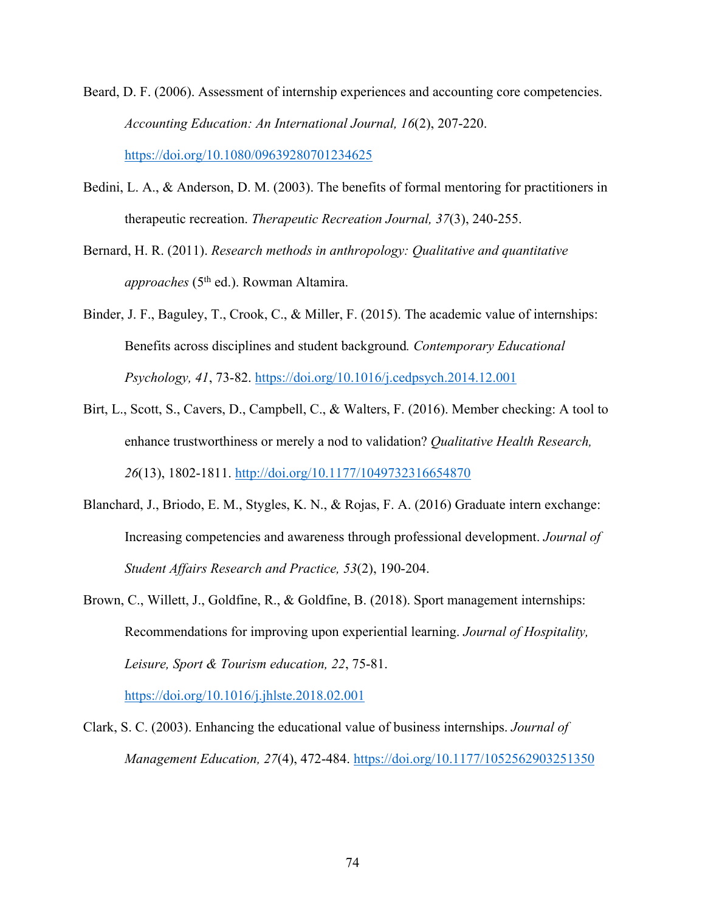Beard, D. F. (2006). Assessment of internship experiences and accounting core competencies. *Accounting Education: An International Journal, 16*(2), 207-220. https://doi.org/10.1080/09639280701234625

Bedini, L. A., & Anderson, D. M. (2003). The benefits of formal mentoring for practitioners in therapeutic recreation. *Therapeutic Recreation Journal, 37*(3), 240-255.

Bernard, H. R. (2011). *Research methods in anthropology: Qualitative and quantitative approaches* (5th ed.). Rowman Altamira.

Binder, J. F., Baguley, T., Crook, C., & Miller, F. (2015). The academic value of internships: Benefits across disciplines and student background. *Contemporary Educational Psychology, 41*, 73-82. https://doi.org/10.1016/j.cedpsych.2014.12.001

Birt, L., Scott, S., Cavers, D., Campbell, C., & Walters, F. (2016). Member checking: A tool to enhance trustworthiness or merely a nod to validation? *Qualitative Health Research, 26*(13), 1802-1811. http://doi.org/10.1177/1049732316654870

Blanchard, J., Briodo, E. M., Stygles, K. N., & Rojas, F. A. (2016) Graduate intern exchange: Increasing competencies and awareness through professional development. *Journal of Student Affairs Research and Practice, 53*(2), 190-204.

Brown, C., Willett, J., Goldfine, R., & Goldfine, B. (2018). Sport management internships: Recommendations for improving upon experiential learning. *Journal of Hospitality, Leisure, Sport & Tourism education, 22*, 75-81. https://doi.org/10.1016/j.jhlste.2018.02.001

Clark, S. C. (2003). Enhancing the educational value of business internships. *Journal of Management Education, 27*(4), 472-484. https://doi.org/10.1177/1052562903251350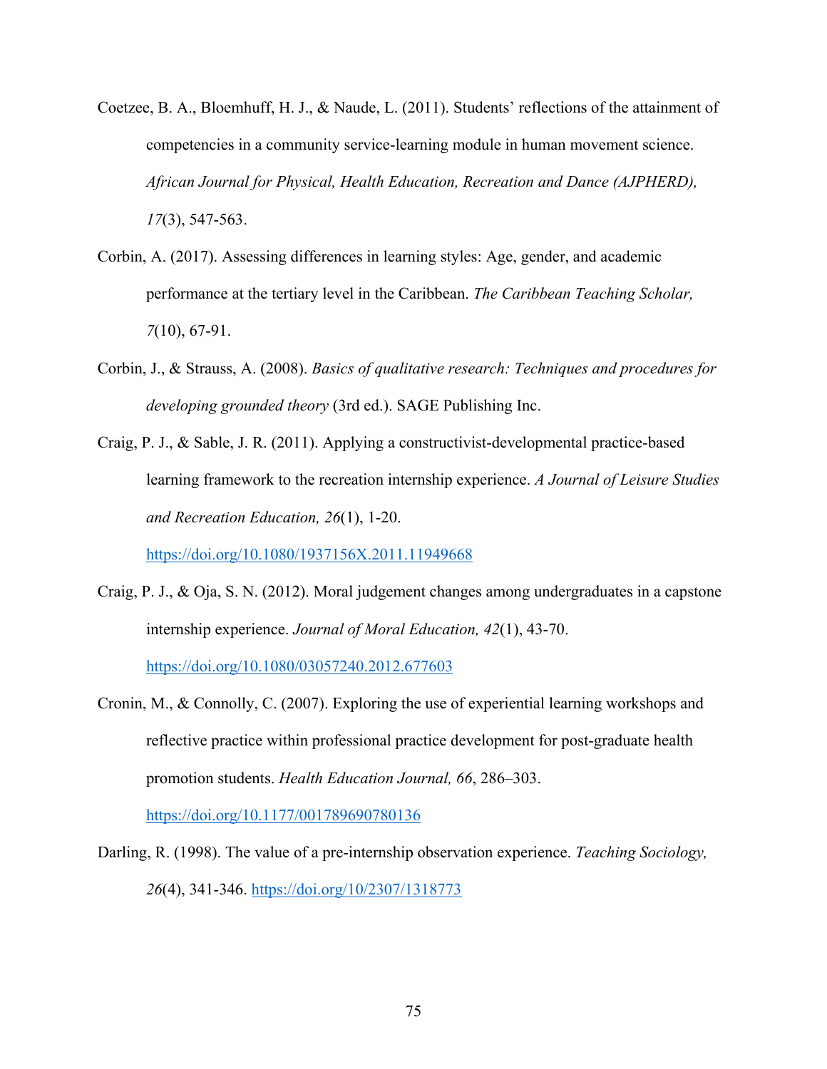Coetzee, B. A., Bloemhuff, H. J., & Naude, L. (2011). Students' reflections of the attainment of competencies in a community service-learning module in human movement science. *African Journal for Physical, Health Education, Recreation and Dance (AJPHERD), 17*(3), 547-563.

Corbin, A. (2017). Assessing differences in learning styles: Age, gender, and academic performance at the tertiary level in the Caribbean. *The Caribbean Teaching Scholar, 7*(10), 67-91.

Corbin, J., & Strauss, A. (2008). *Basics of qualitative research: Techniques and procedures for developing grounded theory* (3rd ed.). SAGE Publishing Inc.

Craig, P. J., & Sable, J. R. (2011). Applying a constructivist-developmental practice-based learning framework to the recreation internship experience. *A Journal of Leisure Studies and Recreation Education, 26*(1), 1-20. https://doi.org/10.1080/1937156X.2011.11949668

Craig, P. J., & Oja, S. N. (2012). Moral judgement changes among undergraduates in a capstone internship experience. *Journal of Moral Education, 42*(1), 43-70. https://doi.org/10.1080/03057240.2012.677603

Cronin, M., & Connolly, C. (2007). Exploring the use of experiential learning workshops and reflective practice within professional practice development for post-graduate health promotion students. *Health Education Journal, 66*, 286–303. https://doi.org/10.1177/001789690780136

Darling, R. (1998). The value of a pre-internship observation experience. *Teaching Sociology, 26*(4), 341-346. https://doi.org/10/2307/1318773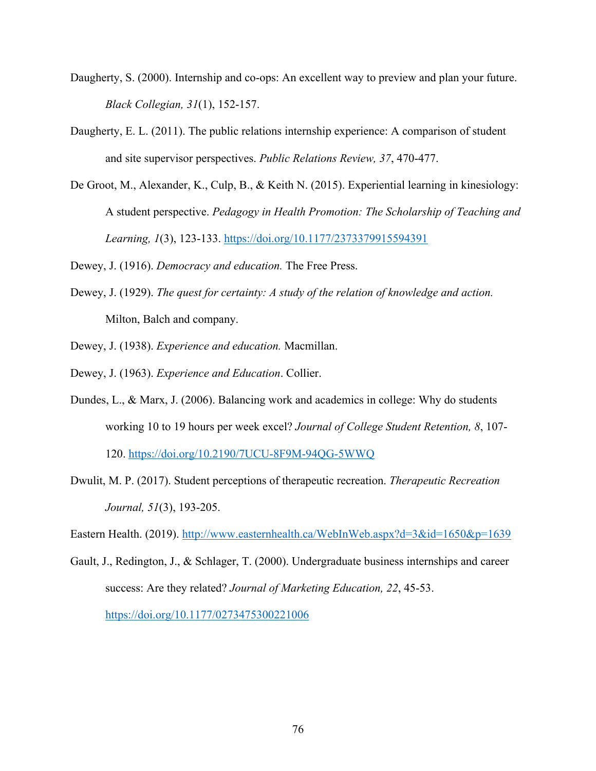Daugherty, S. (2000). Internship and co-ops: An excellent way to preview and plan your future. *Black Collegian, 31*(1), 152-157.

Daugherty, E. L. (2011). The public relations internship experience: A comparison of student and site supervisor perspectives. *Public Relations Review, 37*, 470-477.

De Groot, M., Alexander, K., Culp, B., & Keith N. (2015). Experiential learning in kinesiology: A student perspective. *Pedagogy in Health Promotion: The Scholarship of Teaching and Learning, 1*(3), 123-133. https://doi.org/10.1177/2373379915594391

Dewey, J. (1916). *Democracy and education.* The Free Press.

Dewey, J. (1929). *The quest for certainty: A study of the relation of knowledge and action.* Milton, Balch and company.

Dewey, J. (1938). *Experience and education.* Macmillan.

Dewey, J. (1963). *Experience and Education*. Collier.

Dundes, L., & Marx, J. (2006). Balancing work and academics in college: Why do students working 10 to 19 hours per week excel? *Journal of College Student Retention, 8*, 107-120. https://doi.org/10.2190/7UCU-8F9M-94QG-5WWQ

Dwulit, M. P. (2017). Student perceptions of therapeutic recreation. *Therapeutic Recreation Journal, 51*(3), 193-205.

Eastern Health. (2019). http://www.easternhealth.ca/WebInWeb.aspx?d=3&id=1650&p=1639

Gault, J., Redington, J., & Schlager, T. (2000). Undergraduate business internships and career success: Are they related? *Journal of Marketing Education, 22*, 45-53. https://doi.org/10.1177/0273475300221006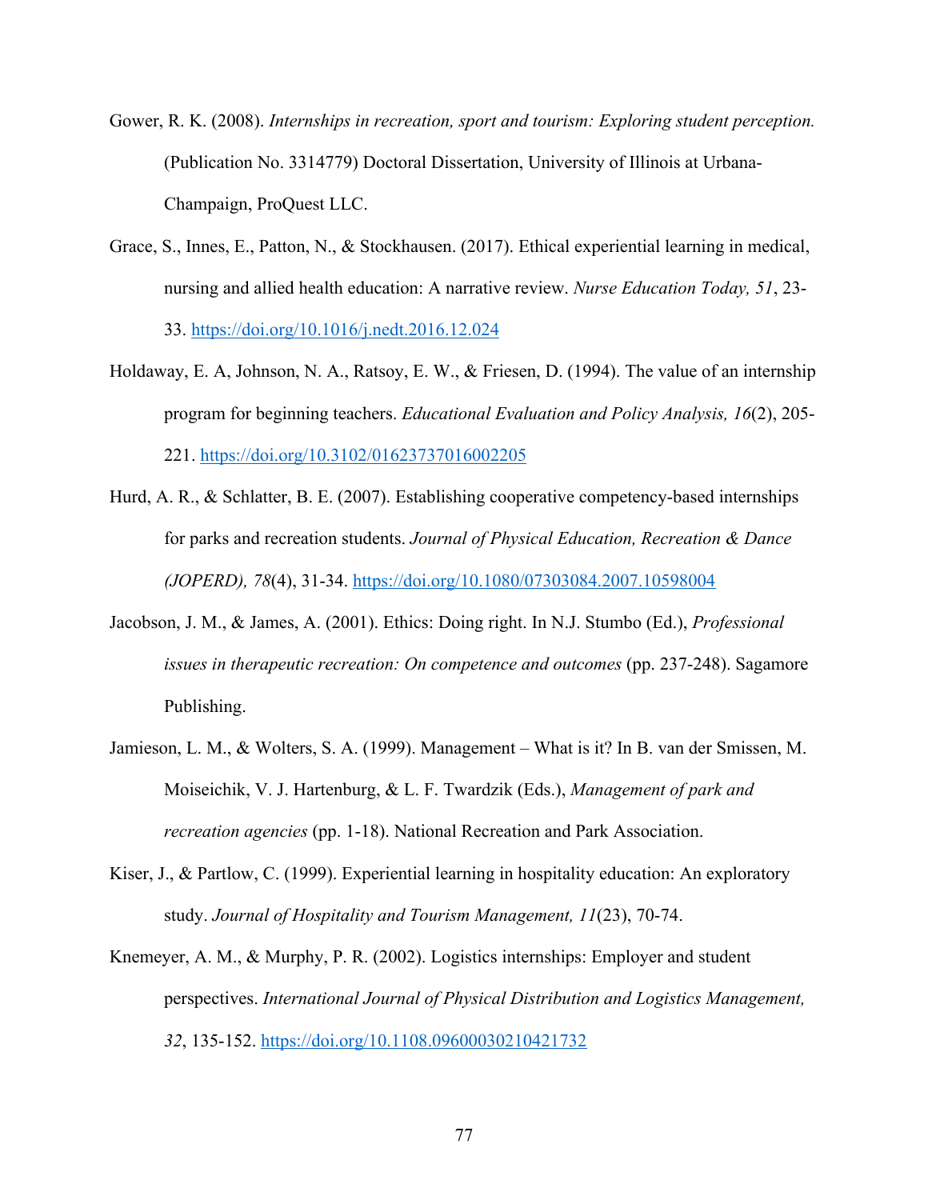Gower, R. K. (2008). *Internships in recreation, sport and tourism: Exploring student perception.* (Publication No. 3314779) Doctoral Dissertation, University of Illinois at Urbana-Champaign, ProQuest LLC.

Grace, S., Innes, E., Patton, N., & Stockhausen. (2017). Ethical experiential learning in medical, nursing and allied health education: A narrative review. *Nurse Education Today, 51*, 23-33. https://doi.org/10.1016/j.nedt.2016.12.024

Holdaway, E. A, Johnson, N. A., Ratsoy, E. W., & Friesen, D. (1994). The value of an internship program for beginning teachers. *Educational Evaluation and Policy Analysis, 16*(2), 205-221. https://doi.org/10.3102/01623737016002205

Hurd, A. R., & Schlatter, B. E. (2007). Establishing cooperative competency-based internships for parks and recreation students. *Journal of Physical Education, Recreation & Dance (JOPERD), 78*(4), 31-34. https://doi.org/10.1080/07303084.2007.10598004

Jacobson, J. M., & James, A. (2001). Ethics: Doing right. In N.J. Stumbo (Ed.), *Professional issues in therapeutic recreation: On competence and outcomes* (pp. 237-248). Sagamore Publishing.

Jamieson, L. M., & Wolters, S. A. (1999). Management – What is it? In B. van der Smissen, M. Moiseichik, V. J. Hartenburg, & L. F. Twardzik (Eds.), *Management of park and recreation agencies* (pp. 1-18). National Recreation and Park Association.

Kiser, J., & Partlow, C. (1999). Experiential learning in hospitality education: An exploratory study. *Journal of Hospitality and Tourism Management, 11*(23), 70-74.

Knemeyer, A. M., & Murphy, P. R. (2002). Logistics internships: Employer and student perspectives. *International Journal of Physical Distribution and Logistics Management, 32*, 135-152. https://doi.org/10.1108.09600030210421732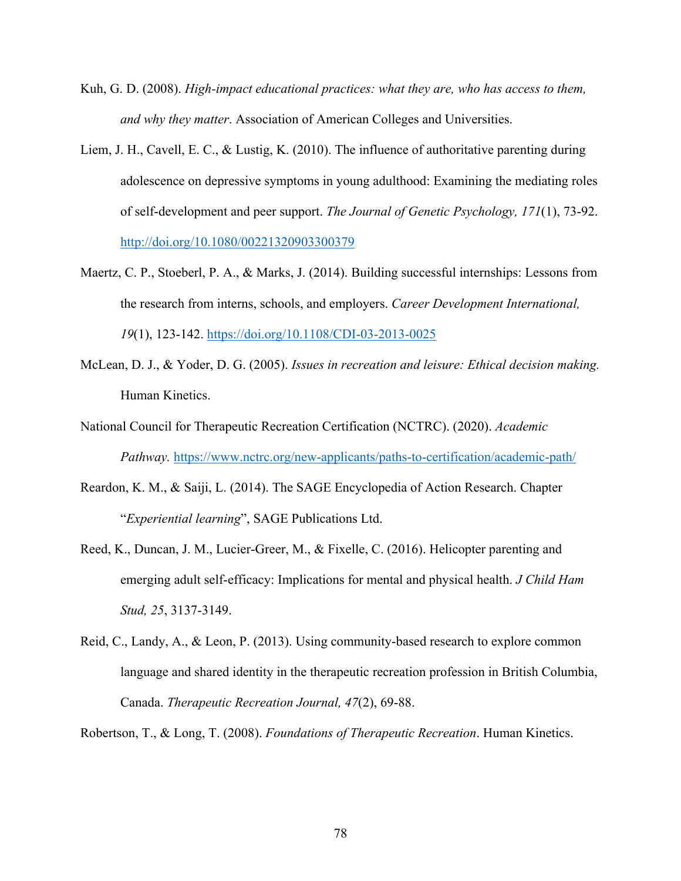Kuh, G. D. (2008). *High-impact educational practices: what they are, who has access to them, and why they matter*. Association of American Colleges and Universities.

Liem, J. H., Cavell, E. C., & Lustig, K. (2010). The influence of authoritative parenting during adolescence on depressive symptoms in young adulthood: Examining the mediating roles of self-development and peer support. *The Journal of Genetic Psychology, 171*(1), 73-92. http://doi.org/10.1080/00221320903300379

Maertz, C. P., Stoeberl, P. A., & Marks, J. (2014). Building successful internships: Lessons from the research from interns, schools, and employers. *Career Development International, 19*(1), 123-142. https://doi.org/10.1108/CDI-03-2013-0025

McLean, D. J., & Yoder, D. G. (2005). *Issues in recreation and leisure: Ethical decision making.* Human Kinetics.

National Council for Therapeutic Recreation Certification (NCTRC). (2020). *Academic Pathway.* https://www.nctrc.org/new-applicants/paths-to-certification/academic-path/

Reardon, K. M., & Saiji, L. (2014). The SAGE Encyclopedia of Action Research. Chapter "*Experiential learning*", SAGE Publications Ltd.

Reed, K., Duncan, J. M., Lucier-Greer, M., & Fixelle, C. (2016). Helicopter parenting and emerging adult self-efficacy: Implications for mental and physical health. *J Child Ham Stud, 25*, 3137-3149.

Reid, C., Landy, A., & Leon, P. (2013). Using community-based research to explore common language and shared identity in the therapeutic recreation profession in British Columbia, Canada. *Therapeutic Recreation Journal, 47*(2), 69-88.

Robertson, T., & Long, T. (2008). *Foundations of Therapeutic Recreation*. Human Kinetics.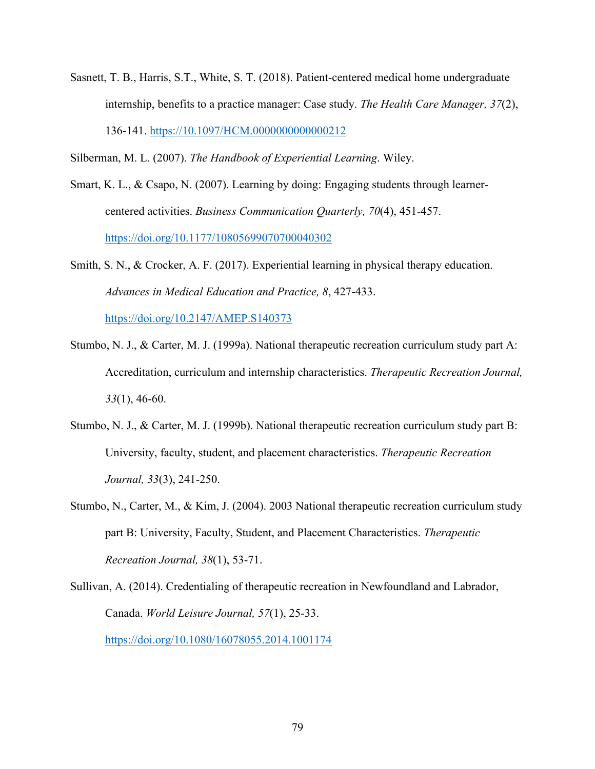Sasnett, T. B., Harris, S.T., White, S. T. (2018). Patient-centered medical home undergraduate internship, benefits to a practice manager: Case study. *The Health Care Manager, 37*(2), 136-141. https://10.1097/HCM.0000000000000212

Silberman, M. L. (2007). *The Handbook of Experiential Learning*. Wiley.

Smart, K. L., & Csapo, N. (2007). Learning by doing: Engaging students through learner-centered activities. *Business Communication Quarterly, 70*(4), 451-457. https://doi.org/10.1177/10805699070700040302

Smith, S. N., & Crocker, A. F. (2017). Experiential learning in physical therapy education. *Advances in Medical Education and Practice, 8*, 427-433. https://doi.org/10.2147/AMEP.S140373

Stumbo, N. J., & Carter, M. J. (1999a). National therapeutic recreation curriculum study part A: Accreditation, curriculum and internship characteristics. *Therapeutic Recreation Journal, 33*(1), 46-60.

Stumbo, N. J., & Carter, M. J. (1999b). National therapeutic recreation curriculum study part B: University, faculty, student, and placement characteristics. *Therapeutic Recreation Journal, 33*(3), 241-250.

Stumbo, N., Carter, M., & Kim, J. (2004). 2003 National therapeutic recreation curriculum study part B: University, Faculty, Student, and Placement Characteristics. *Therapeutic Recreation Journal, 38*(1), 53-71.

Sullivan, A. (2014). Credentialing of therapeutic recreation in Newfoundland and Labrador, Canada. *World Leisure Journal, 57*(1), 25-33. https://doi.org/10.1080/16078055.2014.1001174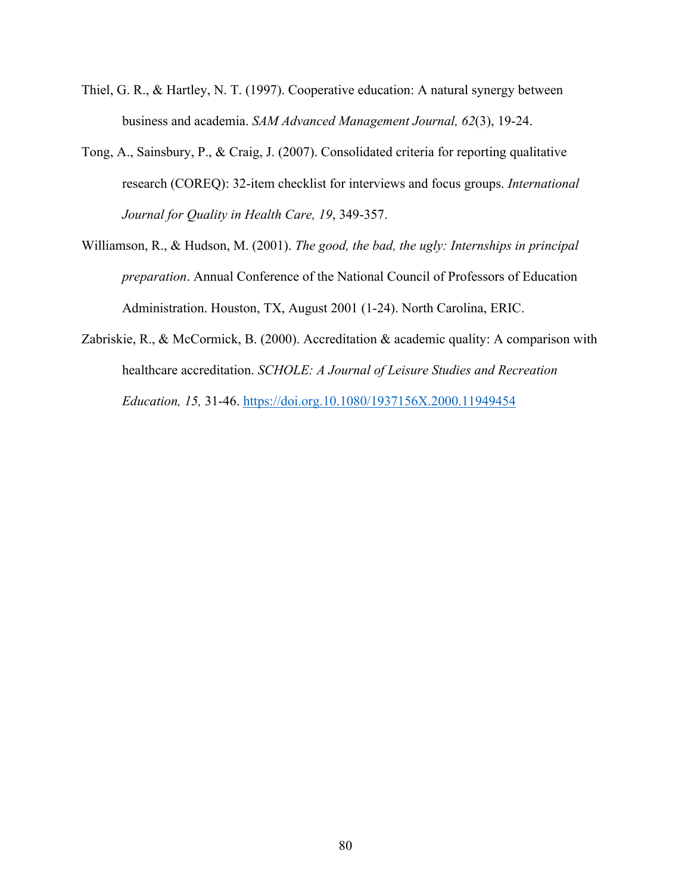Thiel, G. R., & Hartley, N. T. (1997). Cooperative education: A natural synergy between business and academia. *SAM Advanced Management Journal, 62*(3), 19-24.

Tong, A., Sainsbury, P., & Craig, J. (2007). Consolidated criteria for reporting qualitative research (COREQ): 32-item checklist for interviews and focus groups. *International Journal for Quality in Health Care, 19*, 349-357.

Williamson, R., & Hudson, M. (2001). *The good, the bad, the ugly: Internships in principal preparation*. Annual Conference of the National Council of Professors of Education Administration. Houston, TX, August 2001 (1-24). North Carolina, ERIC.

Zabriskie, R., & McCormick, B. (2000). Accreditation & academic quality: A comparison with healthcare accreditation. *SCHOLE: A Journal of Leisure Studies and Recreation Education, 15,* 31-46. https://doi.org.10.1080/1937156X.2000.11949454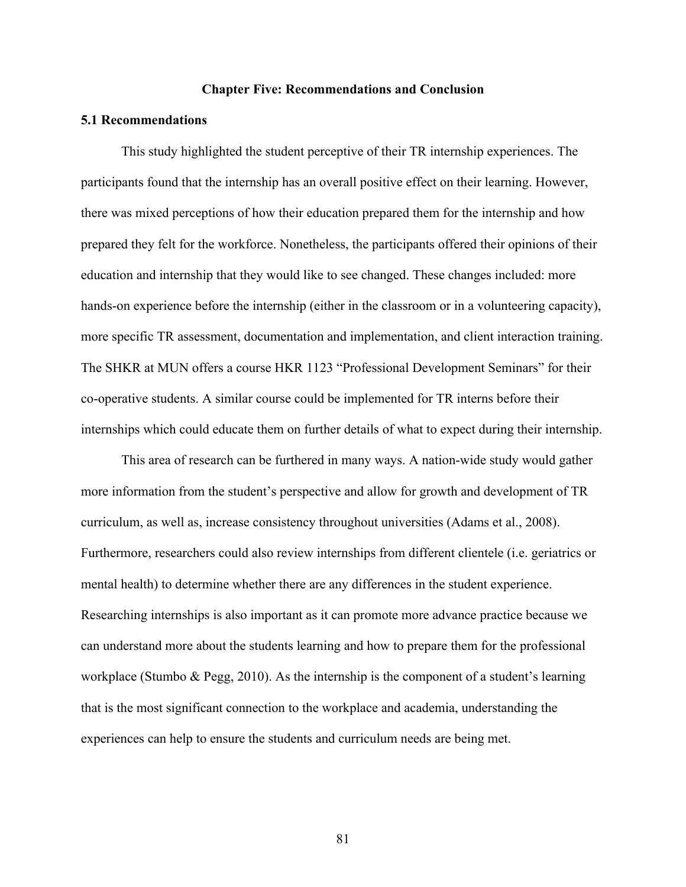# Chapter Five: Recommendations and Conclusion

## 5.1 Recommendations

This study highlighted the student perceptive of their TR internship experiences. The participants found that the internship has an overall positive effect on their learning. However, there was mixed perceptions of how their education prepared them for the internship and how prepared they felt for the workforce. Nonetheless, the participants offered their opinions of their education and internship that they would like to see changed. These changes included: more hands-on experience before the internship (either in the classroom or in a volunteering capacity), more specific TR assessment, documentation and implementation, and client interaction training. The SHKR at MUN offers a course HKR 1123 "Professional Development Seminars" for their co-operative students. A similar course could be implemented for TR interns before their internships which could educate them on further details of what to expect during their internship.

This area of research can be furthered in many ways. A nation-wide study would gather more information from the student's perspective and allow for growth and development of TR curriculum, as well as, increase consistency throughout universities (Adams et al., 2008). Furthermore, researchers could also review internships from different clientele (i.e. geriatrics or mental health) to determine whether there are any differences in the student experience. Researching internships is also important as it can promote more advance practice because we can understand more about the students learning and how to prepare them for the professional workplace (Stumbo & Pegg, 2010). As the internship is the component of a student's learning that is the most significant connection to the workplace and academia, understanding the experiences can help to ensure the students and curriculum needs are being met.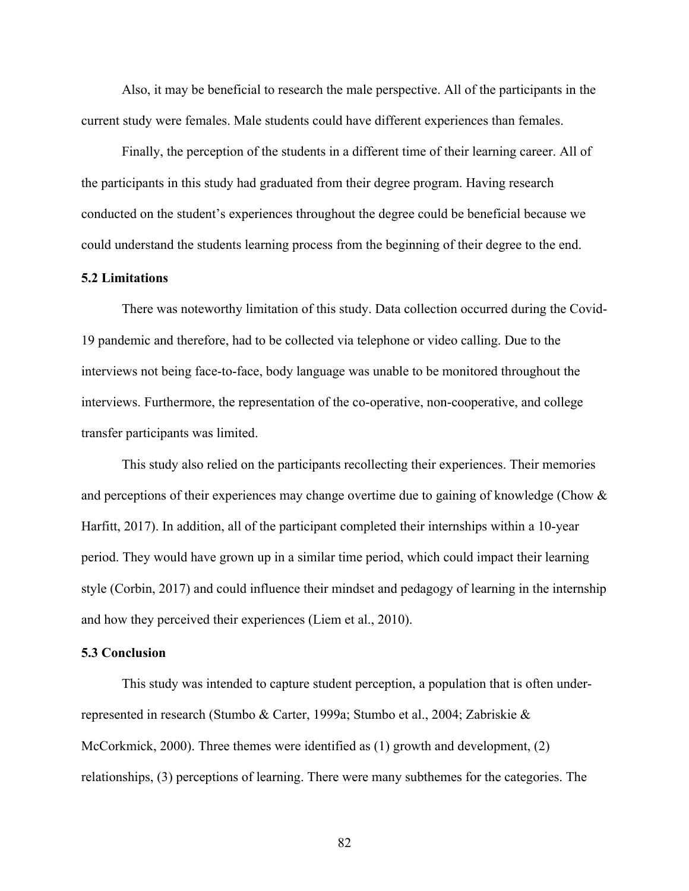Also, it may be beneficial to research the male perspective. All of the participants in the current study were females. Male students could have different experiences than females.

Finally, the perception of the students in a different time of their learning career. All of the participants in this study had graduated from their degree program. Having research conducted on the student's experiences throughout the degree could be beneficial because we could understand the students learning process from the beginning of their degree to the end.

### 5.2 Limitations

There was noteworthy limitation of this study. Data collection occurred during the Covid-19 pandemic and therefore, had to be collected via telephone or video calling. Due to the interviews not being face-to-face, body language was unable to be monitored throughout the interviews. Furthermore, the representation of the co-operative, non-cooperative, and college transfer participants was limited.

This study also relied on the participants recollecting their experiences. Their memories and perceptions of their experiences may change overtime due to gaining of knowledge (Chow & Harfitt, 2017). In addition, all of the participant completed their internships within a 10-year period. They would have grown up in a similar time period, which could impact their learning style (Corbin, 2017) and could influence their mindset and pedagogy of learning in the internship and how they perceived their experiences (Liem et al., 2010).

### 5.3 Conclusion

This study was intended to capture student perception, a population that is often under-represented in research (Stumbo & Carter, 1999a; Stumbo et al., 2004; Zabriskie & McCorkmick, 2000). Three themes were identified as (1) growth and development, (2) relationships, (3) perceptions of learning. There were many subthemes for the categories. The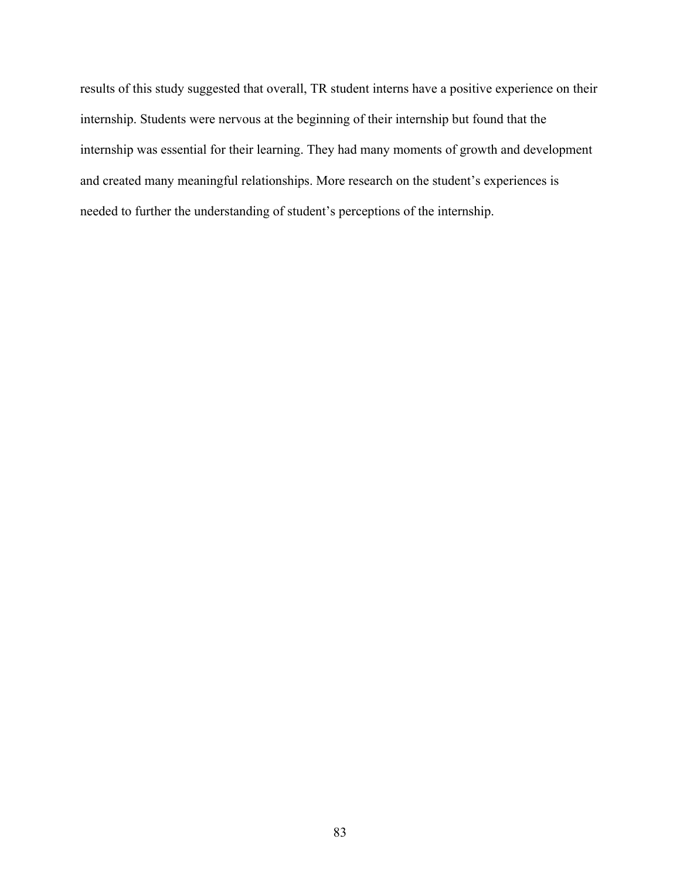results of this study suggested that overall, TR student interns have a positive experience on their internship. Students were nervous at the beginning of their internship but found that the internship was essential for their learning. They had many moments of growth and development and created many meaningful relationships. More research on the student's experiences is needed to further the understanding of student's perceptions of the internship.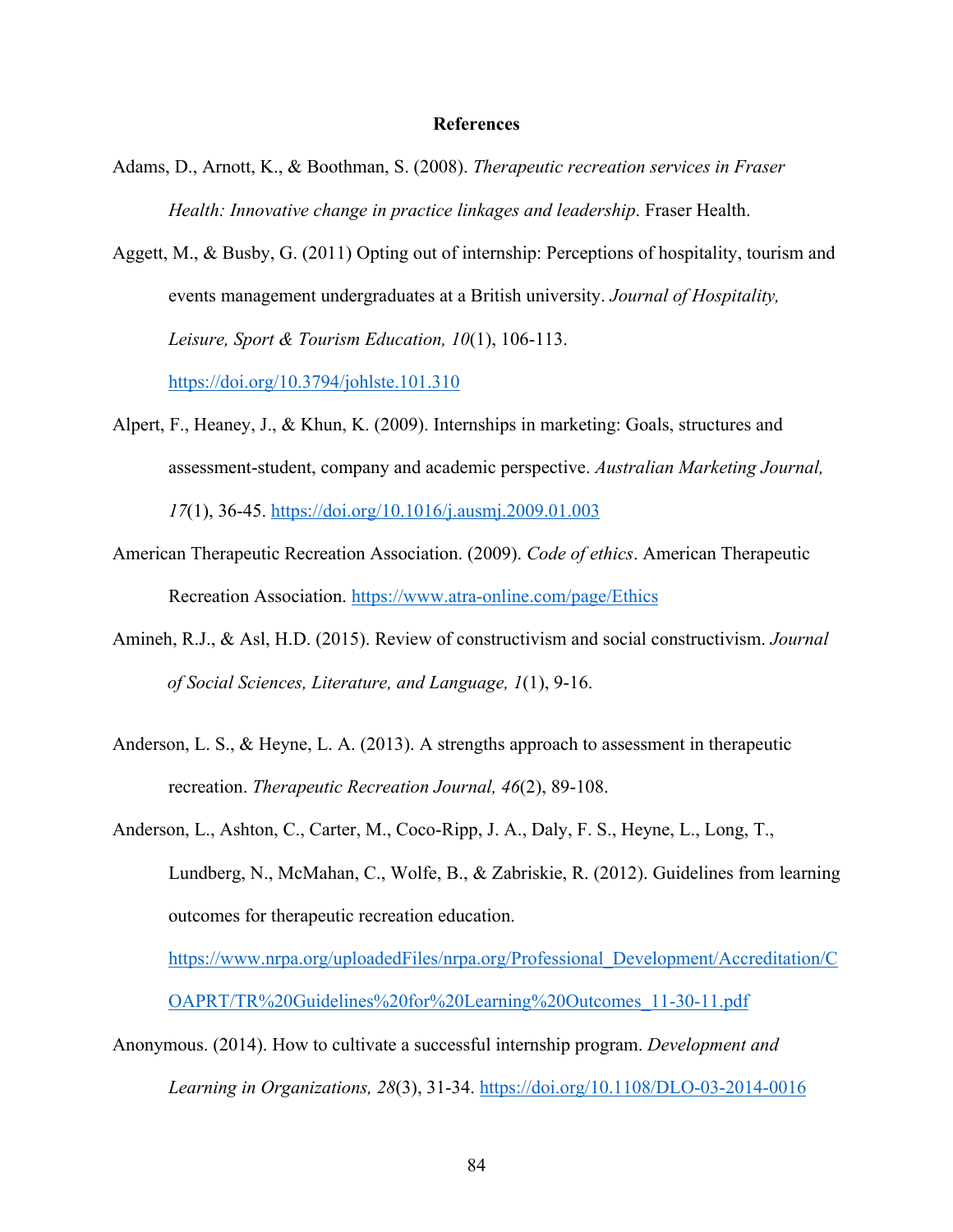# References

Adams, D., Arnott, K., & Boothman, S. (2008). *Therapeutic recreation services in Fraser Health: Innovative change in practice linkages and leadership*. Fraser Health.

Aggett, M., & Busby, G. (2011) Opting out of internship: Perceptions of hospitality, tourism and events management undergraduates at a British university. *Journal of Hospitality, Leisure, Sport & Tourism Education, 10*(1), 106-113. https://doi.org/10.3794/johlste.101.310

Alpert, F., Heaney, J., & Khun, K. (2009). Internships in marketing: Goals, structures and assessment-student, company and academic perspective. *Australian Marketing Journal, 17*(1), 36-45. https://doi.org/10.1016/j.ausmj.2009.01.003

American Therapeutic Recreation Association. (2009). *Code of ethics*. American Therapeutic Recreation Association. https://www.atra-online.com/page/Ethics

Amineh, R.J., & Asl, H.D. (2015). Review of constructivism and social constructivism. *Journal of Social Sciences, Literature, and Language, 1*(1), 9-16.

Anderson, L. S., & Heyne, L. A. (2013). A strengths approach to assessment in therapeutic recreation. *Therapeutic Recreation Journal, 46*(2), 89-108.

Anderson, L., Ashton, C., Carter, M., Coco-Ripp, J. A., Daly, F. S., Heyne, L., Long, T., Lundberg, N., McMahan, C., Wolfe, B., & Zabriskie, R. (2012). Guidelines from learning outcomes for therapeutic recreation education. https://www.nrpa.org/uploadedFiles/nrpa.org/Professional_Development/Accreditation/COAPRT/TR%20Guidelines%20for%20Learning%20Outcomes_11-30-11.pdf

Anonymous. (2014). How to cultivate a successful internship program. *Development and Learning in Organizations, 28*(3), 31-34. https://doi.org/10.1108/DLO-03-2014-0016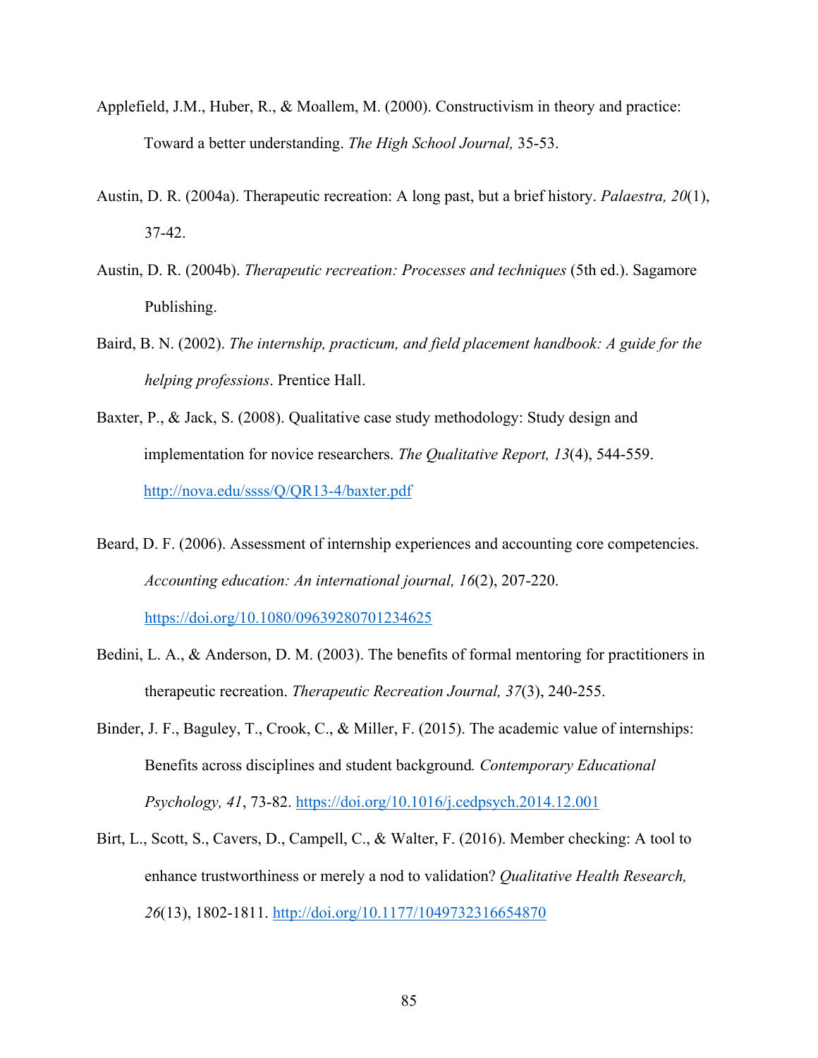Applefield, J.M., Huber, R., & Moallem, M. (2000). Constructivism in theory and practice: Toward a better understanding. *The High School Journal,* 35-53.

Austin, D. R. (2004a). Therapeutic recreation: A long past, but a brief history. *Palaestra, 20*(1), 37-42.

Austin, D. R. (2004b). *Therapeutic recreation: Processes and techniques* (5th ed.). Sagamore Publishing.

Baird, B. N. (2002). *The internship, practicum, and field placement handbook: A guide for the helping professions*. Prentice Hall.

Baxter, P., & Jack, S. (2008). Qualitative case study methodology: Study design and implementation for novice researchers. *The Qualitative Report, 13*(4), 544-559. http://nova.edu/ssss/Q/QR13-4/baxter.pdf

Beard, D. F. (2006). Assessment of internship experiences and accounting core competencies. *Accounting education: An international journal, 16*(2), 207-220. https://doi.org/10.1080/09639280701234625

Bedini, L. A., & Anderson, D. M. (2003). The benefits of formal mentoring for practitioners in therapeutic recreation. *Therapeutic Recreation Journal, 37*(3), 240-255.

Binder, J. F., Baguley, T., Crook, C., & Miller, F. (2015). The academic value of internships: Benefits across disciplines and student background. *Contemporary Educational Psychology, 41*, 73-82. https://doi.org/10.1016/j.cedpsych.2014.12.001

Birt, L., Scott, S., Cavers, D., Campell, C., & Walter, F. (2016). Member checking: A tool to enhance trustworthiness or merely a nod to validation? *Qualitative Health Research, 26*(13), 1802-1811. http://doi.org/10.1177/1049732316654870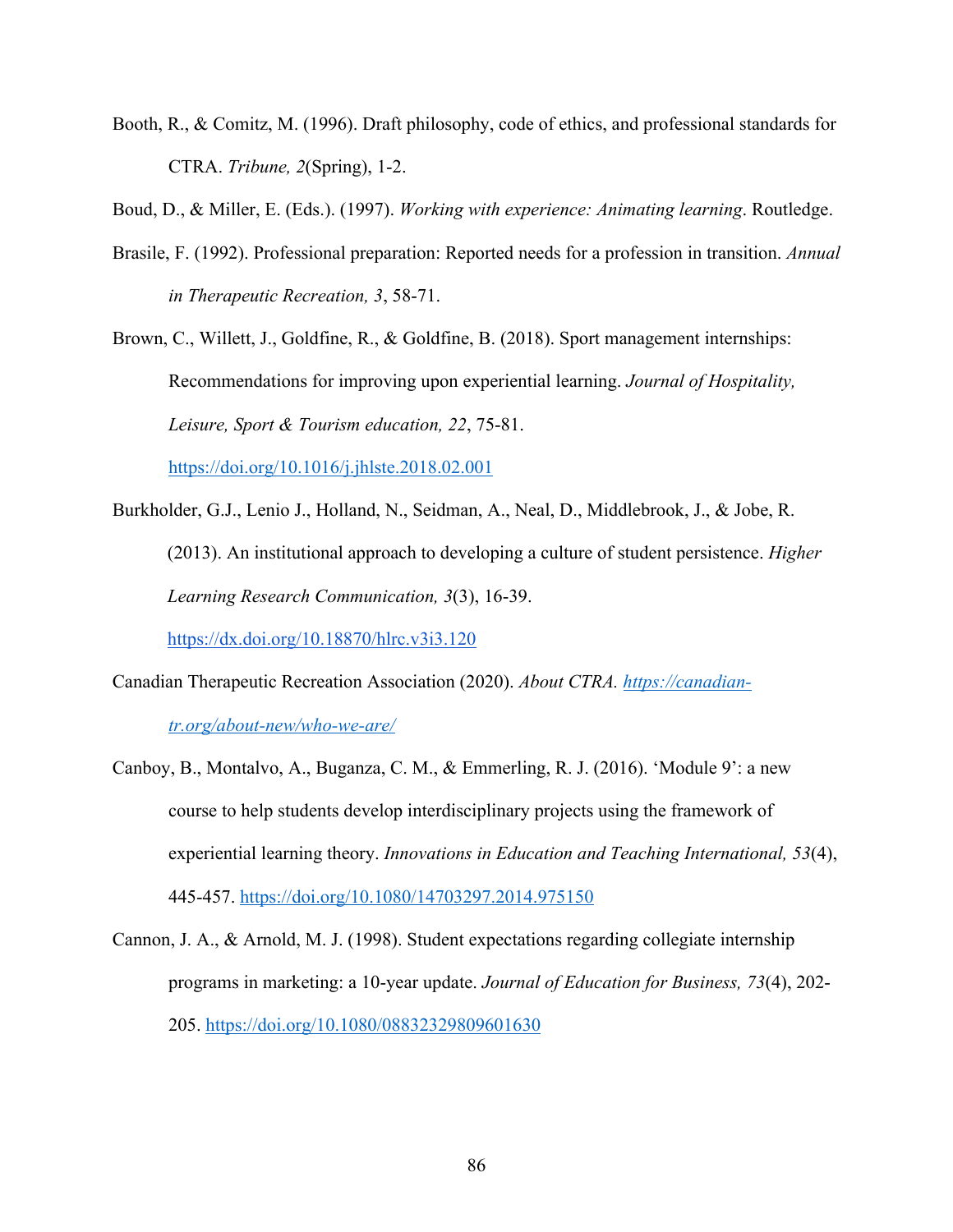Booth, R., & Comitz, M. (1996). Draft philosophy, code of ethics, and professional standards for CTRA. *Tribune, 2*(Spring), 1-2.

Boud, D., & Miller, E. (Eds.). (1997). *Working with experience: Animating learning*. Routledge.

Brasile, F. (1992). Professional preparation: Reported needs for a profession in transition. *Annual in Therapeutic Recreation, 3*, 58-71.

Brown, C., Willett, J., Goldfine, R., & Goldfine, B. (2018). Sport management internships: Recommendations for improving upon experiential learning. *Journal of Hospitality, Leisure, Sport & Tourism education, 22*, 75-81. https://doi.org/10.1016/j.jhlste.2018.02.001

Burkholder, G.J., Lenio J., Holland, N., Seidman, A., Neal, D., Middlebrook, J., & Jobe, R. (2013). An institutional approach to developing a culture of student persistence. *Higher Learning Research Communication, 3*(3), 16-39. https://dx.doi.org/10.18870/hlrc.v3i3.120

Canadian Therapeutic Recreation Association (2020). *About CTRA. https://canadian-tr.org/about-new/who-we-are/*

Canboy, B., Montalvo, A., Buganza, C. M., & Emmerling, R. J. (2016). 'Module 9': a new course to help students develop interdisciplinary projects using the framework of experiential learning theory. *Innovations in Education and Teaching International, 53*(4), 445-457. https://doi.org/10.1080/14703297.2014.975150

Cannon, J. A., & Arnold, M. J. (1998). Student expectations regarding collegiate internship programs in marketing: a 10-year update. *Journal of Education for Business, 73*(4), 202-205. https://doi.org/10.1080/08832329809601630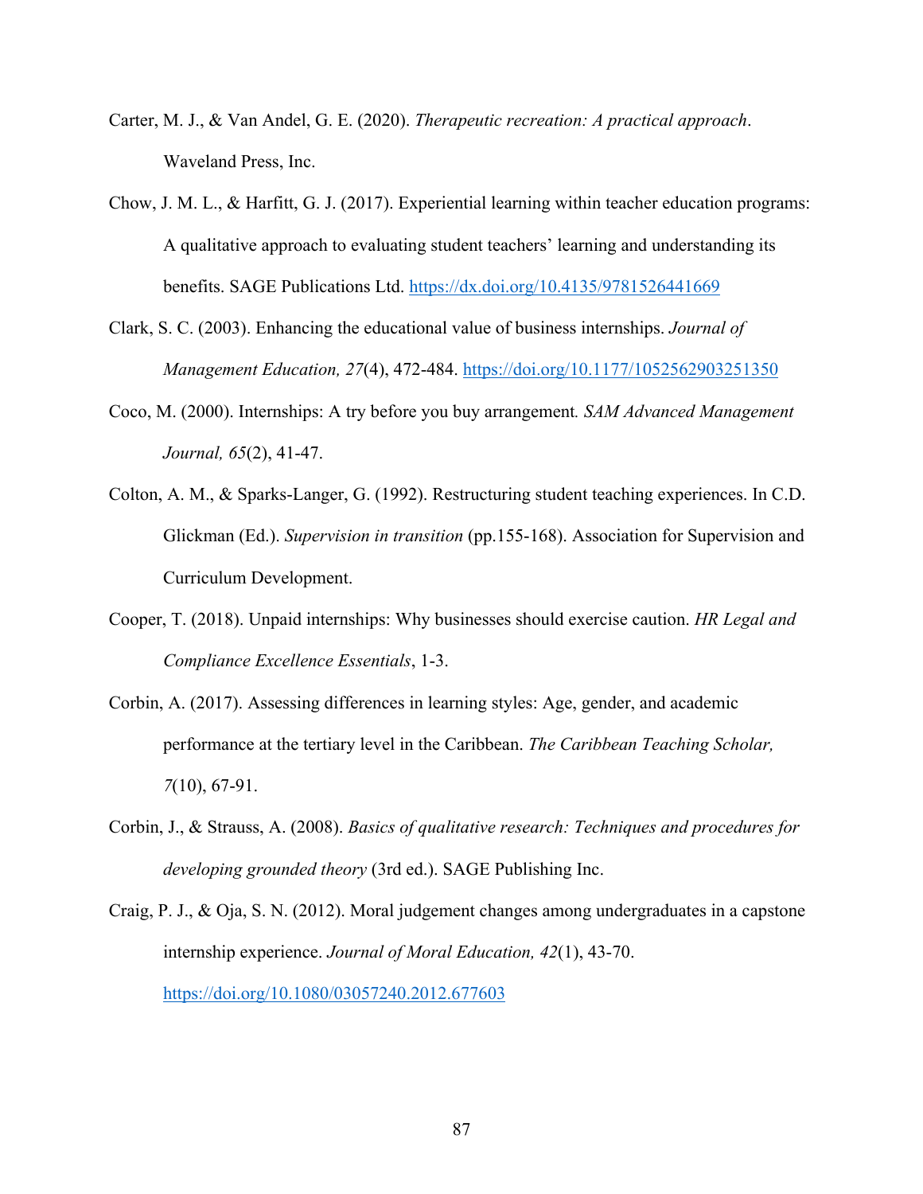Carter, M. J., & Van Andel, G. E. (2020). *Therapeutic recreation: A practical approach*. Waveland Press, Inc.

Chow, J. M. L., & Harfitt, G. J. (2017). Experiential learning within teacher education programs: A qualitative approach to evaluating student teachers' learning and understanding its benefits. SAGE Publications Ltd. https://dx.doi.org/10.4135/9781526441669

Clark, S. C. (2003). Enhancing the educational value of business internships. *Journal of Management Education, 27*(4), 472-484. https://doi.org/10.1177/1052562903251350

Coco, M. (2000). Internships: A try before you buy arrangement*. SAM Advanced Management Journal, 65*(2), 41-47.

Colton, A. M., & Sparks-Langer, G. (1992). Restructuring student teaching experiences. In C.D. Glickman (Ed.). *Supervision in transition* (pp.155-168). Association for Supervision and Curriculum Development.

Cooper, T. (2018). Unpaid internships: Why businesses should exercise caution. *HR Legal and Compliance Excellence Essentials*, 1-3.

Corbin, A. (2017). Assessing differences in learning styles: Age, gender, and academic performance at the tertiary level in the Caribbean. *The Caribbean Teaching Scholar, 7*(10), 67-91.

Corbin, J., & Strauss, A. (2008). *Basics of qualitative research: Techniques and procedures for developing grounded theory* (3rd ed.). SAGE Publishing Inc.

Craig, P. J., & Oja, S. N. (2012). Moral judgement changes among undergraduates in a capstone internship experience. *Journal of Moral Education, 42*(1), 43-70. https://doi.org/10.1080/03057240.2012.677603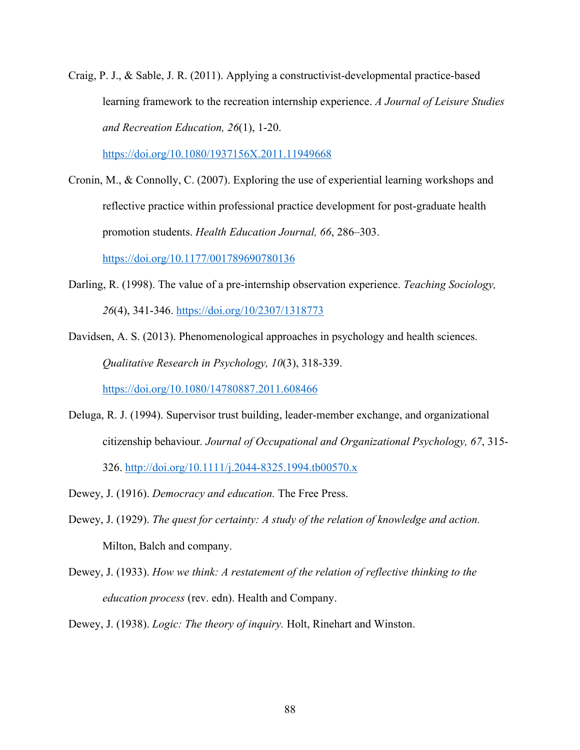Craig, P. J., & Sable, J. R. (2011). Applying a constructivist-developmental practice-based learning framework to the recreation internship experience. *A Journal of Leisure Studies and Recreation Education, 26*(1), 1-20. https://doi.org/10.1080/1937156X.2011.11949668

Cronin, M., & Connolly, C. (2007). Exploring the use of experiential learning workshops and reflective practice within professional practice development for post-graduate health promotion students. *Health Education Journal, 66*, 286–303. https://doi.org/10.1177/001789690780136

Darling, R. (1998). The value of a pre-internship observation experience. *Teaching Sociology, 26*(4), 341-346. https://doi.org/10/2307/1318773

Davidsen, A. S. (2013). Phenomenological approaches in psychology and health sciences. *Qualitative Research in Psychology, 10*(3), 318-339. https://doi.org/10.1080/14780887.2011.608466

Deluga, R. J. (1994). Supervisor trust building, leader-member exchange, and organizational citizenship behaviour. *Journal of Occupational and Organizational Psychology, 67*, 315-326. http://doi.org/10.1111/j.2044-8325.1994.tb00570.x

Dewey, J. (1916). *Democracy and education.* The Free Press.

Dewey, J. (1929). *The quest for certainty: A study of the relation of knowledge and action.* Milton, Balch and company.

Dewey, J. (1933). *How we think: A restatement of the relation of reflective thinking to the education process* (rev. edn). Health and Company.

Dewey, J. (1938). *Logic: The theory of inquiry.* Holt, Rinehart and Winston.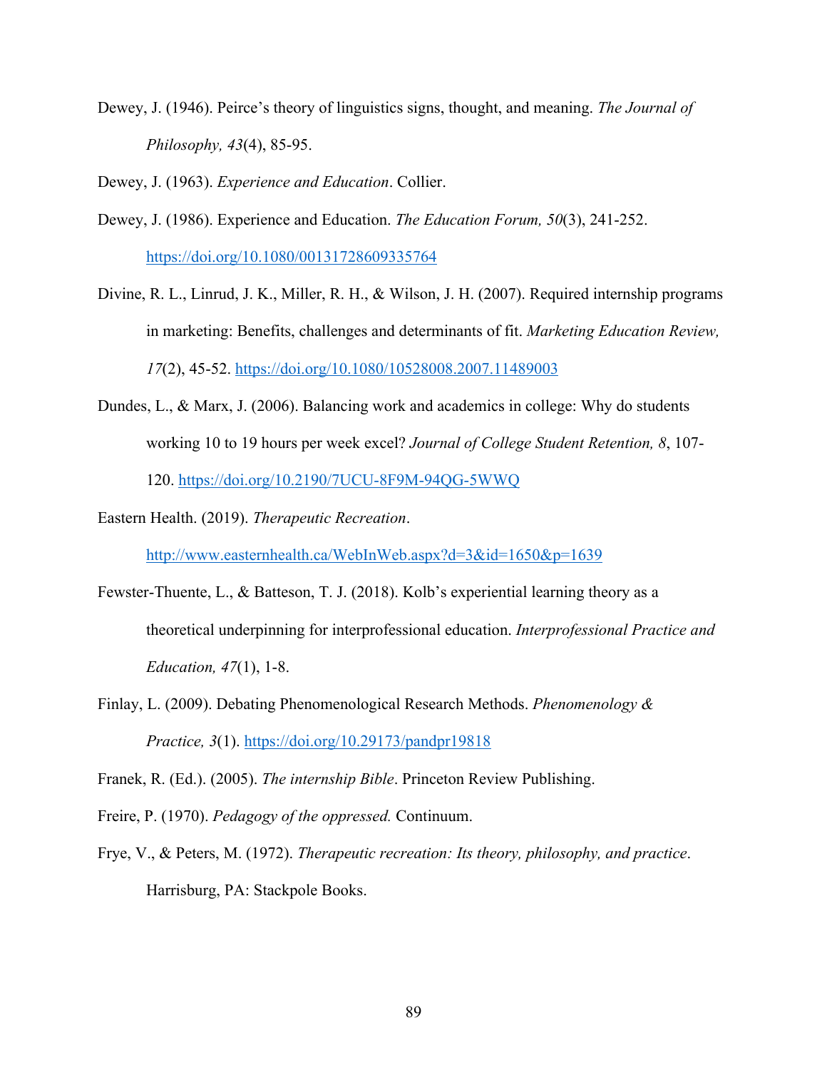Dewey, J. (1946). Peirce's theory of linguistics signs, thought, and meaning. *The Journal of Philosophy, 43*(4), 85-95.

Dewey, J. (1963). *Experience and Education*. Collier.

Dewey, J. (1986). Experience and Education. *The Education Forum, 50*(3), 241-252. https://doi.org/10.1080/00131728609335764

Divine, R. L., Linrud, J. K., Miller, R. H., & Wilson, J. H. (2007). Required internship programs in marketing: Benefits, challenges and determinants of fit. *Marketing Education Review, 17*(2), 45-52. https://doi.org/10.1080/10528008.2007.11489003

Dundes, L., & Marx, J. (2006). Balancing work and academics in college: Why do students working 10 to 19 hours per week excel? *Journal of College Student Retention, 8*, 107-120. https://doi.org/10.2190/7UCU-8F9M-94QG-5WWQ

Eastern Health. (2019). *Therapeutic Recreation*. http://www.easternhealth.ca/WebInWeb.aspx?d=3&id=1650&p=1639

Fewster-Thuente, L., & Batteson, T. J. (2018). Kolb's experiential learning theory as a theoretical underpinning for interprofessional education. *Interprofessional Practice and Education, 47*(1), 1-8.

Finlay, L. (2009). Debating Phenomenological Research Methods. *Phenomenology & Practice, 3*(1). https://doi.org/10.29173/pandpr19818

Franek, R. (Ed.). (2005). *The internship Bible*. Princeton Review Publishing.

Freire, P. (1970). *Pedagogy of the oppressed.* Continuum.

Frye, V., & Peters, M. (1972). *Therapeutic recreation: Its theory, philosophy, and practice*. Harrisburg, PA: Stackpole Books.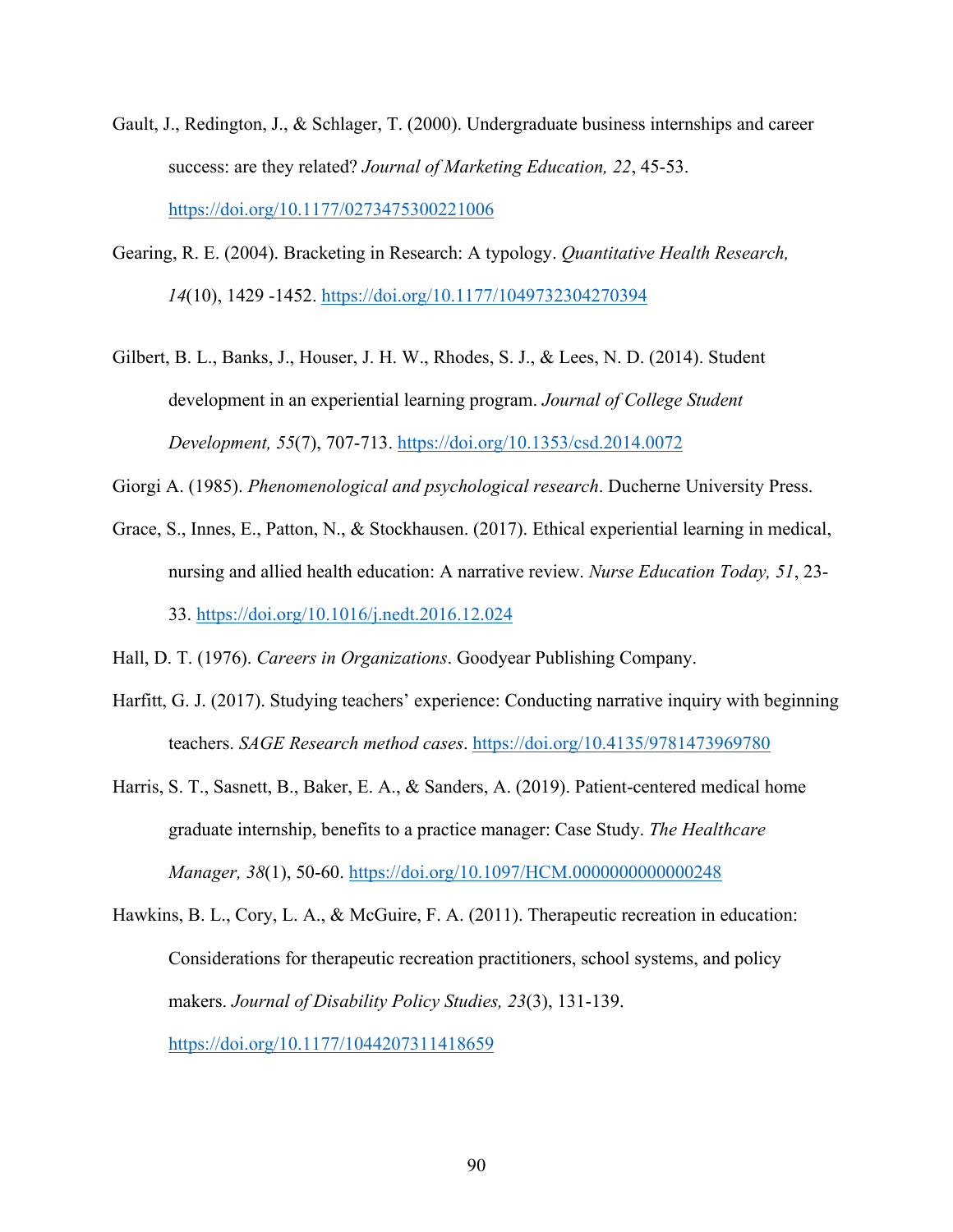Gault, J., Redington, J., & Schlager, T. (2000). Undergraduate business internships and career success: are they related? *Journal of Marketing Education, 22*, 45-53. https://doi.org/10.1177/0273475300221006

Gearing, R. E. (2004). Bracketing in Research: A typology. *Quantitative Health Research, 14*(10), 1429 -1452. https://doi.org/10.1177/1049732304270394

Gilbert, B. L., Banks, J., Houser, J. H. W., Rhodes, S. J., & Lees, N. D. (2014). Student development in an experiential learning program. *Journal of College Student Development, 55*(7), 707-713. https://doi.org/10.1353/csd.2014.0072

Giorgi A. (1985). *Phenomenological and psychological research*. Ducherne University Press.

Grace, S., Innes, E., Patton, N., & Stockhausen. (2017). Ethical experiential learning in medical, nursing and allied health education: A narrative review. *Nurse Education Today, 51*, 23-33. https://doi.org/10.1016/j.nedt.2016.12.024

Hall, D. T. (1976). *Careers in Organizations*. Goodyear Publishing Company.

Harfitt, G. J. (2017). Studying teachers' experience: Conducting narrative inquiry with beginning teachers. *SAGE Research method cases*. https://doi.org/10.4135/9781473969780

Harris, S. T., Sasnett, B., Baker, E. A., & Sanders, A. (2019). Patient-centered medical home graduate internship, benefits to a practice manager: Case Study. *The Healthcare Manager, 38*(1), 50-60. https://doi.org/10.1097/HCM.0000000000000248

Hawkins, B. L., Cory, L. A., & McGuire, F. A. (2011). Therapeutic recreation in education: Considerations for therapeutic recreation practitioners, school systems, and policy makers. *Journal of Disability Policy Studies, 23*(3), 131-139. https://doi.org/10.1177/1044207311418659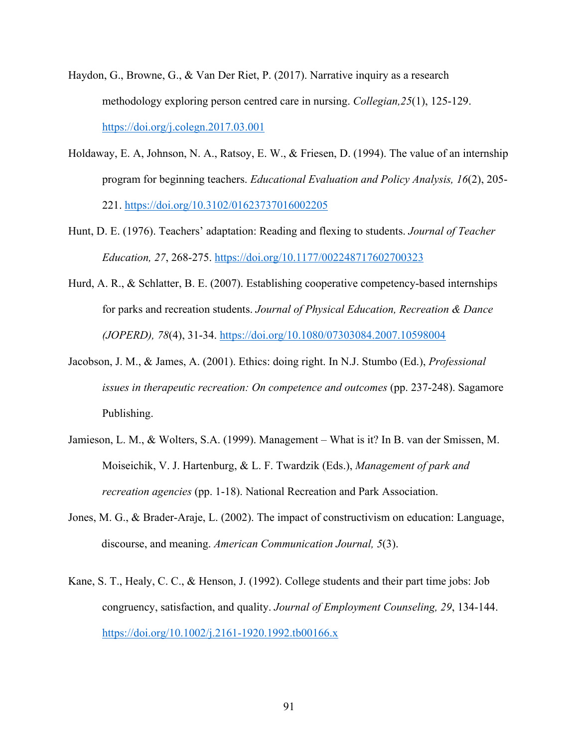Haydon, G., Browne, G., & Van Der Riet, P. (2017). Narrative inquiry as a research methodology exploring person centred care in nursing. *Collegian,25*(1), 125-129. https://doi.org/j.colegn.2017.03.001

Holdaway, E. A, Johnson, N. A., Ratsoy, E. W., & Friesen, D. (1994). The value of an internship program for beginning teachers. *Educational Evaluation and Policy Analysis, 16*(2), 205-221. https://doi.org/10.3102/01623737016002205

Hunt, D. E. (1976). Teachers' adaptation: Reading and flexing to students. *Journal of Teacher Education, 27*, 268-275. https://doi.org/10.1177/002248717602700323

Hurd, A. R., & Schlatter, B. E. (2007). Establishing cooperative competency-based internships for parks and recreation students. *Journal of Physical Education, Recreation & Dance (JOPERD), 78*(4), 31-34. https://doi.org/10.1080/07303084.2007.10598004

Jacobson, J. M., & James, A. (2001). Ethics: doing right. In N.J. Stumbo (Ed.), *Professional issues in therapeutic recreation: On competence and outcomes* (pp. 237-248). Sagamore Publishing.

Jamieson, L. M., & Wolters, S.A. (1999). Management – What is it? In B. van der Smissen, M. Moiseichik, V. J. Hartenburg, & L. F. Twardzik (Eds.), *Management of park and recreation agencies* (pp. 1-18). National Recreation and Park Association.

Jones, M. G., & Brader-Araje, L. (2002). The impact of constructivism on education: Language, discourse, and meaning. *American Communication Journal, 5*(3).

Kane, S. T., Healy, C. C., & Henson, J. (1992). College students and their part time jobs: Job congruency, satisfaction, and quality. *Journal of Employment Counseling, 29*, 134-144. https://doi.org/10.1002/j.2161-1920.1992.tb00166.x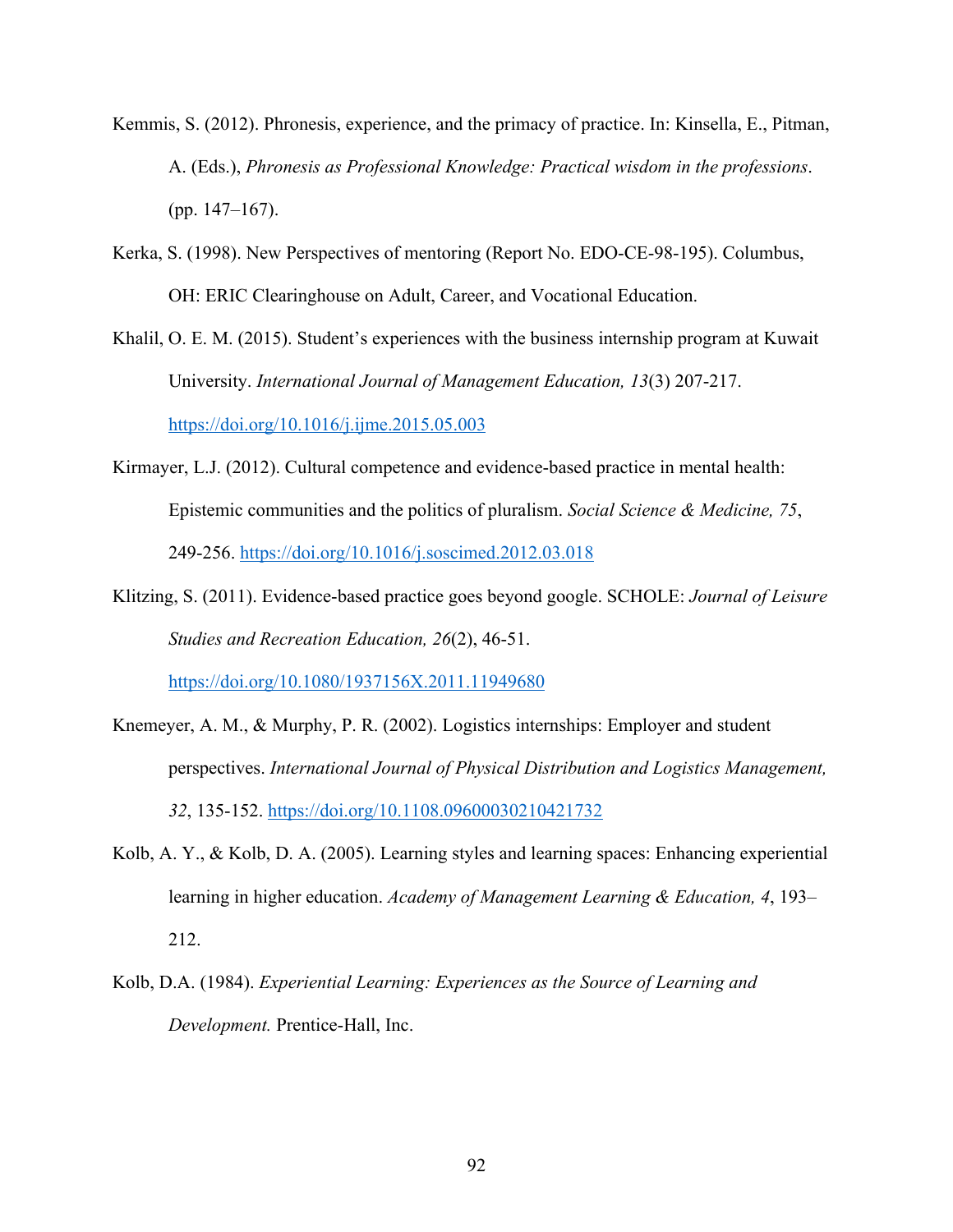Kemmis, S. (2012). Phronesis, experience, and the primacy of practice. In: Kinsella, E., Pitman, A. (Eds.), *Phronesis as Professional Knowledge: Practical wisdom in the professions*. (pp. 147–167).

Kerka, S. (1998). New Perspectives of mentoring (Report No. EDO-CE-98-195). Columbus, OH: ERIC Clearinghouse on Adult, Career, and Vocational Education.

Khalil, O. E. M. (2015). Student's experiences with the business internship program at Kuwait University. *International Journal of Management Education, 13*(3) 207-217. https://doi.org/10.1016/j.ijme.2015.05.003

Kirmayer, L.J. (2012). Cultural competence and evidence-based practice in mental health: Epistemic communities and the politics of pluralism. *Social Science & Medicine, 75*, 249-256. https://doi.org/10.1016/j.soscimed.2012.03.018

Klitzing, S. (2011). Evidence-based practice goes beyond google. SCHOLE: *Journal of Leisure Studies and Recreation Education, 26*(2), 46-51. https://doi.org/10.1080/1937156X.2011.11949680

Knemeyer, A. M., & Murphy, P. R. (2002). Logistics internships: Employer and student perspectives. *International Journal of Physical Distribution and Logistics Management, 32*, 135-152. https://doi.org/10.1108.09600030210421732

Kolb, A. Y., & Kolb, D. A. (2005). Learning styles and learning spaces: Enhancing experiential learning in higher education. *Academy of Management Learning & Education, 4*, 193–212.

Kolb, D.A. (1984). *Experiential Learning: Experiences as the Source of Learning and Development.* Prentice-Hall, Inc.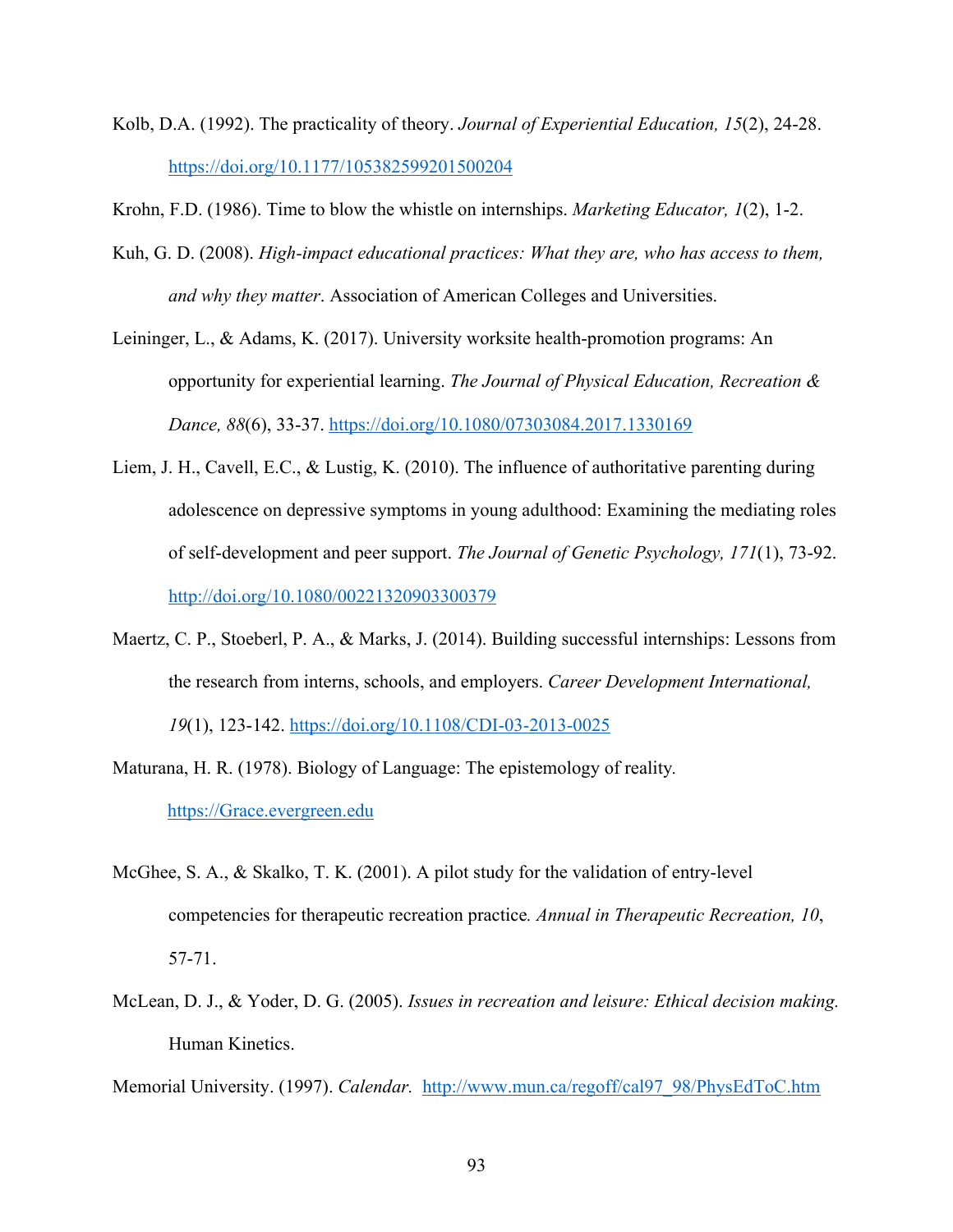Kolb, D.A. (1992). The practicality of theory. *Journal of Experiential Education, 15*(2), 24-28. https://doi.org/10.1177/105382599201500204

Krohn, F.D. (1986). Time to blow the whistle on internships. *Marketing Educator, 1*(2), 1-2.

Kuh, G. D. (2008). *High-impact educational practices: What they are, who has access to them, and why they matter*. Association of American Colleges and Universities.

Leininger, L., & Adams, K. (2017). University worksite health-promotion programs: An opportunity for experiential learning. *The Journal of Physical Education, Recreation & Dance, 88*(6), 33-37. https://doi.org/10.1080/07303084.2017.1330169

Liem, J. H., Cavell, E.C., & Lustig, K. (2010). The influence of authoritative parenting during adolescence on depressive symptoms in young adulthood: Examining the mediating roles of self-development and peer support. *The Journal of Genetic Psychology, 171*(1), 73-92. http://doi.org/10.1080/00221320903300379

Maertz, C. P., Stoeberl, P. A., & Marks, J. (2014). Building successful internships: Lessons from the research from interns, schools, and employers. *Career Development International, 19*(1), 123-142. https://doi.org/10.1108/CDI-03-2013-0025

Maturana, H. R. (1978). Biology of Language: The epistemology of reality. https://Grace.evergreen.edu

McGhee, S. A., & Skalko, T. K. (2001). A pilot study for the validation of entry-level competencies for therapeutic recreation practice*. Annual in Therapeutic Recreation, 10*, 57-71.

McLean, D. J., & Yoder, D. G. (2005). *Issues in recreation and leisure: Ethical decision making.* Human Kinetics.

Memorial University. (1997). *Calendar.* http://www.mun.ca/regoff/cal97_98/PhysEdToC.htm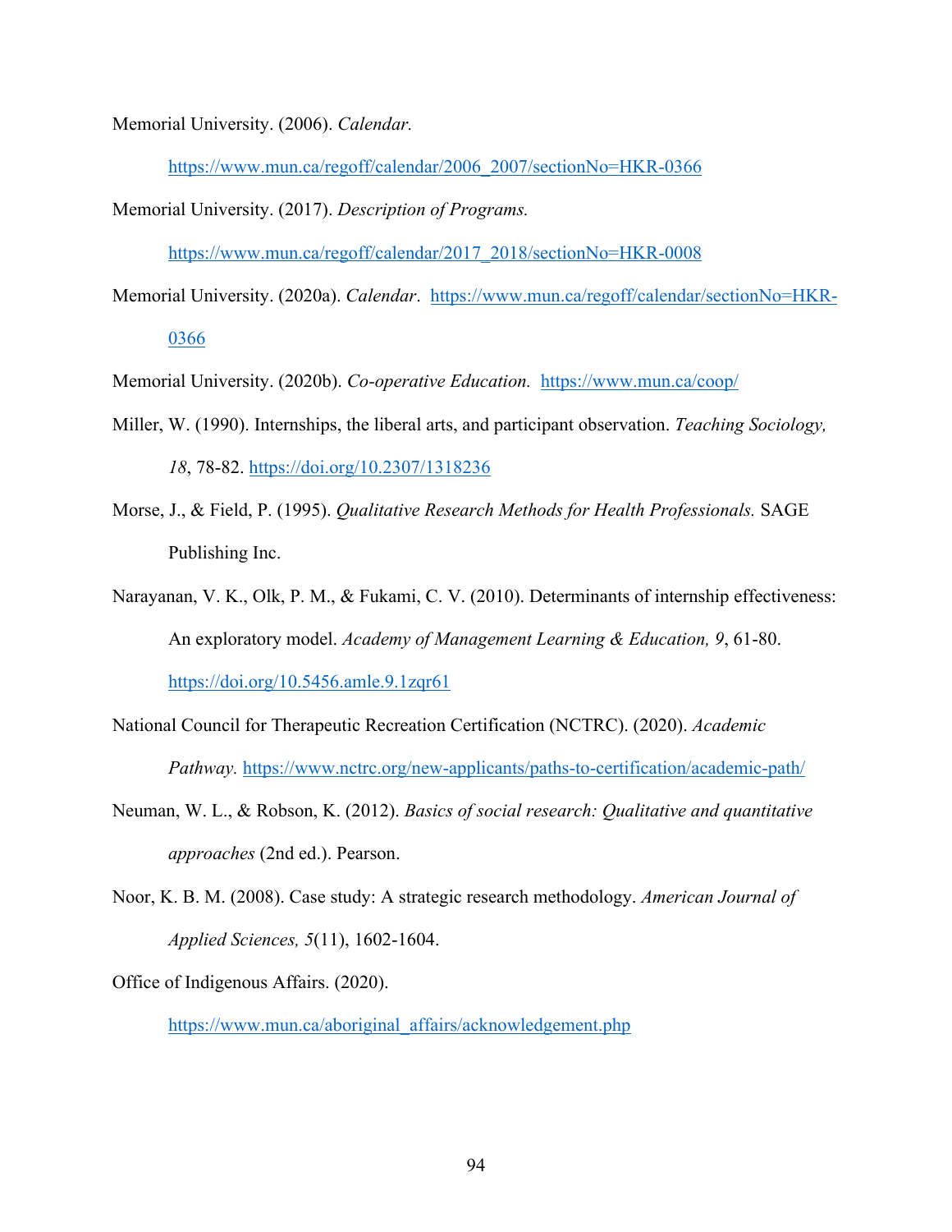Memorial University. (2006). *Calendar.* https://www.mun.ca/regoff/calendar/2006_2007/sectionNo=HKR-0366

Memorial University. (2017). *Description of Programs.* https://www.mun.ca/regoff/calendar/2017_2018/sectionNo=HKR-0008

Memorial University. (2020a). *Calendar*. https://www.mun.ca/regoff/calendar/sectionNo=HKR-0366

Memorial University. (2020b). *Co-operative Education.* https://www.mun.ca/coop/

Miller, W. (1990). Internships, the liberal arts, and participant observation. *Teaching Sociology, 18*, 78-82. https://doi.org/10.2307/1318236

Morse, J., & Field, P. (1995). *Qualitative Research Methods for Health Professionals.* SAGE Publishing Inc.

Narayanan, V. K., Olk, P. M., & Fukami, C. V. (2010). Determinants of internship effectiveness: An exploratory model. *Academy of Management Learning & Education, 9*, 61-80. https://doi.org/10.5456.amle.9.1zqr61

National Council for Therapeutic Recreation Certification (NCTRC). (2020). *Academic Pathway.* https://www.nctrc.org/new-applicants/paths-to-certification/academic-path/

Neuman, W. L., & Robson, K. (2012). *Basics of social research: Qualitative and quantitative approaches* (2nd ed.). Pearson.

Noor, K. B. M. (2008). Case study: A strategic research methodology. *American Journal of Applied Sciences, 5*(11), 1602-1604.

Office of Indigenous Affairs. (2020). https://www.mun.ca/aboriginal_affairs/acknowledgement.php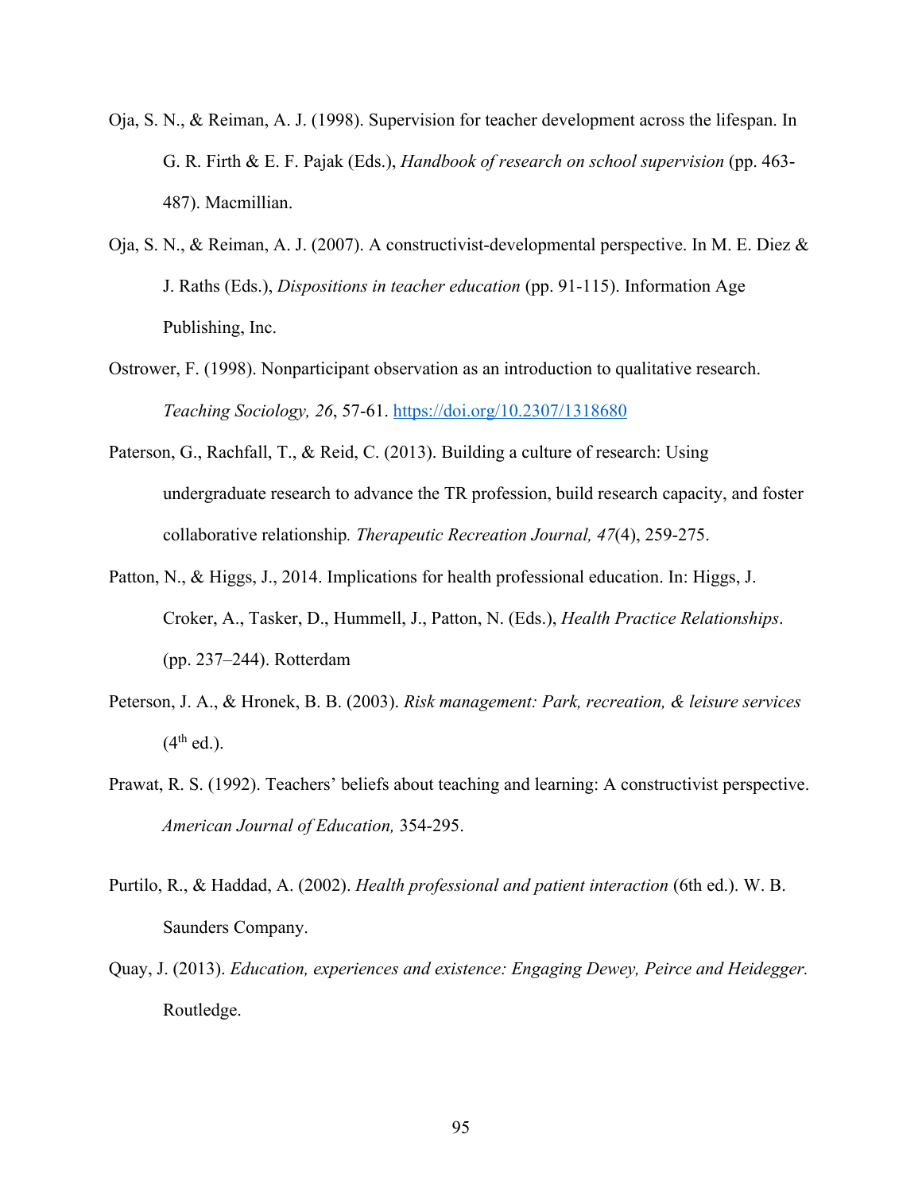Oja, S. N., & Reiman, A. J. (1998). Supervision for teacher development across the lifespan. In G. R. Firth & E. F. Pajak (Eds.), *Handbook of research on school supervision* (pp. 463-487). Macmillian.

Oja, S. N., & Reiman, A. J. (2007). A constructivist-developmental perspective. In M. E. Diez & J. Raths (Eds.), *Dispositions in teacher education* (pp. 91-115). Information Age Publishing, Inc.

Ostrower, F. (1998). Nonparticipant observation as an introduction to qualitative research. *Teaching Sociology, 26*, 57-61. https://doi.org/10.2307/1318680

Paterson, G., Rachfall, T., & Reid, C. (2013). Building a culture of research: Using undergraduate research to advance the TR profession, build research capacity, and foster collaborative relationship*. Therapeutic Recreation Journal, 47*(4), 259-275.

Patton, N., & Higgs, J., 2014. Implications for health professional education. In: Higgs, J. Croker, A., Tasker, D., Hummell, J., Patton, N. (Eds.), *Health Practice Relationships*. (pp. 237–244). Rotterdam

Peterson, J. A., & Hronek, B. B. (2003). *Risk management: Park, recreation, & leisure services* (4th ed.).

Prawat, R. S. (1992). Teachers' beliefs about teaching and learning: A constructivist perspective. *American Journal of Education,* 354-295.

Purtilo, R., & Haddad, A. (2002). *Health professional and patient interaction* (6th ed.). W. B. Saunders Company.

Quay, J. (2013). *Education, experiences and existence: Engaging Dewey, Peirce and Heidegger.* Routledge.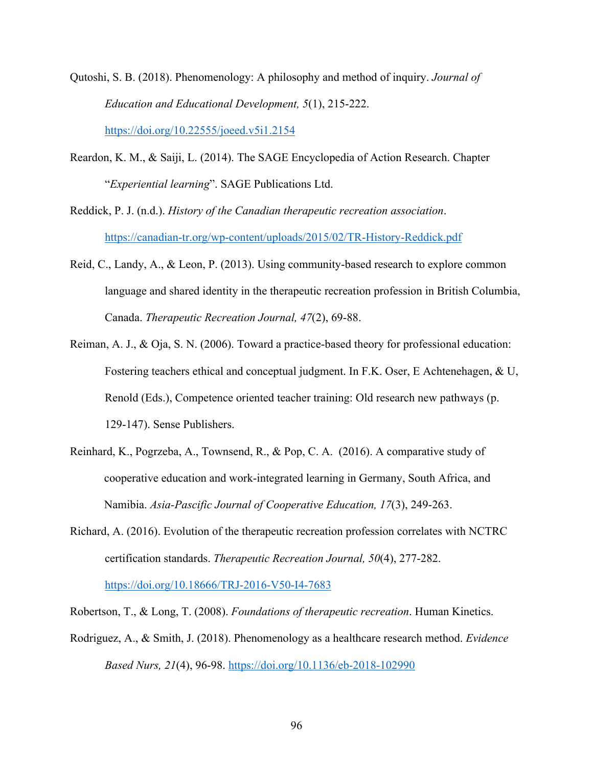Qutoshi, S. B. (2018). Phenomenology: A philosophy and method of inquiry. *Journal of Education and Educational Development, 5*(1), 215-222. https://doi.org/10.22555/joeed.v5i1.2154

Reardon, K. M., & Saiji, L. (2014). The SAGE Encyclopedia of Action Research. Chapter "*Experiential learning*". SAGE Publications Ltd.

Reddick, P. J. (n.d.). *History of the Canadian therapeutic recreation association*. https://canadian-tr.org/wp-content/uploads/2015/02/TR-History-Reddick.pdf

Reid, C., Landy, A., & Leon, P. (2013). Using community-based research to explore common language and shared identity in the therapeutic recreation profession in British Columbia, Canada. *Therapeutic Recreation Journal, 47*(2), 69-88.

Reiman, A. J., & Oja, S. N. (2006). Toward a practice-based theory for professional education: Fostering teachers ethical and conceptual judgment. In F.K. Oser, E Achtenehagen, & U, Renold (Eds.), Competence oriented teacher training: Old research new pathways (p. 129-147). Sense Publishers.

Reinhard, K., Pogrzeba, A., Townsend, R., & Pop, C. A. (2016). A comparative study of cooperative education and work-integrated learning in Germany, South Africa, and Namibia. *Asia-Pascific Journal of Cooperative Education, 17*(3), 249-263.

Richard, A. (2016). Evolution of the therapeutic recreation profession correlates with NCTRC certification standards. *Therapeutic Recreation Journal, 50*(4), 277-282. https://doi.org/10.18666/TRJ-2016-V50-I4-7683

Robertson, T., & Long, T. (2008). *Foundations of therapeutic recreation*. Human Kinetics.

Rodriguez, A., & Smith, J. (2018). Phenomenology as a healthcare research method. *Evidence Based Nurs, 21*(4), 96-98. https://doi.org/10.1136/eb-2018-102990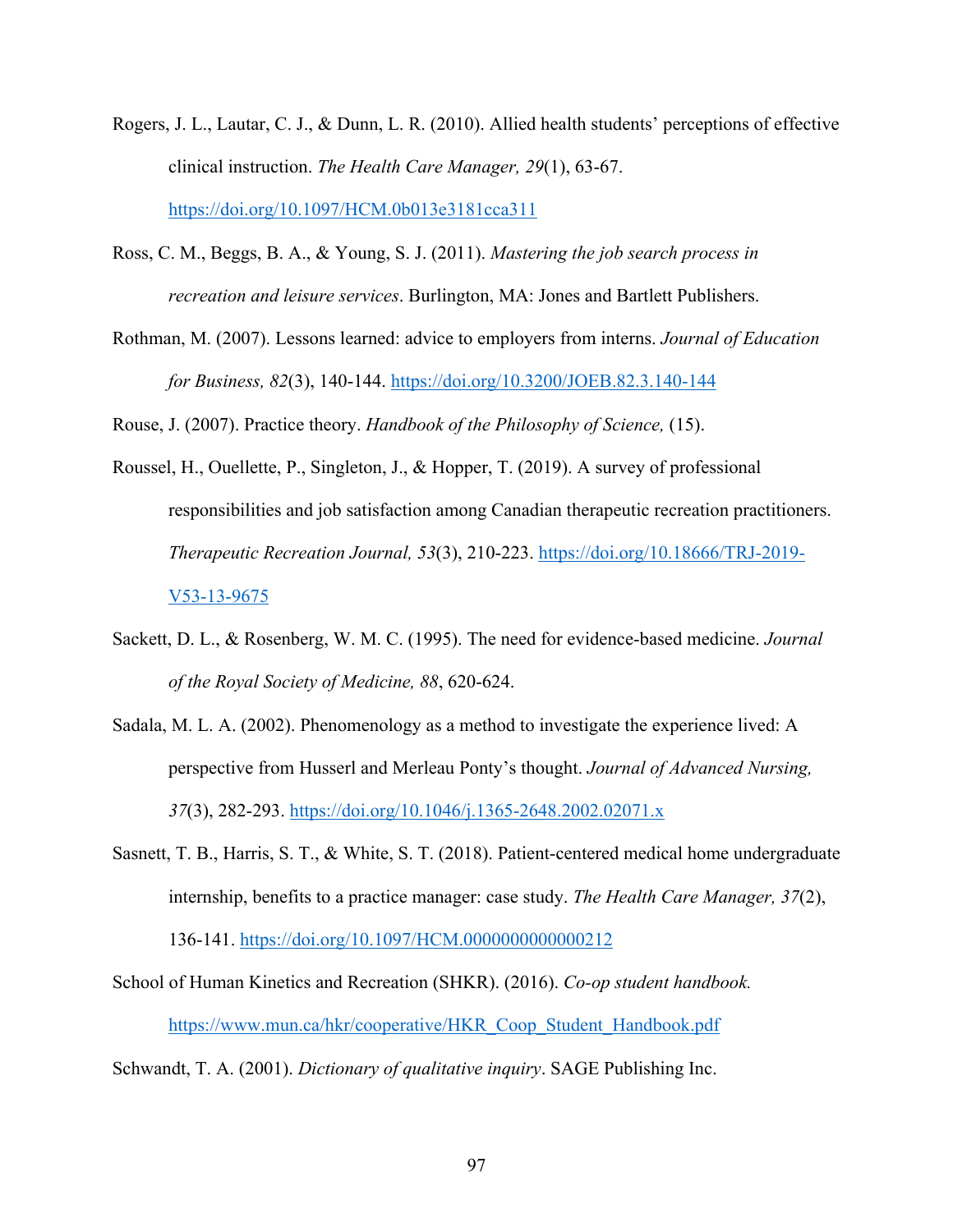Rogers, J. L., Lautar, C. J., & Dunn, L. R. (2010). Allied health students' perceptions of effective clinical instruction. *The Health Care Manager, 29*(1), 63-67. https://doi.org/10.1097/HCM.0b013e3181cca311

Ross, C. M., Beggs, B. A., & Young, S. J. (2011). *Mastering the job search process in recreation and leisure services*. Burlington, MA: Jones and Bartlett Publishers.

Rothman, M. (2007). Lessons learned: advice to employers from interns. *Journal of Education for Business, 82*(3), 140-144. https://doi.org/10.3200/JOEB.82.3.140-144

Rouse, J. (2007). Practice theory. *Handbook of the Philosophy of Science,* (15).

Roussel, H., Ouellette, P., Singleton, J., & Hopper, T. (2019). A survey of professional responsibilities and job satisfaction among Canadian therapeutic recreation practitioners. *Therapeutic Recreation Journal, 53*(3), 210-223. https://doi.org/10.18666/TRJ-2019-V53-13-9675

Sackett, D. L., & Rosenberg, W. M. C. (1995). The need for evidence-based medicine. *Journal of the Royal Society of Medicine, 88*, 620-624.

Sadala, M. L. A. (2002). Phenomenology as a method to investigate the experience lived: A perspective from Husserl and Merleau Ponty's thought. *Journal of Advanced Nursing, 37*(3), 282-293. https://doi.org/10.1046/j.1365-2648.2002.02071.x

Sasnett, T. B., Harris, S. T., & White, S. T. (2018). Patient-centered medical home undergraduate internship, benefits to a practice manager: case study. *The Health Care Manager, 37*(2), 136-141. https://doi.org/10.1097/HCM.0000000000000212

School of Human Kinetics and Recreation (SHKR). (2016). *Co-op student handbook.* https://www.mun.ca/hkr/cooperative/HKR_Coop_Student_Handbook.pdf

Schwandt, T. A. (2001). *Dictionary of qualitative inquiry*. SAGE Publishing Inc.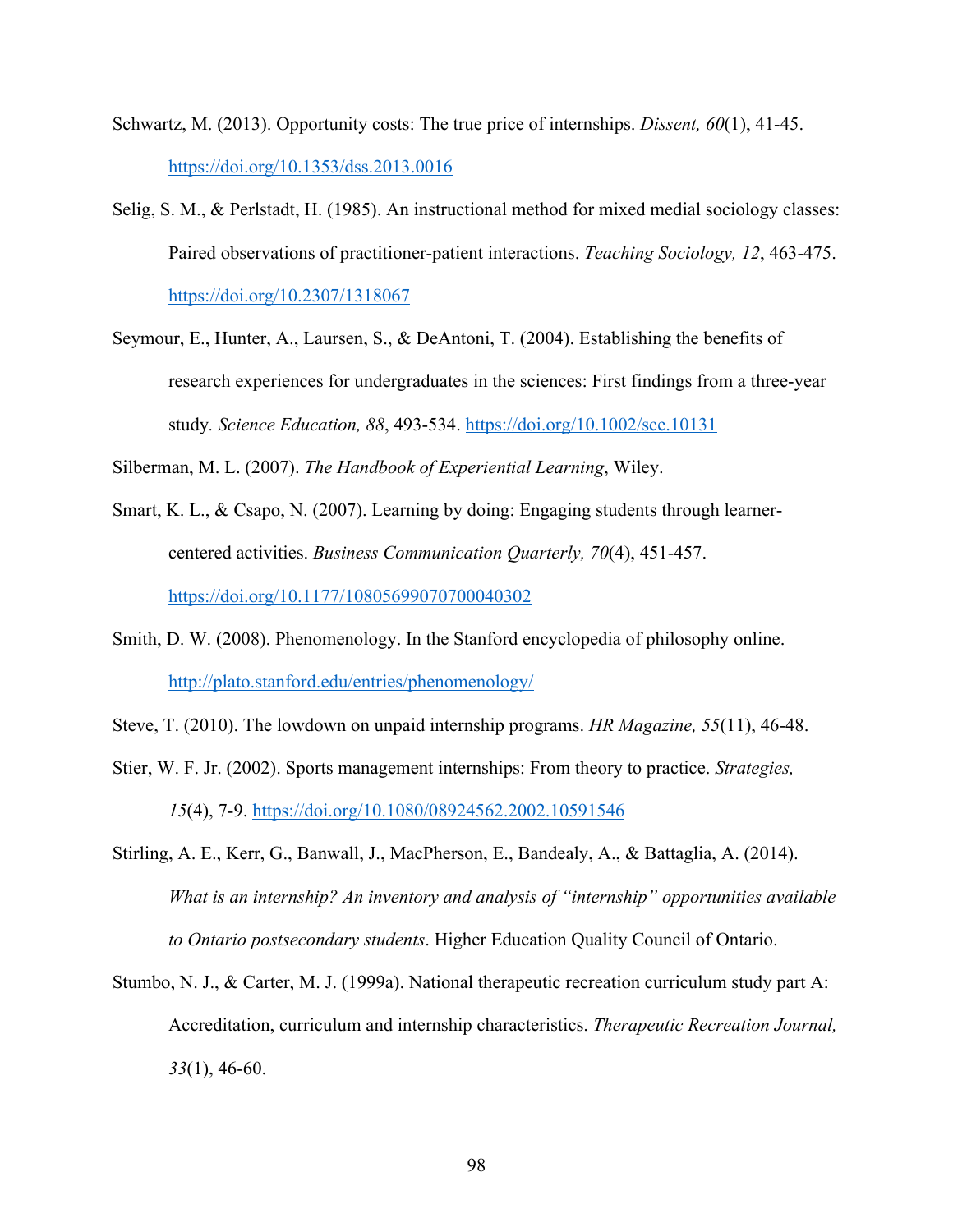Schwartz, M. (2013). Opportunity costs: The true price of internships. *Dissent, 60*(1), 41-45. https://doi.org/10.1353/dss.2013.0016

Selig, S. M., & Perlstadt, H. (1985). An instructional method for mixed medial sociology classes: Paired observations of practitioner-patient interactions. *Teaching Sociology, 12*, 463-475. https://doi.org/10.2307/1318067

Seymour, E., Hunter, A., Laursen, S., & DeAntoni, T. (2004). Establishing the benefits of research experiences for undergraduates in the sciences: First findings from a three-year study. *Science Education, 88*, 493-534. https://doi.org/10.1002/sce.10131

Silberman, M. L. (2007). *The Handbook of Experiential Learning*, Wiley.

Smart, K. L., & Csapo, N. (2007). Learning by doing: Engaging students through learner-centered activities. *Business Communication Quarterly, 70*(4), 451-457. https://doi.org/10.1177/1080569907070040302

Smith, D. W. (2008). Phenomenology. In the Stanford encyclopedia of philosophy online. http://plato.stanford.edu/entries/phenomenology/

Steve, T. (2010). The lowdown on unpaid internship programs. *HR Magazine, 55*(11), 46-48.

Stier, W. F. Jr. (2002). Sports management internships: From theory to practice. *Strategies, 15*(4), 7-9. https://doi.org/10.1080/08924562.2002.10591546

Stirling, A. E., Kerr, G., Banwall, J., MacPherson, E., Bandealy, A., & Battaglia, A. (2014). *What is an internship? An inventory and analysis of "internship" opportunities available to Ontario postsecondary students*. Higher Education Quality Council of Ontario.

Stumbo, N. J., & Carter, M. J. (1999a). National therapeutic recreation curriculum study part A: Accreditation, curriculum and internship characteristics. *Therapeutic Recreation Journal, 33*(1), 46-60.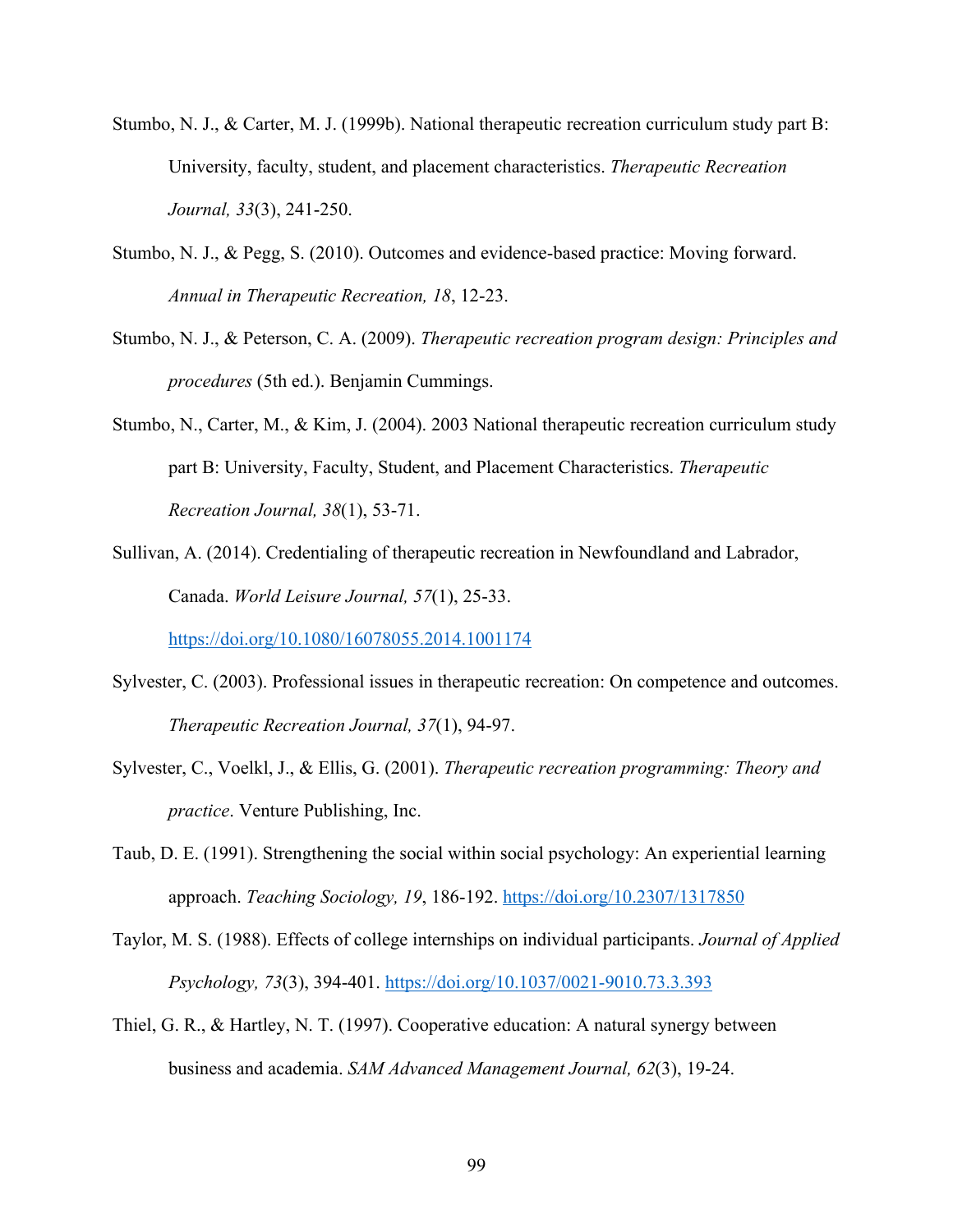Stumbo, N. J., & Carter, M. J. (1999b). National therapeutic recreation curriculum study part B: University, faculty, student, and placement characteristics. *Therapeutic Recreation Journal, 33*(3), 241-250.

Stumbo, N. J., & Pegg, S. (2010). Outcomes and evidence-based practice: Moving forward. *Annual in Therapeutic Recreation, 18*, 12-23.

Stumbo, N. J., & Peterson, C. A. (2009). *Therapeutic recreation program design: Principles and procedures* (5th ed.). Benjamin Cummings.

Stumbo, N., Carter, M., & Kim, J. (2004). 2003 National therapeutic recreation curriculum study part B: University, Faculty, Student, and Placement Characteristics. *Therapeutic Recreation Journal, 38*(1), 53-71.

Sullivan, A. (2014). Credentialing of therapeutic recreation in Newfoundland and Labrador, Canada. *World Leisure Journal, 57*(1), 25-33. https://doi.org/10.1080/16078055.2014.1001174

Sylvester, C. (2003). Professional issues in therapeutic recreation: On competence and outcomes. *Therapeutic Recreation Journal, 37*(1), 94-97.

Sylvester, C., Voelkl, J., & Ellis, G. (2001). *Therapeutic recreation programming: Theory and practice*. Venture Publishing, Inc.

Taub, D. E. (1991). Strengthening the social within social psychology: An experiential learning approach. *Teaching Sociology, 19*, 186-192. https://doi.org/10.2307/1317850

Taylor, M. S. (1988). Effects of college internships on individual participants. *Journal of Applied Psychology, 73*(3), 394-401. https://doi.org/10.1037/0021-9010.73.3.393

Thiel, G. R., & Hartley, N. T. (1997). Cooperative education: A natural synergy between business and academia. *SAM Advanced Management Journal, 62*(3), 19-24.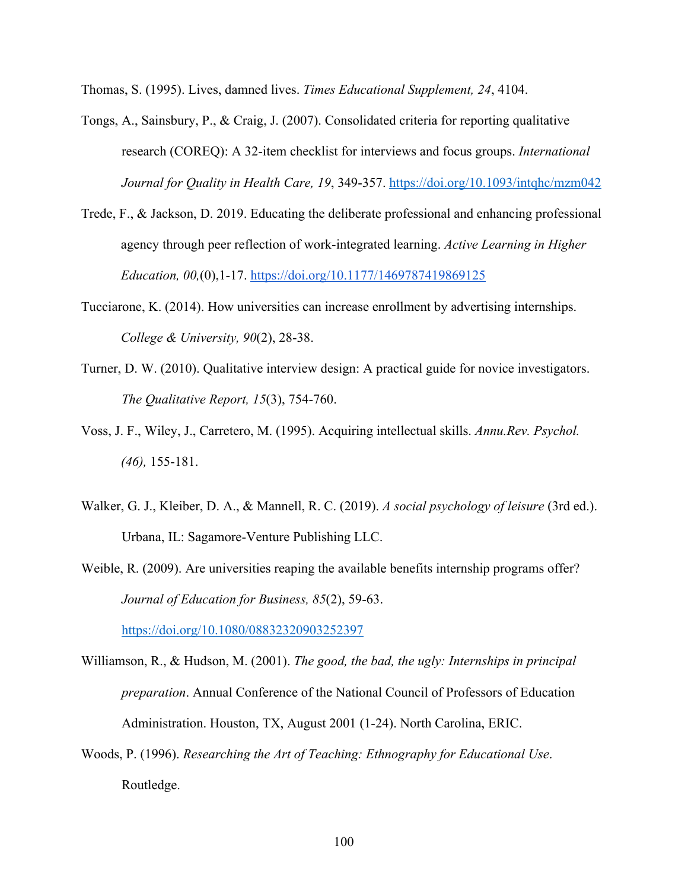Thomas, S. (1995). Lives, damned lives. *Times Educational Supplement, 24*, 4104.

Tongs, A., Sainsbury, P., & Craig, J. (2007). Consolidated criteria for reporting qualitative research (COREQ): A 32-item checklist for interviews and focus groups. *International Journal for Quality in Health Care, 19*, 349-357. https://doi.org/10.1093/intqhc/mzm042

Trede, F., & Jackson, D. 2019. Educating the deliberate professional and enhancing professional agency through peer reflection of work-integrated learning. *Active Learning in Higher Education, 00,*(0),1-17. https://doi.org/10.1177/1469787419869125

Tucciarone, K. (2014). How universities can increase enrollment by advertising internships. *College & University, 90*(2), 28-38.

Turner, D. W. (2010). Qualitative interview design: A practical guide for novice investigators. *The Qualitative Report, 15*(3), 754-760.

Voss, J. F., Wiley, J., Carretero, M. (1995). Acquiring intellectual skills. *Annu.Rev. Psychol. (46),* 155-181.

Walker, G. J., Kleiber, D. A., & Mannell, R. C. (2019). *A social psychology of leisure* (3rd ed.). Urbana, IL: Sagamore-Venture Publishing LLC.

Weible, R. (2009). Are universities reaping the available benefits internship programs offer? *Journal of Education for Business, 85*(2), 59-63. https://doi.org/10.1080/08832320903252397

Williamson, R., & Hudson, M. (2001). *The good, the bad, the ugly: Internships in principal preparation*. Annual Conference of the National Council of Professors of Education Administration. Houston, TX, August 2001 (1-24). North Carolina, ERIC.

Woods, P. (1996). *Researching the Art of Teaching: Ethnography for Educational Use*. Routledge.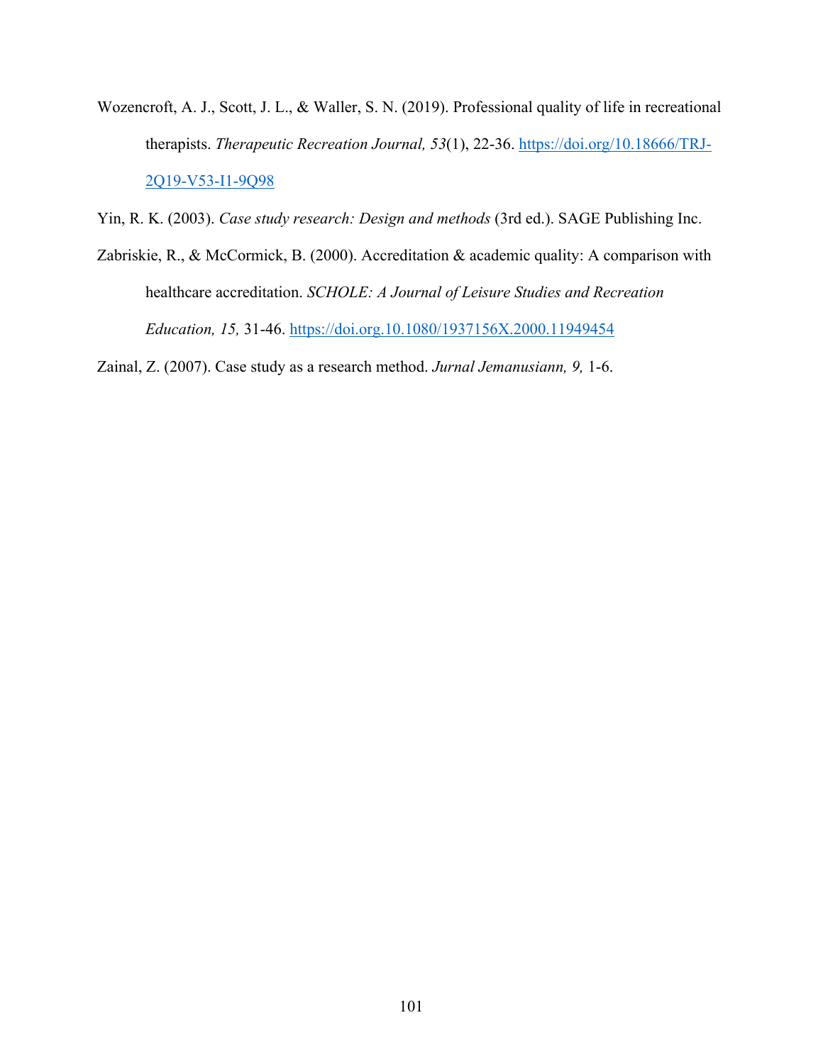Wozencroft, A. J., Scott, J. L., & Waller, S. N. (2019). Professional quality of life in recreational therapists. *Therapeutic Recreation Journal, 53*(1), 22-36. https://doi.org/10.18666/TRJ-2Q19-V53-I1-9Q98

Yin, R. K. (2003). *Case study research: Design and methods* (3rd ed.). SAGE Publishing Inc.

Zabriskie, R., & McCormick, B. (2000). Accreditation & academic quality: A comparison with healthcare accreditation. *SCHOLE: A Journal of Leisure Studies and Recreation Education, 15,* 31-46. https://doi.org.10.1080/1937156X.2000.11949454

Zainal, Z. (2007). Case study as a research method. *Jurnal Jemanusiann, 9,* 1-6.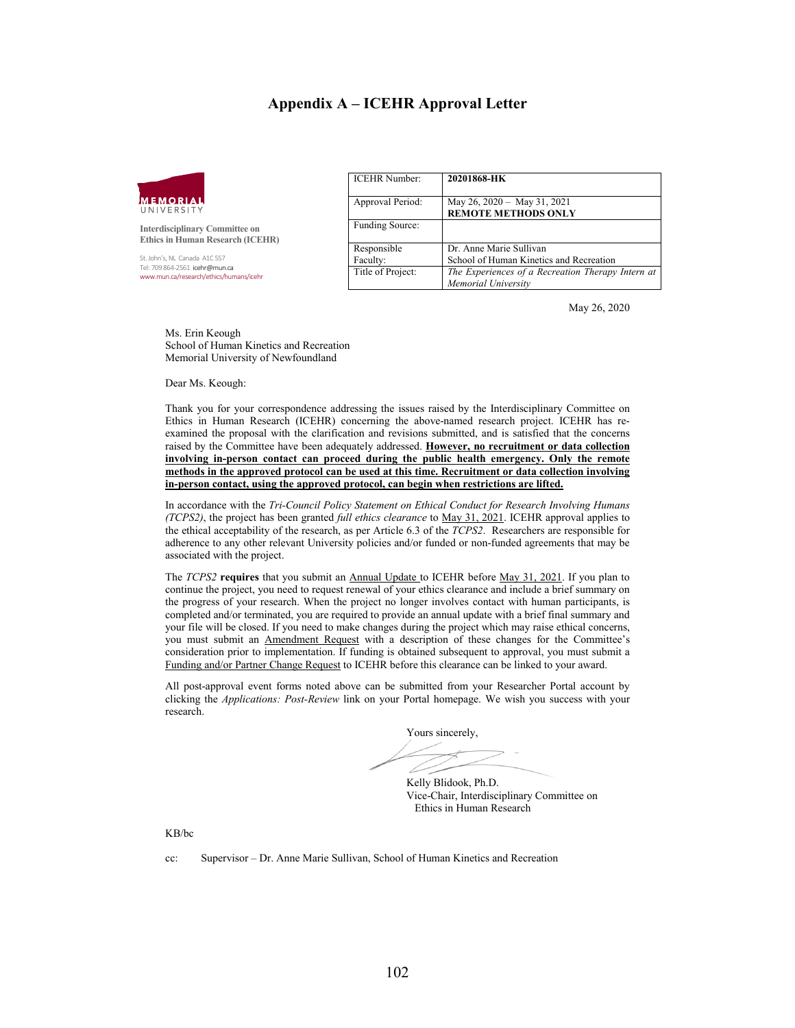# Appendix A – ICEHR Approval Letter

MEMORIAL UNIVERSITY

**Interdisciplinary Committee on Ethics in Human Research (ICEHR)**

St. John's, NL Canada A1C 5S7
Tel: 709 864-2561 icehr@mun.ca
www.mun.ca/research/ethics/humans/icehr

| ICEHR Number: | **20201868-HK** |
|---|---|
| Approval Period: | May 26, 2020 – May 31, 2021 **REMOTE METHODS ONLY** |
| Funding Source: | |
| Responsible Faculty: | Dr. Anne Marie Sullivan School of Human Kinetics and Recreation |
| Title of Project: | *The Experiences of a Recreation Therapy Intern at Memorial University* |

May 26, 2020

Ms. Erin Keough
School of Human Kinetics and Recreation
Memorial University of Newfoundland

Dear Ms. Keough:

Thank you for your correspondence addressing the issues raised by the Interdisciplinary Committee on Ethics in Human Research (ICEHR) concerning the above-named research project. ICEHR has re-examined the proposal with the clarification and revisions submitted, and is satisfied that the concerns raised by the Committee have been adequately addressed. **However, no recruitment or data collection involving in-person contact can proceed during the public health emergency. Only the remote methods in the approved protocol can be used at this time. Recruitment or data collection involving in-person contact, using the approved protocol, can begin when restrictions are lifted.**

In accordance with the *Tri-Council Policy Statement on Ethical Conduct for Research Involving Humans (TCPS2)*, the project has been granted *full ethics clearance* to May 31, 2021. ICEHR approval applies to the ethical acceptability of the research, as per Article 6.3 of the *TCPS2*. Researchers are responsible for adherence to any other relevant University policies and/or funded or non-funded agreements that may be associated with the project.

The *TCPS2* **requires** that you submit an Annual Update to ICEHR before May 31, 2021. If you plan to continue the project, you need to request renewal of your ethics clearance and include a brief summary on the progress of your research. When the project no longer involves contact with human participants, is completed and/or terminated, you are required to provide an annual update with a brief final summary and your file will be closed. If you need to make changes during the project which may raise ethical concerns, you must submit an Amendment Request with a description of these changes for the Committee's consideration prior to implementation. If funding is obtained subsequent to approval, you must submit a Funding and/or Partner Change Request to ICEHR before this clearance can be linked to your award.

All post-approval event forms noted above can be submitted from your Researcher Portal account by clicking the *Applications: Post-Review* link on your Portal homepage. We wish you success with your research.

Yours sincerely,

Kelly Blidook, Ph.D.
Vice-Chair, Interdisciplinary Committee on Ethics in Human Research

KB/bc

cc: Supervisor – Dr. Anne Marie Sullivan, School of Human Kinetics and Recreation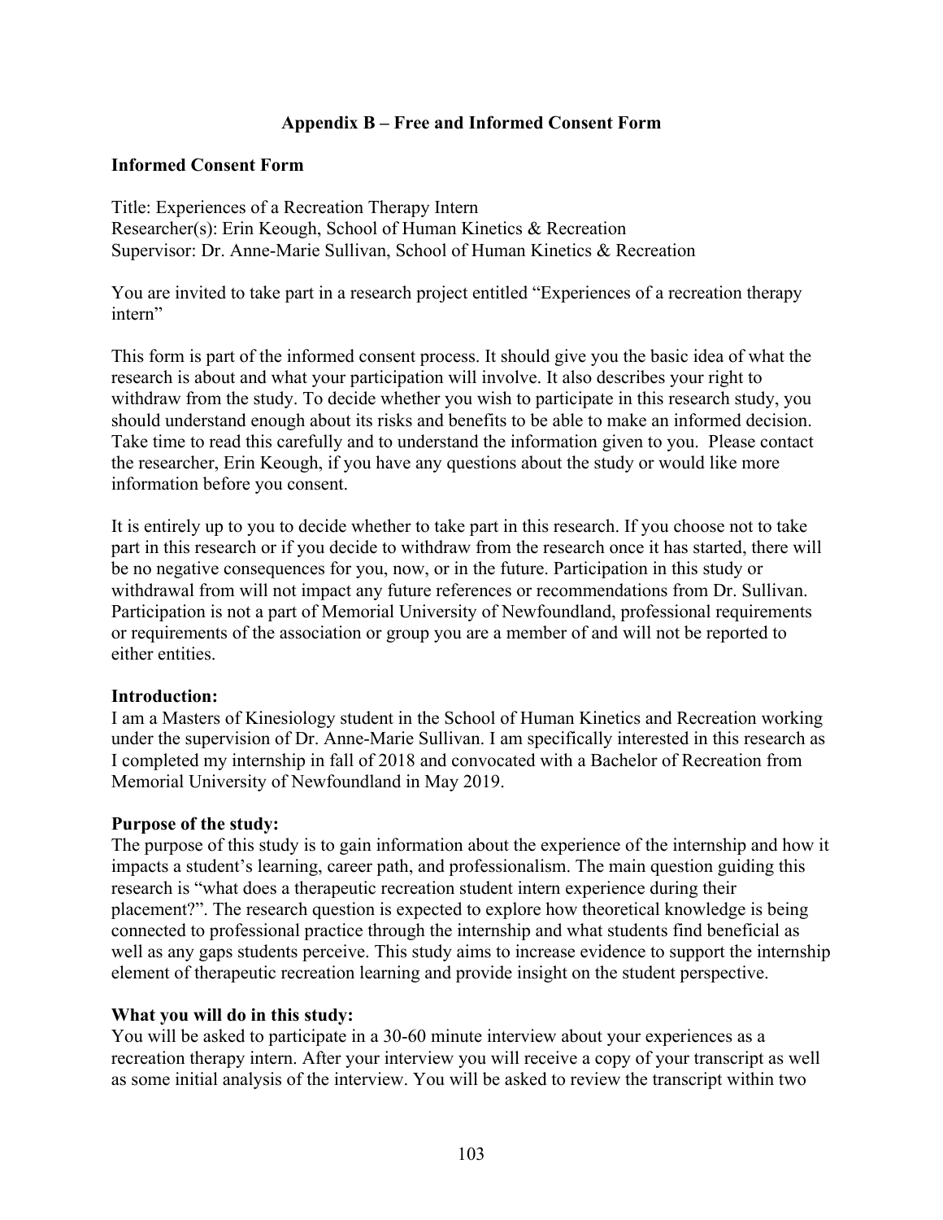## Appendix B – Free and Informed Consent Form

### Informed Consent Form

Title: Experiences of a Recreation Therapy Intern
Researcher(s): Erin Keough, School of Human Kinetics & Recreation
Supervisor: Dr. Anne-Marie Sullivan, School of Human Kinetics & Recreation

You are invited to take part in a research project entitled "Experiences of a recreation therapy intern"

This form is part of the informed consent process. It should give you the basic idea of what the research is about and what your participation will involve. It also describes your right to withdraw from the study. To decide whether you wish to participate in this research study, you should understand enough about its risks and benefits to be able to make an informed decision. Take time to read this carefully and to understand the information given to you. Please contact the researcher, Erin Keough, if you have any questions about the study or would like more information before you consent.

It is entirely up to you to decide whether to take part in this research. If you choose not to take part in this research or if you decide to withdraw from the research once it has started, there will be no negative consequences for you, now, or in the future. Participation in this study or withdrawal from will not impact any future references or recommendations from Dr. Sullivan. Participation is not a part of Memorial University of Newfoundland, professional requirements or requirements of the association or group you are a member of and will not be reported to either entities.

**Introduction:**
I am a Masters of Kinesiology student in the School of Human Kinetics and Recreation working under the supervision of Dr. Anne-Marie Sullivan. I am specifically interested in this research as I completed my internship in fall of 2018 and convocated with a Bachelor of Recreation from Memorial University of Newfoundland in May 2019.

**Purpose of the study:**
The purpose of this study is to gain information about the experience of the internship and how it impacts a student's learning, career path, and professionalism. The main question guiding this research is "what does a therapeutic recreation student intern experience during their placement?". The research question is expected to explore how theoretical knowledge is being connected to professional practice through the internship and what students find beneficial as well as any gaps students perceive. This study aims to increase evidence to support the internship element of therapeutic recreation learning and provide insight on the student perspective.

**What you will do in this study:**
You will be asked to participate in a 30-60 minute interview about your experiences as a recreation therapy intern. After your interview you will receive a copy of your transcript as well as some initial analysis of the interview. You will be asked to review the transcript within two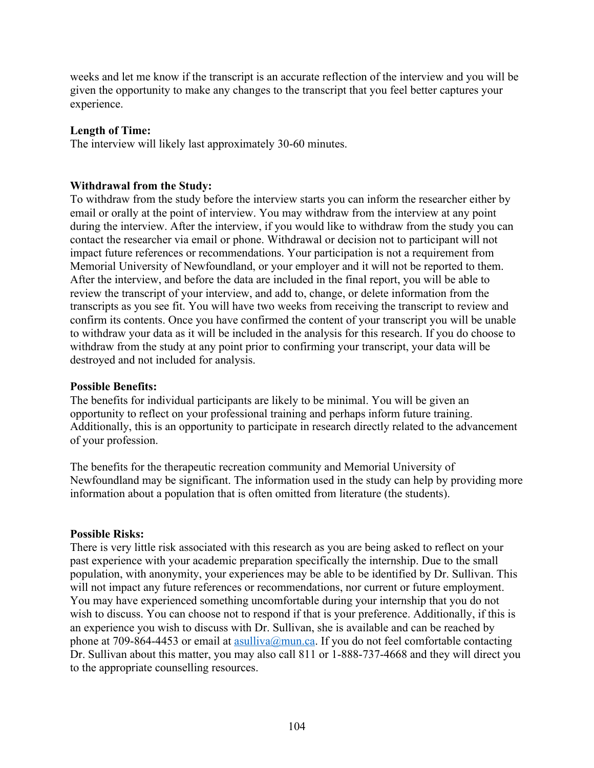weeks and let me know if the transcript is an accurate reflection of the interview and you will be given the opportunity to make any changes to the transcript that you feel better captures your experience.

**Length of Time:**
The interview will likely last approximately 30-60 minutes.

**Withdrawal from the Study:**
To withdraw from the study before the interview starts you can inform the researcher either by email or orally at the point of interview. You may withdraw from the interview at any point during the interview. After the interview, if you would like to withdraw from the study you can contact the researcher via email or phone. Withdrawal or decision not to participant will not impact future references or recommendations. Your participation is not a requirement from Memorial University of Newfoundland, or your employer and it will not be reported to them. After the interview, and before the data are included in the final report, you will be able to review the transcript of your interview, and add to, change, or delete information from the transcripts as you see fit. You will have two weeks from receiving the transcript to review and confirm its contents. Once you have confirmed the content of your transcript you will be unable to withdraw your data as it will be included in the analysis for this research. If you do choose to withdraw from the study at any point prior to confirming your transcript, your data will be destroyed and not included for analysis.

**Possible Benefits:**
The benefits for individual participants are likely to be minimal. You will be given an opportunity to reflect on your professional training and perhaps inform future training. Additionally, this is an opportunity to participate in research directly related to the advancement of your profession.

The benefits for the therapeutic recreation community and Memorial University of Newfoundland may be significant. The information used in the study can help by providing more information about a population that is often omitted from literature (the students).

**Possible Risks:**
There is very little risk associated with this research as you are being asked to reflect on your past experience with your academic preparation specifically the internship. Due to the small population, with anonymity, your experiences may be able to be identified by Dr. Sullivan. This will not impact any future references or recommendations, nor current or future employment. You may have experienced something uncomfortable during your internship that you do not wish to discuss. You can choose not to respond if that is your preference. Additionally, if this is an experience you wish to discuss with Dr. Sullivan, she is available and can be reached by phone at 709-864-4453 or email at asulliva@mun.ca. If you do not feel comfortable contacting Dr. Sullivan about this matter, you may also call 811 or 1-888-737-4668 and they will direct you to the appropriate counselling resources.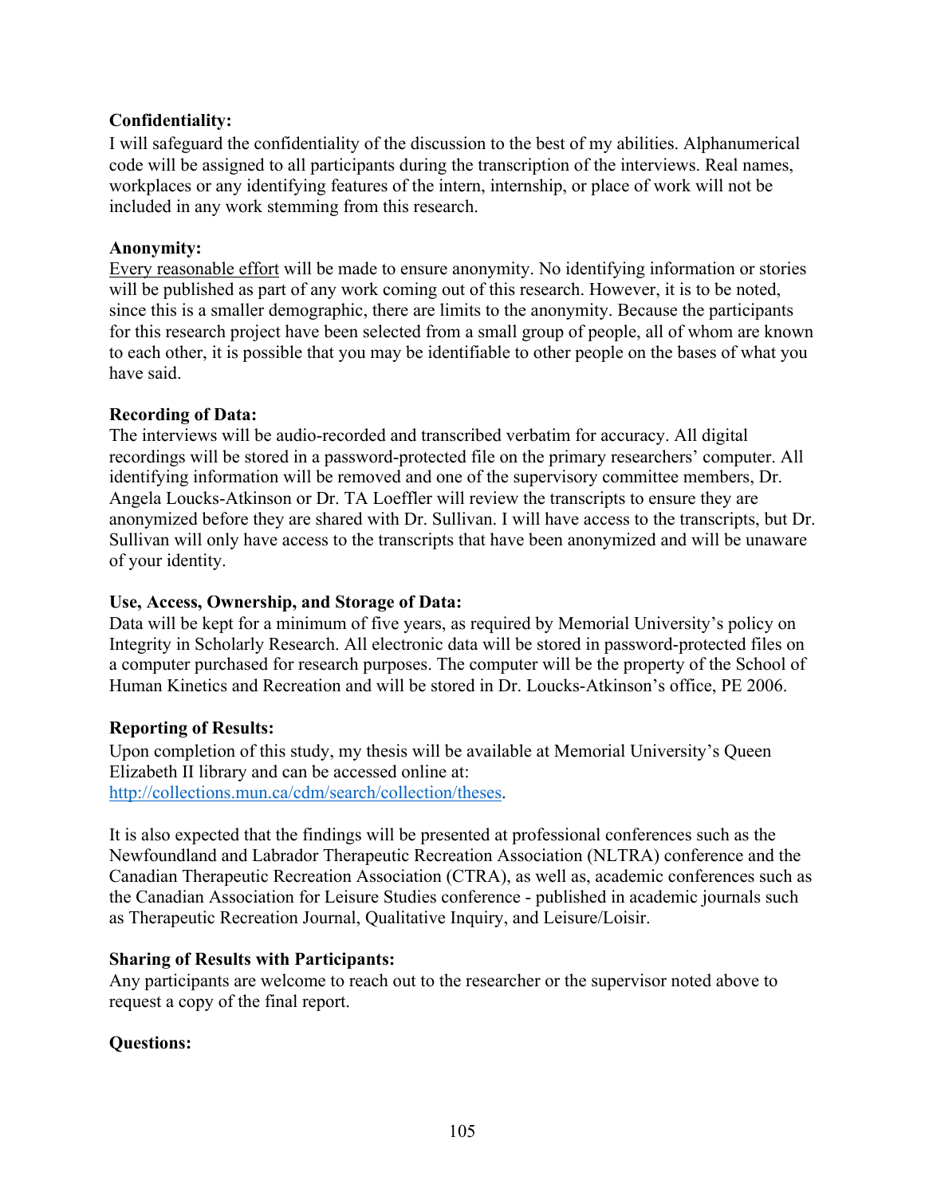**Confidentiality:**
I will safeguard the confidentiality of the discussion to the best of my abilities. Alphanumerical code will be assigned to all participants during the transcription of the interviews. Real names, workplaces or any identifying features of the intern, internship, or place of work will not be included in any work stemming from this research.

**Anonymity:**
<u>Every reasonable effort</u> will be made to ensure anonymity. No identifying information or stories will be published as part of any work coming out of this research. However, it is to be noted, since this is a smaller demographic, there are limits to the anonymity. Because the participants for this research project have been selected from a small group of people, all of whom are known to each other, it is possible that you may be identifiable to other people on the bases of what you have said.

**Recording of Data:**
The interviews will be audio-recorded and transcribed verbatim for accuracy. All digital recordings will be stored in a password-protected file on the primary researchers' computer. All identifying information will be removed and one of the supervisory committee members, Dr. Angela Loucks-Atkinson or Dr. TA Loeffler will review the transcripts to ensure they are anonymized before they are shared with Dr. Sullivan. I will have access to the transcripts, but Dr. Sullivan will only have access to the transcripts that have been anonymized and will be unaware of your identity.

**Use, Access, Ownership, and Storage of Data:**
Data will be kept for a minimum of five years, as required by Memorial University's policy on Integrity in Scholarly Research. All electronic data will be stored in password-protected files on a computer purchased for research purposes. The computer will be the property of the School of Human Kinetics and Recreation and will be stored in Dr. Loucks-Atkinson's office, PE 2006.

**Reporting of Results:**
Upon completion of this study, my thesis will be available at Memorial University's Queen Elizabeth II library and can be accessed online at: http://collections.mun.ca/cdm/search/collection/theses.

It is also expected that the findings will be presented at professional conferences such as the Newfoundland and Labrador Therapeutic Recreation Association (NLTRA) conference and the Canadian Therapeutic Recreation Association (CTRA), as well as, academic conferences such as the Canadian Association for Leisure Studies conference - published in academic journals such as Therapeutic Recreation Journal, Qualitative Inquiry, and Leisure/Loisir.

**Sharing of Results with Participants:**
Any participants are welcome to reach out to the researcher or the supervisor noted above to request a copy of the final report.

**Questions:**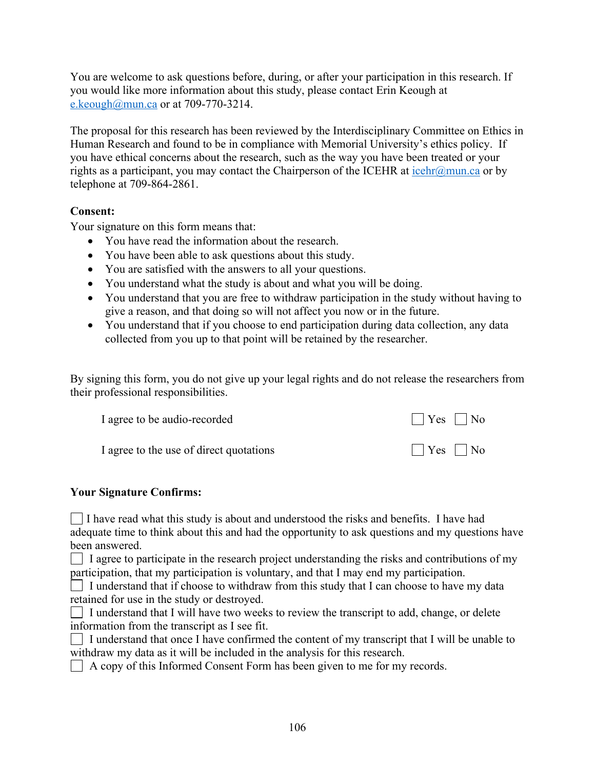You are welcome to ask questions before, during, or after your participation in this research. If you would like more information about this study, please contact Erin Keough at e.keough@mun.ca or at 709-770-3214.

The proposal for this research has been reviewed by the Interdisciplinary Committee on Ethics in Human Research and found to be in compliance with Memorial University's ethics policy. If you have ethical concerns about the research, such as the way you have been treated or your rights as a participant, you may contact the Chairperson of the ICEHR at icehr@mun.ca or by telephone at 709-864-2861.

**Consent:**

Your signature on this form means that:

- You have read the information about the research.
- You have been able to ask questions about this study.
- You are satisfied with the answers to all your questions.
- You understand what the study is about and what you will be doing.
- You understand that you are free to withdraw participation in the study without having to give a reason, and that doing so will not affect you now or in the future.
- You understand that if you choose to end participation during data collection, any data collected from you up to that point will be retained by the researcher.

By signing this form, you do not give up your legal rights and do not release the researchers from their professional responsibilities.

| | |
|---|---|
| I agree to be audio-recorded | ☐ Yes ☐ No |
| I agree to the use of direct quotations | ☐ Yes ☐ No |

**Your Signature Confirms:**

☐ I have read what this study is about and understood the risks and benefits. I have had adequate time to think about this and had the opportunity to ask questions and my questions have been answered.
☐ I agree to participate in the research project understanding the risks and contributions of my participation, that my participation is voluntary, and that I may end my participation.
☐ I understand that if choose to withdraw from this study that I can choose to have my data retained for use in the study or destroyed.
☐ I understand that I will have two weeks to review the transcript to add, change, or delete information from the transcript as I see fit.
☐ I understand that once I have confirmed the content of my transcript that I will be unable to withdraw my data as it will be included in the analysis for this research.
☐ A copy of this Informed Consent Form has been given to me for my records.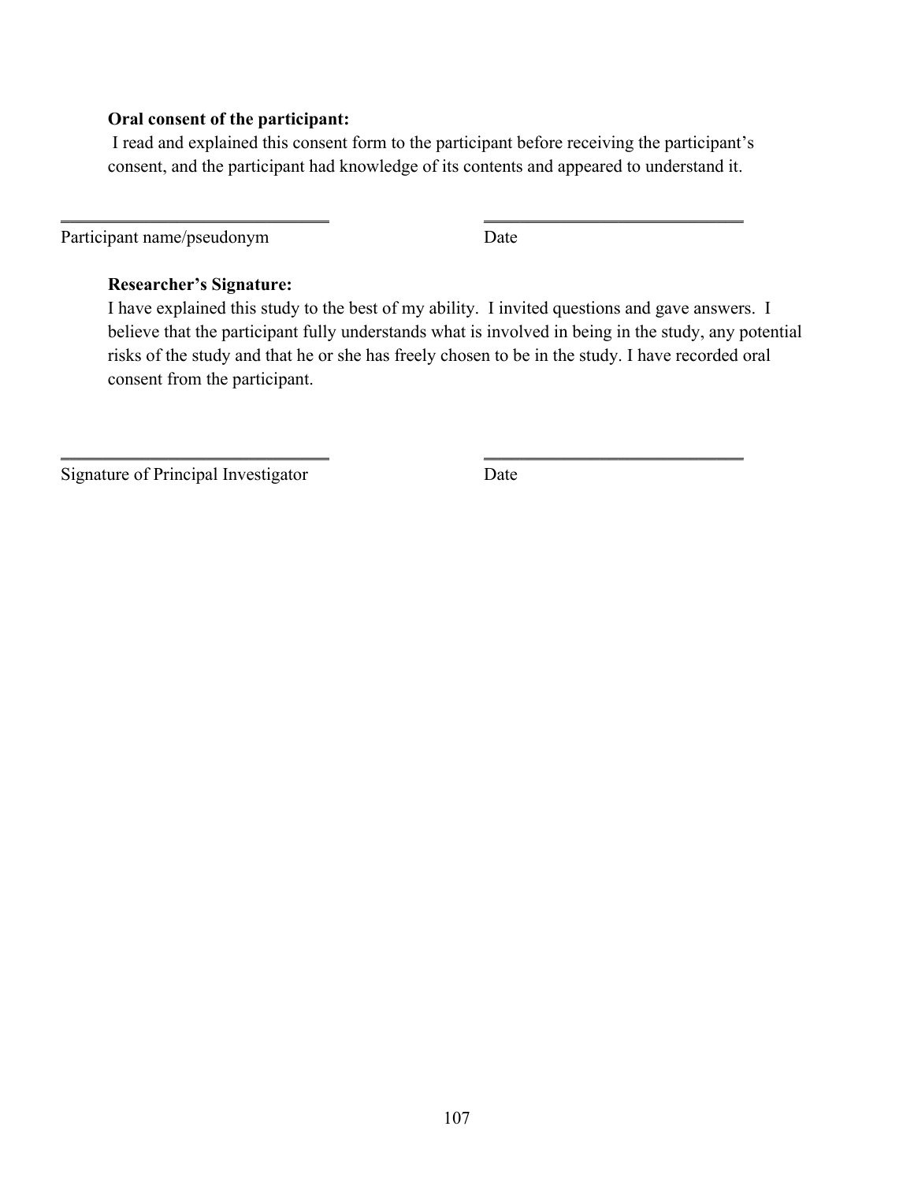**Oral consent of the participant:**

I read and explained this consent form to the participant before receiving the participant's consent, and the participant had knowledge of its contents and appeared to understand it.

\_\_\_\_\_\_\_\_\_\_\_\_\_\_\_\_\_\_\_\_\_\_\_\_\_\_\_\_\_\_\_\_ \_\_\_\_\_\_\_\_\_\_\_\_\_\_\_\_\_\_\_\_\_\_\_\_\_\_\_\_\_\_\_\_

Participant name/pseudonym Date

**Researcher's Signature:**

I have explained this study to the best of my ability. I invited questions and gave answers. I believe that the participant fully understands what is involved in being in the study, any potential risks of the study and that he or she has freely chosen to be in the study. I have recorded oral consent from the participant.

\_\_\_\_\_\_\_\_\_\_\_\_\_\_\_\_\_\_\_\_\_\_\_\_\_\_\_\_\_\_\_\_ \_\_\_\_\_\_\_\_\_\_\_\_\_\_\_\_\_\_\_\_\_\_\_\_\_\_\_\_\_\_\_\_

Signature of Principal Investigator Date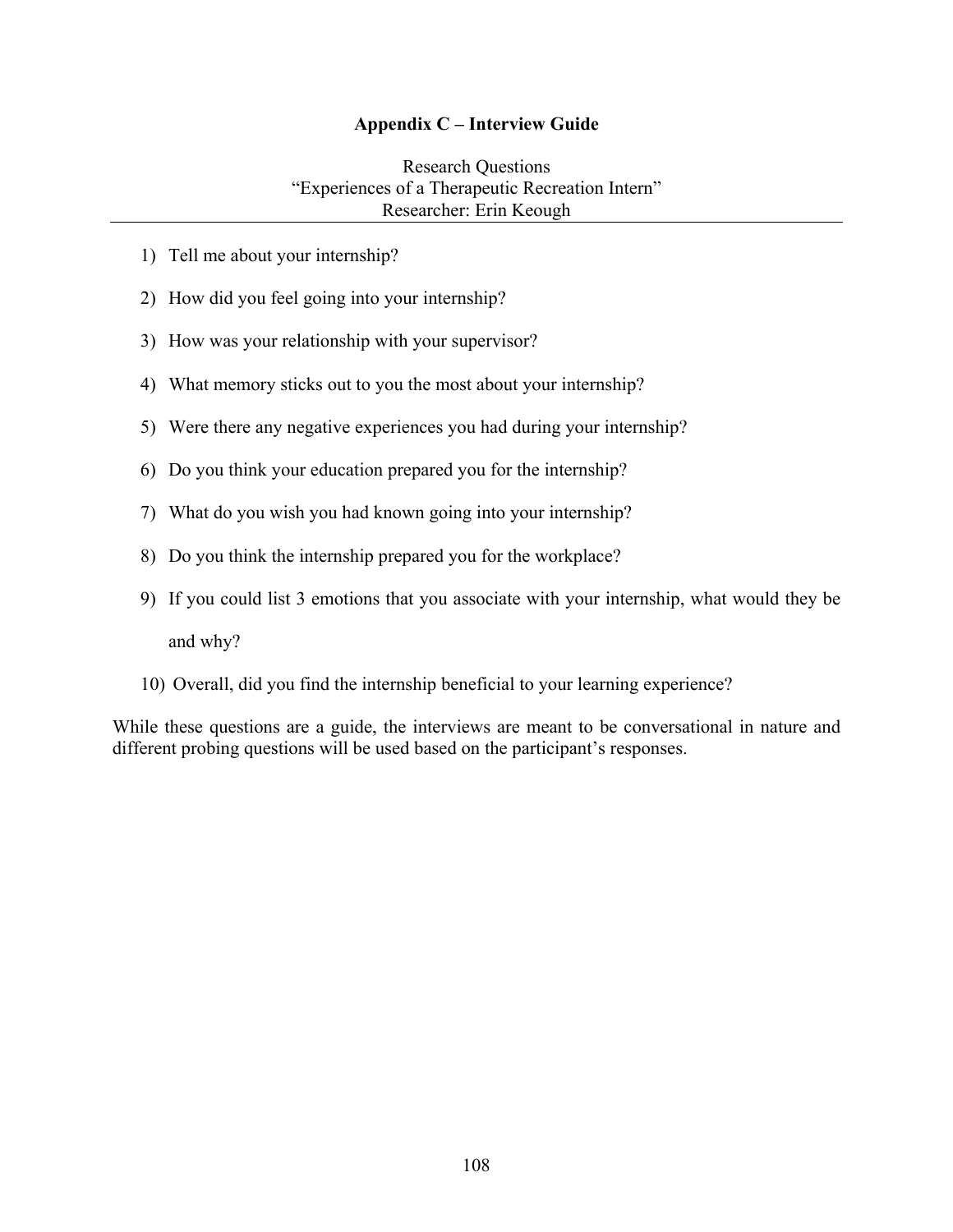## Appendix C – Interview Guide

Research Questions
"Experiences of a Therapeutic Recreation Intern"
Researcher: Erin Keough

---

1) Tell me about your internship?
2) How did you feel going into your internship?
3) How was your relationship with your supervisor?
4) What memory sticks out to you the most about your internship?
5) Were there any negative experiences you had during your internship?
6) Do you think your education prepared you for the internship?
7) What do you wish you had known going into your internship?
8) Do you think the internship prepared you for the workplace?
9) If you could list 3 emotions that you associate with your internship, what would they be and why?
10) Overall, did you find the internship beneficial to your learning experience?

While these questions are a guide, the interviews are meant to be conversational in nature and different probing questions will be used based on the participant's responses.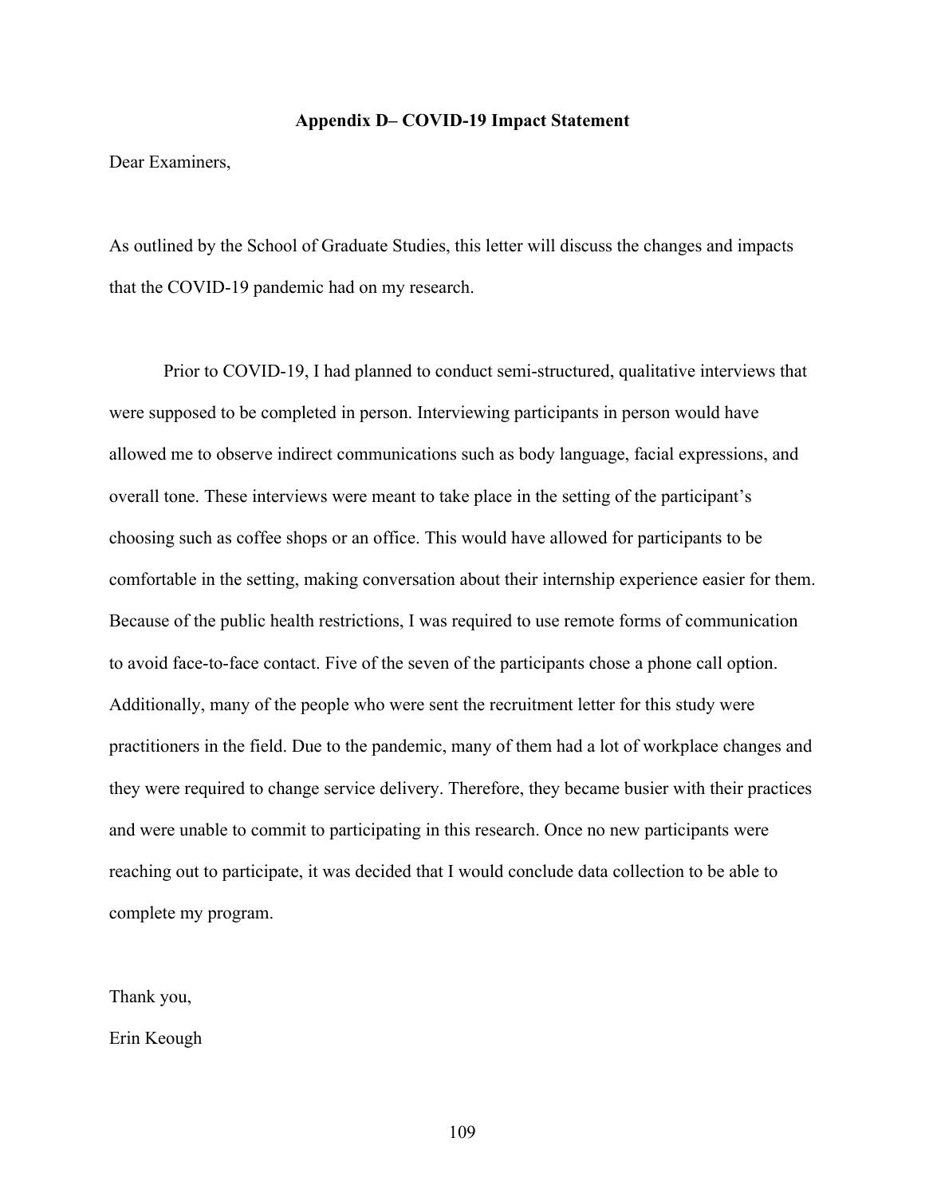## Appendix D– COVID-19 Impact Statement

Dear Examiners,

As outlined by the School of Graduate Studies, this letter will discuss the changes and impacts that the COVID-19 pandemic had on my research.

Prior to COVID-19, I had planned to conduct semi-structured, qualitative interviews that were supposed to be completed in person. Interviewing participants in person would have allowed me to observe indirect communications such as body language, facial expressions, and overall tone. These interviews were meant to take place in the setting of the participant's choosing such as coffee shops or an office. This would have allowed for participants to be comfortable in the setting, making conversation about their internship experience easier for them. Because of the public health restrictions, I was required to use remote forms of communication to avoid face-to-face contact. Five of the seven of the participants chose a phone call option. Additionally, many of the people who were sent the recruitment letter for this study were practitioners in the field. Due to the pandemic, many of them had a lot of workplace changes and they were required to change service delivery. Therefore, they became busier with their practices and were unable to commit to participating in this research. Once no new participants were reaching out to participate, it was decided that I would conclude data collection to be able to complete my program.

Thank you,

Erin Keough